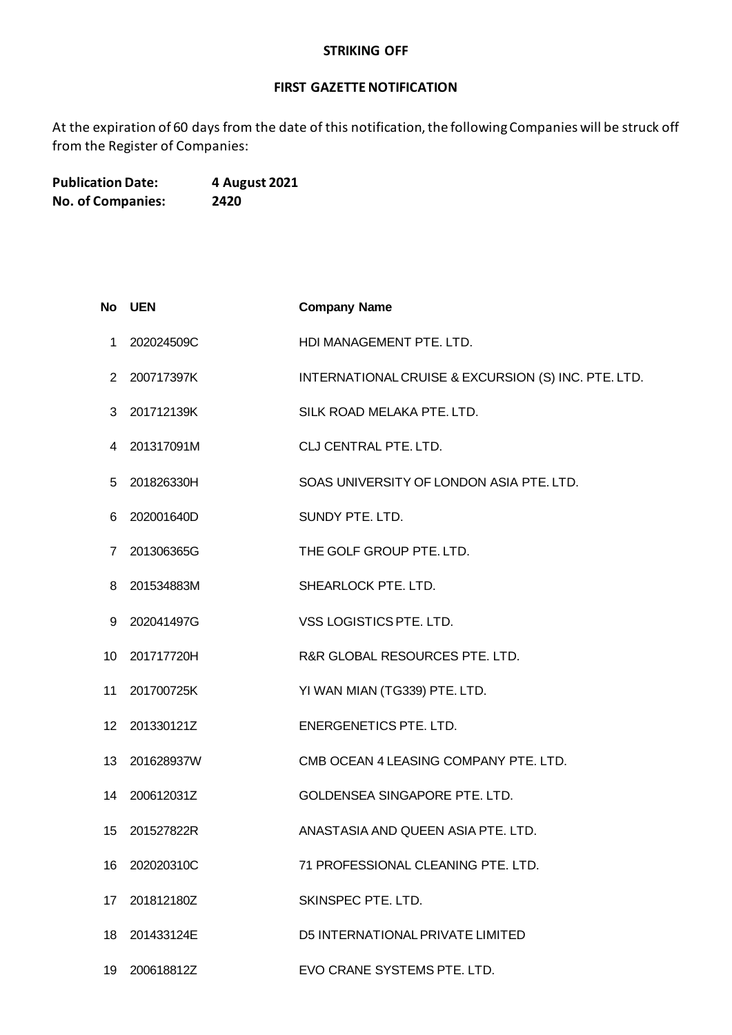# STRIKING OFF

## FIRST GAZETTE NOTIFICATION

At the expiration of 60 days from the date of this notification, the following Companies will be struck off from the Register of Companies:

**Publication Date:** **4 August 2021**
**No. of Companies:** **2420**

| No | UEN | Company Name |
|---|---|---|
| 1 | 202024509C | HDI MANAGEMENT PTE. LTD. |
| 2 | 200717397K | INTERNATIONAL CRUISE & EXCURSION (S) INC. PTE. LTD. |
| 3 | 201712139K | SILK ROAD MELAKA PTE. LTD. |
| 4 | 201317091M | CLJ CENTRAL PTE. LTD. |
| 5 | 201826330H | SOAS UNIVERSITY OF LONDON ASIA PTE. LTD. |
| 6 | 202001640D | SUNDY PTE. LTD. |
| 7 | 201306365G | THE GOLF GROUP PTE. LTD. |
| 8 | 201534883M | SHEARLOCK PTE. LTD. |
| 9 | 202041497G | VSS LOGISTICS PTE. LTD. |
| 10 | 201717720H | R&R GLOBAL RESOURCES PTE. LTD. |
| 11 | 201700725K | YI WAN MIAN (TG339) PTE. LTD. |
| 12 | 201330121Z | ENERGENETICS PTE. LTD. |
| 13 | 201628937W | CMB OCEAN 4 LEASING COMPANY PTE. LTD. |
| 14 | 200612031Z | GOLDENSEA SINGAPORE PTE. LTD. |
| 15 | 201527822R | ANASTASIA AND QUEEN ASIA PTE. LTD. |
| 16 | 202020310C | 71 PROFESSIONAL CLEANING PTE. LTD. |
| 17 | 201812180Z | SKINSPEC PTE. LTD. |
| 18 | 201433124E | D5 INTERNATIONAL PRIVATE LIMITED |
| 19 | 200618812Z | EVO CRANE SYSTEMS PTE. LTD. |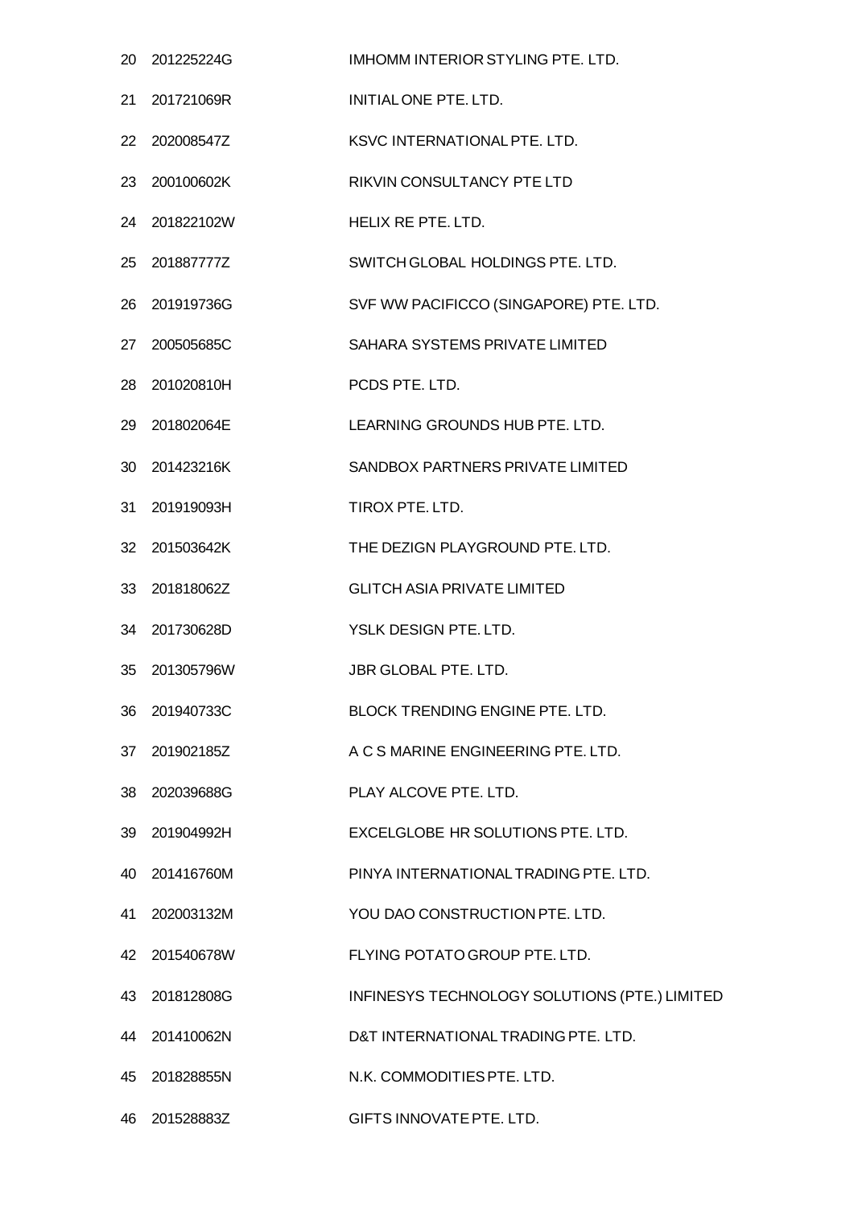| | | |
|---|---|---|
| 20 | 201225224G | IMHOMM INTERIOR STYLING PTE. LTD. |
| 21 | 201721069R | INITIAL ONE PTE. LTD. |
| 22 | 202008547Z | KSVC INTERNATIONAL PTE. LTD. |
| 23 | 200100602K | RIKVIN CONSULTANCY PTE LTD |
| 24 | 201822102W | HELIX RE PTE. LTD. |
| 25 | 201887777Z | SWITCH GLOBAL HOLDINGS PTE. LTD. |
| 26 | 201919736G | SVF WW PACIFICCO (SINGAPORE) PTE. LTD. |
| 27 | 200505685C | SAHARA SYSTEMS PRIVATE LIMITED |
| 28 | 201020810H | PCDS PTE. LTD. |
| 29 | 201802064E | LEARNING GROUNDS HUB PTE. LTD. |
| 30 | 201423216K | SANDBOX PARTNERS PRIVATE LIMITED |
| 31 | 201919093H | TIROX PTE. LTD. |
| 32 | 201503642K | THE DEZIGN PLAYGROUND PTE. LTD. |
| 33 | 201818062Z | GLITCH ASIA PRIVATE LIMITED |
| 34 | 201730628D | YSLK DESIGN PTE. LTD. |
| 35 | 201305796W | JBR GLOBAL PTE. LTD. |
| 36 | 201940733C | BLOCK TRENDING ENGINE PTE. LTD. |
| 37 | 201902185Z | A C S MARINE ENGINEERING PTE. LTD. |
| 38 | 202039688G | PLAY ALCOVE PTE. LTD. |
| 39 | 201904992H | EXCELGLOBE HR SOLUTIONS PTE. LTD. |
| 40 | 201416760M | PINYA INTERNATIONAL TRADING PTE. LTD. |
| 41 | 202003132M | YOU DAO CONSTRUCTION PTE. LTD. |
| 42 | 201540678W | FLYING POTATO GROUP PTE. LTD. |
| 43 | 201812808G | INFINESYS TECHNOLOGY SOLUTIONS (PTE.) LIMITED |
| 44 | 201410062N | D&T INTERNATIONAL TRADING PTE. LTD. |
| 45 | 201828855N | N.K. COMMODITIES PTE. LTD. |
| 46 | 201528883Z | GIFTS INNOVATE PTE. LTD. |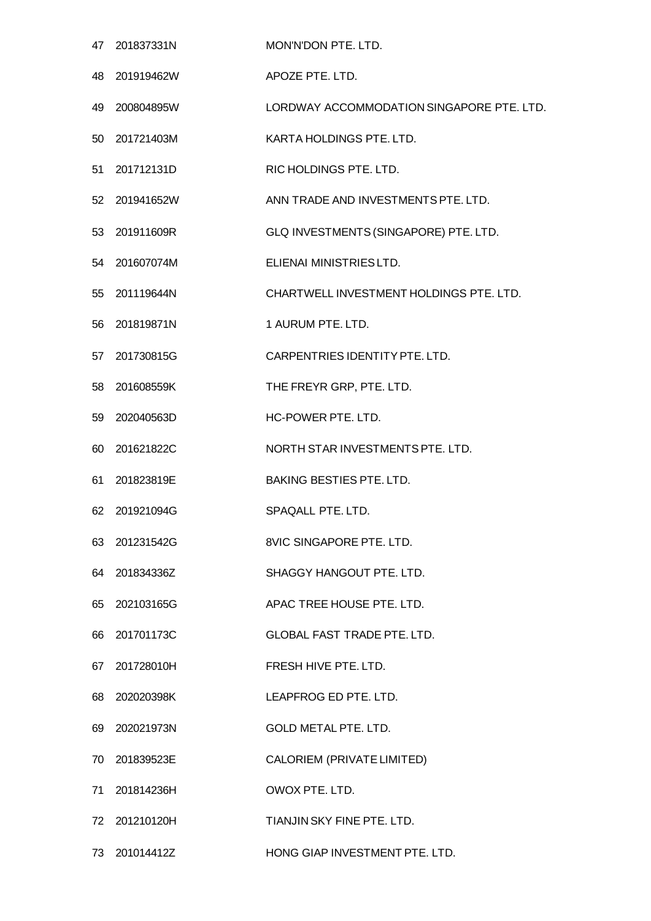| | | |
|---|---|---|
| 47 | 201837331N | MON'N'DON PTE. LTD. |
| 48 | 201919462W | APOZE PTE. LTD. |
| 49 | 200804895W | LORDWAY ACCOMMODATION SINGAPORE PTE. LTD. |
| 50 | 201721403M | KARTA HOLDINGS PTE. LTD. |
| 51 | 201712131D | RIC HOLDINGS PTE. LTD. |
| 52 | 201941652W | ANN TRADE AND INVESTMENTS PTE. LTD. |
| 53 | 201911609R | GLQ INVESTMENTS (SINGAPORE) PTE. LTD. |
| 54 | 201607074M | ELIENAI MINISTRIES LTD. |
| 55 | 201119644N | CHARTWELL INVESTMENT HOLDINGS PTE. LTD. |
| 56 | 201819871N | 1 AURUM PTE. LTD. |
| 57 | 201730815G | CARPENTRIES IDENTITY PTE. LTD. |
| 58 | 201608559K | THE FREYR GRP, PTE. LTD. |
| 59 | 202040563D | HC-POWER PTE. LTD. |
| 60 | 201621822C | NORTH STAR INVESTMENTS PTE. LTD. |
| 61 | 201823819E | BAKING BESTIES PTE. LTD. |
| 62 | 201921094G | SPAQALL PTE. LTD. |
| 63 | 201231542G | 8VIC SINGAPORE PTE. LTD. |
| 64 | 201834336Z | SHAGGY HANGOUT PTE. LTD. |
| 65 | 202103165G | APAC TREE HOUSE PTE. LTD. |
| 66 | 201701173C | GLOBAL FAST TRADE PTE. LTD. |
| 67 | 201728010H | FRESH HIVE PTE. LTD. |
| 68 | 202020398K | LEAPFROG ED PTE. LTD. |
| 69 | 202021973N | GOLD METAL PTE. LTD. |
| 70 | 201839523E | CALORIEM (PRIVATE LIMITED) |
| 71 | 201814236H | OWOX PTE. LTD. |
| 72 | 201210120H | TIANJIN SKY FINE PTE. LTD. |
| 73 | 201014412Z | HONG GIAP INVESTMENT PTE. LTD. |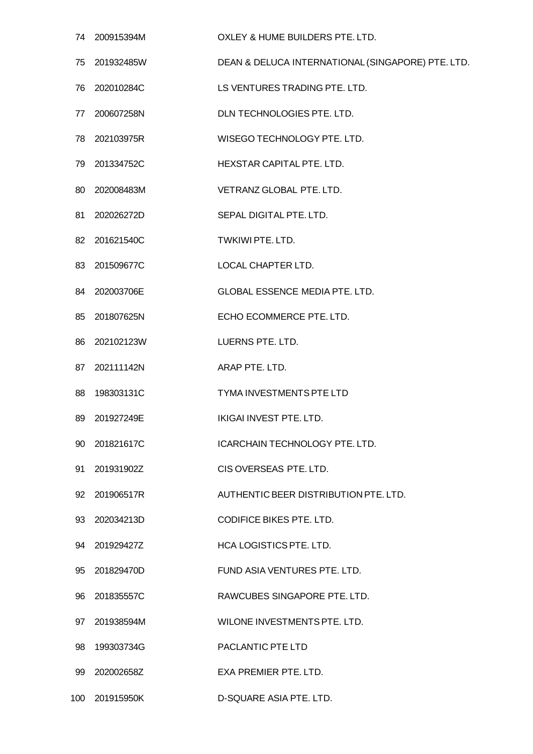| | | |
|---|---|---|
| 74 | 200915394M | OXLEY & HUME BUILDERS PTE. LTD. |
| 75 | 201932485W | DEAN & DELUCA INTERNATIONAL (SINGAPORE) PTE. LTD. |
| 76 | 202010284C | LS VENTURES TRADING PTE. LTD. |
| 77 | 200607258N | DLN TECHNOLOGIES PTE. LTD. |
| 78 | 202103975R | WISEGO TECHNOLOGY PTE. LTD. |
| 79 | 201334752C | HEXSTAR CAPITAL PTE. LTD. |
| 80 | 202008483M | VETRANZ GLOBAL PTE. LTD. |
| 81 | 202026272D | SEPAL DIGITAL PTE. LTD. |
| 82 | 201621540C | TWKIWI PTE. LTD. |
| 83 | 201509677C | LOCAL CHAPTER LTD. |
| 84 | 202003706E | GLOBAL ESSENCE MEDIA PTE. LTD. |
| 85 | 201807625N | ECHO ECOMMERCE PTE. LTD. |
| 86 | 202102123W | LUERNS PTE. LTD. |
| 87 | 202111142N | ARAP PTE. LTD. |
| 88 | 198303131C | TYMA INVESTMENTS PTE LTD |
| 89 | 201927249E | IKIGAI INVEST PTE. LTD. |
| 90 | 201821617C | ICARCHAIN TECHNOLOGY PTE. LTD. |
| 91 | 201931902Z | CIS OVERSEAS PTE. LTD. |
| 92 | 201906517R | AUTHENTIC BEER DISTRIBUTION PTE. LTD. |
| 93 | 202034213D | CODIFICE BIKES PTE. LTD. |
| 94 | 201929427Z | HCA LOGISTICS PTE. LTD. |
| 95 | 201829470D | FUND ASIA VENTURES PTE. LTD. |
| 96 | 201835557C | RAWCUBES SINGAPORE PTE. LTD. |
| 97 | 201938594M | WILONE INVESTMENTS PTE. LTD. |
| 98 | 199303734G | PACLANTIC PTE LTD |
| 99 | 202002658Z | EXA PREMIER PTE. LTD. |
| 100 | 201915950K | D-SQUARE ASIA PTE. LTD. |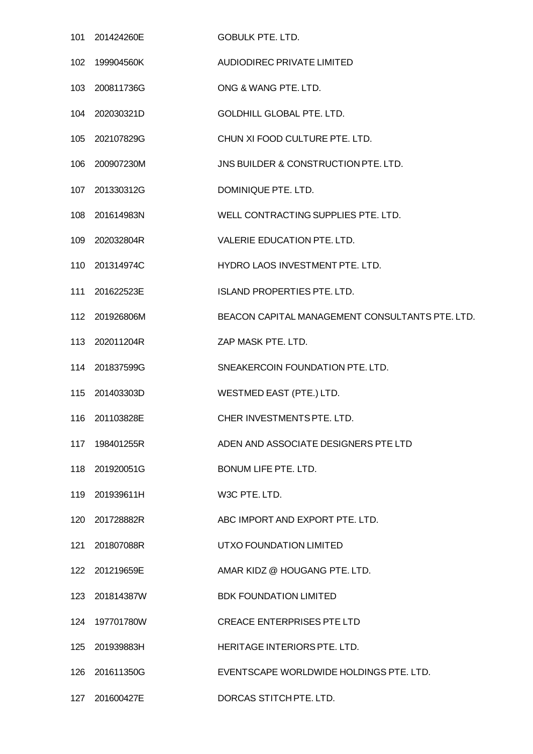| | | |
|---|---|---|
| 101 | 201424260E | GOBULK PTE. LTD. |
| 102 | 199904560K | AUDIODIREC PRIVATE LIMITED |
| 103 | 200811736G | ONG & WANG PTE. LTD. |
| 104 | 202030321D | GOLDHILL GLOBAL PTE. LTD. |
| 105 | 202107829G | CHUN XI FOOD CULTURE PTE. LTD. |
| 106 | 200907230M | JNS BUILDER & CONSTRUCTION PTE. LTD. |
| 107 | 201330312G | DOMINIQUE PTE. LTD. |
| 108 | 201614983N | WELL CONTRACTING SUPPLIES PTE. LTD. |
| 109 | 202032804R | VALERIE EDUCATION PTE. LTD. |
| 110 | 201314974C | HYDRO LAOS INVESTMENT PTE. LTD. |
| 111 | 201622523E | ISLAND PROPERTIES PTE. LTD. |
| 112 | 201926806M | BEACON CAPITAL MANAGEMENT CONSULTANTS PTE. LTD. |
| 113 | 202011204R | ZAP MASK PTE. LTD. |
| 114 | 201837599G | SNEAKERCOIN FOUNDATION PTE. LTD. |
| 115 | 201403303D | WESTMED EAST (PTE.) LTD. |
| 116 | 201103828E | CHER INVESTMENTS PTE. LTD. |
| 117 | 198401255R | ADEN AND ASSOCIATE DESIGNERS PTE LTD |
| 118 | 201920051G | BONUM LIFE PTE. LTD. |
| 119 | 201939611H | W3C PTE. LTD. |
| 120 | 201728882R | ABC IMPORT AND EXPORT PTE. LTD. |
| 121 | 201807088R | UTXO FOUNDATION LIMITED |
| 122 | 201219659E | AMAR KIDZ @ HOUGANG PTE. LTD. |
| 123 | 201814387W | BDK FOUNDATION LIMITED |
| 124 | 197701780W | CREACE ENTERPRISES PTE LTD |
| 125 | 201939883H | HERITAGE INTERIORS PTE. LTD. |
| 126 | 201611350G | EVENTSCAPE WORLDWIDE HOLDINGS PTE. LTD. |
| 127 | 201600427E | DORCAS STITCH PTE. LTD. |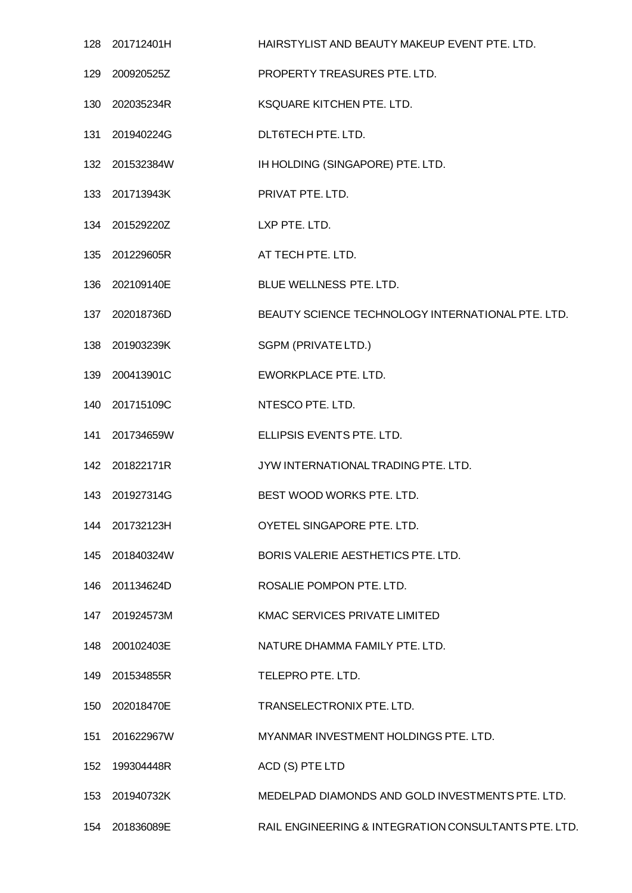| | | |
|---|---|---|
| 128 | 201712401H | HAIRSTYLIST AND BEAUTY MAKEUP EVENT PTE. LTD. |
| 129 | 200920525Z | PROPERTY TREASURES PTE. LTD. |
| 130 | 202035234R | KSQUARE KITCHEN PTE. LTD. |
| 131 | 201940224G | DLT6TECH PTE. LTD. |
| 132 | 201532384W | IH HOLDING (SINGAPORE) PTE. LTD. |
| 133 | 201713943K | PRIVAT PTE. LTD. |
| 134 | 201529220Z | LXP PTE. LTD. |
| 135 | 201229605R | AT TECH PTE. LTD. |
| 136 | 202109140E | BLUE WELLNESS PTE. LTD. |
| 137 | 202018736D | BEAUTY SCIENCE TECHNOLOGY INTERNATIONAL PTE. LTD. |
| 138 | 201903239K | SGPM (PRIVATE LTD.) |
| 139 | 200413901C | EWORKPLACE PTE. LTD. |
| 140 | 201715109C | NTESCO PTE. LTD. |
| 141 | 201734659W | ELLIPSIS EVENTS PTE. LTD. |
| 142 | 201822171R | JYW INTERNATIONAL TRADING PTE. LTD. |
| 143 | 201927314G | BEST WOOD WORKS PTE. LTD. |
| 144 | 201732123H | OYETEL SINGAPORE PTE. LTD. |
| 145 | 201840324W | BORIS VALERIE AESTHETICS PTE. LTD. |
| 146 | 201134624D | ROSALIE POMPON PTE. LTD. |
| 147 | 201924573M | KMAC SERVICES PRIVATE LIMITED |
| 148 | 200102403E | NATURE DHAMMA FAMILY PTE. LTD. |
| 149 | 201534855R | TELEPRO PTE. LTD. |
| 150 | 202018470E | TRANSELECTRONIX PTE. LTD. |
| 151 | 201622967W | MYANMAR INVESTMENT HOLDINGS PTE. LTD. |
| 152 | 199304448R | ACD (S) PTE LTD |
| 153 | 201940732K | MEDELPAD DIAMONDS AND GOLD INVESTMENTS PTE. LTD. |
| 154 | 201836089E | RAIL ENGINEERING & INTEGRATION CONSULTANTS PTE. LTD. |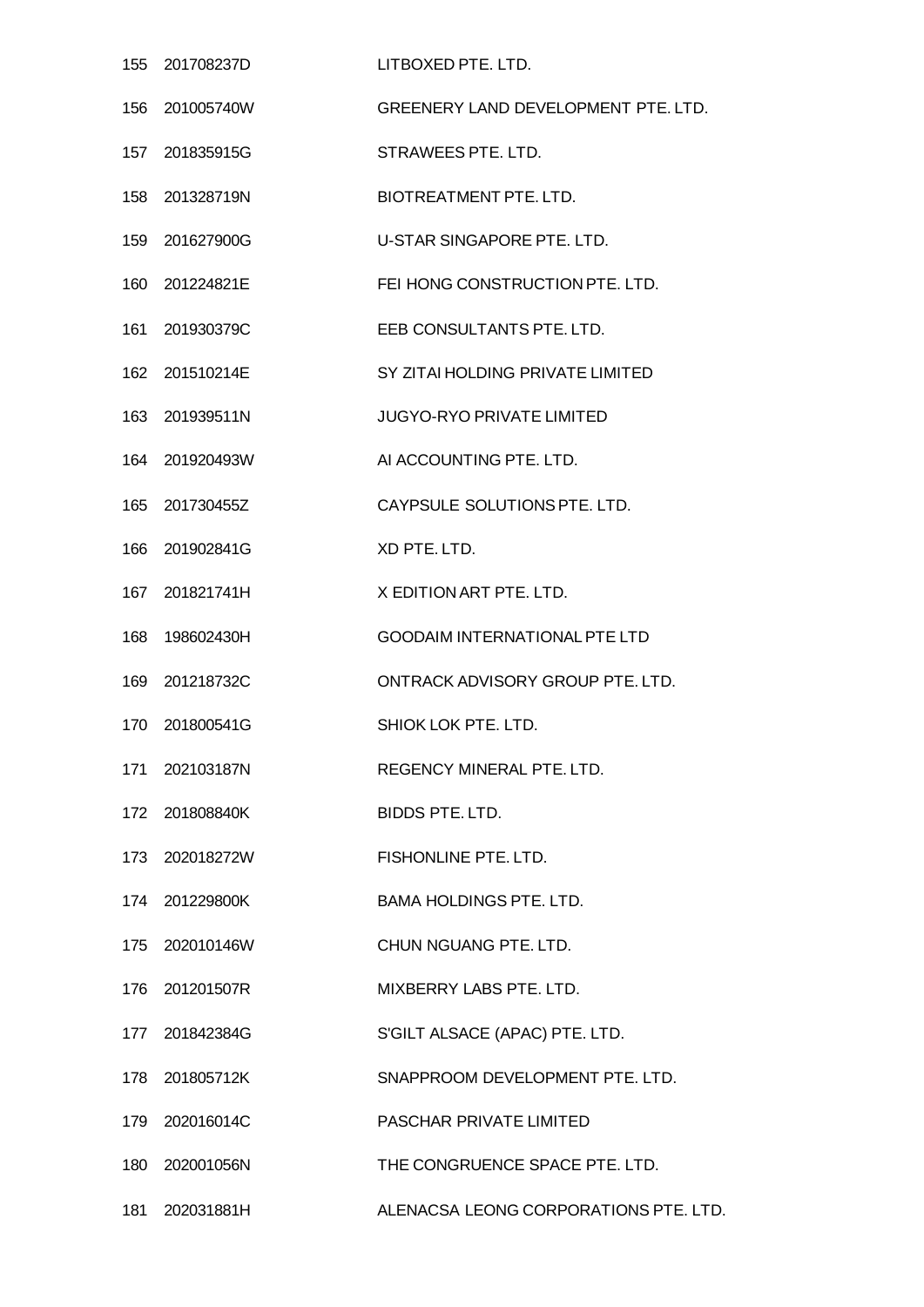| | | |
|---|---|---|
| 155 | 201708237D | LITBOXED PTE. LTD. |
| 156 | 201005740W | GREENERY LAND DEVELOPMENT PTE. LTD. |
| 157 | 201835915G | STRAWEES PTE. LTD. |
| 158 | 201328719N | BIOTREATMENT PTE. LTD. |
| 159 | 201627900G | U-STAR SINGAPORE PTE. LTD. |
| 160 | 201224821E | FEI HONG CONSTRUCTION PTE. LTD. |
| 161 | 201930379C | EEB CONSULTANTS PTE. LTD. |
| 162 | 201510214E | SY ZITAI HOLDING PRIVATE LIMITED |
| 163 | 201939511N | JUGYO-RYO PRIVATE LIMITED |
| 164 | 201920493W | AI ACCOUNTING PTE. LTD. |
| 165 | 201730455Z | CAYPSULE SOLUTIONS PTE. LTD. |
| 166 | 201902841G | XD PTE. LTD. |
| 167 | 201821741H | X EDITION ART PTE. LTD. |
| 168 | 198602430H | GOODAIM INTERNATIONAL PTE LTD |
| 169 | 201218732C | ONTRACK ADVISORY GROUP PTE. LTD. |
| 170 | 201800541G | SHIOK LOK PTE. LTD. |
| 171 | 202103187N | REGENCY MINERAL PTE. LTD. |
| 172 | 201808840K | BIDDS PTE. LTD. |
| 173 | 202018272W | FISHONLINE PTE. LTD. |
| 174 | 201229800K | BAMA HOLDINGS PTE. LTD. |
| 175 | 202010146W | CHUN NGUANG PTE. LTD. |
| 176 | 201201507R | MIXBERRY LABS PTE. LTD. |
| 177 | 201842384G | S'GILT ALSACE (APAC) PTE. LTD. |
| 178 | 201805712K | SNAPPROOM DEVELOPMENT PTE. LTD. |
| 179 | 202016014C | PASCHAR PRIVATE LIMITED |
| 180 | 202001056N | THE CONGRUENCE SPACE PTE. LTD. |
| 181 | 202031881H | ALENACSA LEONG CORPORATIONS PTE. LTD. |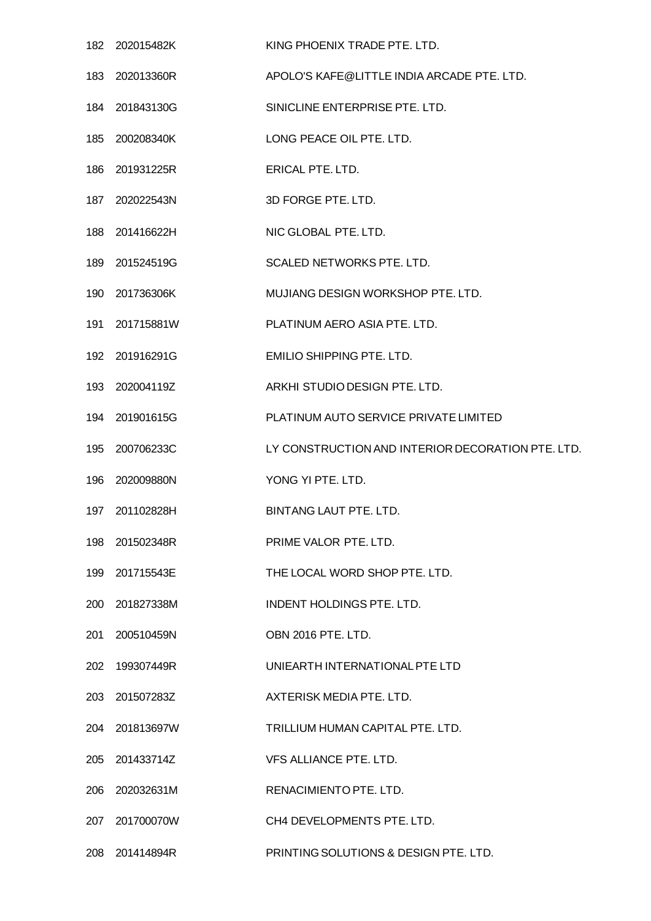| | | |
|---|---|---|
| 182 | 202015482K | KING PHOENIX TRADE PTE. LTD. |
| 183 | 202013360R | APOLO'S KAFE@LITTLE INDIA ARCADE PTE. LTD. |
| 184 | 201843130G | SINICLINE ENTERPRISE PTE. LTD. |
| 185 | 200208340K | LONG PEACE OIL PTE. LTD. |
| 186 | 201931225R | ERICAL PTE. LTD. |
| 187 | 202022543N | 3D FORGE PTE. LTD. |
| 188 | 201416622H | NIC GLOBAL PTE. LTD. |
| 189 | 201524519G | SCALED NETWORKS PTE. LTD. |
| 190 | 201736306K | MUJIANG DESIGN WORKSHOP PTE. LTD. |
| 191 | 201715881W | PLATINUM AERO ASIA PTE. LTD. |
| 192 | 201916291G | EMILIO SHIPPING PTE. LTD. |
| 193 | 202004119Z | ARKHI STUDIO DESIGN PTE. LTD. |
| 194 | 201901615G | PLATINUM AUTO SERVICE PRIVATE LIMITED |
| 195 | 200706233C | LY CONSTRUCTION AND INTERIOR DECORATION PTE. LTD. |
| 196 | 202009880N | YONG YI PTE. LTD. |
| 197 | 201102828H | BINTANG LAUT PTE. LTD. |
| 198 | 201502348R | PRIME VALOR PTE. LTD. |
| 199 | 201715543E | THE LOCAL WORD SHOP PTE. LTD. |
| 200 | 201827338M | INDENT HOLDINGS PTE. LTD. |
| 201 | 200510459N | OBN 2016 PTE. LTD. |
| 202 | 199307449R | UNIEARTH INTERNATIONAL PTE LTD |
| 203 | 201507283Z | AXTERISK MEDIA PTE. LTD. |
| 204 | 201813697W | TRILLIUM HUMAN CAPITAL PTE. LTD. |
| 205 | 201433714Z | VFS ALLIANCE PTE. LTD. |
| 206 | 202032631M | RENACIMIENTO PTE. LTD. |
| 207 | 201700070W | CH4 DEVELOPMENTS PTE. LTD. |
| 208 | 201414894R | PRINTING SOLUTIONS & DESIGN PTE. LTD. |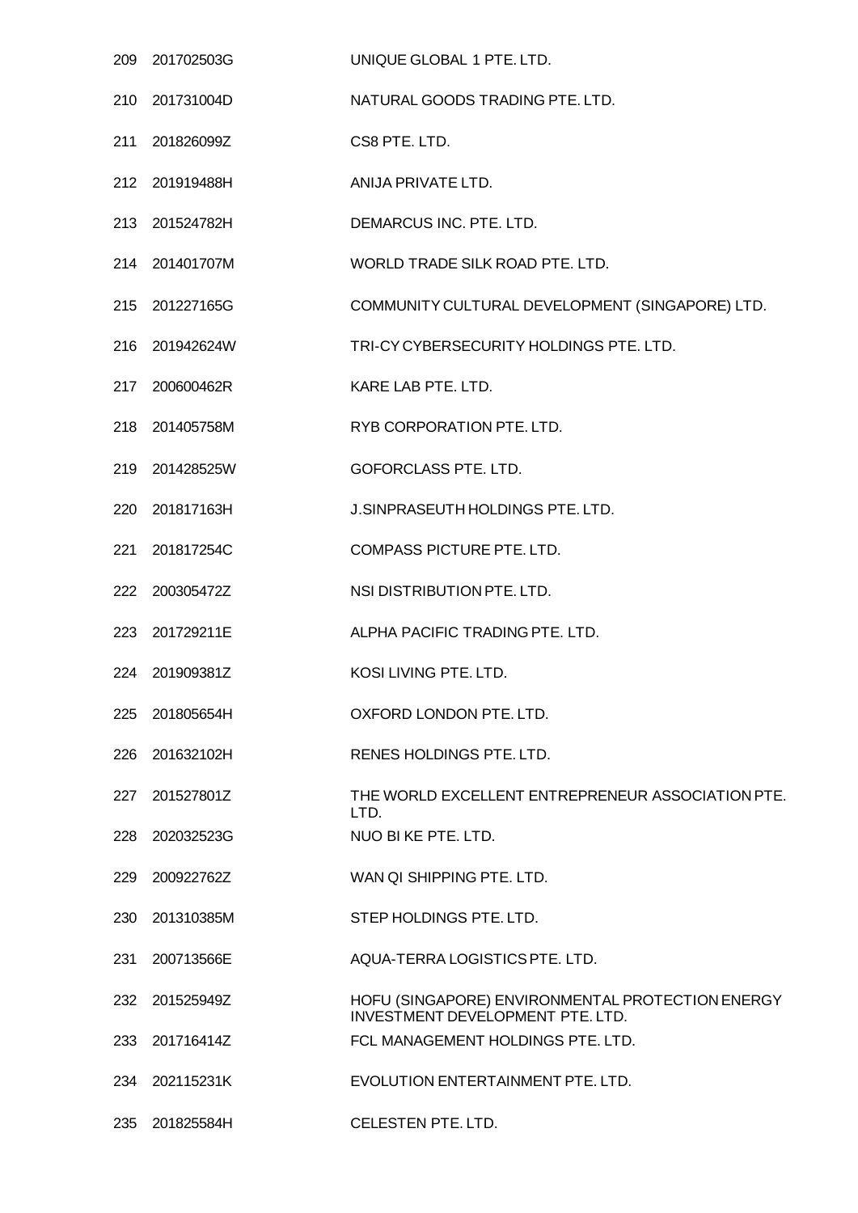| | | |
|---|---|---|
| 209 | 201702503G | UNIQUE GLOBAL 1 PTE. LTD. |
| 210 | 201731004D | NATURAL GOODS TRADING PTE. LTD. |
| 211 | 201826099Z | CS8 PTE. LTD. |
| 212 | 201919488H | ANIJA PRIVATE LTD. |
| 213 | 201524782H | DEMARCUS INC. PTE. LTD. |
| 214 | 201401707M | WORLD TRADE SILK ROAD PTE. LTD. |
| 215 | 201227165G | COMMUNITY CULTURAL DEVELOPMENT (SINGAPORE) LTD. |
| 216 | 201942624W | TRI-CY CYBERSECURITY HOLDINGS PTE. LTD. |
| 217 | 200600462R | KARE LAB PTE. LTD. |
| 218 | 201405758M | RYB CORPORATION PTE. LTD. |
| 219 | 201428525W | GOFORCLASS PTE. LTD. |
| 220 | 201817163H | J.SINPRASEUTH HOLDINGS PTE. LTD. |
| 221 | 201817254C | COMPASS PICTURE PTE. LTD. |
| 222 | 200305472Z | NSI DISTRIBUTION PTE. LTD. |
| 223 | 201729211E | ALPHA PACIFIC TRADING PTE. LTD. |
| 224 | 201909381Z | KOSI LIVING PTE. LTD. |
| 225 | 201805654H | OXFORD LONDON PTE. LTD. |
| 226 | 201632102H | RENES HOLDINGS PTE. LTD. |
| 227 | 201527801Z | THE WORLD EXCELLENT ENTREPRENEUR ASSOCIATION PTE. LTD. |
| 228 | 202032523G | NUO BI KE PTE. LTD. |
| 229 | 200922762Z | WAN QI SHIPPING PTE. LTD. |
| 230 | 201310385M | STEP HOLDINGS PTE. LTD. |
| 231 | 200713566E | AQUA-TERRA LOGISTICS PTE. LTD. |
| 232 | 201525949Z | HOFU (SINGAPORE) ENVIRONMENTAL PROTECTION ENERGY INVESTMENT DEVELOPMENT PTE. LTD. |
| 233 | 201716414Z | FCL MANAGEMENT HOLDINGS PTE. LTD. |
| 234 | 202115231K | EVOLUTION ENTERTAINMENT PTE. LTD. |
| 235 | 201825584H | CELESTEN PTE. LTD. |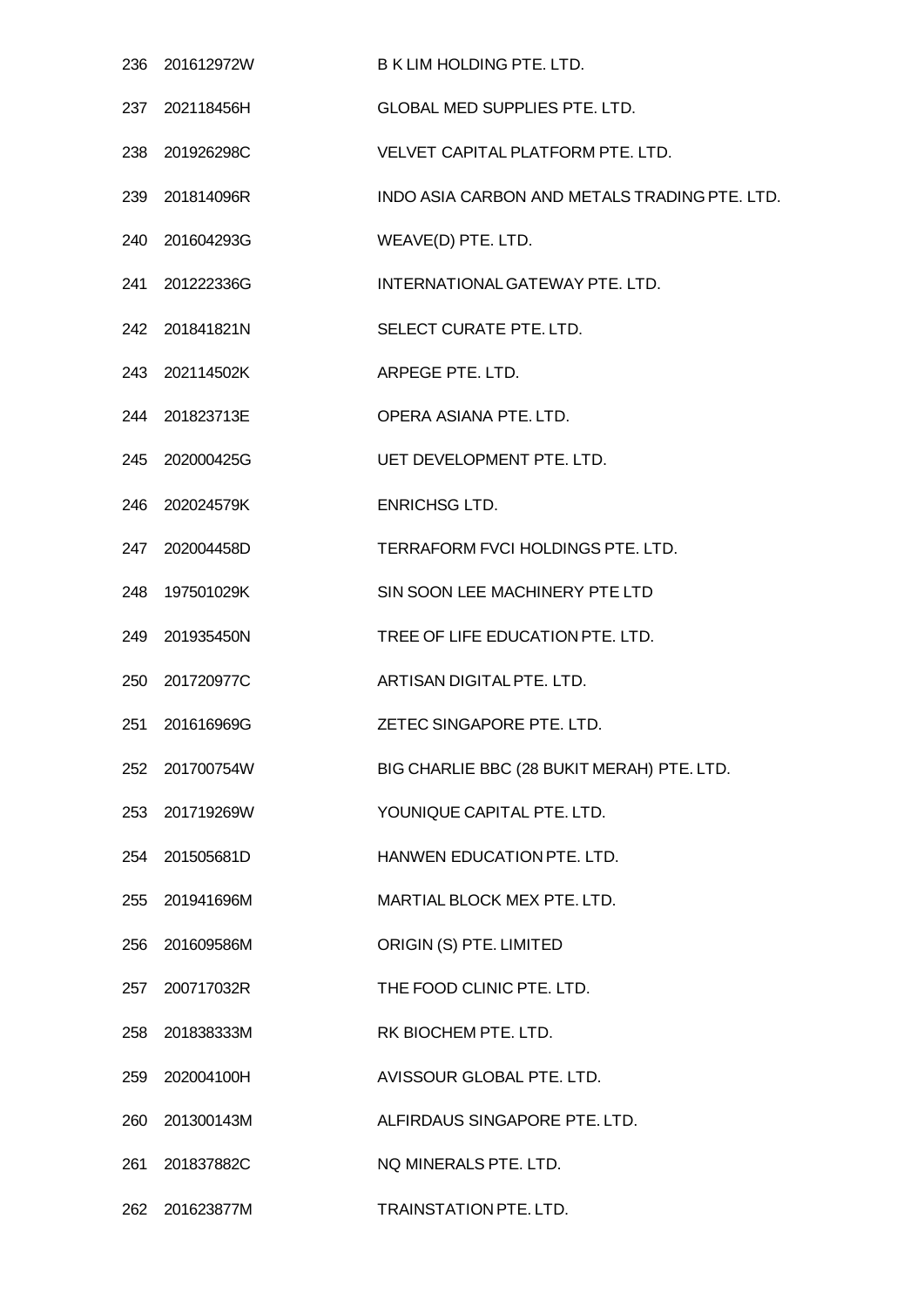| | | |
|---|---|---|
| 236 | 201612972W | B K LIM HOLDING PTE. LTD. |
| 237 | 202118456H | GLOBAL MED SUPPLIES PTE. LTD. |
| 238 | 201926298C | VELVET CAPITAL PLATFORM PTE. LTD. |
| 239 | 201814096R | INDO ASIA CARBON AND METALS TRADING PTE. LTD. |
| 240 | 201604293G | WEAVE(D) PTE. LTD. |
| 241 | 201222336G | INTERNATIONAL GATEWAY PTE. LTD. |
| 242 | 201841821N | SELECT CURATE PTE. LTD. |
| 243 | 202114502K | ARPEGE PTE. LTD. |
| 244 | 201823713E | OPERA ASIANA PTE. LTD. |
| 245 | 202000425G | UET DEVELOPMENT PTE. LTD. |
| 246 | 202024579K | ENRICHSG LTD. |
| 247 | 202004458D | TERRAFORM FVCI HOLDINGS PTE. LTD. |
| 248 | 197501029K | SIN SOON LEE MACHINERY PTE LTD |
| 249 | 201935450N | TREE OF LIFE EDUCATION PTE. LTD. |
| 250 | 201720977C | ARTISAN DIGITAL PTE. LTD. |
| 251 | 201616969G | ZETEC SINGAPORE PTE. LTD. |
| 252 | 201700754W | BIG CHARLIE BBC (28 BUKIT MERAH) PTE. LTD. |
| 253 | 201719269W | YOUNIQUE CAPITAL PTE. LTD. |
| 254 | 201505681D | HANWEN EDUCATION PTE. LTD. |
| 255 | 201941696M | MARTIAL BLOCK MEX PTE. LTD. |
| 256 | 201609586M | ORIGIN (S) PTE. LIMITED |
| 257 | 200717032R | THE FOOD CLINIC PTE. LTD. |
| 258 | 201838333M | RK BIOCHEM PTE. LTD. |
| 259 | 202004100H | AVISSOUR GLOBAL PTE. LTD. |
| 260 | 201300143M | ALFIRDAUS SINGAPORE PTE. LTD. |
| 261 | 201837882C | NQ MINERALS PTE. LTD. |
| 262 | 201623877M | TRAINSTATION PTE. LTD. |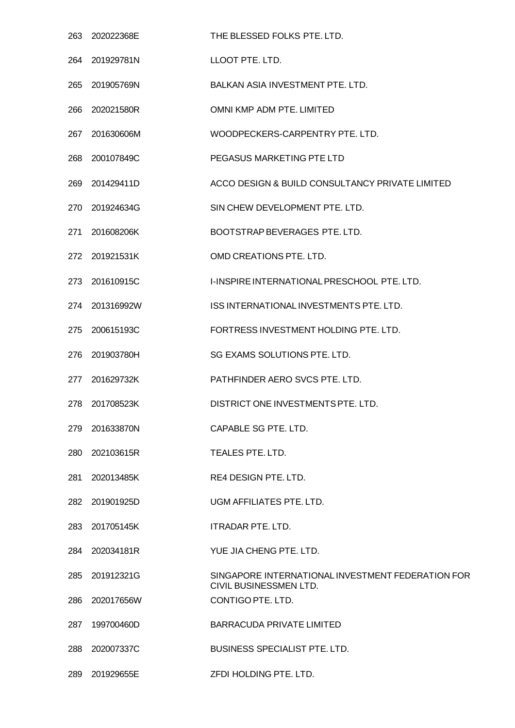| | | |
|---|---|---|
| 263 | 202022368E | THE BLESSED FOLKS PTE. LTD. |
| 264 | 201929781N | LLOOT PTE. LTD. |
| 265 | 201905769N | BALKAN ASIA INVESTMENT PTE. LTD. |
| 266 | 202021580R | OMNI KMP ADM PTE. LIMITED |
| 267 | 201630606M | WOODPECKERS-CARPENTRY PTE. LTD. |
| 268 | 200107849C | PEGASUS MARKETING PTE LTD |
| 269 | 201429411D | ACCO DESIGN & BUILD CONSULTANCY PRIVATE LIMITED |
| 270 | 201924634G | SIN CHEW DEVELOPMENT PTE. LTD. |
| 271 | 201608206K | BOOTSTRAP BEVERAGES PTE. LTD. |
| 272 | 201921531K | OMD CREATIONS PTE. LTD. |
| 273 | 201610915C | I-INSPIRE INTERNATIONAL PRESCHOOL PTE. LTD. |
| 274 | 201316992W | ISS INTERNATIONAL INVESTMENTS PTE. LTD. |
| 275 | 200615193C | FORTRESS INVESTMENT HOLDING PTE. LTD. |
| 276 | 201903780H | SG EXAMS SOLUTIONS PTE. LTD. |
| 277 | 201629732K | PATHFINDER AERO SVCS PTE. LTD. |
| 278 | 201708523K | DISTRICT ONE INVESTMENTS PTE. LTD. |
| 279 | 201633870N | CAPABLE SG PTE. LTD. |
| 280 | 202103615R | TEALES PTE. LTD. |
| 281 | 202013485K | RE4 DESIGN PTE. LTD. |
| 282 | 201901925D | UGM AFFILIATES PTE. LTD. |
| 283 | 201705145K | ITRADAR PTE. LTD. |
| 284 | 202034181R | YUE JIA CHENG PTE. LTD. |
| 285 | 201912321G | SINGAPORE INTERNATIONAL INVESTMENT FEDERATION FOR CIVIL BUSINESSMEN LTD. |
| 286 | 202017656W | CONTIGO PTE. LTD. |
| 287 | 199700460D | BARRACUDA PRIVATE LIMITED |
| 288 | 202007337C | BUSINESS SPECIALIST PTE. LTD. |
| 289 | 201929655E | ZFDI HOLDING PTE. LTD. |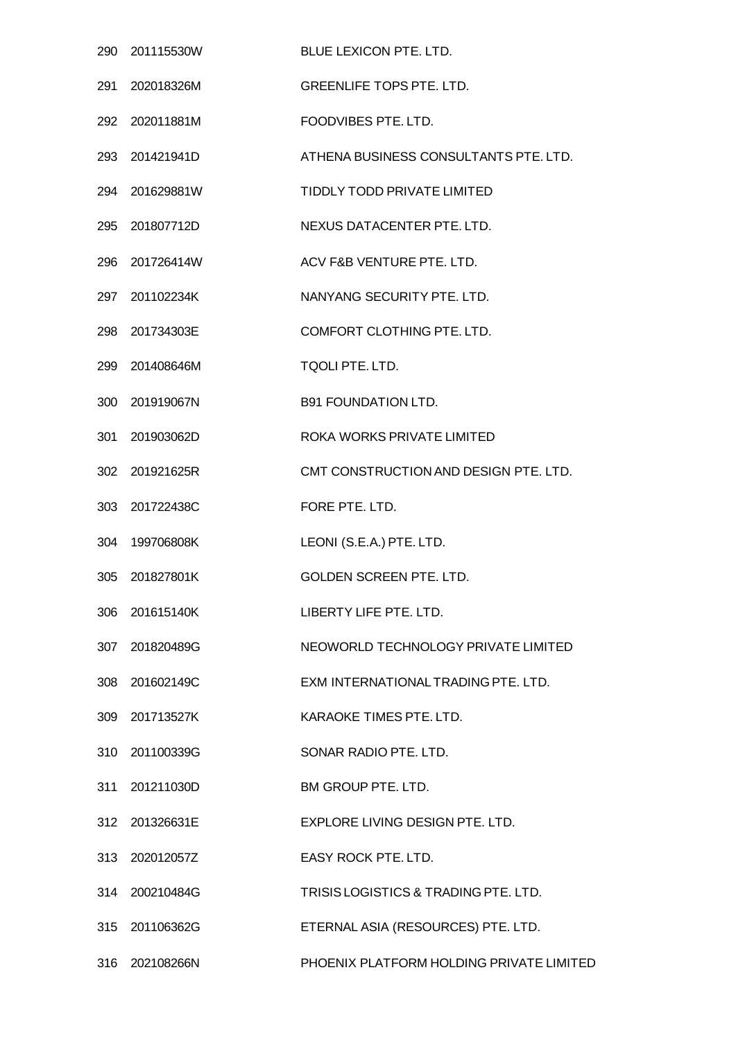| | | |
|---|---|---|
| 290 | 201115530W | BLUE LEXICON PTE. LTD. |
| 291 | 202018326M | GREENLIFE TOPS PTE. LTD. |
| 292 | 202011881M | FOODVIBES PTE. LTD. |
| 293 | 201421941D | ATHENA BUSINESS CONSULTANTS PTE. LTD. |
| 294 | 201629881W | TIDDLY TODD PRIVATE LIMITED |
| 295 | 201807712D | NEXUS DATACENTER PTE. LTD. |
| 296 | 201726414W | ACV F&B VENTURE PTE. LTD. |
| 297 | 201102234K | NANYANG SECURITY PTE. LTD. |
| 298 | 201734303E | COMFORT CLOTHING PTE. LTD. |
| 299 | 201408646M | TQOLI PTE. LTD. |
| 300 | 201919067N | B91 FOUNDATION LTD. |
| 301 | 201903062D | ROKA WORKS PRIVATE LIMITED |
| 302 | 201921625R | CMT CONSTRUCTION AND DESIGN PTE. LTD. |
| 303 | 201722438C | FORE PTE. LTD. |
| 304 | 199706808K | LEONI (S.E.A.) PTE. LTD. |
| 305 | 201827801K | GOLDEN SCREEN PTE. LTD. |
| 306 | 201615140K | LIBERTY LIFE PTE. LTD. |
| 307 | 201820489G | NEOWORLD TECHNOLOGY PRIVATE LIMITED |
| 308 | 201602149C | EXM INTERNATIONAL TRADING PTE. LTD. |
| 309 | 201713527K | KARAOKE TIMES PTE. LTD. |
| 310 | 201100339G | SONAR RADIO PTE. LTD. |
| 311 | 201211030D | BM GROUP PTE. LTD. |
| 312 | 201326631E | EXPLORE LIVING DESIGN PTE. LTD. |
| 313 | 202012057Z | EASY ROCK PTE. LTD. |
| 314 | 200210484G | TRISIS LOGISTICS & TRADING PTE. LTD. |
| 315 | 201106362G | ETERNAL ASIA (RESOURCES) PTE. LTD. |
| 316 | 202108266N | PHOENIX PLATFORM HOLDING PRIVATE LIMITED |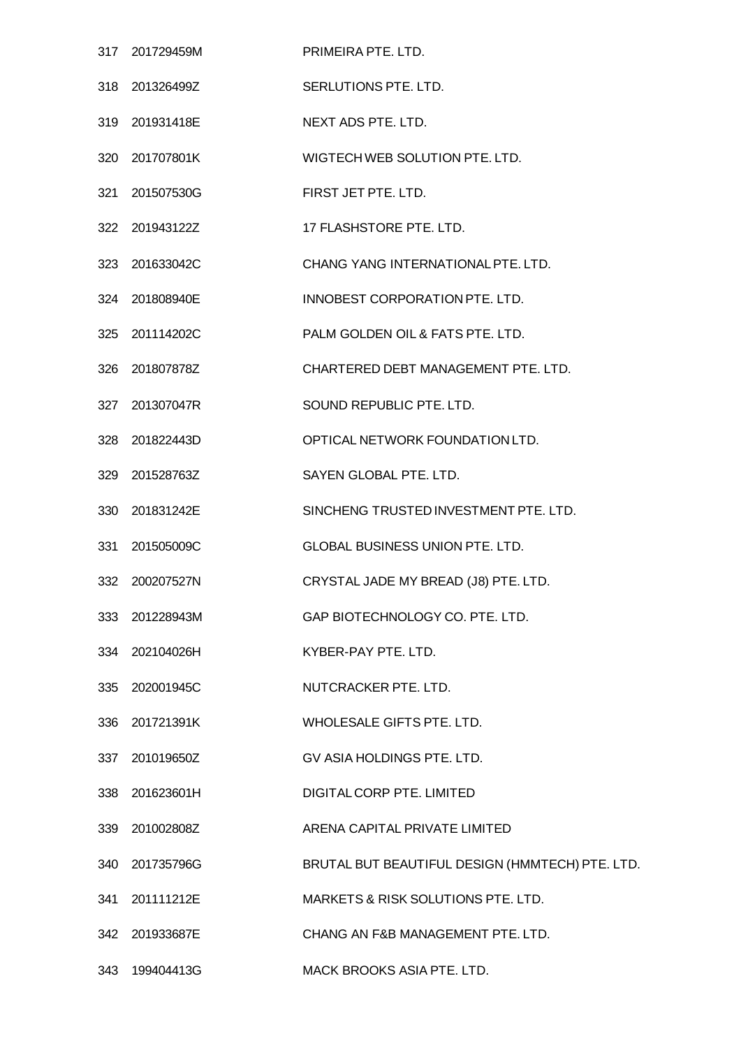| | | |
|---|---|---|
| 317 | 201729459M | PRIMEIRA PTE. LTD. |
| 318 | 201326499Z | SERLUTIONS PTE. LTD. |
| 319 | 201931418E | NEXT ADS PTE. LTD. |
| 320 | 201707801K | WIGTECH WEB SOLUTION PTE. LTD. |
| 321 | 201507530G | FIRST JET PTE. LTD. |
| 322 | 201943122Z | 17 FLASHSTORE PTE. LTD. |
| 323 | 201633042C | CHANG YANG INTERNATIONAL PTE. LTD. |
| 324 | 201808940E | INNOBEST CORPORATION PTE. LTD. |
| 325 | 201114202C | PALM GOLDEN OIL & FATS PTE. LTD. |
| 326 | 201807878Z | CHARTERED DEBT MANAGEMENT PTE. LTD. |
| 327 | 201307047R | SOUND REPUBLIC PTE. LTD. |
| 328 | 201822443D | OPTICAL NETWORK FOUNDATION LTD. |
| 329 | 201528763Z | SAYEN GLOBAL PTE. LTD. |
| 330 | 201831242E | SINCHENG TRUSTED INVESTMENT PTE. LTD. |
| 331 | 201505009C | GLOBAL BUSINESS UNION PTE. LTD. |
| 332 | 200207527N | CRYSTAL JADE MY BREAD (J8) PTE. LTD. |
| 333 | 201228943M | GAP BIOTECHNOLOGY CO. PTE. LTD. |
| 334 | 202104026H | KYBER-PAY PTE. LTD. |
| 335 | 202001945C | NUTCRACKER PTE. LTD. |
| 336 | 201721391K | WHOLESALE GIFTS PTE. LTD. |
| 337 | 201019650Z | GV ASIA HOLDINGS PTE. LTD. |
| 338 | 201623601H | DIGITAL CORP PTE. LIMITED |
| 339 | 201002808Z | ARENA CAPITAL PRIVATE LIMITED |
| 340 | 201735796G | BRUTAL BUT BEAUTIFUL DESIGN (HMMTECH) PTE. LTD. |
| 341 | 201111212E | MARKETS & RISK SOLUTIONS PTE. LTD. |
| 342 | 201933687E | CHANG AN F&B MANAGEMENT PTE. LTD. |
| 343 | 199404413G | MACK BROOKS ASIA PTE. LTD. |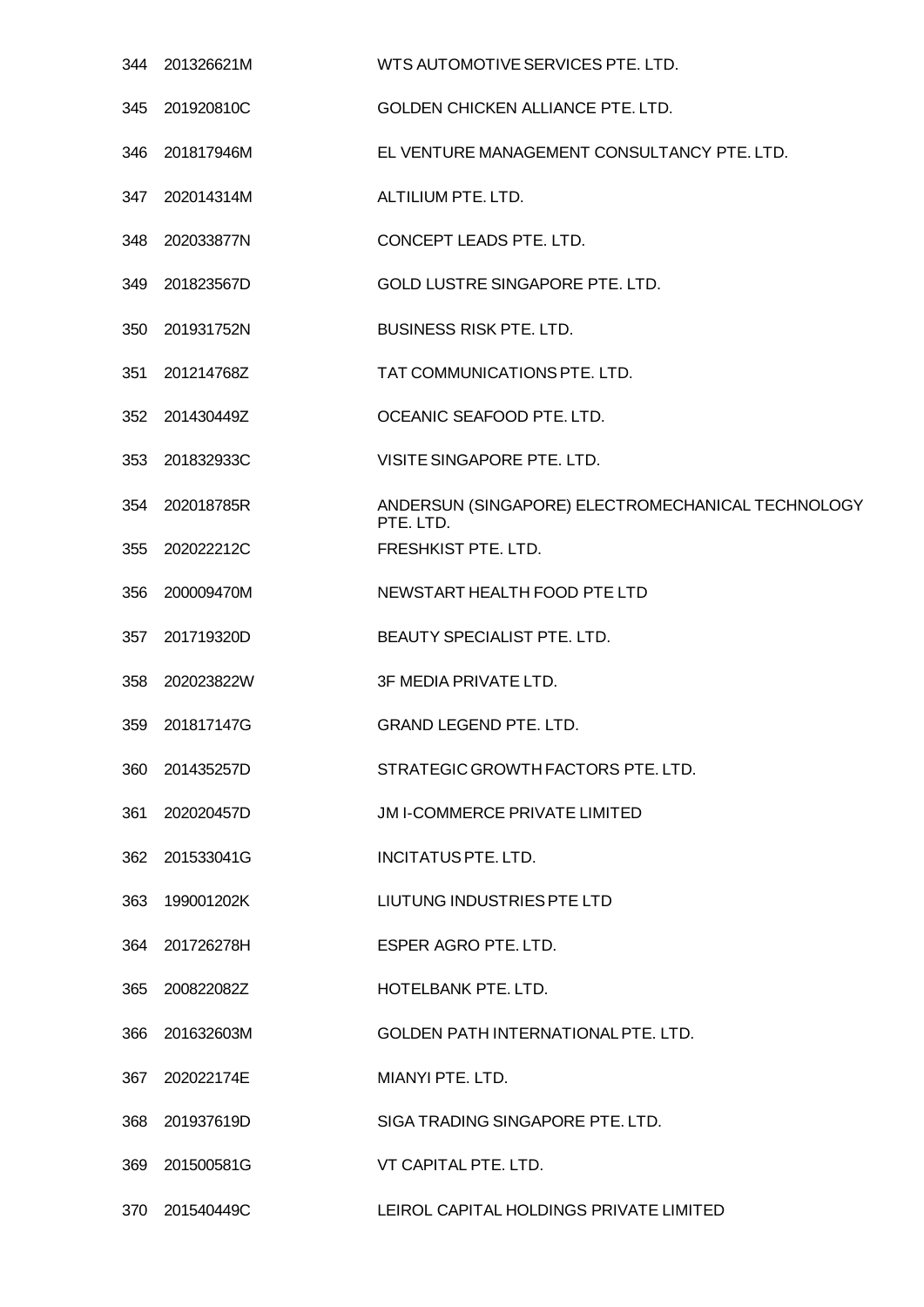| | | |
|---|---|---|
| 344 | 201326621M | WTS AUTOMOTIVE SERVICES PTE. LTD. |
| 345 | 201920810C | GOLDEN CHICKEN ALLIANCE PTE. LTD. |
| 346 | 201817946M | EL VENTURE MANAGEMENT CONSULTANCY PTE. LTD. |
| 347 | 202014314M | ALTILIUM PTE. LTD. |
| 348 | 202033877N | CONCEPT LEADS PTE. LTD. |
| 349 | 201823567D | GOLD LUSTRE SINGAPORE PTE. LTD. |
| 350 | 201931752N | BUSINESS RISK PTE. LTD. |
| 351 | 201214768Z | TAT COMMUNICATIONS PTE. LTD. |
| 352 | 201430449Z | OCEANIC SEAFOOD PTE. LTD. |
| 353 | 201832933C | VISITE SINGAPORE PTE. LTD. |
| 354 | 202018785R | ANDERSUN (SINGAPORE) ELECTROMECHANICAL TECHNOLOGY PTE. LTD. |
| 355 | 202022212C | FRESHKIST PTE. LTD. |
| 356 | 200009470M | NEWSTART HEALTH FOOD PTE LTD |
| 357 | 201719320D | BEAUTY SPECIALIST PTE. LTD. |
| 358 | 202023822W | 3F MEDIA PRIVATE LTD. |
| 359 | 201817147G | GRAND LEGEND PTE. LTD. |
| 360 | 201435257D | STRATEGIC GROWTH FACTORS PTE. LTD. |
| 361 | 202020457D | JM I-COMMERCE PRIVATE LIMITED |
| 362 | 201533041G | INCITATUS PTE. LTD. |
| 363 | 199001202K | LIUTUNG INDUSTRIES PTE LTD |
| 364 | 201726278H | ESPER AGRO PTE. LTD. |
| 365 | 200822082Z | HOTELBANK PTE. LTD. |
| 366 | 201632603M | GOLDEN PATH INTERNATIONAL PTE. LTD. |
| 367 | 202022174E | MIANYI PTE. LTD. |
| 368 | 201937619D | SIGA TRADING SINGAPORE PTE. LTD. |
| 369 | 201500581G | VT CAPITAL PTE. LTD. |
| 370 | 201540449C | LEIROL CAPITAL HOLDINGS PRIVATE LIMITED |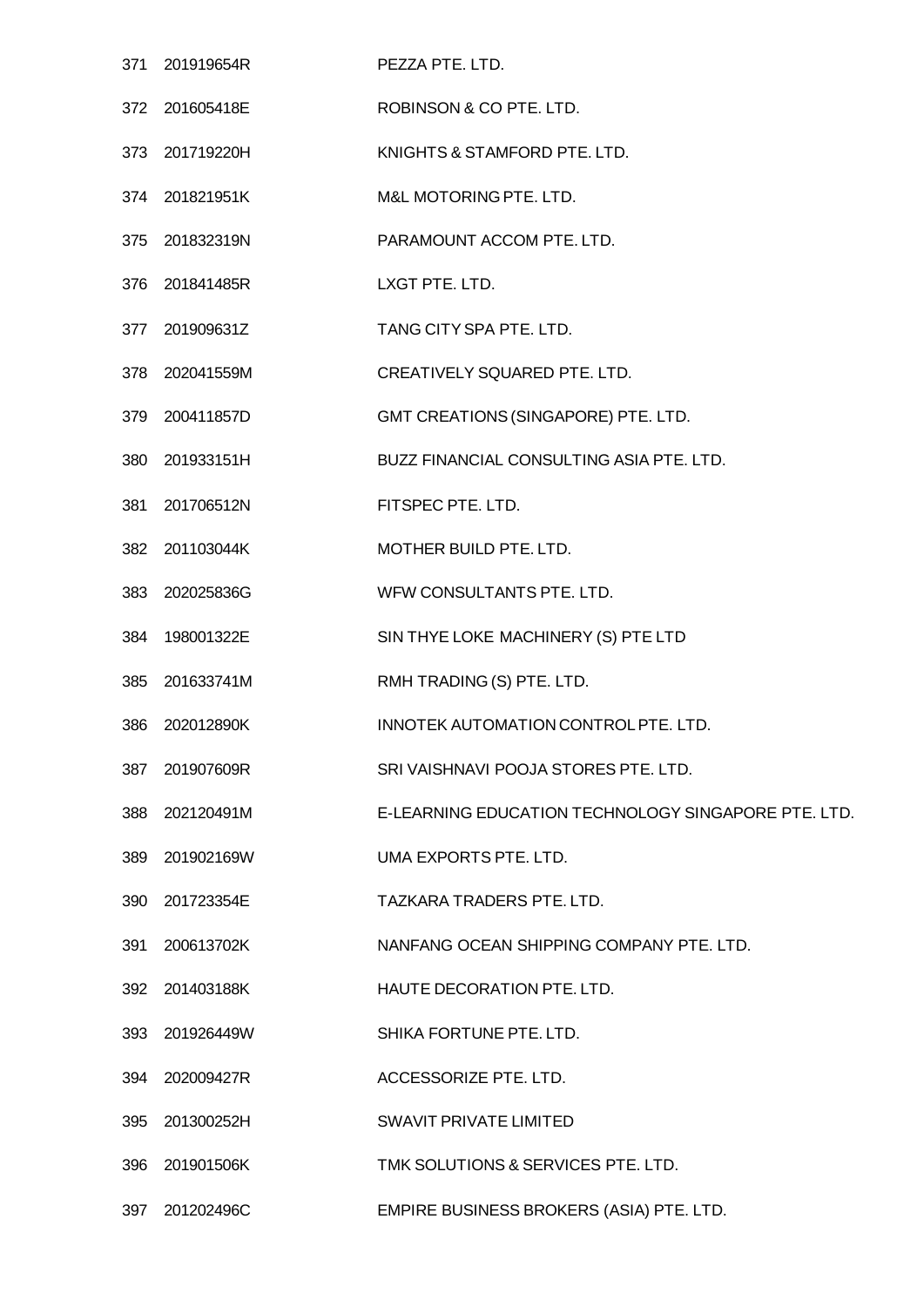| | | |
|---|---|---|
| 371 | 201919654R | PEZZA PTE. LTD. |
| 372 | 201605418E | ROBINSON & CO PTE. LTD. |
| 373 | 201719220H | KNIGHTS & STAMFORD PTE. LTD. |
| 374 | 201821951K | M&L MOTORING PTE. LTD. |
| 375 | 201832319N | PARAMOUNT ACCOM PTE. LTD. |
| 376 | 201841485R | LXGT PTE. LTD. |
| 377 | 201909631Z | TANG CITY SPA PTE. LTD. |
| 378 | 202041559M | CREATIVELY SQUARED PTE. LTD. |
| 379 | 200411857D | GMT CREATIONS (SINGAPORE) PTE. LTD. |
| 380 | 201933151H | BUZZ FINANCIAL CONSULTING ASIA PTE. LTD. |
| 381 | 201706512N | FITSPEC PTE. LTD. |
| 382 | 201103044K | MOTHER BUILD PTE. LTD. |
| 383 | 202025836G | WFW CONSULTANTS PTE. LTD. |
| 384 | 198001322E | SIN THYE LOKE MACHINERY (S) PTE LTD |
| 385 | 201633741M | RMH TRADING (S) PTE. LTD. |
| 386 | 202012890K | INNOTEK AUTOMATION CONTROL PTE. LTD. |
| 387 | 201907609R | SRI VAISHNAVI POOJA STORES PTE. LTD. |
| 388 | 202120491M | E-LEARNING EDUCATION TECHNOLOGY SINGAPORE PTE. LTD. |
| 389 | 201902169W | UMA EXPORTS PTE. LTD. |
| 390 | 201723354E | TAZKARA TRADERS PTE. LTD. |
| 391 | 200613702K | NANFANG OCEAN SHIPPING COMPANY PTE. LTD. |
| 392 | 201403188K | HAUTE DECORATION PTE. LTD. |
| 393 | 201926449W | SHIKA FORTUNE PTE. LTD. |
| 394 | 202009427R | ACCESSORIZE PTE. LTD. |
| 395 | 201300252H | SWAVIT PRIVATE LIMITED |
| 396 | 201901506K | TMK SOLUTIONS & SERVICES PTE. LTD. |
| 397 | 201202496C | EMPIRE BUSINESS BROKERS (ASIA) PTE. LTD. |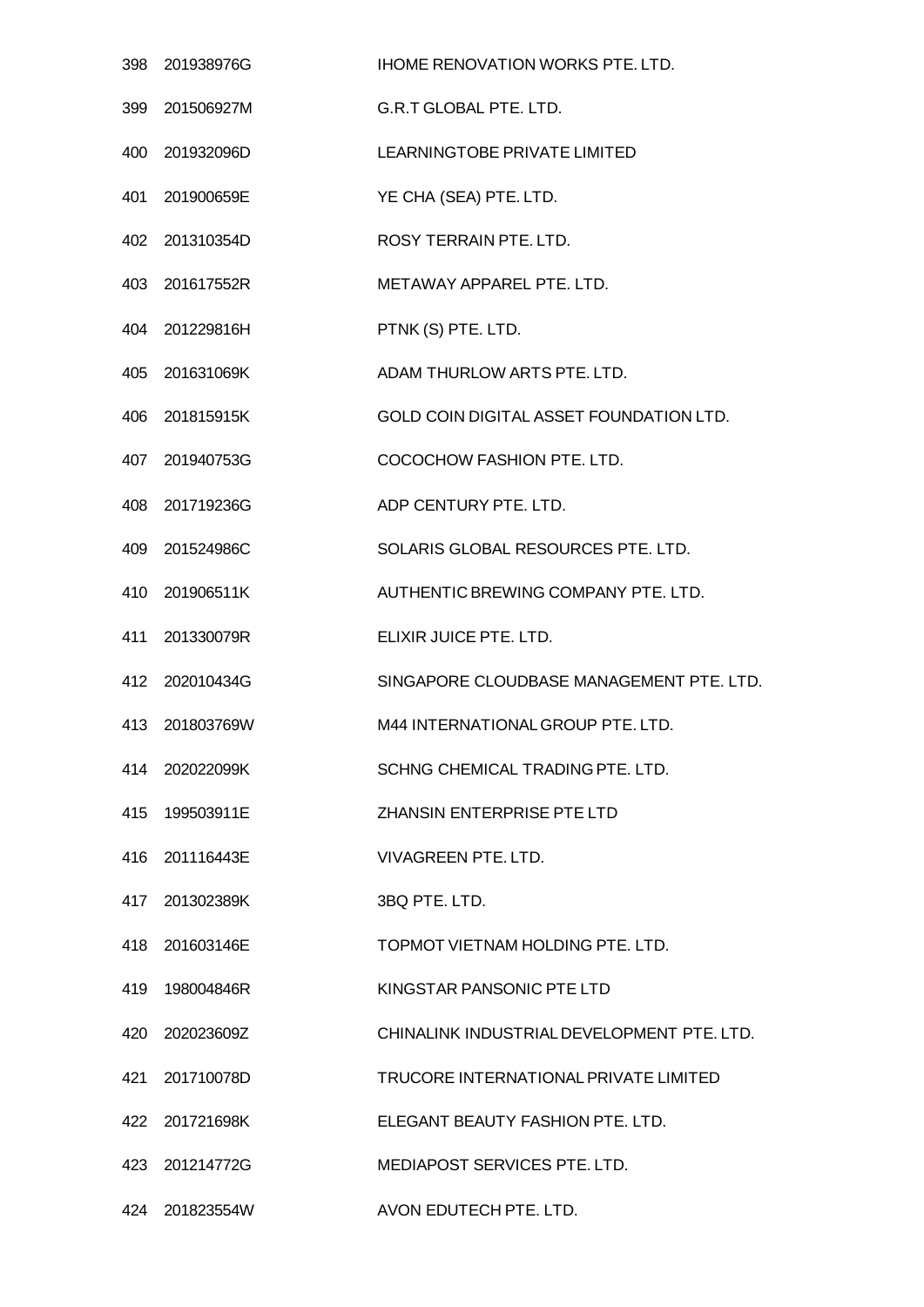| | | |
|---|---|---|
| 398 | 201938976G | IHOME RENOVATION WORKS PTE. LTD. |
| 399 | 201506927M | G.R.T GLOBAL PTE. LTD. |
| 400 | 201932096D | LEARNINGTOBE PRIVATE LIMITED |
| 401 | 201900659E | YE CHA (SEA) PTE. LTD. |
| 402 | 201310354D | ROSY TERRAIN PTE. LTD. |
| 403 | 201617552R | METAWAY APPAREL PTE. LTD. |
| 404 | 201229816H | PTNK (S) PTE. LTD. |
| 405 | 201631069K | ADAM THURLOW ARTS PTE. LTD. |
| 406 | 201815915K | GOLD COIN DIGITAL ASSET FOUNDATION LTD. |
| 407 | 201940753G | COCOCHOW FASHION PTE. LTD. |
| 408 | 201719236G | ADP CENTURY PTE. LTD. |
| 409 | 201524986C | SOLARIS GLOBAL RESOURCES PTE. LTD. |
| 410 | 201906511K | AUTHENTIC BREWING COMPANY PTE. LTD. |
| 411 | 201330079R | ELIXIR JUICE PTE. LTD. |
| 412 | 202010434G | SINGAPORE CLOUDBASE MANAGEMENT PTE. LTD. |
| 413 | 201803769W | M44 INTERNATIONAL GROUP PTE. LTD. |
| 414 | 202022099K | SCHNG CHEMICAL TRADING PTE. LTD. |
| 415 | 199503911E | ZHANSIN ENTERPRISE PTE LTD |
| 416 | 201116443E | VIVAGREEN PTE. LTD. |
| 417 | 201302389K | 3BQ PTE. LTD. |
| 418 | 201603146E | TOPMOT VIETNAM HOLDING PTE. LTD. |
| 419 | 198004846R | KINGSTAR PANSONIC PTE LTD |
| 420 | 202023609Z | CHINALINK INDUSTRIAL DEVELOPMENT PTE. LTD. |
| 421 | 201710078D | TRUCORE INTERNATIONAL PRIVATE LIMITED |
| 422 | 201721698K | ELEGANT BEAUTY FASHION PTE. LTD. |
| 423 | 201214772G | MEDIAPOST SERVICES PTE. LTD. |
| 424 | 201823554W | AVON EDUTECH PTE. LTD. |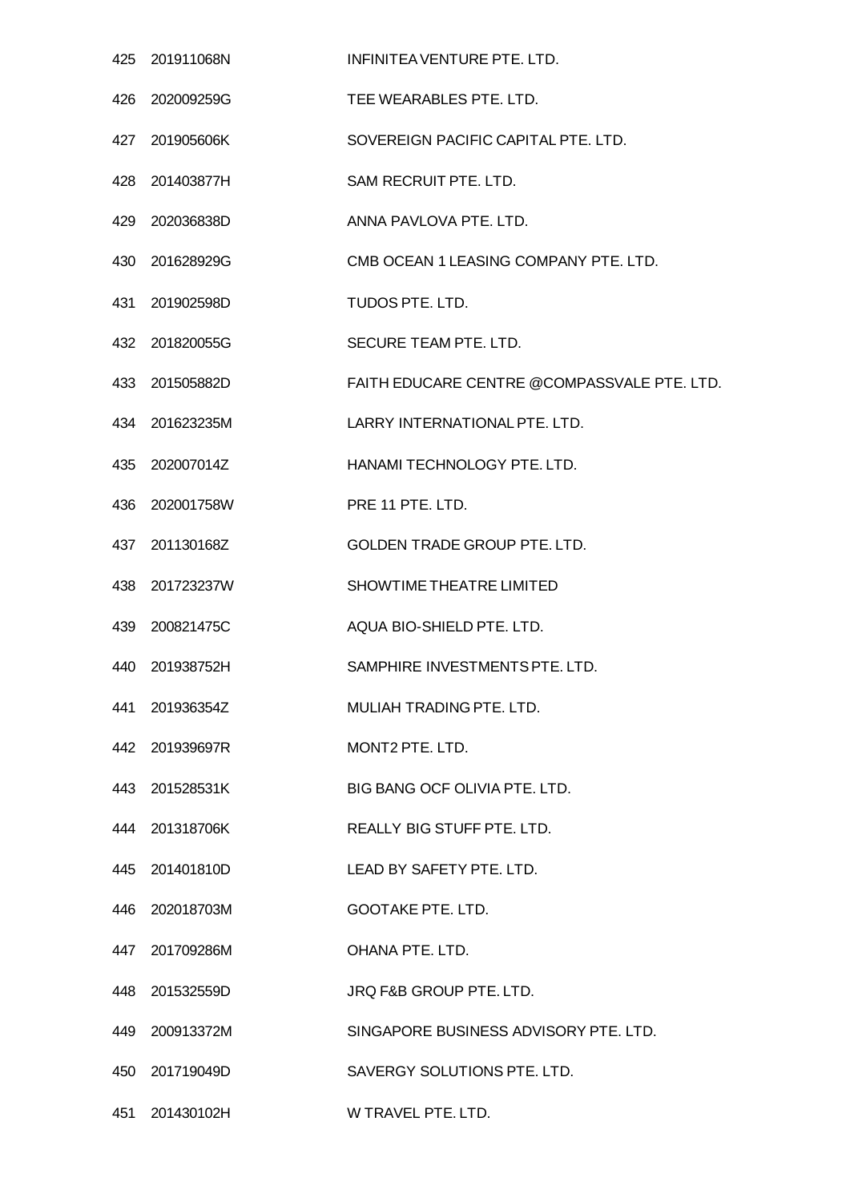| | | |
|---|---|---|
| 425 | 201911068N | INFINITEA VENTURE PTE. LTD. |
| 426 | 202009259G | TEE WEARABLES PTE. LTD. |
| 427 | 201905606K | SOVEREIGN PACIFIC CAPITAL PTE. LTD. |
| 428 | 201403877H | SAM RECRUIT PTE. LTD. |
| 429 | 202036838D | ANNA PAVLOVA PTE. LTD. |
| 430 | 201628929G | CMB OCEAN 1 LEASING COMPANY PTE. LTD. |
| 431 | 201902598D | TUDOS PTE. LTD. |
| 432 | 201820055G | SECURE TEAM PTE. LTD. |
| 433 | 201505882D | FAITH EDUCARE CENTRE @COMPASSVALE PTE. LTD. |
| 434 | 201623235M | LARRY INTERNATIONAL PTE. LTD. |
| 435 | 202007014Z | HANAMI TECHNOLOGY PTE. LTD. |
| 436 | 202001758W | PRE 11 PTE. LTD. |
| 437 | 201130168Z | GOLDEN TRADE GROUP PTE. LTD. |
| 438 | 201723237W | SHOWTIME THEATRE LIMITED |
| 439 | 200821475C | AQUA BIO-SHIELD PTE. LTD. |
| 440 | 201938752H | SAMPHIRE INVESTMENTS PTE. LTD. |
| 441 | 201936354Z | MULIAH TRADING PTE. LTD. |
| 442 | 201939697R | MONT2 PTE. LTD. |
| 443 | 201528531K | BIG BANG OCF OLIVIA PTE. LTD. |
| 444 | 201318706K | REALLY BIG STUFF PTE. LTD. |
| 445 | 201401810D | LEAD BY SAFETY PTE. LTD. |
| 446 | 202018703M | GOOTAKE PTE. LTD. |
| 447 | 201709286M | OHANA PTE. LTD. |
| 448 | 201532559D | JRQ F&B GROUP PTE. LTD. |
| 449 | 200913372M | SINGAPORE BUSINESS ADVISORY PTE. LTD. |
| 450 | 201719049D | SAVERGY SOLUTIONS PTE. LTD. |
| 451 | 201430102H | W TRAVEL PTE. LTD. |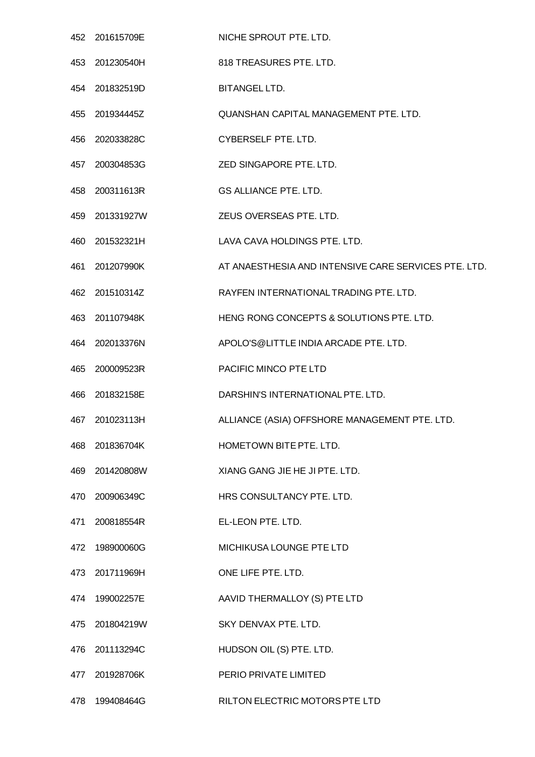| | | |
|---|---|---|
| 452 | 201615709E | NICHE SPROUT PTE. LTD. |
| 453 | 201230540H | 818 TREASURES PTE. LTD. |
| 454 | 201832519D | BITANGEL LTD. |
| 455 | 201934445Z | QUANSHAN CAPITAL MANAGEMENT PTE. LTD. |
| 456 | 202033828C | CYBERSELF PTE. LTD. |
| 457 | 200304853G | ZED SINGAPORE PTE. LTD. |
| 458 | 200311613R | GS ALLIANCE PTE. LTD. |
| 459 | 201331927W | ZEUS OVERSEAS PTE. LTD. |
| 460 | 201532321H | LAVA CAVA HOLDINGS PTE. LTD. |
| 461 | 201207990K | AT ANAESTHESIA AND INTENSIVE CARE SERVICES PTE. LTD. |
| 462 | 201510314Z | RAYFEN INTERNATIONAL TRADING PTE. LTD. |
| 463 | 201107948K | HENG RONG CONCEPTS & SOLUTIONS PTE. LTD. |
| 464 | 202013376N | APOLO'S@LITTLE INDIA ARCADE PTE. LTD. |
| 465 | 200009523R | PACIFIC MINCO PTE LTD |
| 466 | 201832158E | DARSHIN'S INTERNATIONAL PTE. LTD. |
| 467 | 201023113H | ALLIANCE (ASIA) OFFSHORE MANAGEMENT PTE. LTD. |
| 468 | 201836704K | HOMETOWN BITE PTE. LTD. |
| 469 | 201420808W | XIANG GANG JIE HE JI PTE. LTD. |
| 470 | 200906349C | HRS CONSULTANCY PTE. LTD. |
| 471 | 200818554R | EL-LEON PTE. LTD. |
| 472 | 198900060G | MICHIKUSA LOUNGE PTE LTD |
| 473 | 201711969H | ONE LIFE PTE. LTD. |
| 474 | 199002257E | AAVID THERMALLOY (S) PTE LTD |
| 475 | 201804219W | SKY DENVAX PTE. LTD. |
| 476 | 201113294C | HUDSON OIL (S) PTE. LTD. |
| 477 | 201928706K | PERIO PRIVATE LIMITED |
| 478 | 199408464G | RILTON ELECTRIC MOTORS PTE LTD |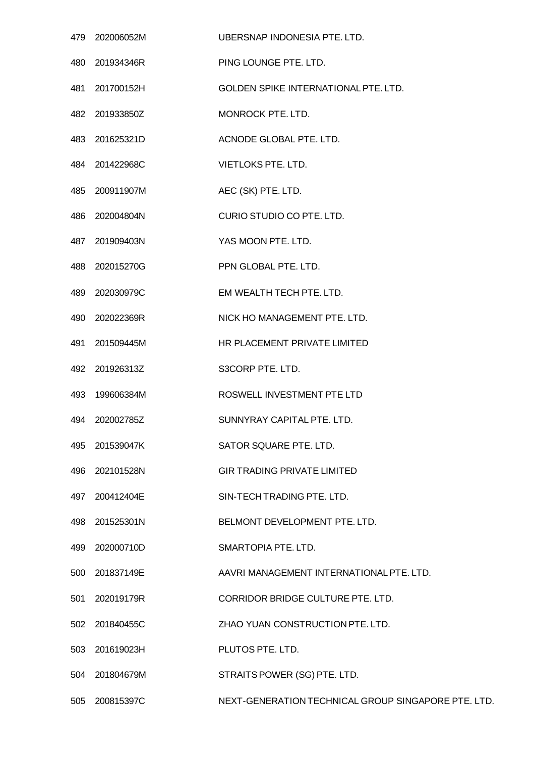| | | |
|---|---|---|
| 479 | 202006052M | UBERSNAP INDONESIA PTE. LTD. |
| 480 | 201934346R | PING LOUNGE PTE. LTD. |
| 481 | 201700152H | GOLDEN SPIKE INTERNATIONAL PTE. LTD. |
| 482 | 201933850Z | MONROCK PTE. LTD. |
| 483 | 201625321D | ACNODE GLOBAL PTE. LTD. |
| 484 | 201422968C | VIETLOKS PTE. LTD. |
| 485 | 200911907M | AEC (SK) PTE. LTD. |
| 486 | 202004804N | CURIO STUDIO CO PTE. LTD. |
| 487 | 201909403N | YAS MOON PTE. LTD. |
| 488 | 202015270G | PPN GLOBAL PTE. LTD. |
| 489 | 202030979C | EM WEALTH TECH PTE. LTD. |
| 490 | 202022369R | NICK HO MANAGEMENT PTE. LTD. |
| 491 | 201509445M | HR PLACEMENT PRIVATE LIMITED |
| 492 | 201926313Z | S3CORP PTE. LTD. |
| 493 | 199606384M | ROSWELL INVESTMENT PTE LTD |
| 494 | 202002785Z | SUNNYRAY CAPITAL PTE. LTD. |
| 495 | 201539047K | SATOR SQUARE PTE. LTD. |
| 496 | 202101528N | GIR TRADING PRIVATE LIMITED |
| 497 | 200412404E | SIN-TECH TRADING PTE. LTD. |
| 498 | 201525301N | BELMONT DEVELOPMENT PTE. LTD. |
| 499 | 202000710D | SMARTOPIA PTE. LTD. |
| 500 | 201837149E | AAVRI MANAGEMENT INTERNATIONAL PTE. LTD. |
| 501 | 202019179R | CORRIDOR BRIDGE CULTURE PTE. LTD. |
| 502 | 201840455C | ZHAO YUAN CONSTRUCTION PTE. LTD. |
| 503 | 201619023H | PLUTOS PTE. LTD. |
| 504 | 201804679M | STRAITS POWER (SG) PTE. LTD. |
| 505 | 200815397C | NEXT-GENERATION TECHNICAL GROUP SINGAPORE PTE. LTD. |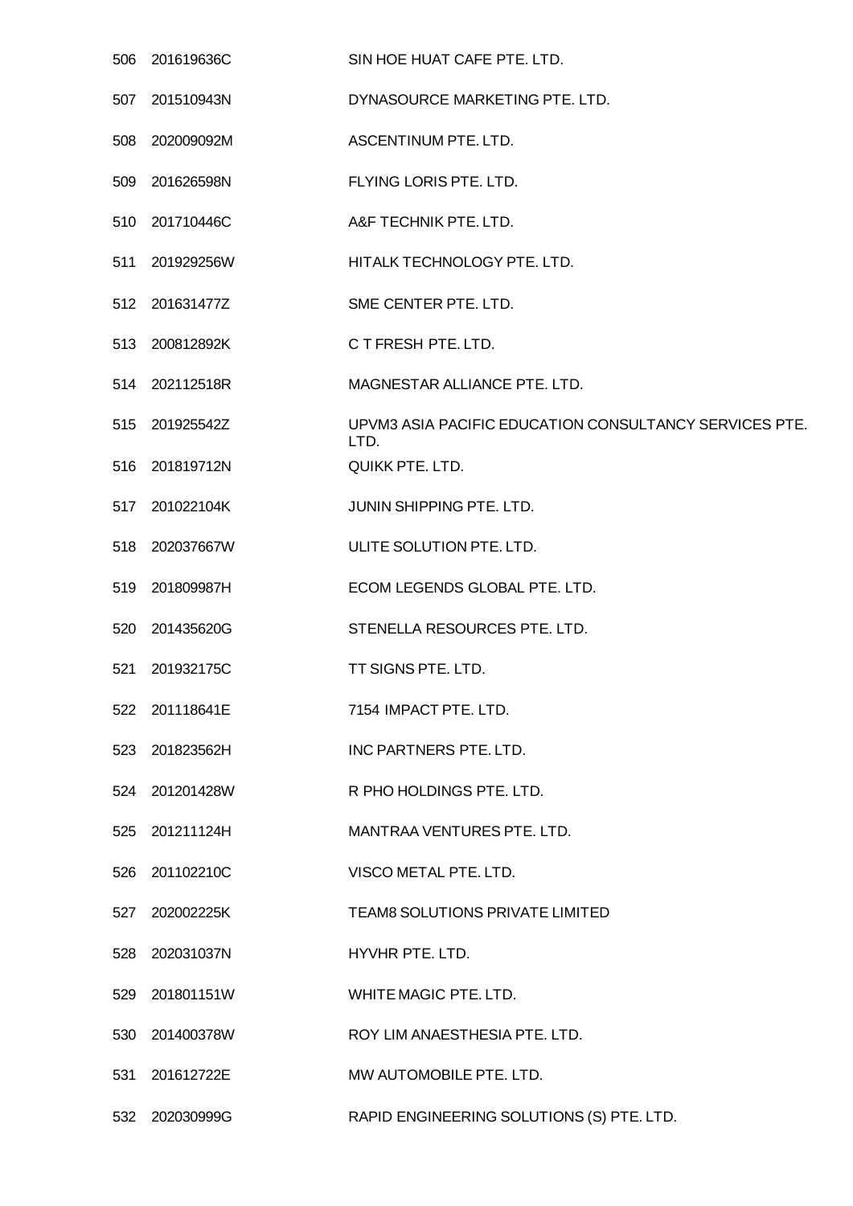| | | |
|---|---|---|
| 506 | 201619636C | SIN HOE HUAT CAFE PTE. LTD. |
| 507 | 201510943N | DYNASOURCE MARKETING PTE. LTD. |
| 508 | 202009092M | ASCENTINUM PTE. LTD. |
| 509 | 201626598N | FLYING LORIS PTE. LTD. |
| 510 | 201710446C | A&F TECHNIK PTE. LTD. |
| 511 | 201929256W | HITALK TECHNOLOGY PTE. LTD. |
| 512 | 201631477Z | SME CENTER PTE. LTD. |
| 513 | 200812892K | C T FRESH PTE. LTD. |
| 514 | 202112518R | MAGNESTAR ALLIANCE PTE. LTD. |
| 515 | 201925542Z | UPVM3 ASIA PACIFIC EDUCATION CONSULTANCY SERVICES PTE. LTD. |
| 516 | 201819712N | QUIKK PTE. LTD. |
| 517 | 201022104K | JUNIN SHIPPING PTE. LTD. |
| 518 | 202037667W | ULITE SOLUTION PTE. LTD. |
| 519 | 201809987H | ECOM LEGENDS GLOBAL PTE. LTD. |
| 520 | 201435620G | STENELLA RESOURCES PTE. LTD. |
| 521 | 201932175C | TT SIGNS PTE. LTD. |
| 522 | 201118641E | 7154 IMPACT PTE. LTD. |
| 523 | 201823562H | INC PARTNERS PTE. LTD. |
| 524 | 201201428W | R PHO HOLDINGS PTE. LTD. |
| 525 | 201211124H | MANTRAA VENTURES PTE. LTD. |
| 526 | 201102210C | VISCO METAL PTE. LTD. |
| 527 | 202002225K | TEAM8 SOLUTIONS PRIVATE LIMITED |
| 528 | 202031037N | HYVHR PTE. LTD. |
| 529 | 201801151W | WHITE MAGIC PTE. LTD. |
| 530 | 201400378W | ROY LIM ANAESTHESIA PTE. LTD. |
| 531 | 201612722E | MW AUTOMOBILE PTE. LTD. |
| 532 | 202030999G | RAPID ENGINEERING SOLUTIONS (S) PTE. LTD. |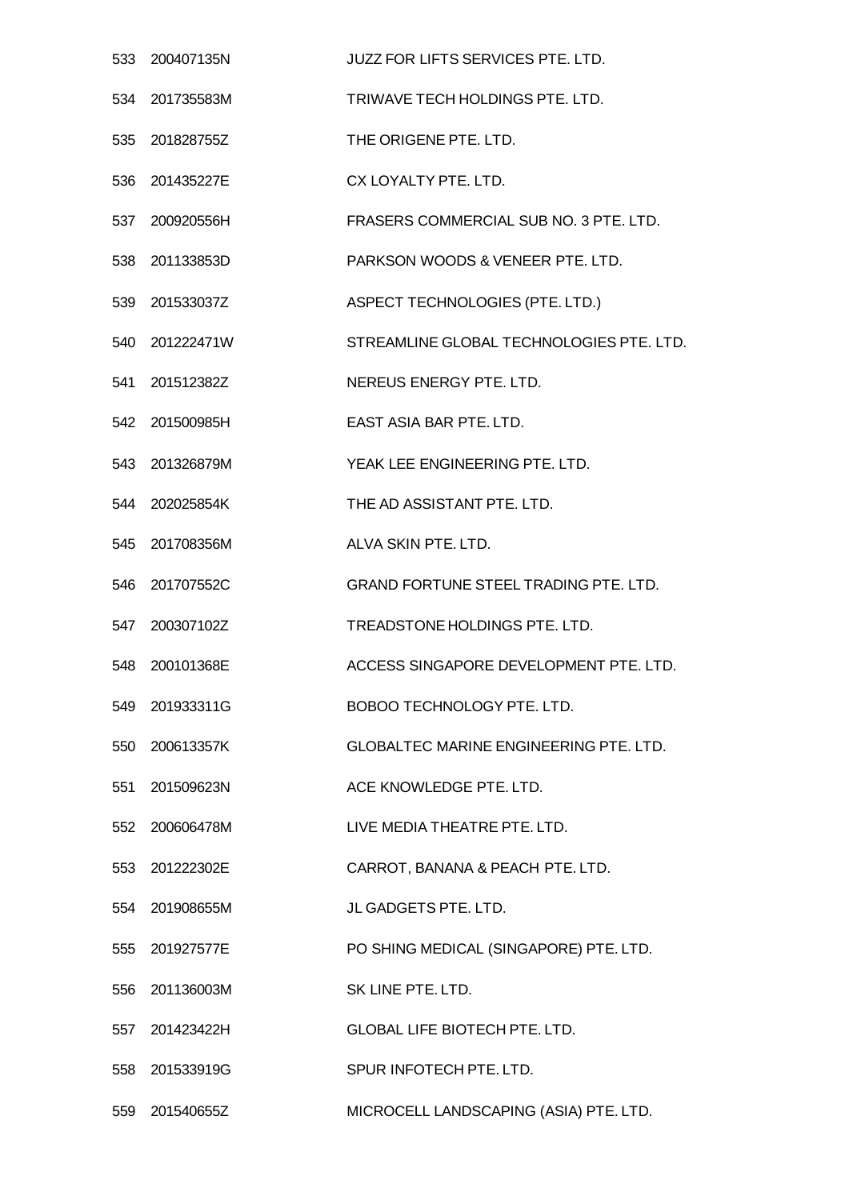| | | |
|---|---|---|
| 533 | 200407135N | JUZZ FOR LIFTS SERVICES PTE. LTD. |
| 534 | 201735583M | TRIWAVE TECH HOLDINGS PTE. LTD. |
| 535 | 201828755Z | THE ORIGENE PTE. LTD. |
| 536 | 201435227E | CX LOYALTY PTE. LTD. |
| 537 | 200920556H | FRASERS COMMERCIAL SUB NO. 3 PTE. LTD. |
| 538 | 201133853D | PARKSON WOODS & VENEER PTE. LTD. |
| 539 | 201533037Z | ASPECT TECHNOLOGIES (PTE. LTD.) |
| 540 | 201222471W | STREAMLINE GLOBAL TECHNOLOGIES PTE. LTD. |
| 541 | 201512382Z | NEREUS ENERGY PTE. LTD. |
| 542 | 201500985H | EAST ASIA BAR PTE. LTD. |
| 543 | 201326879M | YEAK LEE ENGINEERING PTE. LTD. |
| 544 | 202025854K | THE AD ASSISTANT PTE. LTD. |
| 545 | 201708356M | ALVA SKIN PTE. LTD. |
| 546 | 201707552C | GRAND FORTUNE STEEL TRADING PTE. LTD. |
| 547 | 200307102Z | TREADSTONE HOLDINGS PTE. LTD. |
| 548 | 200101368E | ACCESS SINGAPORE DEVELOPMENT PTE. LTD. |
| 549 | 201933311G | BOBOO TECHNOLOGY PTE. LTD. |
| 550 | 200613357K | GLOBALTEC MARINE ENGINEERING PTE. LTD. |
| 551 | 201509623N | ACE KNOWLEDGE PTE. LTD. |
| 552 | 200606478M | LIVE MEDIA THEATRE PTE. LTD. |
| 553 | 201222302E | CARROT, BANANA & PEACH PTE. LTD. |
| 554 | 201908655M | JL GADGETS PTE. LTD. |
| 555 | 201927577E | PO SHING MEDICAL (SINGAPORE) PTE. LTD. |
| 556 | 201136003M | SK LINE PTE. LTD. |
| 557 | 201423422H | GLOBAL LIFE BIOTECH PTE. LTD. |
| 558 | 201533919G | SPUR INFOTECH PTE. LTD. |
| 559 | 201540655Z | MICROCELL LANDSCAPING (ASIA) PTE. LTD. |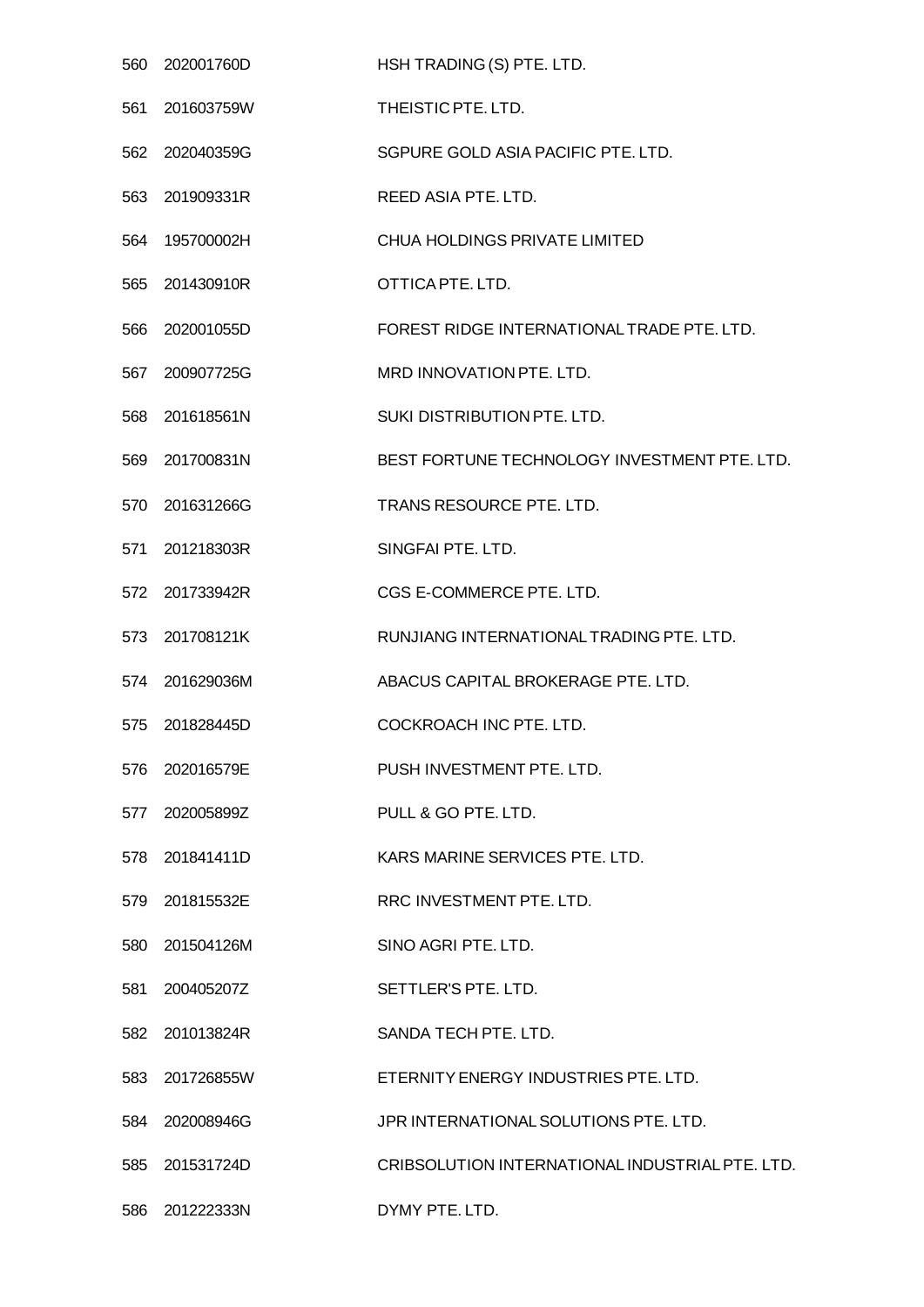| | | |
|---|---|---|
| 560 | 202001760D | HSH TRADING (S) PTE. LTD. |
| 561 | 201603759W | THEISTIC PTE. LTD. |
| 562 | 202040359G | SGPURE GOLD ASIA PACIFIC PTE. LTD. |
| 563 | 201909331R | REED ASIA PTE. LTD. |
| 564 | 195700002H | CHUA HOLDINGS PRIVATE LIMITED |
| 565 | 201430910R | OTTICA PTE. LTD. |
| 566 | 202001055D | FOREST RIDGE INTERNATIONAL TRADE PTE. LTD. |
| 567 | 200907725G | MRD INNOVATION PTE. LTD. |
| 568 | 201618561N | SUKI DISTRIBUTION PTE. LTD. |
| 569 | 201700831N | BEST FORTUNE TECHNOLOGY INVESTMENT PTE. LTD. |
| 570 | 201631266G | TRANS RESOURCE PTE. LTD. |
| 571 | 201218303R | SINGFAI PTE. LTD. |
| 572 | 201733942R | CGS E-COMMERCE PTE. LTD. |
| 573 | 201708121K | RUNJIANG INTERNATIONAL TRADING PTE. LTD. |
| 574 | 201629036M | ABACUS CAPITAL BROKERAGE PTE. LTD. |
| 575 | 201828445D | COCKROACH INC PTE. LTD. |
| 576 | 202016579E | PUSH INVESTMENT PTE. LTD. |
| 577 | 202005899Z | PULL & GO PTE. LTD. |
| 578 | 201841411D | KARS MARINE SERVICES PTE. LTD. |
| 579 | 201815532E | RRC INVESTMENT PTE. LTD. |
| 580 | 201504126M | SINO AGRI PTE. LTD. |
| 581 | 200405207Z | SETTLER'S PTE. LTD. |
| 582 | 201013824R | SANDA TECH PTE. LTD. |
| 583 | 201726855W | ETERNITY ENERGY INDUSTRIES PTE. LTD. |
| 584 | 202008946G | JPR INTERNATIONAL SOLUTIONS PTE. LTD. |
| 585 | 201531724D | CRIBSOLUTION INTERNATIONAL INDUSTRIAL PTE. LTD. |
| 586 | 201222333N | DYMY PTE. LTD. |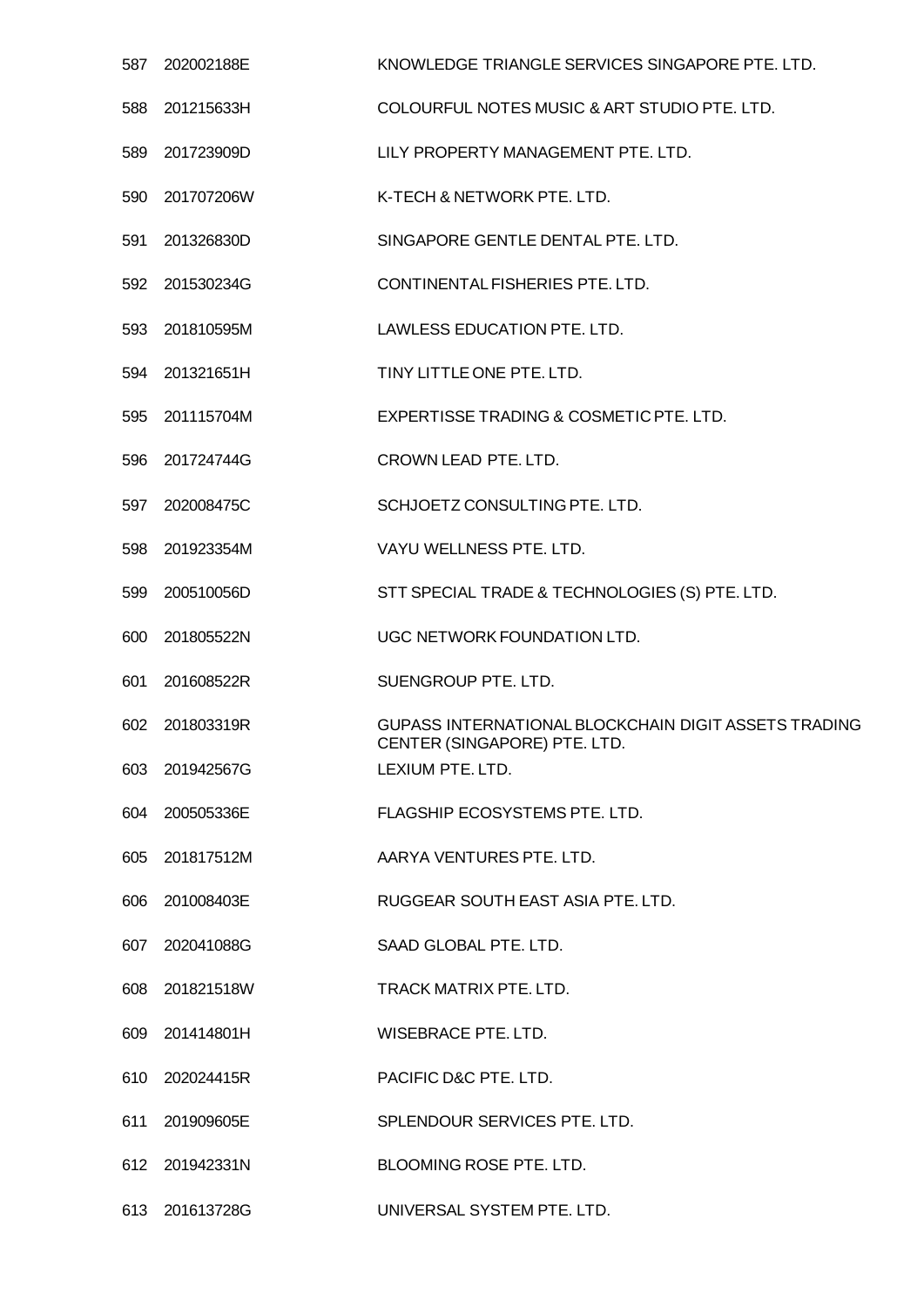| | | |
|---|---|---|
| 587 | 202002188E | KNOWLEDGE TRIANGLE SERVICES SINGAPORE PTE. LTD. |
| 588 | 201215633H | COLOURFUL NOTES MUSIC & ART STUDIO PTE. LTD. |
| 589 | 201723909D | LILY PROPERTY MANAGEMENT PTE. LTD. |
| 590 | 201707206W | K-TECH & NETWORK PTE. LTD. |
| 591 | 201326830D | SINGAPORE GENTLE DENTAL PTE. LTD. |
| 592 | 201530234G | CONTINENTAL FISHERIES PTE. LTD. |
| 593 | 201810595M | LAWLESS EDUCATION PTE. LTD. |
| 594 | 201321651H | TINY LITTLE ONE PTE. LTD. |
| 595 | 201115704M | EXPERTISSE TRADING & COSMETIC PTE. LTD. |
| 596 | 201724744G | CROWN LEAD PTE. LTD. |
| 597 | 202008475C | SCHJOETZ CONSULTING PTE. LTD. |
| 598 | 201923354M | VAYU WELLNESS PTE. LTD. |
| 599 | 200510056D | STT SPECIAL TRADE & TECHNOLOGIES (S) PTE. LTD. |
| 600 | 201805522N | UGC NETWORK FOUNDATION LTD. |
| 601 | 201608522R | SUENGROUP PTE. LTD. |
| 602 | 201803319R | GUPASS INTERNATIONAL BLOCKCHAIN DIGIT ASSETS TRADING CENTER (SINGAPORE) PTE. LTD. |
| 603 | 201942567G | LEXIUM PTE. LTD. |
| 604 | 200505336E | FLAGSHIP ECOSYSTEMS PTE. LTD. |
| 605 | 201817512M | AARYA VENTURES PTE. LTD. |
| 606 | 201008403E | RUGGEAR SOUTH EAST ASIA PTE. LTD. |
| 607 | 202041088G | SAAD GLOBAL PTE. LTD. |
| 608 | 201821518W | TRACK MATRIX PTE. LTD. |
| 609 | 201414801H | WISEBRACE PTE. LTD. |
| 610 | 202024415R | PACIFIC D&C PTE. LTD. |
| 611 | 201909605E | SPLENDOUR SERVICES PTE. LTD. |
| 612 | 201942331N | BLOOMING ROSE PTE. LTD. |
| 613 | 201613728G | UNIVERSAL SYSTEM PTE. LTD. |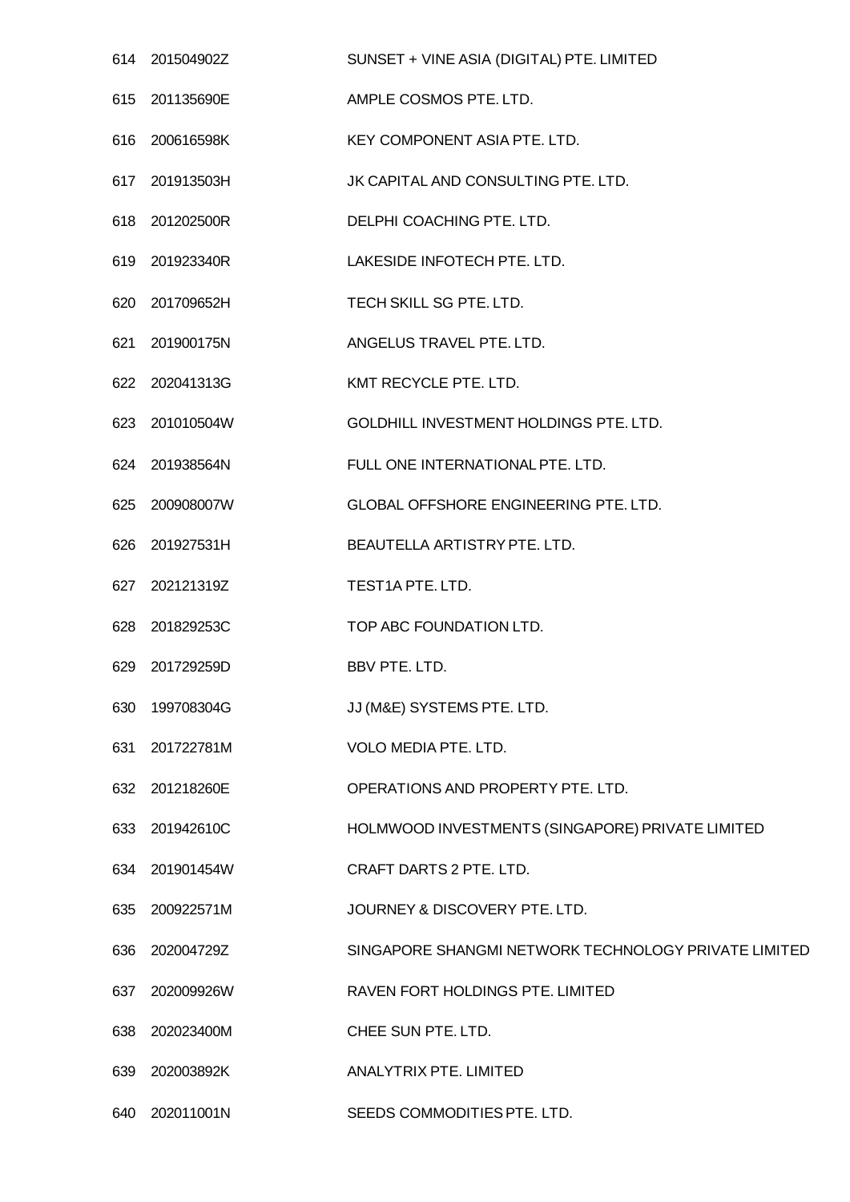| | | |
|---|---|---|
| 614 | 201504902Z | SUNSET + VINE ASIA (DIGITAL) PTE. LIMITED |
| 615 | 201135690E | AMPLE COSMOS PTE. LTD. |
| 616 | 200616598K | KEY COMPONENT ASIA PTE. LTD. |
| 617 | 201913503H | JK CAPITAL AND CONSULTING PTE. LTD. |
| 618 | 201202500R | DELPHI COACHING PTE. LTD. |
| 619 | 201923340R | LAKESIDE INFOTECH PTE. LTD. |
| 620 | 201709652H | TECH SKILL SG PTE. LTD. |
| 621 | 201900175N | ANGELUS TRAVEL PTE. LTD. |
| 622 | 202041313G | KMT RECYCLE PTE. LTD. |
| 623 | 201010504W | GOLDHILL INVESTMENT HOLDINGS PTE. LTD. |
| 624 | 201938564N | FULL ONE INTERNATIONAL PTE. LTD. |
| 625 | 200908007W | GLOBAL OFFSHORE ENGINEERING PTE. LTD. |
| 626 | 201927531H | BEAUTELLA ARTISTRY PTE. LTD. |
| 627 | 202121319Z | TEST1A PTE. LTD. |
| 628 | 201829253C | TOP ABC FOUNDATION LTD. |
| 629 | 201729259D | BBV PTE. LTD. |
| 630 | 199708304G | JJ (M&E) SYSTEMS PTE. LTD. |
| 631 | 201722781M | VOLO MEDIA PTE. LTD. |
| 632 | 201218260E | OPERATIONS AND PROPERTY PTE. LTD. |
| 633 | 201942610C | HOLMWOOD INVESTMENTS (SINGAPORE) PRIVATE LIMITED |
| 634 | 201901454W | CRAFT DARTS 2 PTE. LTD. |
| 635 | 200922571M | JOURNEY & DISCOVERY PTE. LTD. |
| 636 | 202004729Z | SINGAPORE SHANGMI NETWORK TECHNOLOGY PRIVATE LIMITED |
| 637 | 202009926W | RAVEN FORT HOLDINGS PTE. LIMITED |
| 638 | 202023400M | CHEE SUN PTE. LTD. |
| 639 | 202003892K | ANALYTRIX PTE. LIMITED |
| 640 | 202011001N | SEEDS COMMODITIES PTE. LTD. |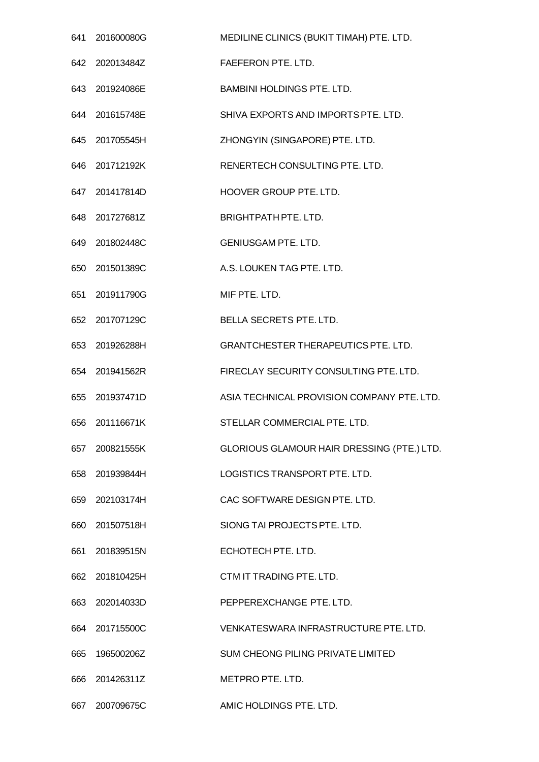| | | |
|---|---|---|
| 641 | 201600080G | MEDILINE CLINICS (BUKIT TIMAH) PTE. LTD. |
| 642 | 202013484Z | FAEFERON PTE. LTD. |
| 643 | 201924086E | BAMBINI HOLDINGS PTE. LTD. |
| 644 | 201615748E | SHIVA EXPORTS AND IMPORTS PTE. LTD. |
| 645 | 201705545H | ZHONGYIN (SINGAPORE) PTE. LTD. |
| 646 | 201712192K | RENERTECH CONSULTING PTE. LTD. |
| 647 | 201417814D | HOOVER GROUP PTE. LTD. |
| 648 | 201727681Z | BRIGHTPATH PTE. LTD. |
| 649 | 201802448C | GENIUSGAM PTE. LTD. |
| 650 | 201501389C | A.S. LOUKEN TAG PTE. LTD. |
| 651 | 201911790G | MIF PTE. LTD. |
| 652 | 201707129C | BELLA SECRETS PTE. LTD. |
| 653 | 201926288H | GRANTCHESTER THERAPEUTICS PTE. LTD. |
| 654 | 201941562R | FIRECLAY SECURITY CONSULTING PTE. LTD. |
| 655 | 201937471D | ASIA TECHNICAL PROVISION COMPANY PTE. LTD. |
| 656 | 201116671K | STELLAR COMMERCIAL PTE. LTD. |
| 657 | 200821555K | GLORIOUS GLAMOUR HAIR DRESSING (PTE.) LTD. |
| 658 | 201939844H | LOGISTICS TRANSPORT PTE. LTD. |
| 659 | 202103174H | CAC SOFTWARE DESIGN PTE. LTD. |
| 660 | 201507518H | SIONG TAI PROJECTS PTE. LTD. |
| 661 | 201839515N | ECHOTECH PTE. LTD. |
| 662 | 201810425H | CTM IT TRADING PTE. LTD. |
| 663 | 202014033D | PEPPEREXCHANGE PTE. LTD. |
| 664 | 201715500C | VENKATESWARA INFRASTRUCTURE PTE. LTD. |
| 665 | 196500206Z | SUM CHEONG PILING PRIVATE LIMITED |
| 666 | 201426311Z | METPRO PTE. LTD. |
| 667 | 200709675C | AMIC HOLDINGS PTE. LTD. |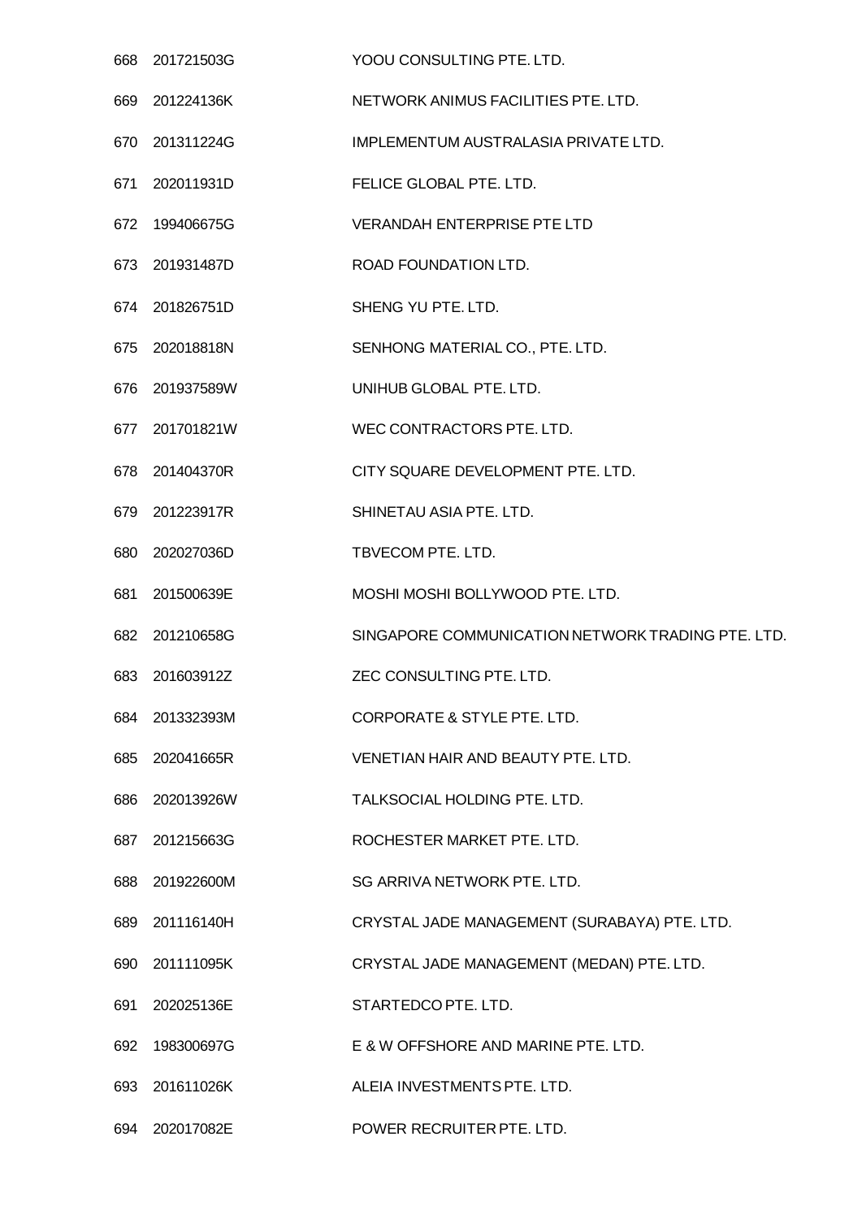| | | |
|---|---|---|
| 668 | 201721503G | YOOU CONSULTING PTE. LTD. |
| 669 | 201224136K | NETWORK ANIMUS FACILITIES PTE. LTD. |
| 670 | 201311224G | IMPLEMENTUM AUSTRALASIA PRIVATE LTD. |
| 671 | 202011931D | FELICE GLOBAL PTE. LTD. |
| 672 | 199406675G | VERANDAH ENTERPRISE PTE LTD |
| 673 | 201931487D | ROAD FOUNDATION LTD. |
| 674 | 201826751D | SHENG YU PTE. LTD. |
| 675 | 202018818N | SENHONG MATERIAL CO., PTE. LTD. |
| 676 | 201937589W | UNIHUB GLOBAL PTE. LTD. |
| 677 | 201701821W | WEC CONTRACTORS PTE. LTD. |
| 678 | 201404370R | CITY SQUARE DEVELOPMENT PTE. LTD. |
| 679 | 201223917R | SHINETAU ASIA PTE. LTD. |
| 680 | 202027036D | TBVECOM PTE. LTD. |
| 681 | 201500639E | MOSHI MOSHI BOLLYWOOD PTE. LTD. |
| 682 | 201210658G | SINGAPORE COMMUNICATION NETWORK TRADING PTE. LTD. |
| 683 | 201603912Z | ZEC CONSULTING PTE. LTD. |
| 684 | 201332393M | CORPORATE & STYLE PTE. LTD. |
| 685 | 202041665R | VENETIAN HAIR AND BEAUTY PTE. LTD. |
| 686 | 202013926W | TALKSOCIAL HOLDING PTE. LTD. |
| 687 | 201215663G | ROCHESTER MARKET PTE. LTD. |
| 688 | 201922600M | SG ARRIVA NETWORK PTE. LTD. |
| 689 | 201116140H | CRYSTAL JADE MANAGEMENT (SURABAYA) PTE. LTD. |
| 690 | 201111095K | CRYSTAL JADE MANAGEMENT (MEDAN) PTE. LTD. |
| 691 | 202025136E | STARTEDCO PTE. LTD. |
| 692 | 198300697G | E & W OFFSHORE AND MARINE PTE. LTD. |
| 693 | 201611026K | ALEIA INVESTMENTS PTE. LTD. |
| 694 | 202017082E | POWER RECRUITER PTE. LTD. |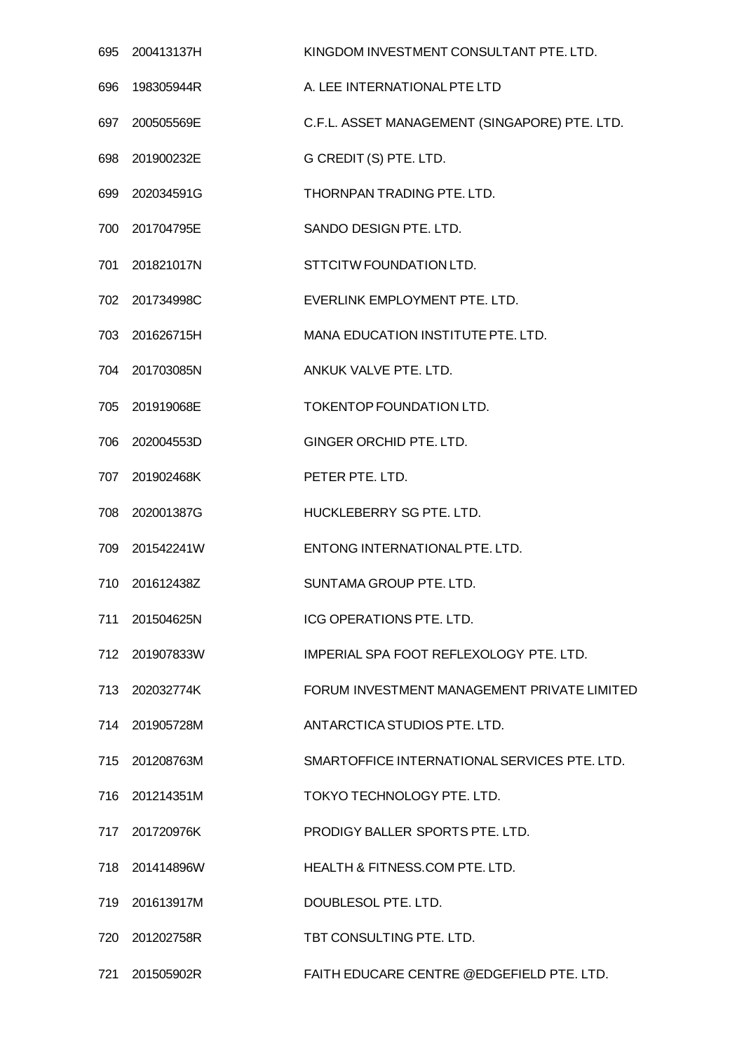| | | |
|---|---|---|
| 695 | 200413137H | KINGDOM INVESTMENT CONSULTANT PTE. LTD. |
| 696 | 198305944R | A. LEE INTERNATIONAL PTE LTD |
| 697 | 200505569E | C.F.L. ASSET MANAGEMENT (SINGAPORE) PTE. LTD. |
| 698 | 201900232E | G CREDIT (S) PTE. LTD. |
| 699 | 202034591G | THORNPAN TRADING PTE. LTD. |
| 700 | 201704795E | SANDO DESIGN PTE. LTD. |
| 701 | 201821017N | STTCITW FOUNDATION LTD. |
| 702 | 201734998C | EVERLINK EMPLOYMENT PTE. LTD. |
| 703 | 201626715H | MANA EDUCATION INSTITUTE PTE. LTD. |
| 704 | 201703085N | ANKUK VALVE PTE. LTD. |
| 705 | 201919068E | TOKENTOP FOUNDATION LTD. |
| 706 | 202004553D | GINGER ORCHID PTE. LTD. |
| 707 | 201902468K | PETER PTE. LTD. |
| 708 | 202001387G | HUCKLEBERRY SG PTE. LTD. |
| 709 | 201542241W | ENTONG INTERNATIONAL PTE. LTD. |
| 710 | 201612438Z | SUNTAMA GROUP PTE. LTD. |
| 711 | 201504625N | ICG OPERATIONS PTE. LTD. |
| 712 | 201907833W | IMPERIAL SPA FOOT REFLEXOLOGY PTE. LTD. |
| 713 | 202032774K | FORUM INVESTMENT MANAGEMENT PRIVATE LIMITED |
| 714 | 201905728M | ANTARCTICA STUDIOS PTE. LTD. |
| 715 | 201208763M | SMARTOFFICE INTERNATIONAL SERVICES PTE. LTD. |
| 716 | 201214351M | TOKYO TECHNOLOGY PTE. LTD. |
| 717 | 201720976K | PRODIGY BALLER SPORTS PTE. LTD. |
| 718 | 201414896W | HEALTH & FITNESS.COM PTE. LTD. |
| 719 | 201613917M | DOUBLESOL PTE. LTD. |
| 720 | 201202758R | TBT CONSULTING PTE. LTD. |
| 721 | 201505902R | FAITH EDUCARE CENTRE @EDGEFIELD PTE. LTD. |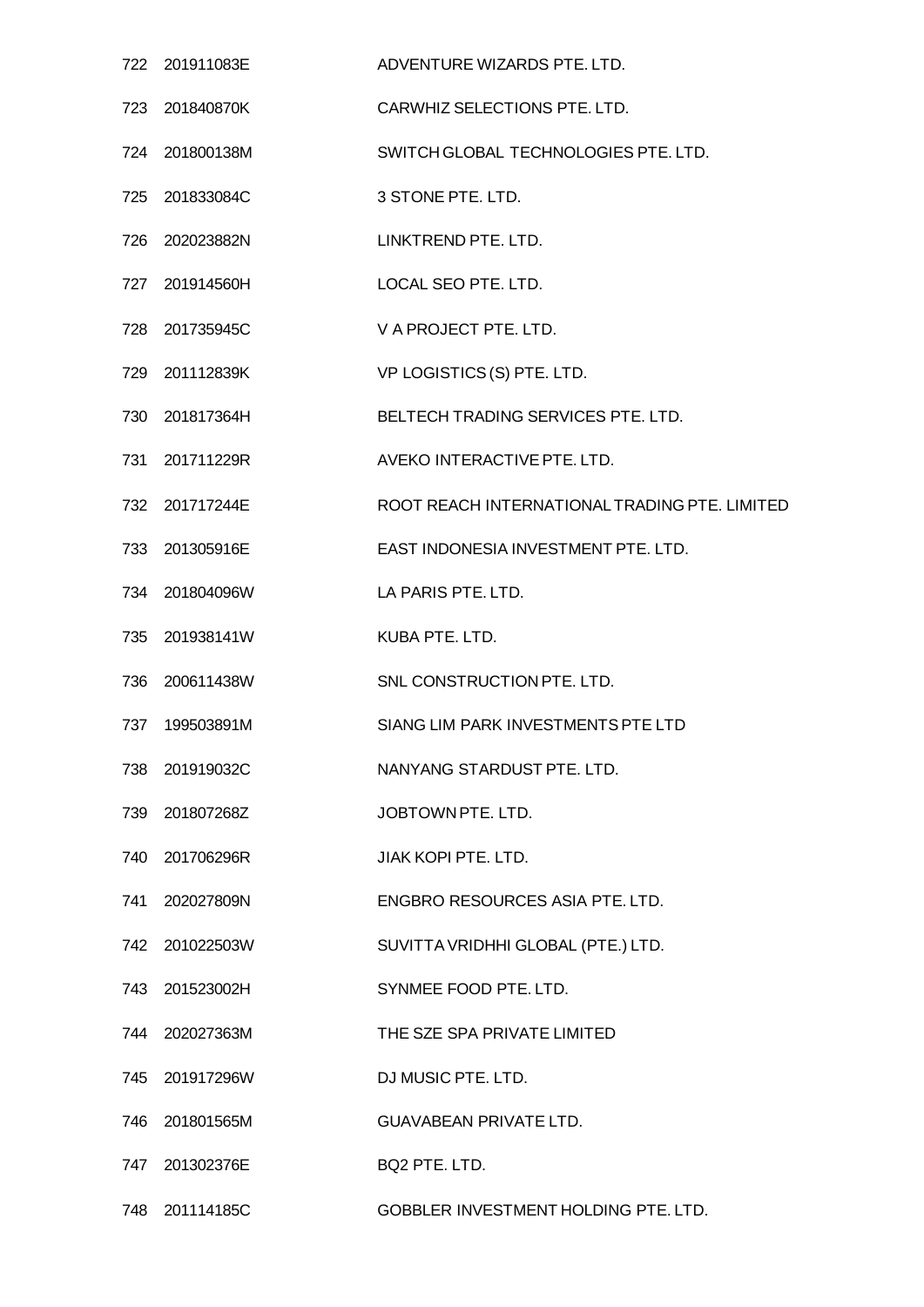| | | |
|---|---|---|
| 722 | 201911083E | ADVENTURE WIZARDS PTE. LTD. |
| 723 | 201840870K | CARWHIZ SELECTIONS PTE. LTD. |
| 724 | 201800138M | SWITCH GLOBAL TECHNOLOGIES PTE. LTD. |
| 725 | 201833084C | 3 STONE PTE. LTD. |
| 726 | 202023882N | LINKTREND PTE. LTD. |
| 727 | 201914560H | LOCAL SEO PTE. LTD. |
| 728 | 201735945C | V A PROJECT PTE. LTD. |
| 729 | 201112839K | VP LOGISTICS (S) PTE. LTD. |
| 730 | 201817364H | BELTECH TRADING SERVICES PTE. LTD. |
| 731 | 201711229R | AVEKO INTERACTIVE PTE. LTD. |
| 732 | 201717244E | ROOT REACH INTERNATIONAL TRADING PTE. LIMITED |
| 733 | 201305916E | EAST INDONESIA INVESTMENT PTE. LTD. |
| 734 | 201804096W | LA PARIS PTE. LTD. |
| 735 | 201938141W | KUBA PTE. LTD. |
| 736 | 200611438W | SNL CONSTRUCTION PTE. LTD. |
| 737 | 199503891M | SIANG LIM PARK INVESTMENTS PTE LTD |
| 738 | 201919032C | NANYANG STARDUST PTE. LTD. |
| 739 | 201807268Z | JOBTOWN PTE. LTD. |
| 740 | 201706296R | JIAK KOPI PTE. LTD. |
| 741 | 202027809N | ENGBRO RESOURCES ASIA PTE. LTD. |
| 742 | 201022503W | SUVITTA VRIDHHI GLOBAL (PTE.) LTD. |
| 743 | 201523002H | SYNMEE FOOD PTE. LTD. |
| 744 | 202027363M | THE SZE SPA PRIVATE LIMITED |
| 745 | 201917296W | DJ MUSIC PTE. LTD. |
| 746 | 201801565M | GUAVABEAN PRIVATE LTD. |
| 747 | 201302376E | BQ2 PTE. LTD. |
| 748 | 201114185C | GOBBLER INVESTMENT HOLDING PTE. LTD. |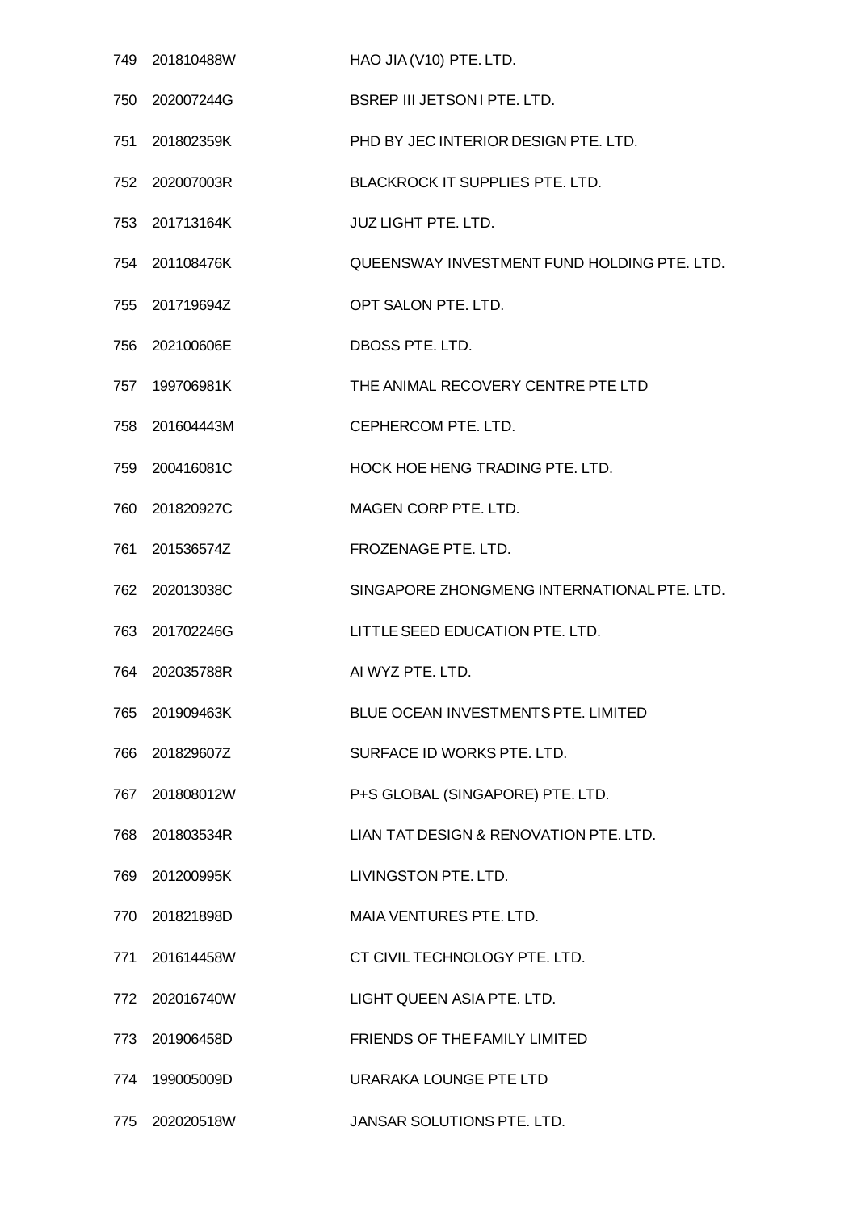| | | |
|---|---|---|
| 749 | 201810488W | HAO JIA (V10) PTE. LTD. |
| 750 | 202007244G | BSREP III JETSON I PTE. LTD. |
| 751 | 201802359K | PHD BY JEC INTERIOR DESIGN PTE. LTD. |
| 752 | 202007003R | BLACKROCK IT SUPPLIES PTE. LTD. |
| 753 | 201713164K | JUZ LIGHT PTE. LTD. |
| 754 | 201108476K | QUEENSWAY INVESTMENT FUND HOLDING PTE. LTD. |
| 755 | 201719694Z | OPT SALON PTE. LTD. |
| 756 | 202100606E | DBOSS PTE. LTD. |
| 757 | 199706981K | THE ANIMAL RECOVERY CENTRE PTE LTD |
| 758 | 201604443M | CEPHERCOM PTE. LTD. |
| 759 | 200416081C | HOCK HOE HENG TRADING PTE. LTD. |
| 760 | 201820927C | MAGEN CORP PTE. LTD. |
| 761 | 201536574Z | FROZENAGE PTE. LTD. |
| 762 | 202013038C | SINGAPORE ZHONGMENG INTERNATIONAL PTE. LTD. |
| 763 | 201702246G | LITTLE SEED EDUCATION PTE. LTD. |
| 764 | 202035788R | AI WYZ PTE. LTD. |
| 765 | 201909463K | BLUE OCEAN INVESTMENTS PTE. LIMITED |
| 766 | 201829607Z | SURFACE ID WORKS PTE. LTD. |
| 767 | 201808012W | P+S GLOBAL (SINGAPORE) PTE. LTD. |
| 768 | 201803534R | LIAN TAT DESIGN & RENOVATION PTE. LTD. |
| 769 | 201200995K | LIVINGSTON PTE. LTD. |
| 770 | 201821898D | MAIA VENTURES PTE. LTD. |
| 771 | 201614458W | CT CIVIL TECHNOLOGY PTE. LTD. |
| 772 | 202016740W | LIGHT QUEEN ASIA PTE. LTD. |
| 773 | 201906458D | FRIENDS OF THE FAMILY LIMITED |
| 774 | 199005009D | URARAKA LOUNGE PTE LTD |
| 775 | 202020518W | JANSAR SOLUTIONS PTE. LTD. |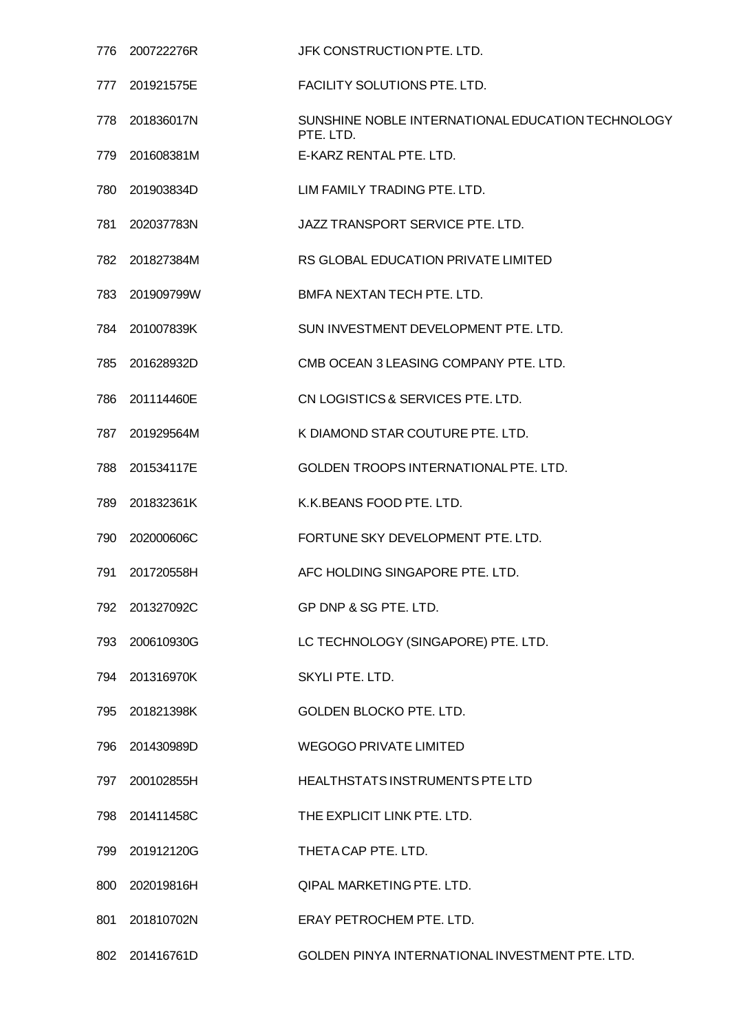| | | |
|---|---|---|
| 776 | 200722276R | JFK CONSTRUCTION PTE. LTD. |
| 777 | 201921575E | FACILITY SOLUTIONS PTE. LTD. |
| 778 | 201836017N | SUNSHINE NOBLE INTERNATIONAL EDUCATION TECHNOLOGY PTE. LTD. |
| 779 | 201608381M | E-KARZ RENTAL PTE. LTD. |
| 780 | 201903834D | LIM FAMILY TRADING PTE. LTD. |
| 781 | 202037783N | JAZZ TRANSPORT SERVICE PTE. LTD. |
| 782 | 201827384M | RS GLOBAL EDUCATION PRIVATE LIMITED |
| 783 | 201909799W | BMFA NEXTAN TECH PTE. LTD. |
| 784 | 201007839K | SUN INVESTMENT DEVELOPMENT PTE. LTD. |
| 785 | 201628932D | CMB OCEAN 3 LEASING COMPANY PTE. LTD. |
| 786 | 201114460E | CN LOGISTICS & SERVICES PTE. LTD. |
| 787 | 201929564M | K DIAMOND STAR COUTURE PTE. LTD. |
| 788 | 201534117E | GOLDEN TROOPS INTERNATIONAL PTE. LTD. |
| 789 | 201832361K | K.K.BEANS FOOD PTE. LTD. |
| 790 | 202000606C | FORTUNE SKY DEVELOPMENT PTE. LTD. |
| 791 | 201720558H | AFC HOLDING SINGAPORE PTE. LTD. |
| 792 | 201327092C | GP DNP & SG PTE. LTD. |
| 793 | 200610930G | LC TECHNOLOGY (SINGAPORE) PTE. LTD. |
| 794 | 201316970K | SKYLI PTE. LTD. |
| 795 | 201821398K | GOLDEN BLOCKO PTE. LTD. |
| 796 | 201430989D | WEGOGO PRIVATE LIMITED |
| 797 | 200102855H | HEALTHSTATS INSTRUMENTS PTE LTD |
| 798 | 201411458C | THE EXPLICIT LINK PTE. LTD. |
| 799 | 201912120G | THETA CAP PTE. LTD. |
| 800 | 202019816H | QIPAL MARKETING PTE. LTD. |
| 801 | 201810702N | ERAY PETROCHEM PTE. LTD. |
| 802 | 201416761D | GOLDEN PINYA INTERNATIONAL INVESTMENT PTE. LTD. |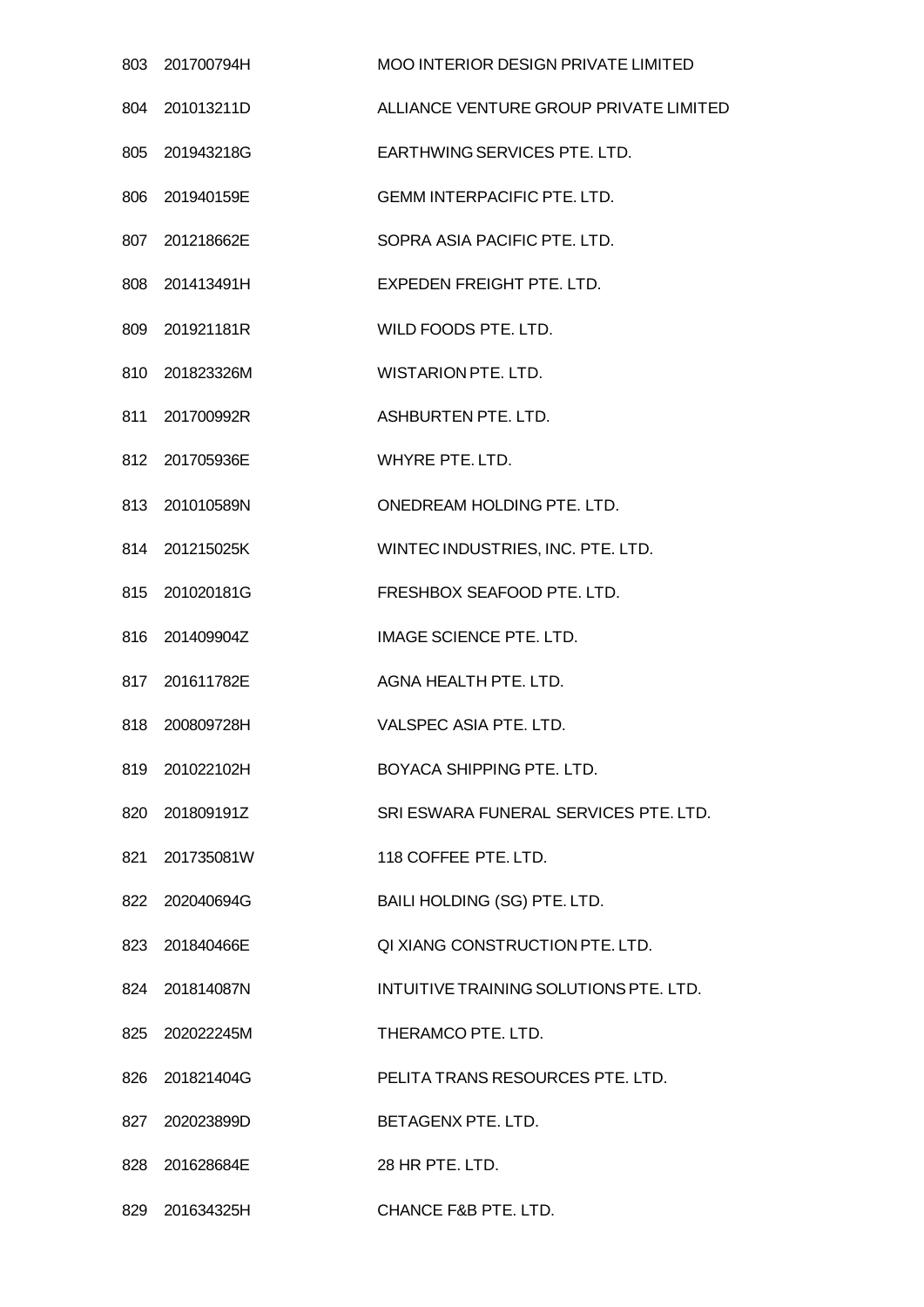| | | |
|---|---|---|
| 803 | 201700794H | MOO INTERIOR DESIGN PRIVATE LIMITED |
| 804 | 201013211D | ALLIANCE VENTURE GROUP PRIVATE LIMITED |
| 805 | 201943218G | EARTHWING SERVICES PTE. LTD. |
| 806 | 201940159E | GEMM INTERPACIFIC PTE. LTD. |
| 807 | 201218662E | SOPRA ASIA PACIFIC PTE. LTD. |
| 808 | 201413491H | EXPEDEN FREIGHT PTE. LTD. |
| 809 | 201921181R | WILD FOODS PTE. LTD. |
| 810 | 201823326M | WISTARION PTE. LTD. |
| 811 | 201700992R | ASHBURTEN PTE. LTD. |
| 812 | 201705936E | WHYRE PTE. LTD. |
| 813 | 201010589N | ONEDREAM HOLDING PTE. LTD. |
| 814 | 201215025K | WINTEC INDUSTRIES, INC. PTE. LTD. |
| 815 | 201020181G | FRESHBOX SEAFOOD PTE. LTD. |
| 816 | 201409904Z | IMAGE SCIENCE PTE. LTD. |
| 817 | 201611782E | AGNA HEALTH PTE. LTD. |
| 818 | 200809728H | VALSPEC ASIA PTE. LTD. |
| 819 | 201022102H | BOYACA SHIPPING PTE. LTD. |
| 820 | 201809191Z | SRI ESWARA FUNERAL SERVICES PTE. LTD. |
| 821 | 201735081W | 118 COFFEE PTE. LTD. |
| 822 | 202040694G | BAILI HOLDING (SG) PTE. LTD. |
| 823 | 201840466E | QI XIANG CONSTRUCTION PTE. LTD. |
| 824 | 201814087N | INTUITIVE TRAINING SOLUTIONS PTE. LTD. |
| 825 | 202022245M | THERAMCO PTE. LTD. |
| 826 | 201821404G | PELITA TRANS RESOURCES PTE. LTD. |
| 827 | 202023899D | BETAGENX PTE. LTD. |
| 828 | 201628684E | 28 HR PTE. LTD. |
| 829 | 201634325H | CHANCE F&B PTE. LTD. |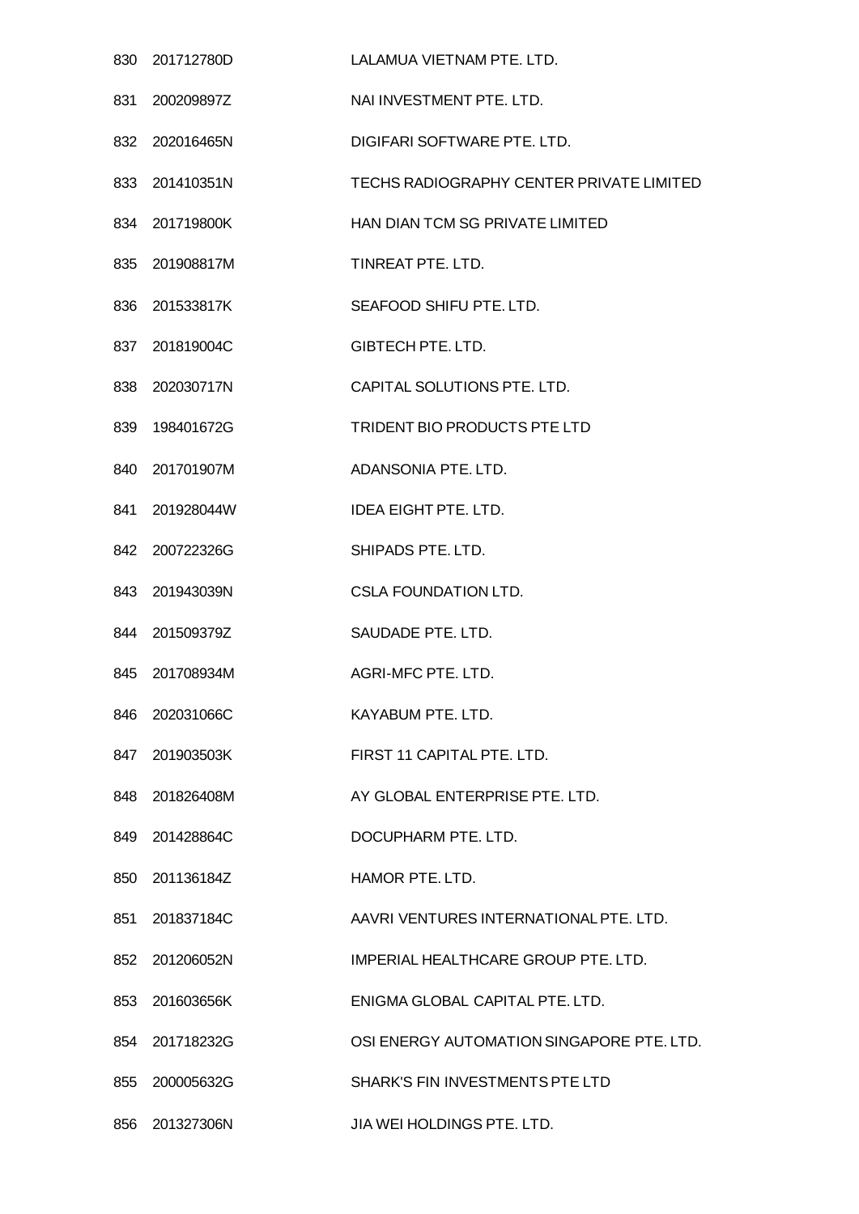| | | |
|---|---|---|
| 830 | 201712780D | LALAMUA VIETNAM PTE. LTD. |
| 831 | 200209897Z | NAI INVESTMENT PTE. LTD. |
| 832 | 202016465N | DIGIFARI SOFTWARE PTE. LTD. |
| 833 | 201410351N | TECHS RADIOGRAPHY CENTER PRIVATE LIMITED |
| 834 | 201719800K | HAN DIAN TCM SG PRIVATE LIMITED |
| 835 | 201908817M | TINREAT PTE. LTD. |
| 836 | 201533817K | SEAFOOD SHIFU PTE. LTD. |
| 837 | 201819004C | GIBTECH PTE. LTD. |
| 838 | 202030717N | CAPITAL SOLUTIONS PTE. LTD. |
| 839 | 198401672G | TRIDENT BIO PRODUCTS PTE LTD |
| 840 | 201701907M | ADANSONIA PTE. LTD. |
| 841 | 201928044W | IDEA EIGHT PTE. LTD. |
| 842 | 200722326G | SHIPADS PTE. LTD. |
| 843 | 201943039N | CSLA FOUNDATION LTD. |
| 844 | 201509379Z | SAUDADE PTE. LTD. |
| 845 | 201708934M | AGRI-MFC PTE. LTD. |
| 846 | 202031066C | KAYABUM PTE. LTD. |
| 847 | 201903503K | FIRST 11 CAPITAL PTE. LTD. |
| 848 | 201826408M | AY GLOBAL ENTERPRISE PTE. LTD. |
| 849 | 201428864C | DOCUPHARM PTE. LTD. |
| 850 | 201136184Z | HAMOR PTE. LTD. |
| 851 | 201837184C | AAVRI VENTURES INTERNATIONAL PTE. LTD. |
| 852 | 201206052N | IMPERIAL HEALTHCARE GROUP PTE. LTD. |
| 853 | 201603656K | ENIGMA GLOBAL CAPITAL PTE. LTD. |
| 854 | 201718232G | OSI ENERGY AUTOMATION SINGAPORE PTE. LTD. |
| 855 | 200005632G | SHARK'S FIN INVESTMENTS PTE LTD |
| 856 | 201327306N | JIA WEI HOLDINGS PTE. LTD. |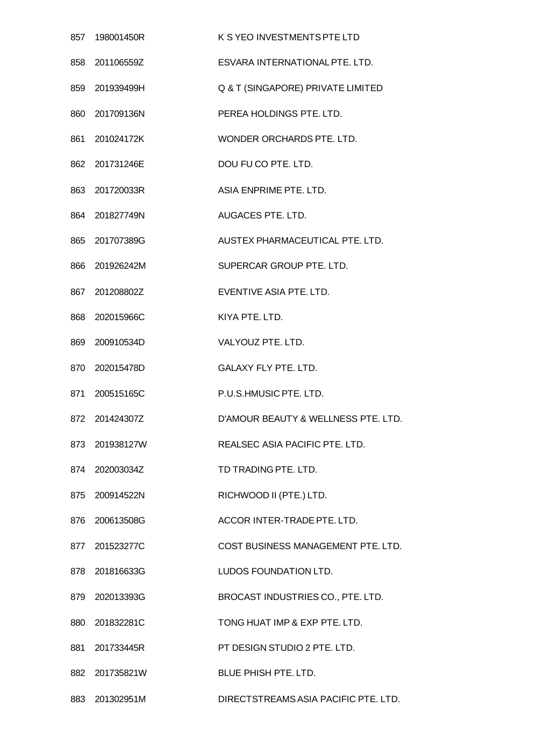| | | |
|---|---|---|
| 857 | 198001450R | K S YEO INVESTMENTS PTE LTD |
| 858 | 201106559Z | ESVARA INTERNATIONAL PTE. LTD. |
| 859 | 201939499H | Q & T (SINGAPORE) PRIVATE LIMITED |
| 860 | 201709136N | PEREA HOLDINGS PTE. LTD. |
| 861 | 201024172K | WONDER ORCHARDS PTE. LTD. |
| 862 | 201731246E | DOU FU CO PTE. LTD. |
| 863 | 201720033R | ASIA ENPRIME PTE. LTD. |
| 864 | 201827749N | AUGACES PTE. LTD. |
| 865 | 201707389G | AUSTEX PHARMACEUTICAL PTE. LTD. |
| 866 | 201926242M | SUPERCAR GROUP PTE. LTD. |
| 867 | 201208802Z | EVENTIVE ASIA PTE. LTD. |
| 868 | 202015966C | KIYA PTE. LTD. |
| 869 | 200910534D | VALYOUZ PTE. LTD. |
| 870 | 202015478D | GALAXY FLY PTE. LTD. |
| 871 | 200515165C | P.U.S.HMUSIC PTE. LTD. |
| 872 | 201424307Z | D'AMOUR BEAUTY & WELLNESS PTE. LTD. |
| 873 | 201938127W | REALSEC ASIA PACIFIC PTE. LTD. |
| 874 | 202003034Z | TD TRADING PTE. LTD. |
| 875 | 200914522N | RICHWOOD II (PTE.) LTD. |
| 876 | 200613508G | ACCOR INTER-TRADE PTE. LTD. |
| 877 | 201523277C | COST BUSINESS MANAGEMENT PTE. LTD. |
| 878 | 201816633G | LUDOS FOUNDATION LTD. |
| 879 | 202013393G | BROCAST INDUSTRIES CO., PTE. LTD. |
| 880 | 201832281C | TONG HUAT IMP & EXP PTE. LTD. |
| 881 | 201733445R | PT DESIGN STUDIO 2 PTE. LTD. |
| 882 | 201735821W | BLUE PHISH PTE. LTD. |
| 883 | 201302951M | DIRECTSTREAMS ASIA PACIFIC PTE. LTD. |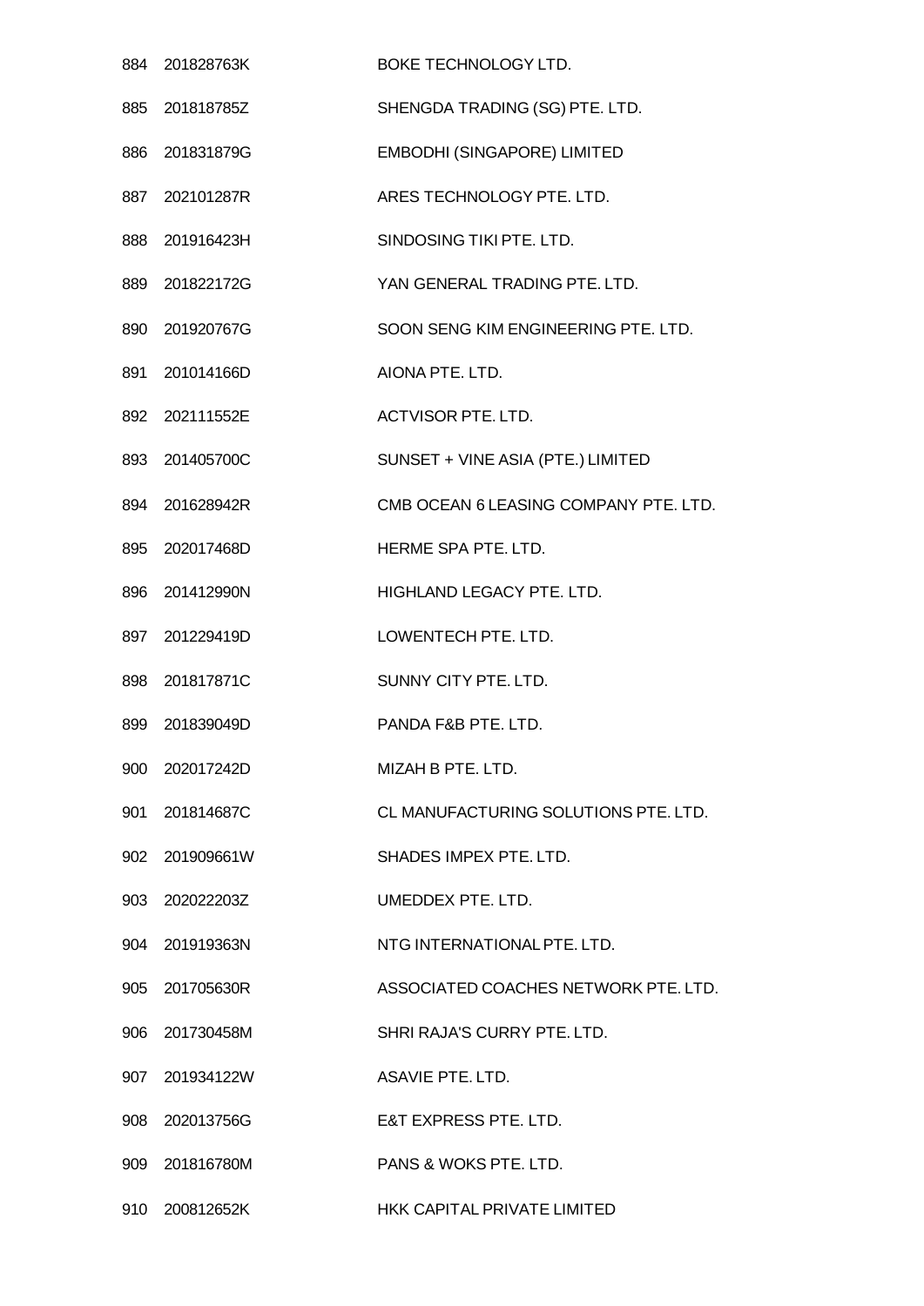| | | |
|---|---|---|
| 884 | 201828763K | BOKE TECHNOLOGY LTD. |
| 885 | 201818785Z | SHENGDA TRADING (SG) PTE. LTD. |
| 886 | 201831879G | EMBODHI (SINGAPORE) LIMITED |
| 887 | 202101287R | ARES TECHNOLOGY PTE. LTD. |
| 888 | 201916423H | SINDOSING TIKI PTE. LTD. |
| 889 | 201822172G | YAN GENERAL TRADING PTE. LTD. |
| 890 | 201920767G | SOON SENG KIM ENGINEERING PTE. LTD. |
| 891 | 201014166D | AIONA PTE. LTD. |
| 892 | 202111552E | ACTVISOR PTE. LTD. |
| 893 | 201405700C | SUNSET + VINE ASIA (PTE.) LIMITED |
| 894 | 201628942R | CMB OCEAN 6 LEASING COMPANY PTE. LTD. |
| 895 | 202017468D | HERME SPA PTE. LTD. |
| 896 | 201412990N | HIGHLAND LEGACY PTE. LTD. |
| 897 | 201229419D | LOWENTECH PTE. LTD. |
| 898 | 201817871C | SUNNY CITY PTE. LTD. |
| 899 | 201839049D | PANDA F&B PTE. LTD. |
| 900 | 202017242D | MIZAH B PTE. LTD. |
| 901 | 201814687C | CL MANUFACTURING SOLUTIONS PTE. LTD. |
| 902 | 201909661W | SHADES IMPEX PTE. LTD. |
| 903 | 202022203Z | UMEDDEX PTE. LTD. |
| 904 | 201919363N | NTG INTERNATIONAL PTE. LTD. |
| 905 | 201705630R | ASSOCIATED COACHES NETWORK PTE. LTD. |
| 906 | 201730458M | SHRI RAJA'S CURRY PTE. LTD. |
| 907 | 201934122W | ASAVIE PTE. LTD. |
| 908 | 202013756G | E&T EXPRESS PTE. LTD. |
| 909 | 201816780M | PANS & WOKS PTE. LTD. |
| 910 | 200812652K | HKK CAPITAL PRIVATE LIMITED |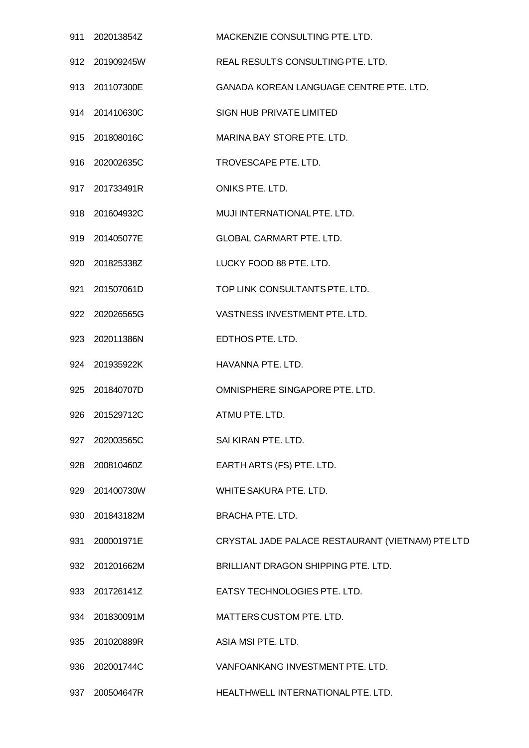| | | |
|---|---|---|
| 911 | 202013854Z | MACKENZIE CONSULTING PTE. LTD. |
| 912 | 201909245W | REAL RESULTS CONSULTING PTE. LTD. |
| 913 | 201107300E | GANADA KOREAN LANGUAGE CENTRE PTE. LTD. |
| 914 | 201410630C | SIGN HUB PRIVATE LIMITED |
| 915 | 201808016C | MARINA BAY STORE PTE. LTD. |
| 916 | 202002635C | TROVESCAPE PTE. LTD. |
| 917 | 201733491R | ONIKS PTE. LTD. |
| 918 | 201604932C | MUJI INTERNATIONAL PTE. LTD. |
| 919 | 201405077E | GLOBAL CARMART PTE. LTD. |
| 920 | 201825338Z | LUCKY FOOD 88 PTE. LTD. |
| 921 | 201507061D | TOP LINK CONSULTANTS PTE. LTD. |
| 922 | 202026565G | VASTNESS INVESTMENT PTE. LTD. |
| 923 | 202011386N | EDTHOS PTE. LTD. |
| 924 | 201935922K | HAVANNA PTE. LTD. |
| 925 | 201840707D | OMNISPHERE SINGAPORE PTE. LTD. |
| 926 | 201529712C | ATMU PTE. LTD. |
| 927 | 202003565C | SAI KIRAN PTE. LTD. |
| 928 | 200810460Z | EARTH ARTS (FS) PTE. LTD. |
| 929 | 201400730W | WHITE SAKURA PTE. LTD. |
| 930 | 201843182M | BRACHA PTE. LTD. |
| 931 | 200001971E | CRYSTAL JADE PALACE RESTAURANT (VIETNAM) PTE LTD |
| 932 | 201201662M | BRILLIANT DRAGON SHIPPING PTE. LTD. |
| 933 | 201726141Z | EATSY TECHNOLOGIES PTE. LTD. |
| 934 | 201830091M | MATTERS CUSTOM PTE. LTD. |
| 935 | 201020889R | ASIA MSI PTE. LTD. |
| 936 | 202001744C | VANFOANKANG INVESTMENT PTE. LTD. |
| 937 | 200504647R | HEALTHWELL INTERNATIONAL PTE. LTD. |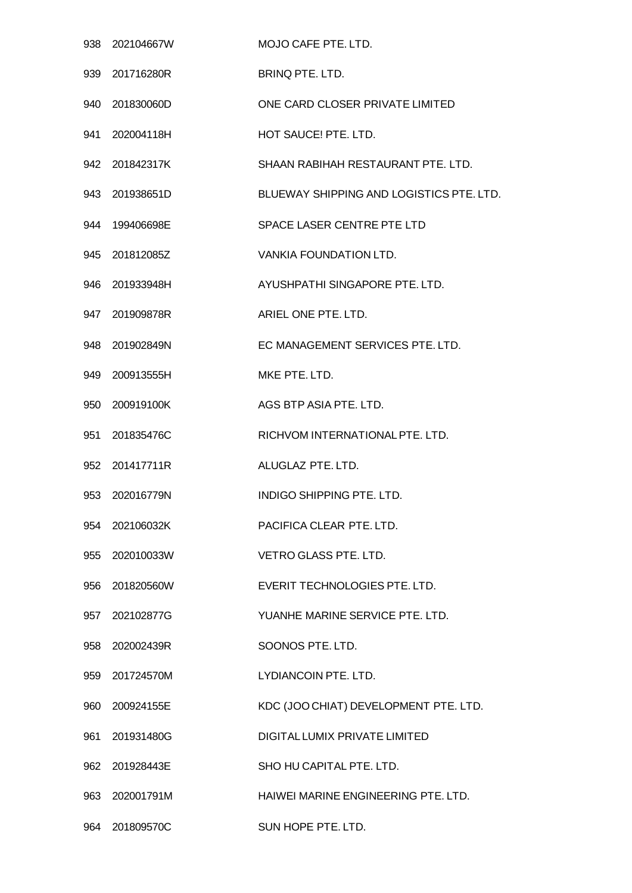| | | |
|---|---|---|
| 938 | 202104667W | MOJO CAFE PTE. LTD. |
| 939 | 201716280R | BRINQ PTE. LTD. |
| 940 | 201830060D | ONE CARD CLOSER PRIVATE LIMITED |
| 941 | 202004118H | HOT SAUCE! PTE. LTD. |
| 942 | 201842317K | SHAAN RABIHAH RESTAURANT PTE. LTD. |
| 943 | 201938651D | BLUEWAY SHIPPING AND LOGISTICS PTE. LTD. |
| 944 | 199406698E | SPACE LASER CENTRE PTE LTD |
| 945 | 201812085Z | VANKIA FOUNDATION LTD. |
| 946 | 201933948H | AYUSHPATHI SINGAPORE PTE. LTD. |
| 947 | 201909878R | ARIEL ONE PTE. LTD. |
| 948 | 201902849N | EC MANAGEMENT SERVICES PTE. LTD. |
| 949 | 200913555H | MKE PTE. LTD. |
| 950 | 200919100K | AGS BTP ASIA PTE. LTD. |
| 951 | 201835476C | RICHVOM INTERNATIONAL PTE. LTD. |
| 952 | 201417711R | ALUGLAZ PTE. LTD. |
| 953 | 202016779N | INDIGO SHIPPING PTE. LTD. |
| 954 | 202106032K | PACIFICA CLEAR PTE. LTD. |
| 955 | 202010033W | VETRO GLASS PTE. LTD. |
| 956 | 201820560W | EVERIT TECHNOLOGIES PTE. LTD. |
| 957 | 202102877G | YUANHE MARINE SERVICE PTE. LTD. |
| 958 | 202002439R | SOONOS PTE. LTD. |
| 959 | 201724570M | LYDIANCOIN PTE. LTD. |
| 960 | 200924155E | KDC (JOO CHIAT) DEVELOPMENT PTE. LTD. |
| 961 | 201931480G | DIGITAL LUMIX PRIVATE LIMITED |
| 962 | 201928443E | SHO HU CAPITAL PTE. LTD. |
| 963 | 202001791M | HAIWEI MARINE ENGINEERING PTE. LTD. |
| 964 | 201809570C | SUN HOPE PTE. LTD. |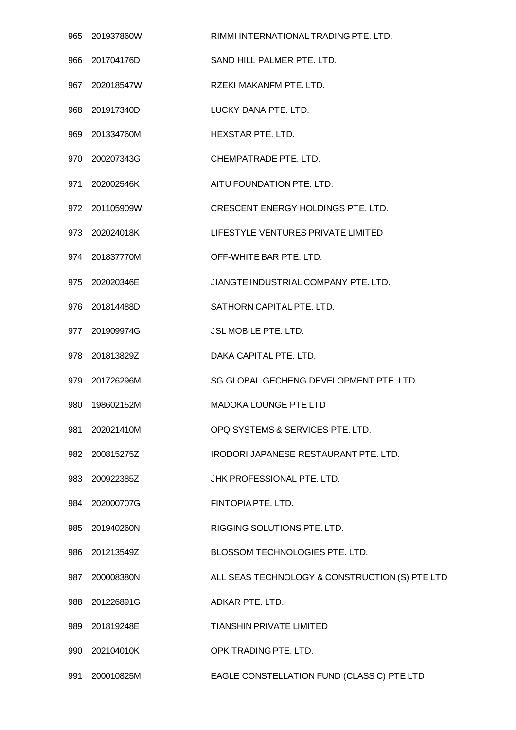| | | |
|---|---|---|
| 965 | 201937860W | RIMMI INTERNATIONAL TRADING PTE. LTD. |
| 966 | 201704176D | SAND HILL PALMER PTE. LTD. |
| 967 | 202018547W | RZEKI MAKANFM PTE. LTD. |
| 968 | 201917340D | LUCKY DANA PTE. LTD. |
| 969 | 201334760M | HEXSTAR PTE. LTD. |
| 970 | 200207343G | CHEMPATRADE PTE. LTD. |
| 971 | 202002546K | AITU FOUNDATION PTE. LTD. |
| 972 | 201105909W | CRESCENT ENERGY HOLDINGS PTE. LTD. |
| 973 | 202024018K | LIFESTYLE VENTURES PRIVATE LIMITED |
| 974 | 201837770M | OFF-WHITE BAR PTE. LTD. |
| 975 | 202020346E | JIANGTE INDUSTRIAL COMPANY PTE. LTD. |
| 976 | 201814488D | SATHORN CAPITAL PTE. LTD. |
| 977 | 201909974G | JSL MOBILE PTE. LTD. |
| 978 | 201813829Z | DAKA CAPITAL PTE. LTD. |
| 979 | 201726296M | SG GLOBAL GECHENG DEVELOPMENT PTE. LTD. |
| 980 | 198602152M | MADOKA LOUNGE PTE LTD |
| 981 | 202021410M | OPQ SYSTEMS & SERVICES PTE. LTD. |
| 982 | 200815275Z | IRODORI JAPANESE RESTAURANT PTE. LTD. |
| 983 | 200922385Z | JHK PROFESSIONAL PTE. LTD. |
| 984 | 202000707G | FINTOPIA PTE. LTD. |
| 985 | 201940260N | RIGGING SOLUTIONS PTE. LTD. |
| 986 | 201213549Z | BLOSSOM TECHNOLOGIES PTE. LTD. |
| 987 | 200008380N | ALL SEAS TECHNOLOGY & CONSTRUCTION (S) PTE LTD |
| 988 | 201226891G | ADKAR PTE. LTD. |
| 989 | 201819248E | TIANSHIN PRIVATE LIMITED |
| 990 | 202104010K | OPK TRADING PTE. LTD. |
| 991 | 200010825M | EAGLE CONSTELLATION FUND (CLASS C) PTE LTD |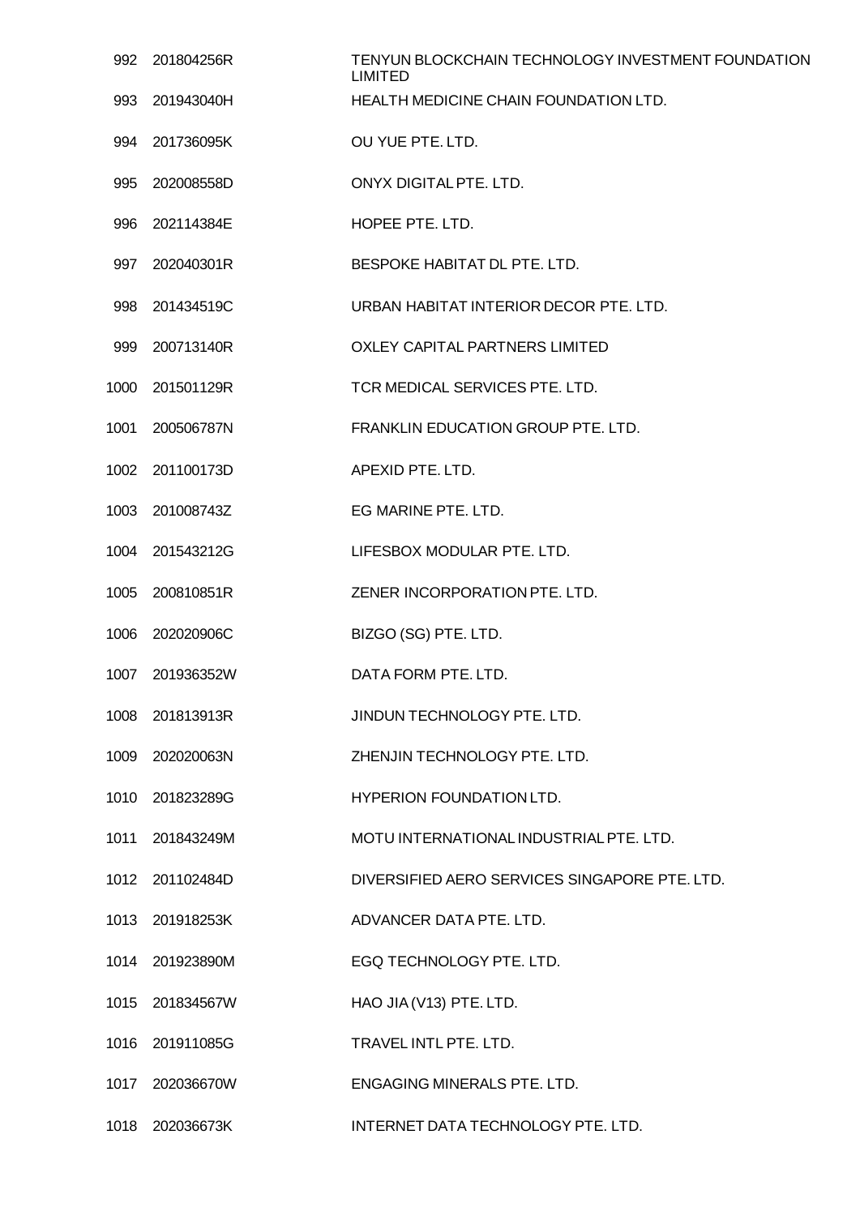| | | |
|---|---|---|
| 992 | 201804256R | TENYUN BLOCKCHAIN TECHNOLOGY INVESTMENT FOUNDATION LIMITED |
| 993 | 201943040H | HEALTH MEDICINE CHAIN FOUNDATION LTD. |
| 994 | 201736095K | OU YUE PTE. LTD. |
| 995 | 202008558D | ONYX DIGITAL PTE. LTD. |
| 996 | 202114384E | HOPEE PTE. LTD. |
| 997 | 202040301R | BESPOKE HABITAT DL PTE. LTD. |
| 998 | 201434519C | URBAN HABITAT INTERIOR DECOR PTE. LTD. |
| 999 | 200713140R | OXLEY CAPITAL PARTNERS LIMITED |
| 1000 | 201501129R | TCR MEDICAL SERVICES PTE. LTD. |
| 1001 | 200506787N | FRANKLIN EDUCATION GROUP PTE. LTD. |
| 1002 | 201100173D | APEXID PTE. LTD. |
| 1003 | 201008743Z | EG MARINE PTE. LTD. |
| 1004 | 201543212G | LIFESBOX MODULAR PTE. LTD. |
| 1005 | 200810851R | ZENER INCORPORATION PTE. LTD. |
| 1006 | 202020906C | BIZGO (SG) PTE. LTD. |
| 1007 | 201936352W | DATA FORM PTE. LTD. |
| 1008 | 201813913R | JINDUN TECHNOLOGY PTE. LTD. |
| 1009 | 202020063N | ZHENJIN TECHNOLOGY PTE. LTD. |
| 1010 | 201823289G | HYPERION FOUNDATION LTD. |
| 1011 | 201843249M | MOTU INTERNATIONAL INDUSTRIAL PTE. LTD. |
| 1012 | 201102484D | DIVERSIFIED AERO SERVICES SINGAPORE PTE. LTD. |
| 1013 | 201918253K | ADVANCER DATA PTE. LTD. |
| 1014 | 201923890M | EGQ TECHNOLOGY PTE. LTD. |
| 1015 | 201834567W | HAO JIA (V13) PTE. LTD. |
| 1016 | 201911085G | TRAVEL INTL PTE. LTD. |
| 1017 | 202036670W | ENGAGING MINERALS PTE. LTD. |
| 1018 | 202036673K | INTERNET DATA TECHNOLOGY PTE. LTD. |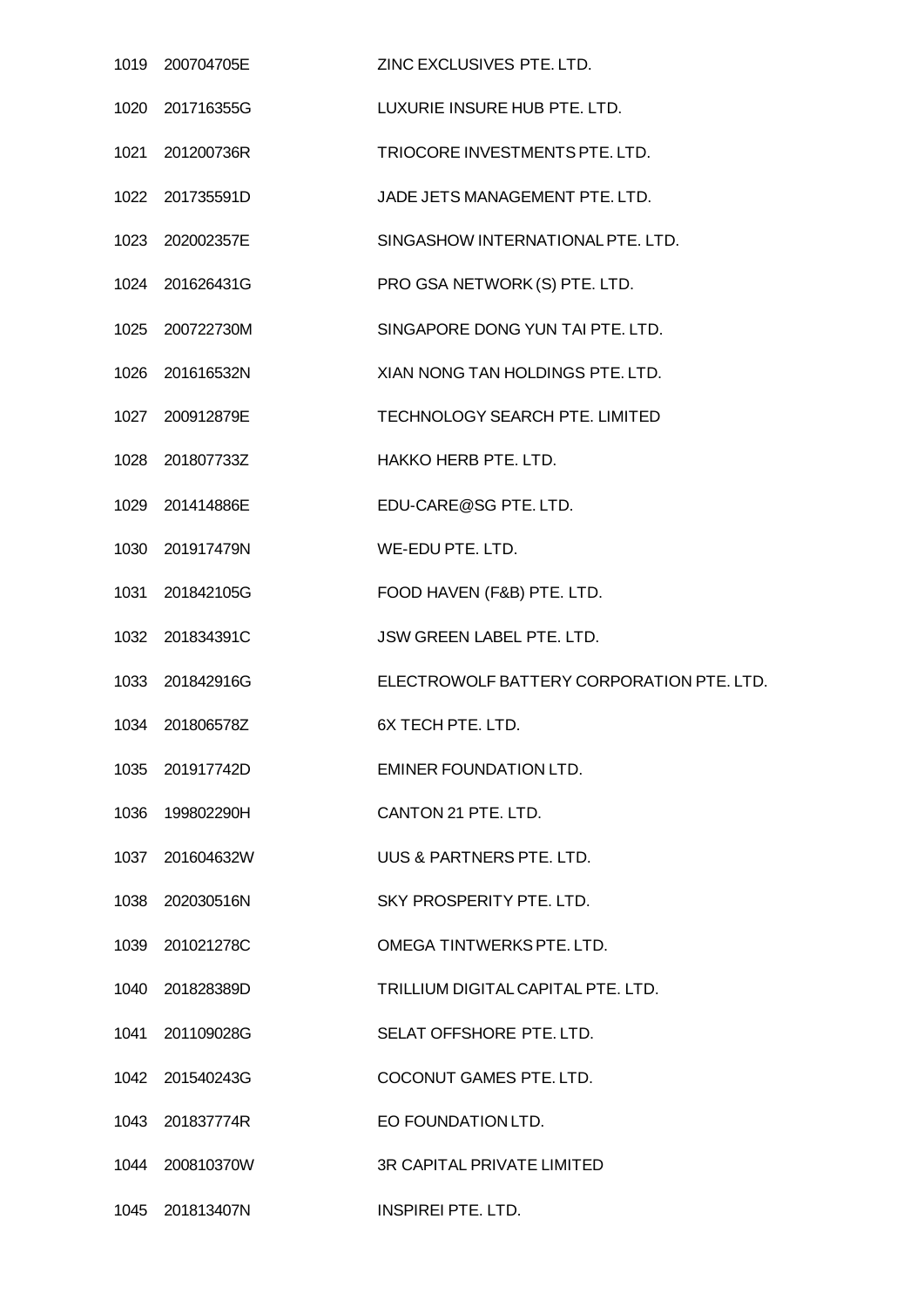| | | |
|---|---|---|
| 1019 | 200704705E | ZINC EXCLUSIVES PTE. LTD. |
| 1020 | 201716355G | LUXURIE INSURE HUB PTE. LTD. |
| 1021 | 201200736R | TRIOCORE INVESTMENTS PTE. LTD. |
| 1022 | 201735591D | JADE JETS MANAGEMENT PTE. LTD. |
| 1023 | 202002357E | SINGASHOW INTERNATIONAL PTE. LTD. |
| 1024 | 201626431G | PRO GSA NETWORK (S) PTE. LTD. |
| 1025 | 200722730M | SINGAPORE DONG YUN TAI PTE. LTD. |
| 1026 | 201616532N | XIAN NONG TAN HOLDINGS PTE. LTD. |
| 1027 | 200912879E | TECHNOLOGY SEARCH PTE. LIMITED |
| 1028 | 201807733Z | HAKKO HERB PTE. LTD. |
| 1029 | 201414886E | EDU-CARE@SG PTE. LTD. |
| 1030 | 201917479N | WE-EDU PTE. LTD. |
| 1031 | 201842105G | FOOD HAVEN (F&B) PTE. LTD. |
| 1032 | 201834391C | JSW GREEN LABEL PTE. LTD. |
| 1033 | 201842916G | ELECTROWOLF BATTERY CORPORATION PTE. LTD. |
| 1034 | 201806578Z | 6X TECH PTE. LTD. |
| 1035 | 201917742D | EMINER FOUNDATION LTD. |
| 1036 | 199802290H | CANTON 21 PTE. LTD. |
| 1037 | 201604632W | UUS & PARTNERS PTE. LTD. |
| 1038 | 202030516N | SKY PROSPERITY PTE. LTD. |
| 1039 | 201021278C | OMEGA TINTWERKS PTE. LTD. |
| 1040 | 201828389D | TRILLIUM DIGITAL CAPITAL PTE. LTD. |
| 1041 | 201109028G | SELAT OFFSHORE PTE. LTD. |
| 1042 | 201540243G | COCONUT GAMES PTE. LTD. |
| 1043 | 201837774R | EO FOUNDATION LTD. |
| 1044 | 200810370W | 3R CAPITAL PRIVATE LIMITED |
| 1045 | 201813407N | INSPIREI PTE. LTD. |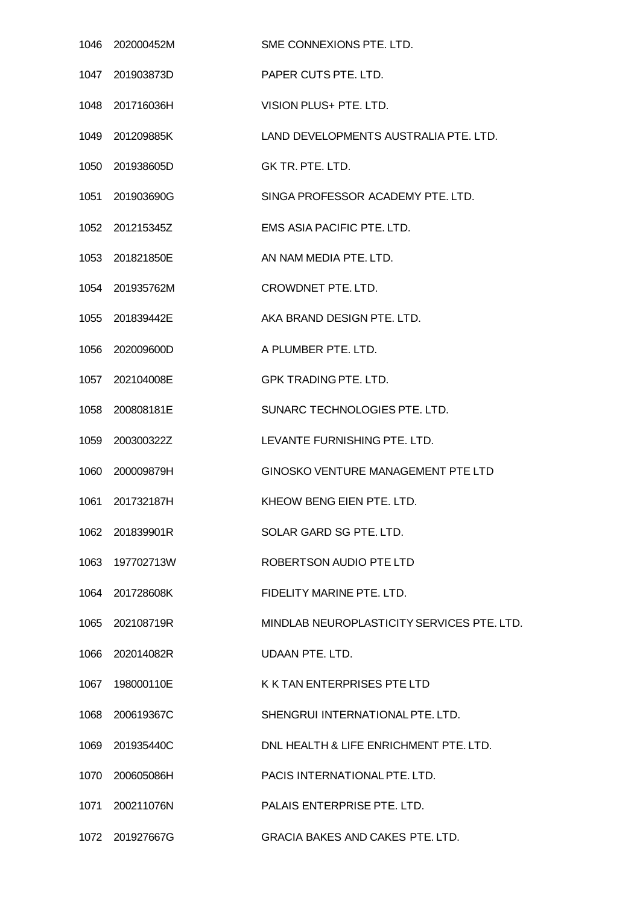| | | |
|---|---|---|
| 1046 | 202000452M | SME CONNEXIONS PTE. LTD. |
| 1047 | 201903873D | PAPER CUTS PTE. LTD. |
| 1048 | 201716036H | VISION PLUS+ PTE. LTD. |
| 1049 | 201209885K | LAND DEVELOPMENTS AUSTRALIA PTE. LTD. |
| 1050 | 201938605D | GK TR. PTE. LTD. |
| 1051 | 201903690G | SINGA PROFESSOR ACADEMY PTE. LTD. |
| 1052 | 201215345Z | EMS ASIA PACIFIC PTE. LTD. |
| 1053 | 201821850E | AN NAM MEDIA PTE. LTD. |
| 1054 | 201935762M | CROWDNET PTE. LTD. |
| 1055 | 201839442E | AKA BRAND DESIGN PTE. LTD. |
| 1056 | 202009600D | A PLUMBER PTE. LTD. |
| 1057 | 202104008E | GPK TRADING PTE. LTD. |
| 1058 | 200808181E | SUNARC TECHNOLOGIES PTE. LTD. |
| 1059 | 200300322Z | LEVANTE FURNISHING PTE. LTD. |
| 1060 | 200009879H | GINOSKO VENTURE MANAGEMENT PTE LTD |
| 1061 | 201732187H | KHEOW BENG EIEN PTE. LTD. |
| 1062 | 201839901R | SOLAR GARD SG PTE. LTD. |
| 1063 | 197702713W | ROBERTSON AUDIO PTE LTD |
| 1064 | 201728608K | FIDELITY MARINE PTE. LTD. |
| 1065 | 202108719R | MINDLAB NEUROPLASTICITY SERVICES PTE. LTD. |
| 1066 | 202014082R | UDAAN PTE. LTD. |
| 1067 | 198000110E | K K TAN ENTERPRISES PTE LTD |
| 1068 | 200619367C | SHENGRUI INTERNATIONAL PTE. LTD. |
| 1069 | 201935440C | DNL HEALTH & LIFE ENRICHMENT PTE. LTD. |
| 1070 | 200605086H | PACIS INTERNATIONAL PTE. LTD. |
| 1071 | 200211076N | PALAIS ENTERPRISE PTE. LTD. |
| 1072 | 201927667G | GRACIA BAKES AND CAKES PTE. LTD. |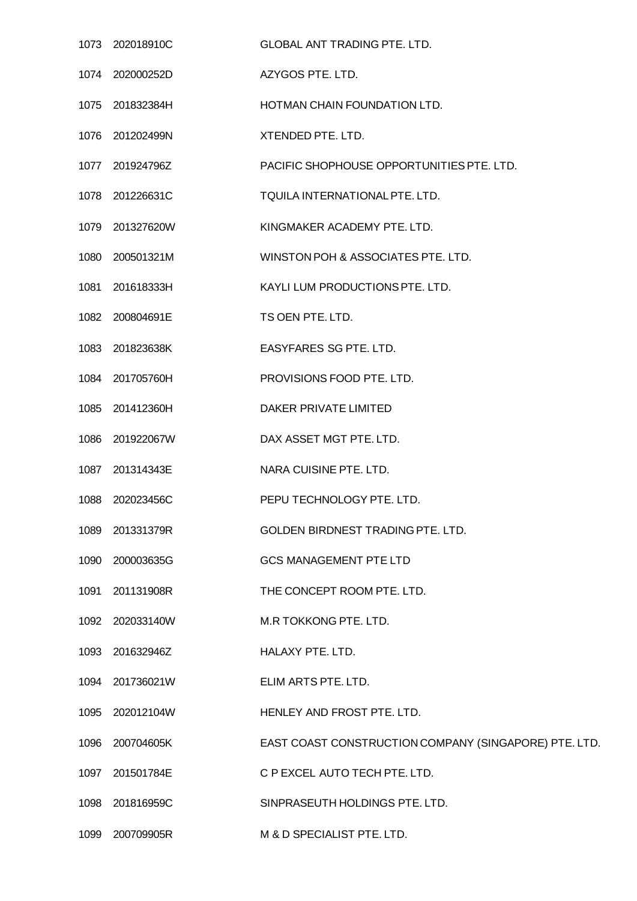| | | |
|---|---|---|
| 1073 | 202018910C | GLOBAL ANT TRADING PTE. LTD. |
| 1074 | 202000252D | AZYGOS PTE. LTD. |
| 1075 | 201832384H | HOTMAN CHAIN FOUNDATION LTD. |
| 1076 | 201202499N | XTENDED PTE. LTD. |
| 1077 | 201924796Z | PACIFIC SHOPHOUSE OPPORTUNITIES PTE. LTD. |
| 1078 | 201226631C | TQUILA INTERNATIONAL PTE. LTD. |
| 1079 | 201327620W | KINGMAKER ACADEMY PTE. LTD. |
| 1080 | 200501321M | WINSTON POH & ASSOCIATES PTE. LTD. |
| 1081 | 201618333H | KAYLI LUM PRODUCTIONS PTE. LTD. |
| 1082 | 200804691E | TS OEN PTE. LTD. |
| 1083 | 201823638K | EASYFARES SG PTE. LTD. |
| 1084 | 201705760H | PROVISIONS FOOD PTE. LTD. |
| 1085 | 201412360H | DAKER PRIVATE LIMITED |
| 1086 | 201922067W | DAX ASSET MGT PTE. LTD. |
| 1087 | 201314343E | NARA CUISINE PTE. LTD. |
| 1088 | 202023456C | PEPU TECHNOLOGY PTE. LTD. |
| 1089 | 201331379R | GOLDEN BIRDNEST TRADING PTE. LTD. |
| 1090 | 200003635G | GCS MANAGEMENT PTE LTD |
| 1091 | 201131908R | THE CONCEPT ROOM PTE. LTD. |
| 1092 | 202033140W | M.R TOKKONG PTE. LTD. |
| 1093 | 201632946Z | HALAXY PTE. LTD. |
| 1094 | 201736021W | ELIM ARTS PTE. LTD. |
| 1095 | 202012104W | HENLEY AND FROST PTE. LTD. |
| 1096 | 200704605K | EAST COAST CONSTRUCTION COMPANY (SINGAPORE) PTE. LTD. |
| 1097 | 201501784E | C P EXCEL AUTO TECH PTE. LTD. |
| 1098 | 201816959C | SINPRASEUTH HOLDINGS PTE. LTD. |
| 1099 | 200709905R | M & D SPECIALIST PTE. LTD. |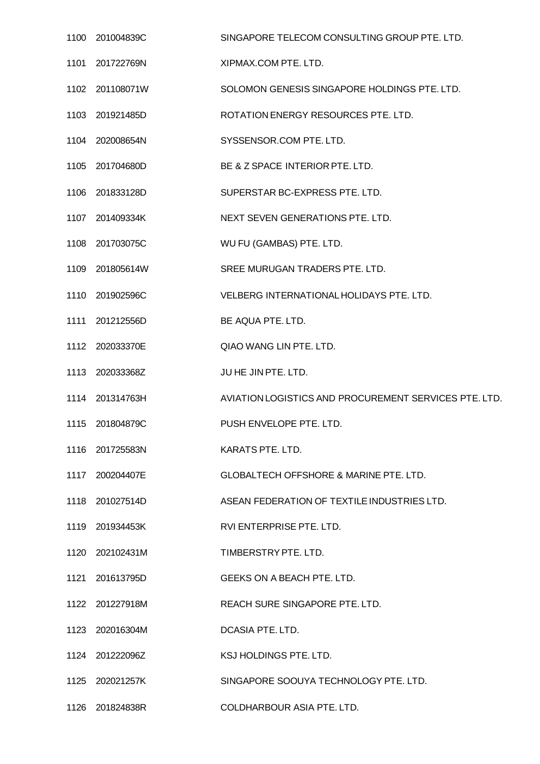| | | |
|---|---|---|
| 1100 | 201004839C | SINGAPORE TELECOM CONSULTING GROUP PTE. LTD. |
| 1101 | 201722769N | XIPMAX.COM PTE. LTD. |
| 1102 | 201108071W | SOLOMON GENESIS SINGAPORE HOLDINGS PTE. LTD. |
| 1103 | 201921485D | ROTATION ENERGY RESOURCES PTE. LTD. |
| 1104 | 202008654N | SYSSENSOR.COM PTE. LTD. |
| 1105 | 201704680D | BE & Z SPACE INTERIOR PTE. LTD. |
| 1106 | 201833128D | SUPERSTAR BC-EXPRESS PTE. LTD. |
| 1107 | 201409334K | NEXT SEVEN GENERATIONS PTE. LTD. |
| 1108 | 201703075C | WU FU (GAMBAS) PTE. LTD. |
| 1109 | 201805614W | SREE MURUGAN TRADERS PTE. LTD. |
| 1110 | 201902596C | VELBERG INTERNATIONAL HOLIDAYS PTE. LTD. |
| 1111 | 201212556D | BE AQUA PTE. LTD. |
| 1112 | 202033370E | QIAO WANG LIN PTE. LTD. |
| 1113 | 202033368Z | JU HE JIN PTE. LTD. |
| 1114 | 201314763H | AVIATION LOGISTICS AND PROCUREMENT SERVICES PTE. LTD. |
| 1115 | 201804879C | PUSH ENVELOPE PTE. LTD. |
| 1116 | 201725583N | KARATS PTE. LTD. |
| 1117 | 200204407E | GLOBALTECH OFFSHORE & MARINE PTE. LTD. |
| 1118 | 201027514D | ASEAN FEDERATION OF TEXTILE INDUSTRIES LTD. |
| 1119 | 201934453K | RVI ENTERPRISE PTE. LTD. |
| 1120 | 202102431M | TIMBERSTRY PTE. LTD. |
| 1121 | 201613795D | GEEKS ON A BEACH PTE. LTD. |
| 1122 | 201227918M | REACH SURE SINGAPORE PTE. LTD. |
| 1123 | 202016304M | DCASIA PTE. LTD. |
| 1124 | 201222096Z | KSJ HOLDINGS PTE. LTD. |
| 1125 | 202021257K | SINGAPORE SOOUYA TECHNOLOGY PTE. LTD. |
| 1126 | 201824838R | COLDHARBOUR ASIA PTE. LTD. |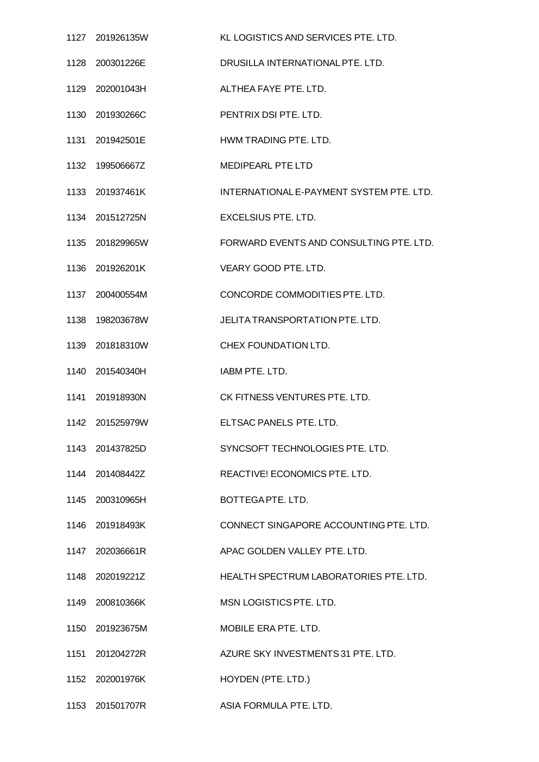| | | |
|---|---|---|
| 1127 | 201926135W | KL LOGISTICS AND SERVICES PTE. LTD. |
| 1128 | 200301226E | DRUSILLA INTERNATIONAL PTE. LTD. |
| 1129 | 202001043H | ALTHEA FAYE PTE. LTD. |
| 1130 | 201930266C | PENTRIX DSI PTE. LTD. |
| 1131 | 201942501E | HWM TRADING PTE. LTD. |
| 1132 | 199506667Z | MEDIPEARL PTE LTD |
| 1133 | 201937461K | INTERNATIONAL E-PAYMENT SYSTEM PTE. LTD. |
| 1134 | 201512725N | EXCELSIUS PTE. LTD. |
| 1135 | 201829965W | FORWARD EVENTS AND CONSULTING PTE. LTD. |
| 1136 | 201926201K | VEARY GOOD PTE. LTD. |
| 1137 | 200400554M | CONCORDE COMMODITIES PTE. LTD. |
| 1138 | 198203678W | JELITA TRANSPORTATION PTE. LTD. |
| 1139 | 201818310W | CHEX FOUNDATION LTD. |
| 1140 | 201540340H | IABM PTE. LTD. |
| 1141 | 201918930N | CK FITNESS VENTURES PTE. LTD. |
| 1142 | 201525979W | ELTSAC PANELS PTE. LTD. |
| 1143 | 201437825D | SYNCSOFT TECHNOLOGIES PTE. LTD. |
| 1144 | 201408442Z | REACTIVE! ECONOMICS PTE. LTD. |
| 1145 | 200310965H | BOTTEGA PTE. LTD. |
| 1146 | 201918493K | CONNECT SINGAPORE ACCOUNTING PTE. LTD. |
| 1147 | 202036661R | APAC GOLDEN VALLEY PTE. LTD. |
| 1148 | 202019221Z | HEALTH SPECTRUM LABORATORIES PTE. LTD. |
| 1149 | 200810366K | MSN LOGISTICS PTE. LTD. |
| 1150 | 201923675M | MOBILE ERA PTE. LTD. |
| 1151 | 201204272R | AZURE SKY INVESTMENTS 31 PTE. LTD. |
| 1152 | 202001976K | HOYDEN (PTE. LTD.) |
| 1153 | 201501707R | ASIA FORMULA PTE. LTD. |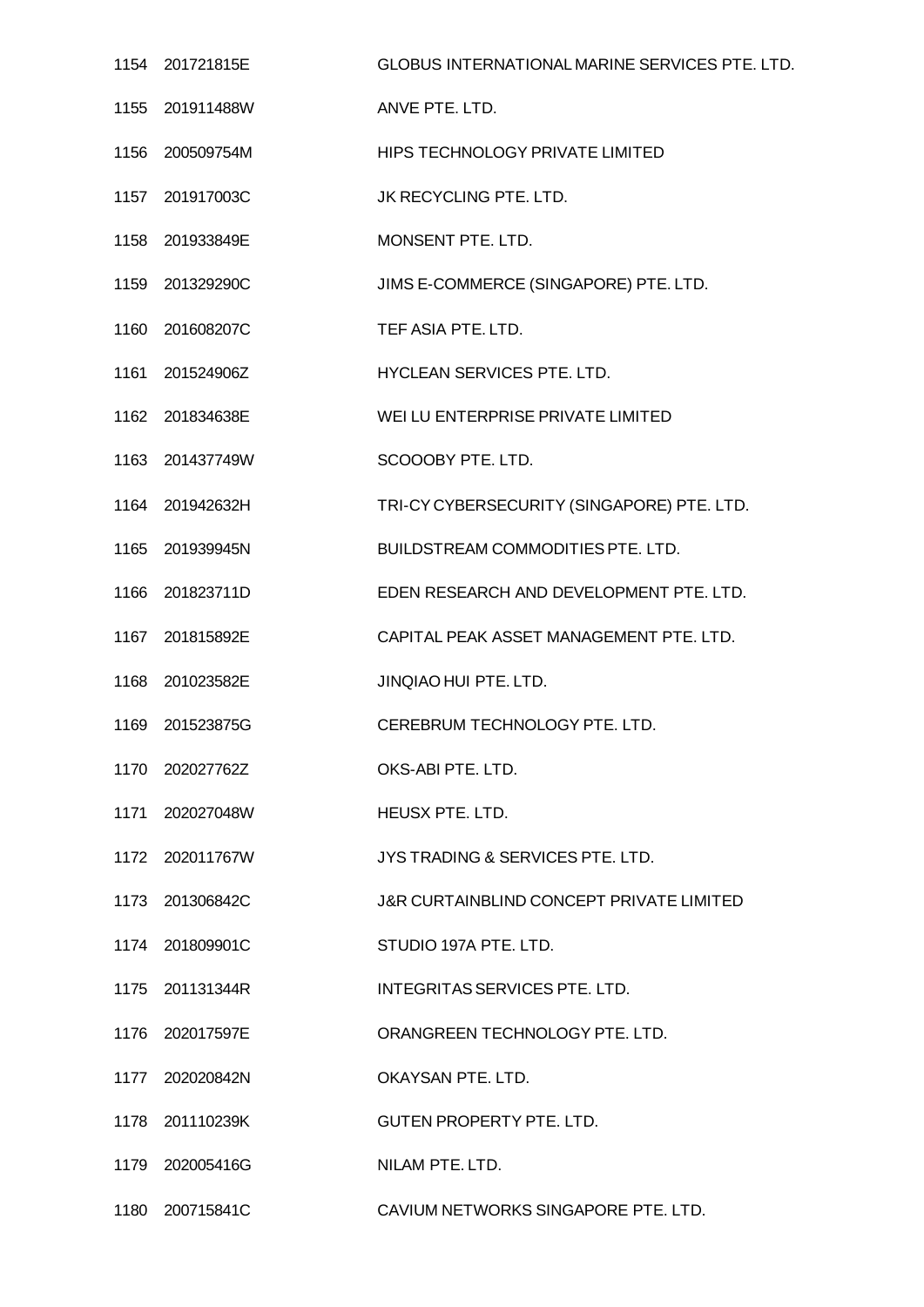| | | |
|---|---|---|
| 1154 | 201721815E | GLOBUS INTERNATIONAL MARINE SERVICES PTE. LTD. |
| 1155 | 201911488W | ANVE PTE. LTD. |
| 1156 | 200509754M | HIPS TECHNOLOGY PRIVATE LIMITED |
| 1157 | 201917003C | JK RECYCLING PTE. LTD. |
| 1158 | 201933849E | MONSENT PTE. LTD. |
| 1159 | 201329290C | JIMS E-COMMERCE (SINGAPORE) PTE. LTD. |
| 1160 | 201608207C | TEF ASIA PTE. LTD. |
| 1161 | 201524906Z | HYCLEAN SERVICES PTE. LTD. |
| 1162 | 201834638E | WEI LU ENTERPRISE PRIVATE LIMITED |
| 1163 | 201437749W | SCOOOBY PTE. LTD. |
| 1164 | 201942632H | TRI-CY CYBERSECURITY (SINGAPORE) PTE. LTD. |
| 1165 | 201939945N | BUILDSTREAM COMMODITIES PTE. LTD. |
| 1166 | 201823711D | EDEN RESEARCH AND DEVELOPMENT PTE. LTD. |
| 1167 | 201815892E | CAPITAL PEAK ASSET MANAGEMENT PTE. LTD. |
| 1168 | 201023582E | JINQIAO HUI PTE. LTD. |
| 1169 | 201523875G | CEREBRUM TECHNOLOGY PTE. LTD. |
| 1170 | 202027762Z | OKS-ABI PTE. LTD. |
| 1171 | 202027048W | HEUSX PTE. LTD. |
| 1172 | 202011767W | JYS TRADING & SERVICES PTE. LTD. |
| 1173 | 201306842C | J&R CURTAINBLIND CONCEPT PRIVATE LIMITED |
| 1174 | 201809901C | STUDIO 197A PTE. LTD. |
| 1175 | 201131344R | INTEGRITAS SERVICES PTE. LTD. |
| 1176 | 202017597E | ORANGREEN TECHNOLOGY PTE. LTD. |
| 1177 | 202020842N | OKAYSAN PTE. LTD. |
| 1178 | 201110239K | GUTEN PROPERTY PTE. LTD. |
| 1179 | 202005416G | NILAM PTE. LTD. |
| 1180 | 200715841C | CAVIUM NETWORKS SINGAPORE PTE. LTD. |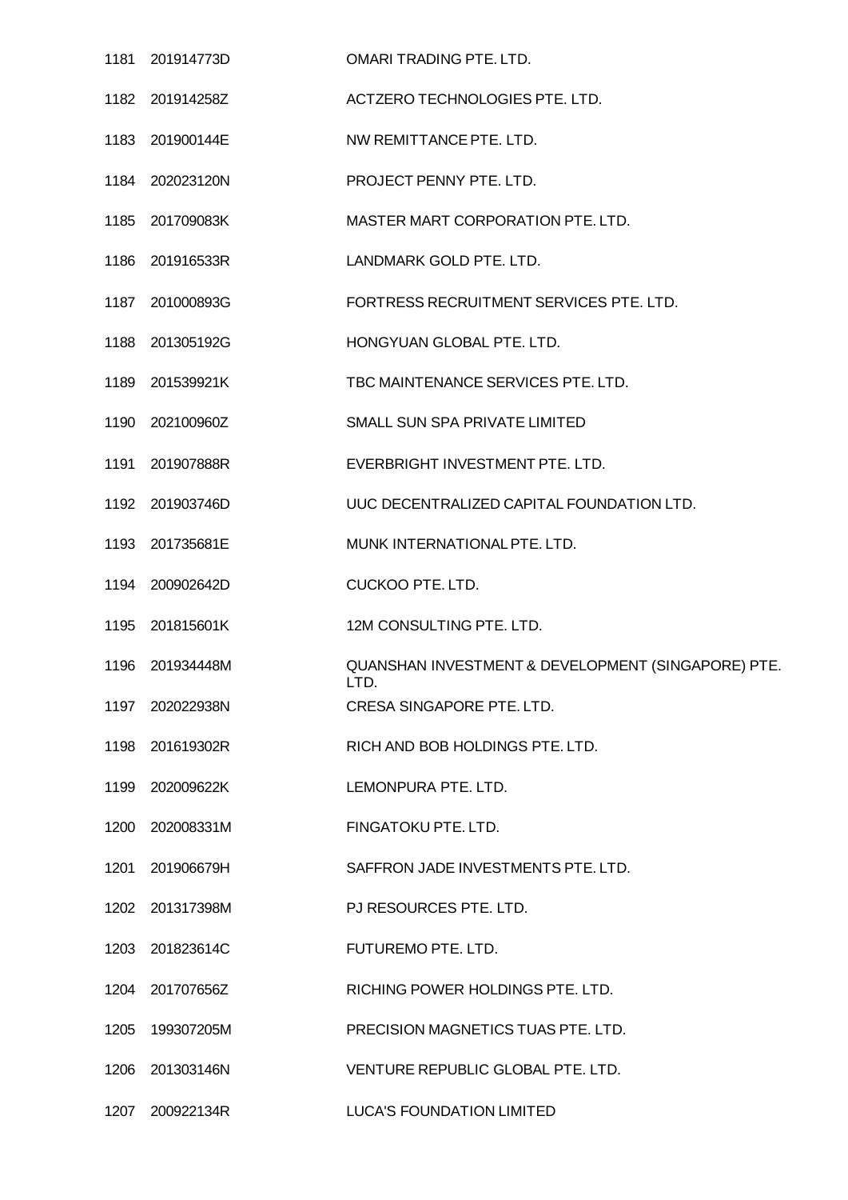| | | |
|---|---|---|
| 1181 | 201914773D | OMARI TRADING PTE. LTD. |
| 1182 | 201914258Z | ACTZERO TECHNOLOGIES PTE. LTD. |
| 1183 | 201900144E | NW REMITTANCE PTE. LTD. |
| 1184 | 202023120N | PROJECT PENNY PTE. LTD. |
| 1185 | 201709083K | MASTER MART CORPORATION PTE. LTD. |
| 1186 | 201916533R | LANDMARK GOLD PTE. LTD. |
| 1187 | 201000893G | FORTRESS RECRUITMENT SERVICES PTE. LTD. |
| 1188 | 201305192G | HONGYUAN GLOBAL PTE. LTD. |
| 1189 | 201539921K | TBC MAINTENANCE SERVICES PTE. LTD. |
| 1190 | 202100960Z | SMALL SUN SPA PRIVATE LIMITED |
| 1191 | 201907888R | EVERBRIGHT INVESTMENT PTE. LTD. |
| 1192 | 201903746D | UUC DECENTRALIZED CAPITAL FOUNDATION LTD. |
| 1193 | 201735681E | MUNK INTERNATIONAL PTE. LTD. |
| 1194 | 200902642D | CUCKOO PTE. LTD. |
| 1195 | 201815601K | 12M CONSULTING PTE. LTD. |
| 1196 | 201934448M | QUANSHAN INVESTMENT & DEVELOPMENT (SINGAPORE) PTE. LTD. |
| 1197 | 202022938N | CRESA SINGAPORE PTE. LTD. |
| 1198 | 201619302R | RICH AND BOB HOLDINGS PTE. LTD. |
| 1199 | 202009622K | LEMONPURA PTE. LTD. |
| 1200 | 202008331M | FINGATOKU PTE. LTD. |
| 1201 | 201906679H | SAFFRON JADE INVESTMENTS PTE. LTD. |
| 1202 | 201317398M | PJ RESOURCES PTE. LTD. |
| 1203 | 201823614C | FUTUREMO PTE. LTD. |
| 1204 | 201707656Z | RICHING POWER HOLDINGS PTE. LTD. |
| 1205 | 199307205M | PRECISION MAGNETICS TUAS PTE. LTD. |
| 1206 | 201303146N | VENTURE REPUBLIC GLOBAL PTE. LTD. |
| 1207 | 200922134R | LUCA'S FOUNDATION LIMITED |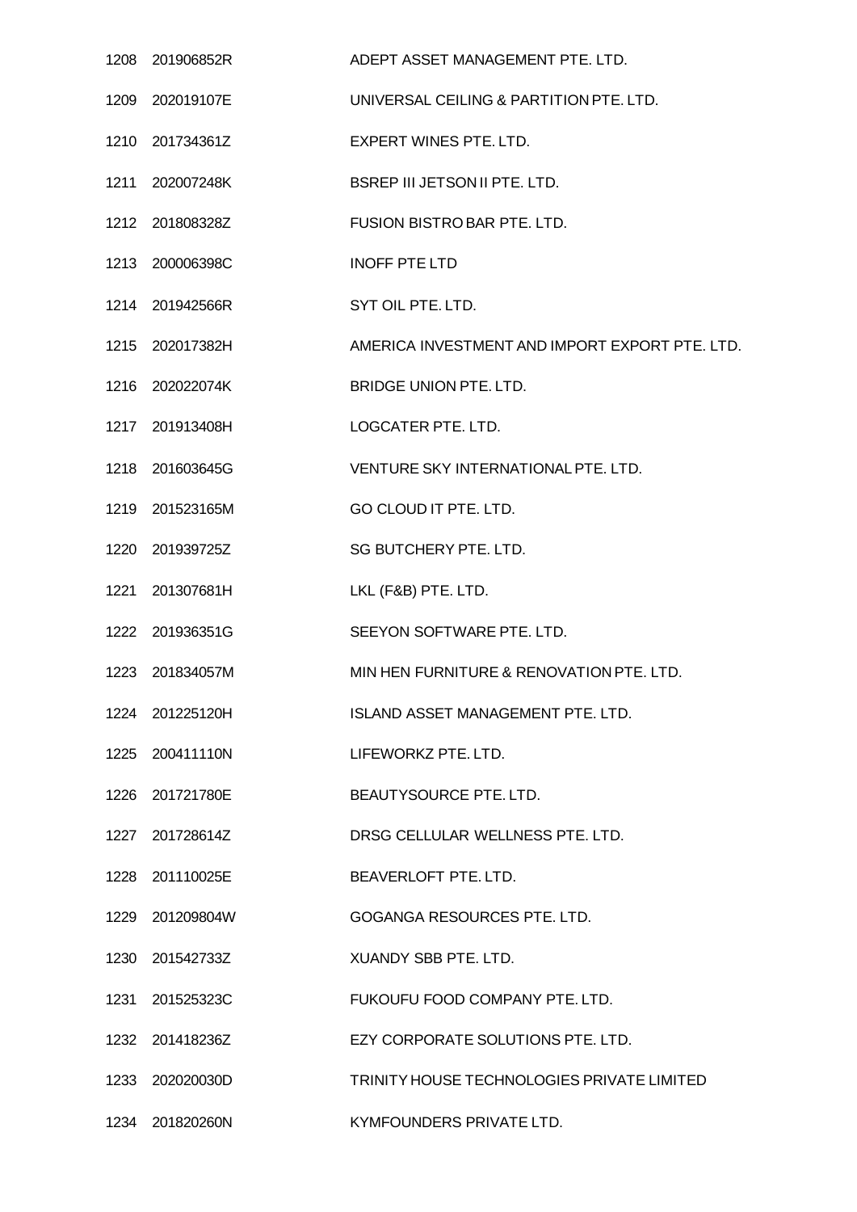| | | |
|---|---|---|
| 1208 | 201906852R | ADEPT ASSET MANAGEMENT PTE. LTD. |
| 1209 | 202019107E | UNIVERSAL CEILING & PARTITION PTE. LTD. |
| 1210 | 201734361Z | EXPERT WINES PTE. LTD. |
| 1211 | 202007248K | BSREP III JETSON II PTE. LTD. |
| 1212 | 201808328Z | FUSION BISTRO BAR PTE. LTD. |
| 1213 | 200006398C | INOFF PTE LTD |
| 1214 | 201942566R | SYT OIL PTE. LTD. |
| 1215 | 202017382H | AMERICA INVESTMENT AND IMPORT EXPORT PTE. LTD. |
| 1216 | 202022074K | BRIDGE UNION PTE. LTD. |
| 1217 | 201913408H | LOGCATER PTE. LTD. |
| 1218 | 201603645G | VENTURE SKY INTERNATIONAL PTE. LTD. |
| 1219 | 201523165M | GO CLOUD IT PTE. LTD. |
| 1220 | 201939725Z | SG BUTCHERY PTE. LTD. |
| 1221 | 201307681H | LKL (F&B) PTE. LTD. |
| 1222 | 201936351G | SEEYON SOFTWARE PTE. LTD. |
| 1223 | 201834057M | MIN HEN FURNITURE & RENOVATION PTE. LTD. |
| 1224 | 201225120H | ISLAND ASSET MANAGEMENT PTE. LTD. |
| 1225 | 200411110N | LIFEWORKZ PTE. LTD. |
| 1226 | 201721780E | BEAUTYSOURCE PTE. LTD. |
| 1227 | 201728614Z | DRSG CELLULAR WELLNESS PTE. LTD. |
| 1228 | 201110025E | BEAVERLOFT PTE. LTD. |
| 1229 | 201209804W | GOGANGA RESOURCES PTE. LTD. |
| 1230 | 201542733Z | XUANDY SBB PTE. LTD. |
| 1231 | 201525323C | FUKOUFU FOOD COMPANY PTE. LTD. |
| 1232 | 201418236Z | EZY CORPORATE SOLUTIONS PTE. LTD. |
| 1233 | 202020030D | TRINITY HOUSE TECHNOLOGIES PRIVATE LIMITED |
| 1234 | 201820260N | KYMFOUNDERS PRIVATE LTD. |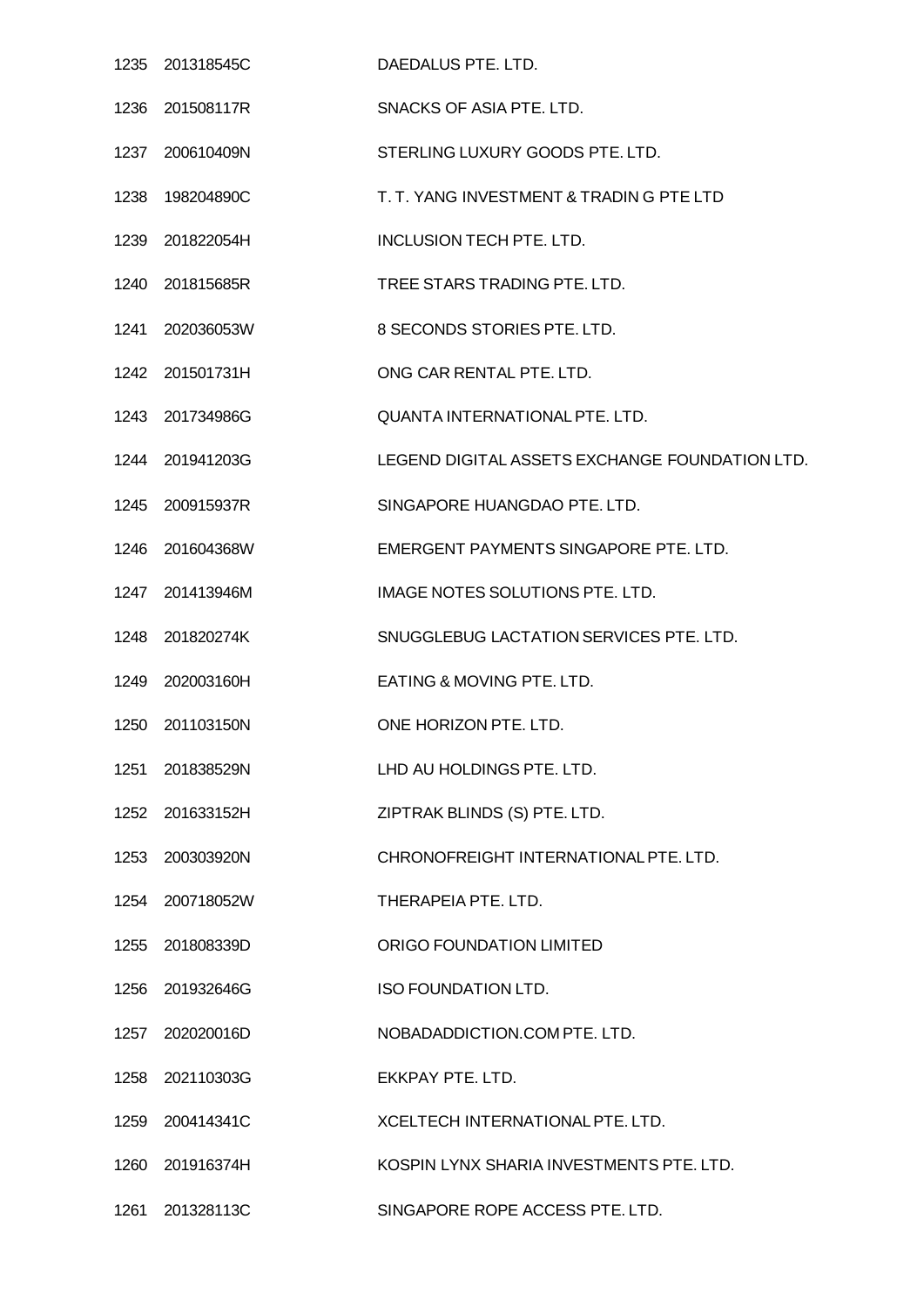| | | |
|---|---|---|
| 1235 | 201318545C | DAEDALUS PTE. LTD. |
| 1236 | 201508117R | SNACKS OF ASIA PTE. LTD. |
| 1237 | 200610409N | STERLING LUXURY GOODS PTE. LTD. |
| 1238 | 198204890C | T. T. YANG INVESTMENT & TRADIN G PTE LTD |
| 1239 | 201822054H | INCLUSION TECH PTE. LTD. |
| 1240 | 201815685R | TREE STARS TRADING PTE. LTD. |
| 1241 | 202036053W | 8 SECONDS STORIES PTE. LTD. |
| 1242 | 201501731H | ONG CAR RENTAL PTE. LTD. |
| 1243 | 201734986G | QUANTA INTERNATIONAL PTE. LTD. |
| 1244 | 201941203G | LEGEND DIGITAL ASSETS EXCHANGE FOUNDATION LTD. |
| 1245 | 200915937R | SINGAPORE HUANGDAO PTE. LTD. |
| 1246 | 201604368W | EMERGENT PAYMENTS SINGAPORE PTE. LTD. |
| 1247 | 201413946M | IMAGE NOTES SOLUTIONS PTE. LTD. |
| 1248 | 201820274K | SNUGGLEBUG LACTATION SERVICES PTE. LTD. |
| 1249 | 202003160H | EATING & MOVING PTE. LTD. |
| 1250 | 201103150N | ONE HORIZON PTE. LTD. |
| 1251 | 201838529N | LHD AU HOLDINGS PTE. LTD. |
| 1252 | 201633152H | ZIPTRAK BLINDS (S) PTE. LTD. |
| 1253 | 200303920N | CHRONOFREIGHT INTERNATIONAL PTE. LTD. |
| 1254 | 200718052W | THERAPEIA PTE. LTD. |
| 1255 | 201808339D | ORIGO FOUNDATION LIMITED |
| 1256 | 201932646G | ISO FOUNDATION LTD. |
| 1257 | 202020016D | NOBADADDICTION.COM PTE. LTD. |
| 1258 | 202110303G | EKKPAY PTE. LTD. |
| 1259 | 200414341C | XCELTECH INTERNATIONAL PTE. LTD. |
| 1260 | 201916374H | KOSPIN LYNX SHARIA INVESTMENTS PTE. LTD. |
| 1261 | 201328113C | SINGAPORE ROPE ACCESS PTE. LTD. |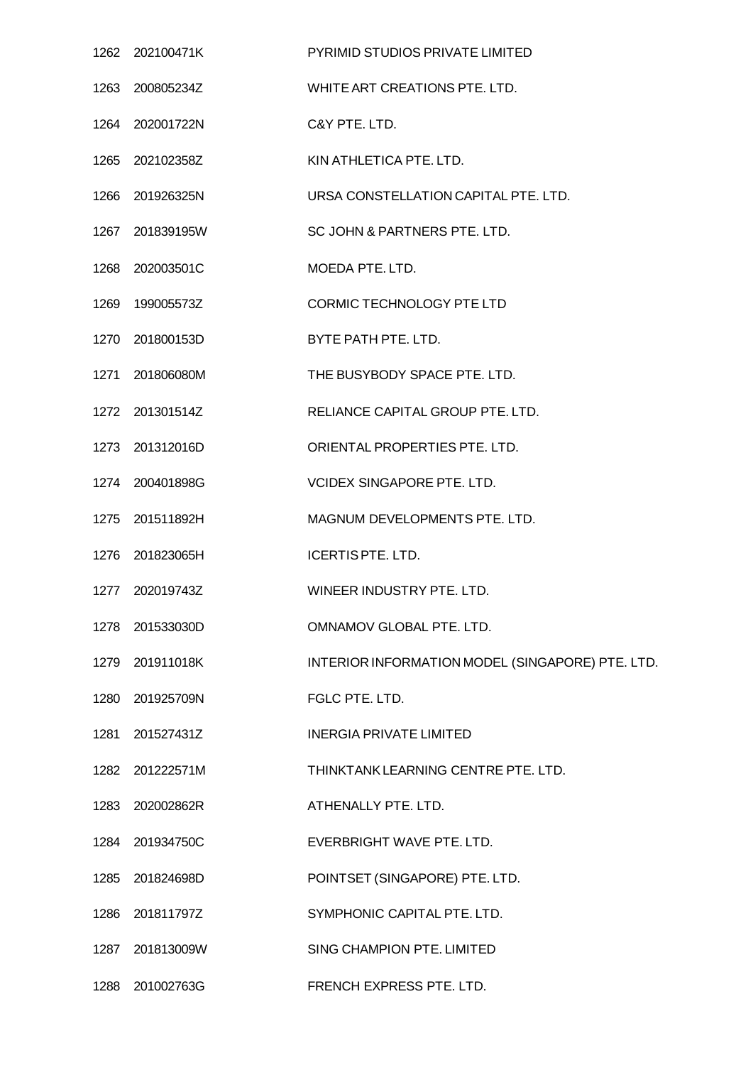| | | |
|---|---|---|
| 1262 | 202100471K | PYRIMID STUDIOS PRIVATE LIMITED |
| 1263 | 200805234Z | WHITE ART CREATIONS PTE. LTD. |
| 1264 | 202001722N | C&Y PTE. LTD. |
| 1265 | 202102358Z | KIN ATHLETICA PTE. LTD. |
| 1266 | 201926325N | URSA CONSTELLATION CAPITAL PTE. LTD. |
| 1267 | 201839195W | SC JOHN & PARTNERS PTE. LTD. |
| 1268 | 202003501C | MOEDA PTE. LTD. |
| 1269 | 199005573Z | CORMIC TECHNOLOGY PTE LTD |
| 1270 | 201800153D | BYTE PATH PTE. LTD. |
| 1271 | 201806080M | THE BUSYBODY SPACE PTE. LTD. |
| 1272 | 201301514Z | RELIANCE CAPITAL GROUP PTE. LTD. |
| 1273 | 201312016D | ORIENTAL PROPERTIES PTE. LTD. |
| 1274 | 200401898G | VCIDEX SINGAPORE PTE. LTD. |
| 1275 | 201511892H | MAGNUM DEVELOPMENTS PTE. LTD. |
| 1276 | 201823065H | ICERTIS PTE. LTD. |
| 1277 | 202019743Z | WINEER INDUSTRY PTE. LTD. |
| 1278 | 201533030D | OMNAMOV GLOBAL PTE. LTD. |
| 1279 | 201911018K | INTERIOR INFORMATION MODEL (SINGAPORE) PTE. LTD. |
| 1280 | 201925709N | FGLC PTE. LTD. |
| 1281 | 201527431Z | INERGIA PRIVATE LIMITED |
| 1282 | 201222571M | THINKTANK LEARNING CENTRE PTE. LTD. |
| 1283 | 202002862R | ATHENALLY PTE. LTD. |
| 1284 | 201934750C | EVERBRIGHT WAVE PTE. LTD. |
| 1285 | 201824698D | POINTSET (SINGAPORE) PTE. LTD. |
| 1286 | 201811797Z | SYMPHONIC CAPITAL PTE. LTD. |
| 1287 | 201813009W | SING CHAMPION PTE. LIMITED |
| 1288 | 201002763G | FRENCH EXPRESS PTE. LTD. |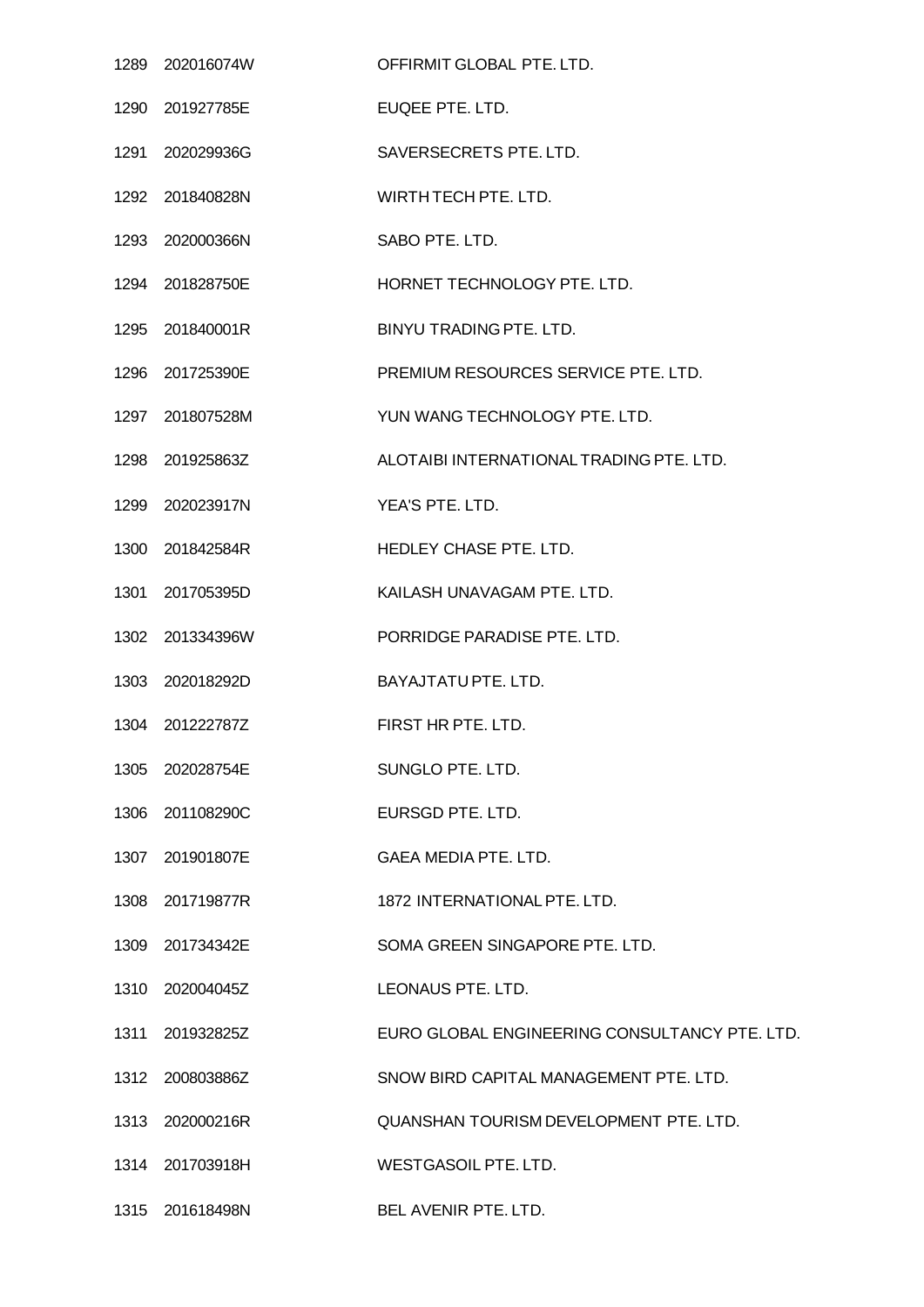| | | |
|---|---|---|
| 1289 | 202016074W | OFFIRMIT GLOBAL PTE. LTD. |
| 1290 | 201927785E | EUQEE PTE. LTD. |
| 1291 | 202029936G | SAVERSECRETS PTE. LTD. |
| 1292 | 201840828N | WIRTH TECH PTE. LTD. |
| 1293 | 202000366N | SABO PTE. LTD. |
| 1294 | 201828750E | HORNET TECHNOLOGY PTE. LTD. |
| 1295 | 201840001R | BINYU TRADING PTE. LTD. |
| 1296 | 201725390E | PREMIUM RESOURCES SERVICE PTE. LTD. |
| 1297 | 201807528M | YUN WANG TECHNOLOGY PTE. LTD. |
| 1298 | 201925863Z | ALOTAIBI INTERNATIONAL TRADING PTE. LTD. |
| 1299 | 202023917N | YEA'S PTE. LTD. |
| 1300 | 201842584R | HEDLEY CHASE PTE. LTD. |
| 1301 | 201705395D | KAILASH UNAVAGAM PTE. LTD. |
| 1302 | 201334396W | PORRIDGE PARADISE PTE. LTD. |
| 1303 | 202018292D | BAYAJTATU PTE. LTD. |
| 1304 | 201222787Z | FIRST HR PTE. LTD. |
| 1305 | 202028754E | SUNGLO PTE. LTD. |
| 1306 | 201108290C | EURSGD PTE. LTD. |
| 1307 | 201901807E | GAEA MEDIA PTE. LTD. |
| 1308 | 201719877R | 1872 INTERNATIONAL PTE. LTD. |
| 1309 | 201734342E | SOMA GREEN SINGAPORE PTE. LTD. |
| 1310 | 202004045Z | LEONAUS PTE. LTD. |
| 1311 | 201932825Z | EURO GLOBAL ENGINEERING CONSULTANCY PTE. LTD. |
| 1312 | 200803886Z | SNOW BIRD CAPITAL MANAGEMENT PTE. LTD. |
| 1313 | 202000216R | QUANSHAN TOURISM DEVELOPMENT PTE. LTD. |
| 1314 | 201703918H | WESTGASOIL PTE. LTD. |
| 1315 | 201618498N | BEL AVENIR PTE. LTD. |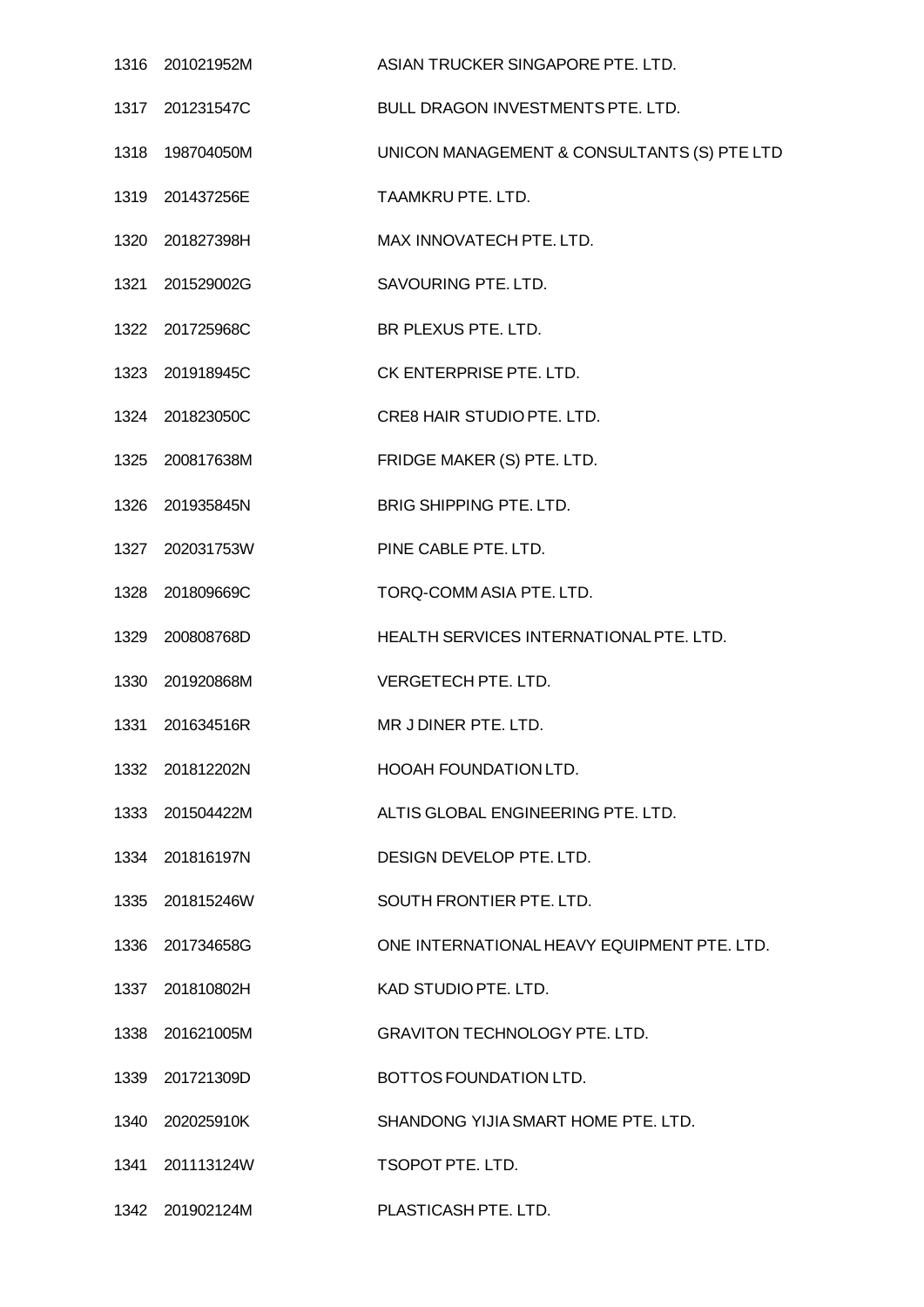| | | |
|---|---|---|
| 1316 | 201021952M | ASIAN TRUCKER SINGAPORE PTE. LTD. |
| 1317 | 201231547C | BULL DRAGON INVESTMENTS PTE. LTD. |
| 1318 | 198704050M | UNICON MANAGEMENT & CONSULTANTS (S) PTE LTD |
| 1319 | 201437256E | TAAMKRU PTE. LTD. |
| 1320 | 201827398H | MAX INNOVATECH PTE. LTD. |
| 1321 | 201529002G | SAVOURING PTE. LTD. |
| 1322 | 201725968C | BR PLEXUS PTE. LTD. |
| 1323 | 201918945C | CK ENTERPRISE PTE. LTD. |
| 1324 | 201823050C | CRE8 HAIR STUDIO PTE. LTD. |
| 1325 | 200817638M | FRIDGE MAKER (S) PTE. LTD. |
| 1326 | 201935845N | BRIG SHIPPING PTE. LTD. |
| 1327 | 202031753W | PINE CABLE PTE. LTD. |
| 1328 | 201809669C | TORQ-COMM ASIA PTE. LTD. |
| 1329 | 200808768D | HEALTH SERVICES INTERNATIONAL PTE. LTD. |
| 1330 | 201920868M | VERGETECH PTE. LTD. |
| 1331 | 201634516R | MR J DINER PTE. LTD. |
| 1332 | 201812202N | HOOAH FOUNDATION LTD. |
| 1333 | 201504422M | ALTIS GLOBAL ENGINEERING PTE. LTD. |
| 1334 | 201816197N | DESIGN DEVELOP PTE. LTD. |
| 1335 | 201815246W | SOUTH FRONTIER PTE. LTD. |
| 1336 | 201734658G | ONE INTERNATIONAL HEAVY EQUIPMENT PTE. LTD. |
| 1337 | 201810802H | KAD STUDIO PTE. LTD. |
| 1338 | 201621005M | GRAVITON TECHNOLOGY PTE. LTD. |
| 1339 | 201721309D | BOTTOS FOUNDATION LTD. |
| 1340 | 202025910K | SHANDONG YIJIA SMART HOME PTE. LTD. |
| 1341 | 201113124W | TSOPOT PTE. LTD. |
| 1342 | 201902124M | PLASTICASH PTE. LTD. |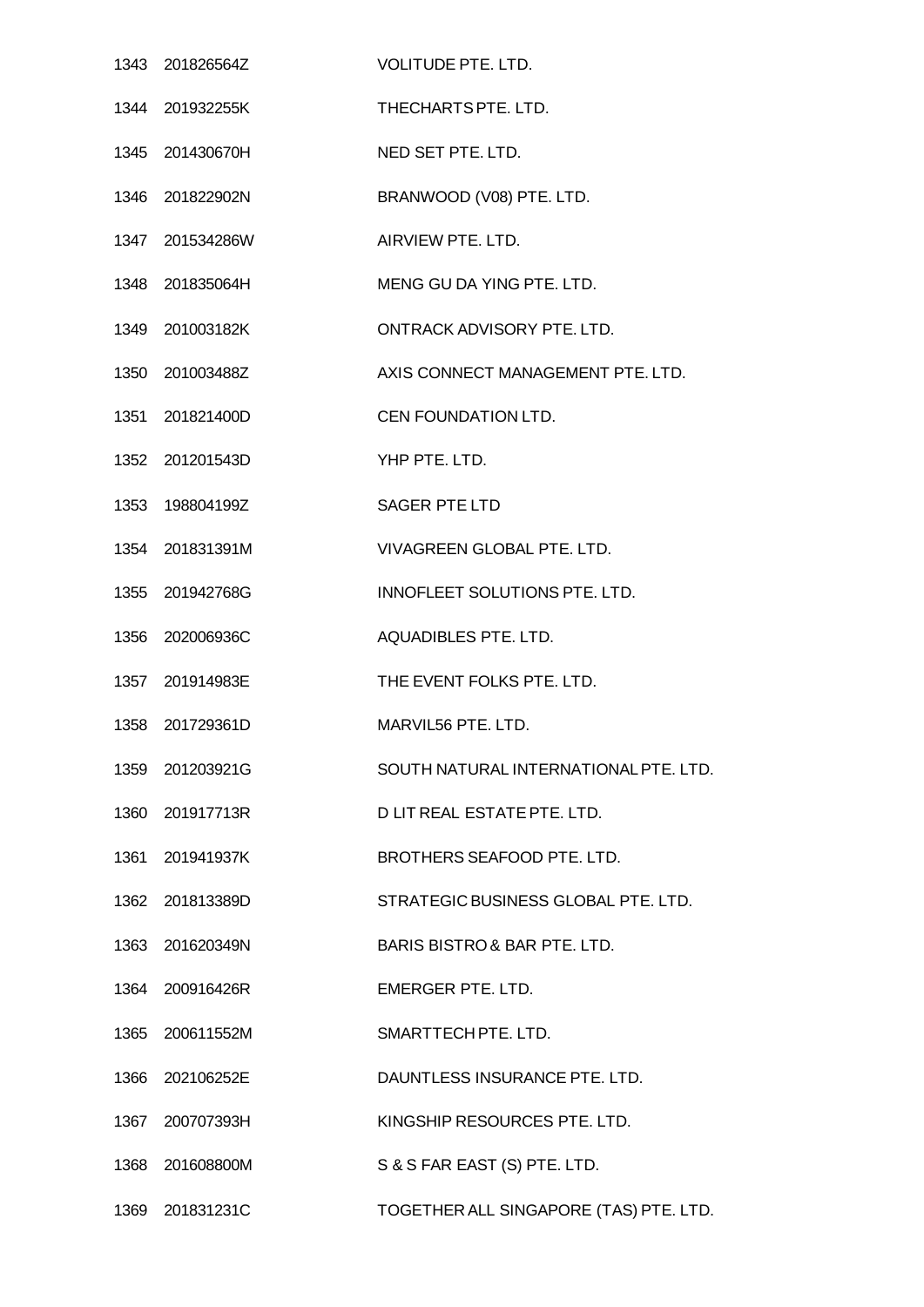| | | |
|---|---|---|
| 1343 | 201826564Z | VOLITUDE PTE. LTD. |
| 1344 | 201932255K | THECHARTS PTE. LTD. |
| 1345 | 201430670H | NED SET PTE. LTD. |
| 1346 | 201822902N | BRANWOOD (V08) PTE. LTD. |
| 1347 | 201534286W | AIRVIEW PTE. LTD. |
| 1348 | 201835064H | MENG GU DA YING PTE. LTD. |
| 1349 | 201003182K | ONTRACK ADVISORY PTE. LTD. |
| 1350 | 201003488Z | AXIS CONNECT MANAGEMENT PTE. LTD. |
| 1351 | 201821400D | CEN FOUNDATION LTD. |
| 1352 | 201201543D | YHP PTE. LTD. |
| 1353 | 198804199Z | SAGER PTE LTD |
| 1354 | 201831391M | VIVAGREEN GLOBAL PTE. LTD. |
| 1355 | 201942768G | INNOFLEET SOLUTIONS PTE. LTD. |
| 1356 | 202006936C | AQUADIBLES PTE. LTD. |
| 1357 | 201914983E | THE EVENT FOLKS PTE. LTD. |
| 1358 | 201729361D | MARVIL56 PTE. LTD. |
| 1359 | 201203921G | SOUTH NATURAL INTERNATIONAL PTE. LTD. |
| 1360 | 201917713R | D LIT REAL ESTATE PTE. LTD. |
| 1361 | 201941937K | BROTHERS SEAFOOD PTE. LTD. |
| 1362 | 201813389D | STRATEGIC BUSINESS GLOBAL PTE. LTD. |
| 1363 | 201620349N | BARIS BISTRO & BAR PTE. LTD. |
| 1364 | 200916426R | EMERGER PTE. LTD. |
| 1365 | 200611552M | SMARTTECH PTE. LTD. |
| 1366 | 202106252E | DAUNTLESS INSURANCE PTE. LTD. |
| 1367 | 200707393H | KINGSHIP RESOURCES PTE. LTD. |
| 1368 | 201608800M | S & S FAR EAST (S) PTE. LTD. |
| 1369 | 201831231C | TOGETHER ALL SINGAPORE (TAS) PTE. LTD. |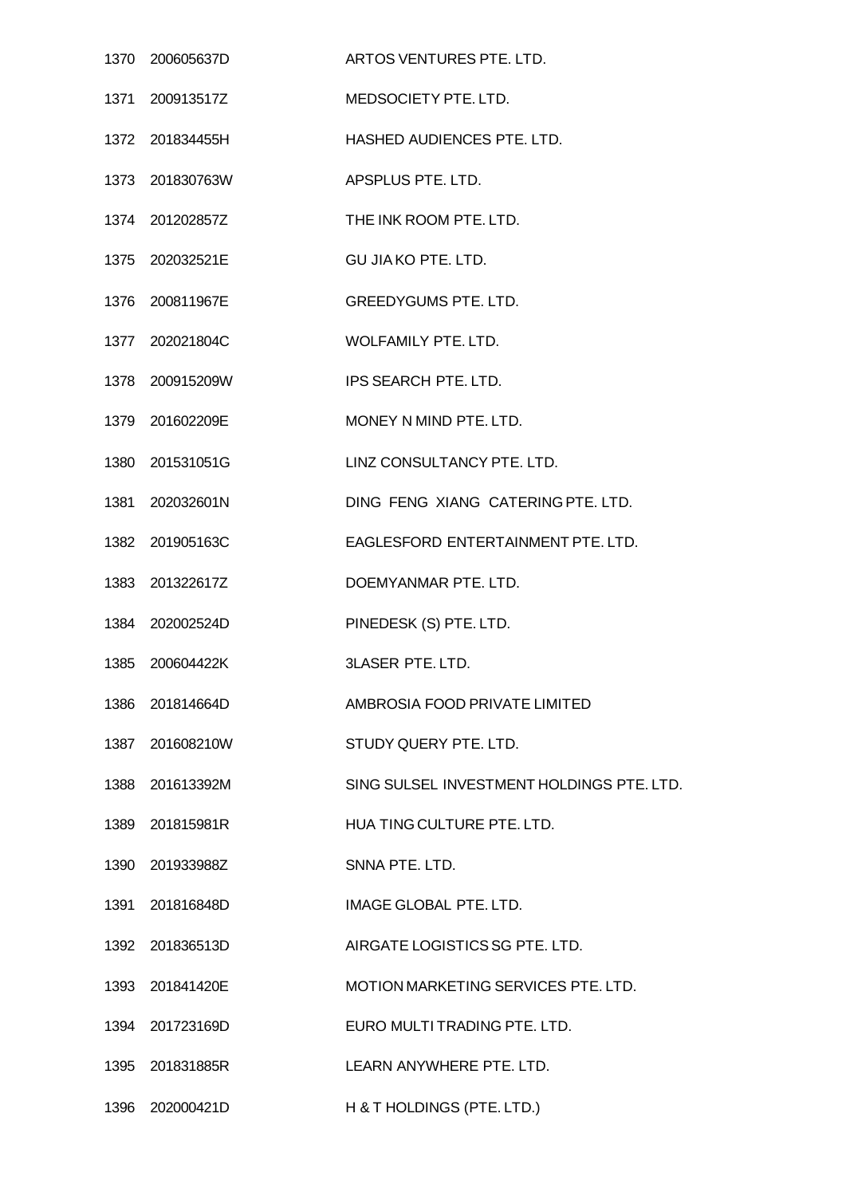| | | |
|---|---|---|
| 1370 | 200605637D | ARTOS VENTURES PTE. LTD. |
| 1371 | 200913517Z | MEDSOCIETY PTE. LTD. |
| 1372 | 201834455H | HASHED AUDIENCES PTE. LTD. |
| 1373 | 201830763W | APSPLUS PTE. LTD. |
| 1374 | 201202857Z | THE INK ROOM PTE. LTD. |
| 1375 | 202032521E | GU JIA KO PTE. LTD. |
| 1376 | 200811967E | GREEDYGUMS PTE. LTD. |
| 1377 | 202021804C | WOLFAMILY PTE. LTD. |
| 1378 | 200915209W | IPS SEARCH PTE. LTD. |
| 1379 | 201602209E | MONEY N MIND PTE. LTD. |
| 1380 | 201531051G | LINZ CONSULTANCY PTE. LTD. |
| 1381 | 202032601N | DING FENG XIANG CATERING PTE. LTD. |
| 1382 | 201905163C | EAGLESFORD ENTERTAINMENT PTE. LTD. |
| 1383 | 201322617Z | DOEMYANMAR PTE. LTD. |
| 1384 | 202002524D | PINEDESK (S) PTE. LTD. |
| 1385 | 200604422K | 3LASER PTE. LTD. |
| 1386 | 201814664D | AMBROSIA FOOD PRIVATE LIMITED |
| 1387 | 201608210W | STUDY QUERY PTE. LTD. |
| 1388 | 201613392M | SING SULSEL INVESTMENT HOLDINGS PTE. LTD. |
| 1389 | 201815981R | HUA TING CULTURE PTE. LTD. |
| 1390 | 201933988Z | SNNA PTE. LTD. |
| 1391 | 201816848D | IMAGE GLOBAL PTE. LTD. |
| 1392 | 201836513D | AIRGATE LOGISTICS SG PTE. LTD. |
| 1393 | 201841420E | MOTION MARKETING SERVICES PTE. LTD. |
| 1394 | 201723169D | EURO MULTI TRADING PTE. LTD. |
| 1395 | 201831885R | LEARN ANYWHERE PTE. LTD. |
| 1396 | 202000421D | H & T HOLDINGS (PTE. LTD.) |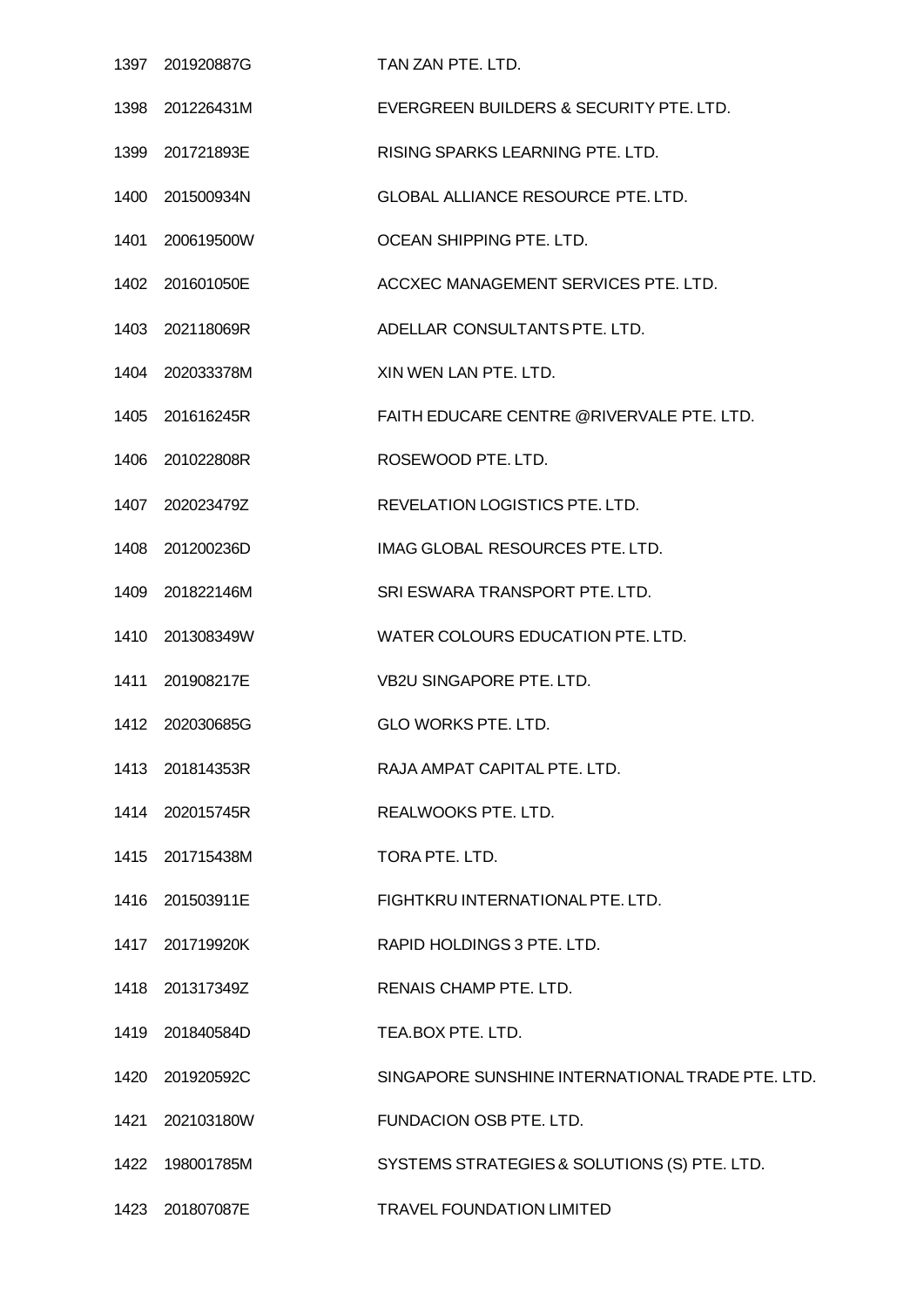| | | |
|---|---|---|
| 1397 | 201920887G | TAN ZAN PTE. LTD. |
| 1398 | 201226431M | EVERGREEN BUILDERS & SECURITY PTE. LTD. |
| 1399 | 201721893E | RISING SPARKS LEARNING PTE. LTD. |
| 1400 | 201500934N | GLOBAL ALLIANCE RESOURCE PTE. LTD. |
| 1401 | 200619500W | OCEAN SHIPPING PTE. LTD. |
| 1402 | 201601050E | ACCXEC MANAGEMENT SERVICES PTE. LTD. |
| 1403 | 202118069R | ADELLAR CONSULTANTS PTE. LTD. |
| 1404 | 202033378M | XIN WEN LAN PTE. LTD. |
| 1405 | 201616245R | FAITH EDUCARE CENTRE @RIVERVALE PTE. LTD. |
| 1406 | 201022808R | ROSEWOOD PTE. LTD. |
| 1407 | 202023479Z | REVELATION LOGISTICS PTE. LTD. |
| 1408 | 201200236D | IMAG GLOBAL RESOURCES PTE. LTD. |
| 1409 | 201822146M | SRI ESWARA TRANSPORT PTE. LTD. |
| 1410 | 201308349W | WATER COLOURS EDUCATION PTE. LTD. |
| 1411 | 201908217E | VB2U SINGAPORE PTE. LTD. |
| 1412 | 202030685G | GLO WORKS PTE. LTD. |
| 1413 | 201814353R | RAJA AMPAT CAPITAL PTE. LTD. |
| 1414 | 202015745R | REALWOOKS PTE. LTD. |
| 1415 | 201715438M | TORA PTE. LTD. |
| 1416 | 201503911E | FIGHTKRU INTERNATIONAL PTE. LTD. |
| 1417 | 201719920K | RAPID HOLDINGS 3 PTE. LTD. |
| 1418 | 201317349Z | RENAIS CHAMP PTE. LTD. |
| 1419 | 201840584D | TEA.BOX PTE. LTD. |
| 1420 | 201920592C | SINGAPORE SUNSHINE INTERNATIONAL TRADE PTE. LTD. |
| 1421 | 202103180W | FUNDACION OSB PTE. LTD. |
| 1422 | 198001785M | SYSTEMS STRATEGIES & SOLUTIONS (S) PTE. LTD. |
| 1423 | 201807087E | TRAVEL FOUNDATION LIMITED |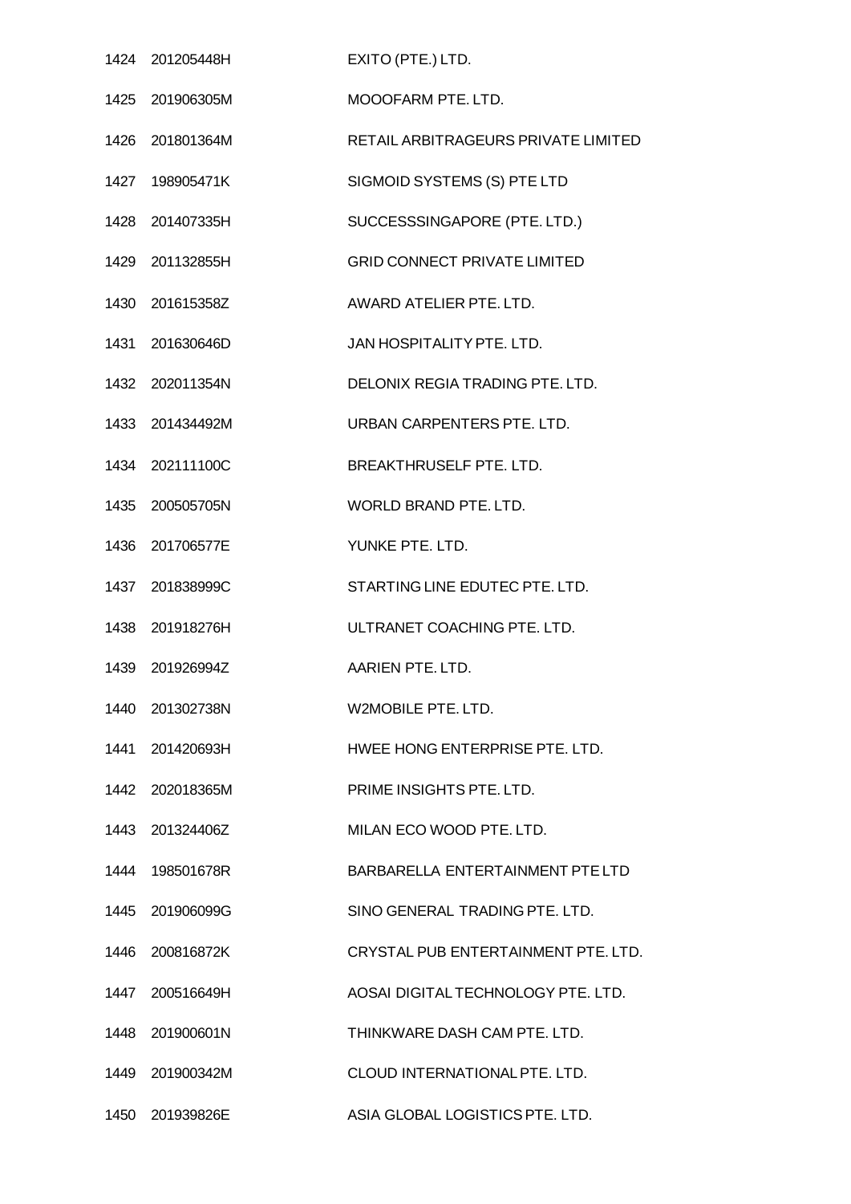| | | |
|---|---|---|
| 1424 | 201205448H | EXITO (PTE.) LTD. |
| 1425 | 201906305M | MOOOFARM PTE. LTD. |
| 1426 | 201801364M | RETAIL ARBITRAGEURS PRIVATE LIMITED |
| 1427 | 198905471K | SIGMOID SYSTEMS (S) PTE LTD |
| 1428 | 201407335H | SUCCESSSINGAPORE (PTE. LTD.) |
| 1429 | 201132855H | GRID CONNECT PRIVATE LIMITED |
| 1430 | 201615358Z | AWARD ATELIER PTE. LTD. |
| 1431 | 201630646D | JAN HOSPITALITY PTE. LTD. |
| 1432 | 202011354N | DELONIX REGIA TRADING PTE. LTD. |
| 1433 | 201434492M | URBAN CARPENTERS PTE. LTD. |
| 1434 | 202111100C | BREAKTHRUSELF PTE. LTD. |
| 1435 | 200505705N | WORLD BRAND PTE. LTD. |
| 1436 | 201706577E | YUNKE PTE. LTD. |
| 1437 | 201838999C | STARTING LINE EDUTEC PTE. LTD. |
| 1438 | 201918276H | ULTRANET COACHING PTE. LTD. |
| 1439 | 201926994Z | AARIEN PTE. LTD. |
| 1440 | 201302738N | W2MOBILE PTE. LTD. |
| 1441 | 201420693H | HWEE HONG ENTERPRISE PTE. LTD. |
| 1442 | 202018365M | PRIME INSIGHTS PTE. LTD. |
| 1443 | 201324406Z | MILAN ECO WOOD PTE. LTD. |
| 1444 | 198501678R | BARBARELLA ENTERTAINMENT PTE LTD |
| 1445 | 201906099G | SINO GENERAL TRADING PTE. LTD. |
| 1446 | 200816872K | CRYSTAL PUB ENTERTAINMENT PTE. LTD. |
| 1447 | 200516649H | AOSAI DIGITAL TECHNOLOGY PTE. LTD. |
| 1448 | 201900601N | THINKWARE DASH CAM PTE. LTD. |
| 1449 | 201900342M | CLOUD INTERNATIONAL PTE. LTD. |
| 1450 | 201939826E | ASIA GLOBAL LOGISTICS PTE. LTD. |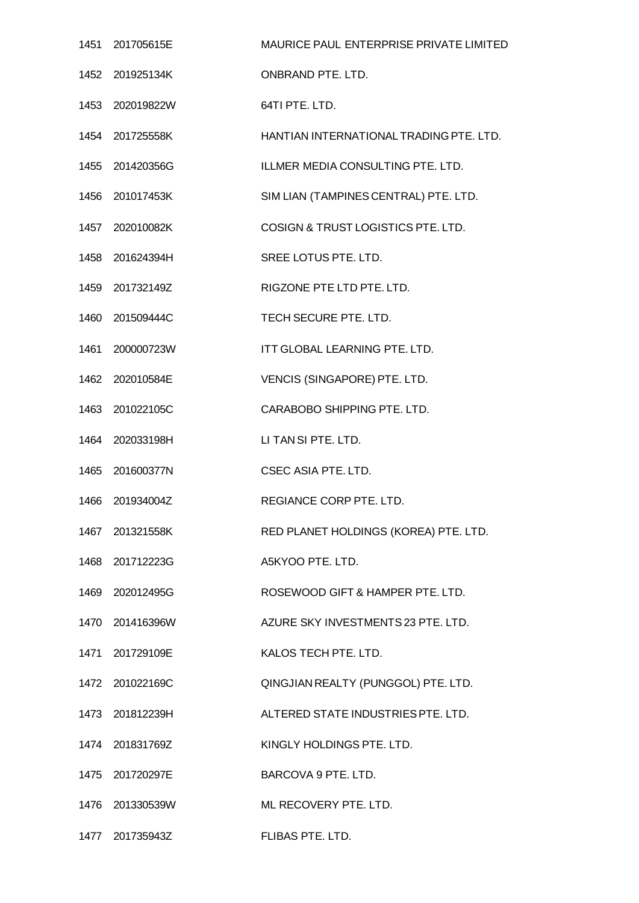| | | |
|---|---|---|
| 1451 | 201705615E | MAURICE PAUL ENTERPRISE PRIVATE LIMITED |
| 1452 | 201925134K | ONBRAND PTE. LTD. |
| 1453 | 202019822W | 64TI PTE. LTD. |
| 1454 | 201725558K | HANTIAN INTERNATIONAL TRADING PTE. LTD. |
| 1455 | 201420356G | ILLMER MEDIA CONSULTING PTE. LTD. |
| 1456 | 201017453K | SIM LIAN (TAMPINES CENTRAL) PTE. LTD. |
| 1457 | 202010082K | COSIGN & TRUST LOGISTICS PTE. LTD. |
| 1458 | 201624394H | SREE LOTUS PTE. LTD. |
| 1459 | 201732149Z | RIGZONE PTE LTD PTE. LTD. |
| 1460 | 201509444C | TECH SECURE PTE. LTD. |
| 1461 | 200000723W | ITT GLOBAL LEARNING PTE. LTD. |
| 1462 | 202010584E | VENCIS (SINGAPORE) PTE. LTD. |
| 1463 | 201022105C | CARABOBO SHIPPING PTE. LTD. |
| 1464 | 202033198H | LI TAN SI PTE. LTD. |
| 1465 | 201600377N | CSEC ASIA PTE. LTD. |
| 1466 | 201934004Z | REGIANCE CORP PTE. LTD. |
| 1467 | 201321558K | RED PLANET HOLDINGS (KOREA) PTE. LTD. |
| 1468 | 201712223G | A5KYOO PTE. LTD. |
| 1469 | 202012495G | ROSEWOOD GIFT & HAMPER PTE. LTD. |
| 1470 | 201416396W | AZURE SKY INVESTMENTS 23 PTE. LTD. |
| 1471 | 201729109E | KALOS TECH PTE. LTD. |
| 1472 | 201022169C | QINGJIAN REALTY (PUNGGOL) PTE. LTD. |
| 1473 | 201812239H | ALTERED STATE INDUSTRIES PTE. LTD. |
| 1474 | 201831769Z | KINGLY HOLDINGS PTE. LTD. |
| 1475 | 201720297E | BARCOVA 9 PTE. LTD. |
| 1476 | 201330539W | ML RECOVERY PTE. LTD. |
| 1477 | 201735943Z | FLIBAS PTE. LTD. |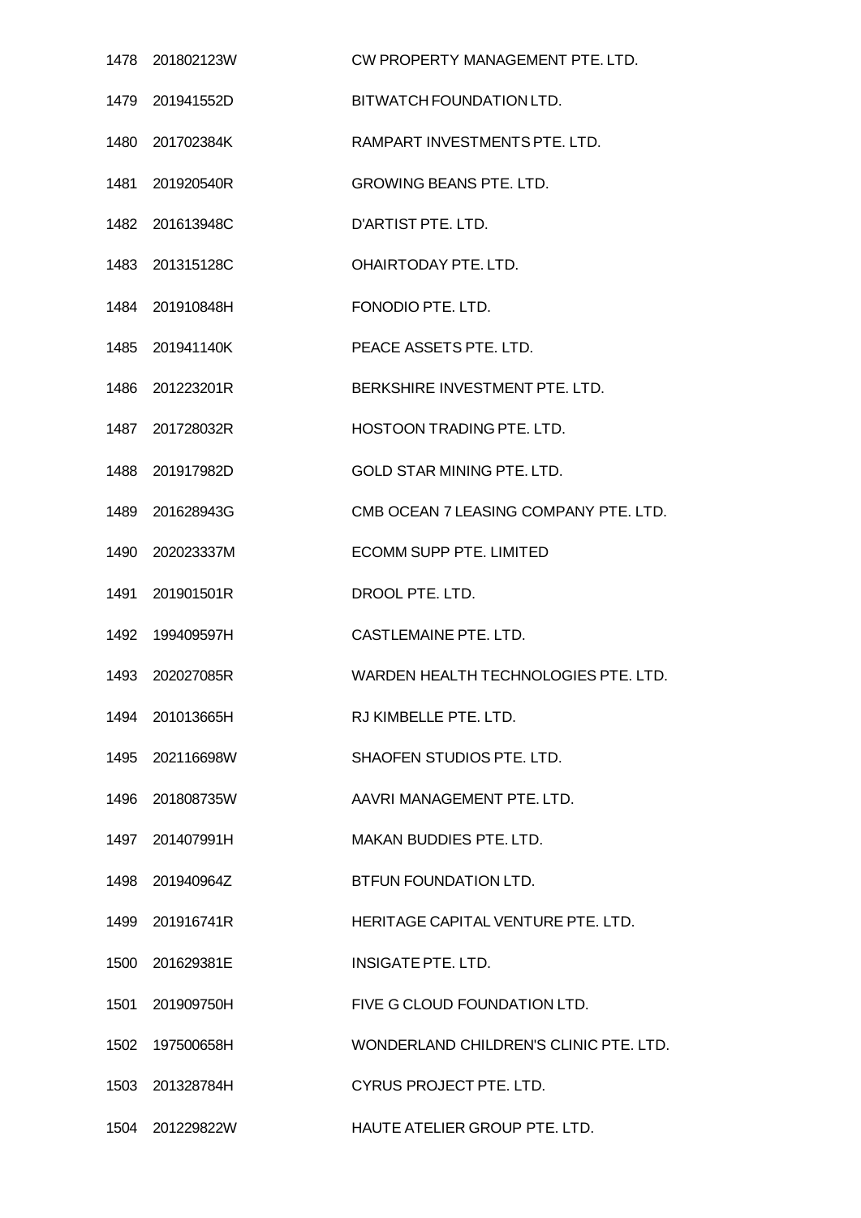| | | |
|---|---|---|
| 1478 | 201802123W | CW PROPERTY MANAGEMENT PTE. LTD. |
| 1479 | 201941552D | BITWATCH FOUNDATION LTD. |
| 1480 | 201702384K | RAMPART INVESTMENTS PTE. LTD. |
| 1481 | 201920540R | GROWING BEANS PTE. LTD. |
| 1482 | 201613948C | D'ARTIST PTE. LTD. |
| 1483 | 201315128C | OHAIRTODAY PTE. LTD. |
| 1484 | 201910848H | FONODIO PTE. LTD. |
| 1485 | 201941140K | PEACE ASSETS PTE. LTD. |
| 1486 | 201223201R | BERKSHIRE INVESTMENT PTE. LTD. |
| 1487 | 201728032R | HOSTOON TRADING PTE. LTD. |
| 1488 | 201917982D | GOLD STAR MINING PTE. LTD. |
| 1489 | 201628943G | CMB OCEAN 7 LEASING COMPANY PTE. LTD. |
| 1490 | 202023337M | ECOMM SUPP PTE. LIMITED |
| 1491 | 201901501R | DROOL PTE. LTD. |
| 1492 | 199409597H | CASTLEMAINE PTE. LTD. |
| 1493 | 202027085R | WARDEN HEALTH TECHNOLOGIES PTE. LTD. |
| 1494 | 201013665H | RJ KIMBELLE PTE. LTD. |
| 1495 | 202116698W | SHAOFEN STUDIOS PTE. LTD. |
| 1496 | 201808735W | AAVRI MANAGEMENT PTE. LTD. |
| 1497 | 201407991H | MAKAN BUDDIES PTE. LTD. |
| 1498 | 201940964Z | BTFUN FOUNDATION LTD. |
| 1499 | 201916741R | HERITAGE CAPITAL VENTURE PTE. LTD. |
| 1500 | 201629381E | INSIGATE PTE. LTD. |
| 1501 | 201909750H | FIVE G CLOUD FOUNDATION LTD. |
| 1502 | 197500658H | WONDERLAND CHILDREN'S CLINIC PTE. LTD. |
| 1503 | 201328784H | CYRUS PROJECT PTE. LTD. |
| 1504 | 201229822W | HAUTE ATELIER GROUP PTE. LTD. |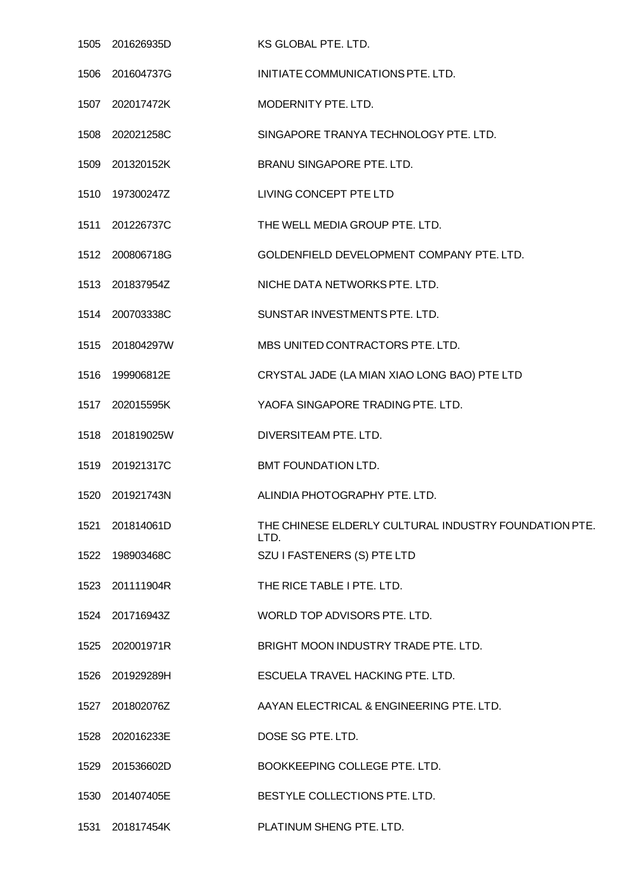| | | |
|---|---|---|
| 1505 | 201626935D | KS GLOBAL PTE. LTD. |
| 1506 | 201604737G | INITIATE COMMUNICATIONS PTE. LTD. |
| 1507 | 202017472K | MODERNITY PTE. LTD. |
| 1508 | 202021258C | SINGAPORE TRANYA TECHNOLOGY PTE. LTD. |
| 1509 | 201320152K | BRANU SINGAPORE PTE. LTD. |
| 1510 | 197300247Z | LIVING CONCEPT PTE LTD |
| 1511 | 201226737C | THE WELL MEDIA GROUP PTE. LTD. |
| 1512 | 200806718G | GOLDENFIELD DEVELOPMENT COMPANY PTE. LTD. |
| 1513 | 201837954Z | NICHE DATA NETWORKS PTE. LTD. |
| 1514 | 200703338C | SUNSTAR INVESTMENTS PTE. LTD. |
| 1515 | 201804297W | MBS UNITED CONTRACTORS PTE. LTD. |
| 1516 | 199906812E | CRYSTAL JADE (LA MIAN XIAO LONG BAO) PTE LTD |
| 1517 | 202015595K | YAOFA SINGAPORE TRADING PTE. LTD. |
| 1518 | 201819025W | DIVERSITEAM PTE. LTD. |
| 1519 | 201921317C | BMT FOUNDATION LTD. |
| 1520 | 201921743N | ALINDIA PHOTOGRAPHY PTE. LTD. |
| 1521 | 201814061D | THE CHINESE ELDERLY CULTURAL INDUSTRY FOUNDATION PTE. LTD. |
| 1522 | 198903468C | SZU I FASTENERS (S) PTE LTD |
| 1523 | 201111904R | THE RICE TABLE I PTE. LTD. |
| 1524 | 201716943Z | WORLD TOP ADVISORS PTE. LTD. |
| 1525 | 202001971R | BRIGHT MOON INDUSTRY TRADE PTE. LTD. |
| 1526 | 201929289H | ESCUELA TRAVEL HACKING PTE. LTD. |
| 1527 | 201802076Z | AAYAN ELECTRICAL & ENGINEERING PTE. LTD. |
| 1528 | 202016233E | DOSE SG PTE. LTD. |
| 1529 | 201536602D | BOOKKEEPING COLLEGE PTE. LTD. |
| 1530 | 201407405E | BESTYLE COLLECTIONS PTE. LTD. |
| 1531 | 201817454K | PLATINUM SHENG PTE. LTD. |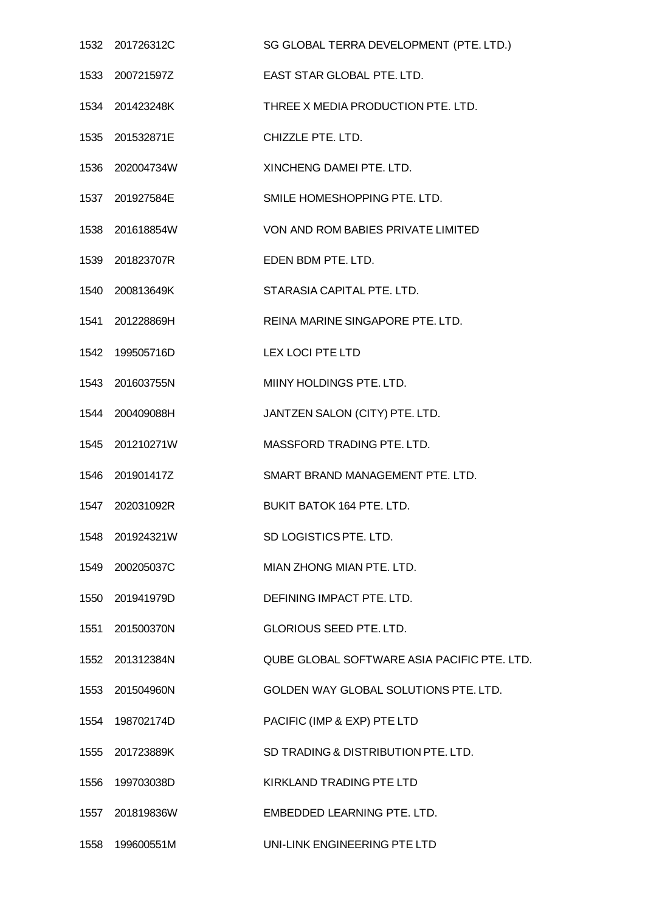| | | |
|---|---|---|
| 1532 | 201726312C | SG GLOBAL TERRA DEVELOPMENT (PTE. LTD.) |
| 1533 | 200721597Z | EAST STAR GLOBAL PTE. LTD. |
| 1534 | 201423248K | THREE X MEDIA PRODUCTION PTE. LTD. |
| 1535 | 201532871E | CHIZZLE PTE. LTD. |
| 1536 | 202004734W | XINCHENG DAMEI PTE. LTD. |
| 1537 | 201927584E | SMILE HOMESHOPPING PTE. LTD. |
| 1538 | 201618854W | VON AND ROM BABIES PRIVATE LIMITED |
| 1539 | 201823707R | EDEN BDM PTE. LTD. |
| 1540 | 200813649K | STARASIA CAPITAL PTE. LTD. |
| 1541 | 201228869H | REINA MARINE SINGAPORE PTE. LTD. |
| 1542 | 199505716D | LEX LOCI PTE LTD |
| 1543 | 201603755N | MIINY HOLDINGS PTE. LTD. |
| 1544 | 200409088H | JANTZEN SALON (CITY) PTE. LTD. |
| 1545 | 201210271W | MASSFORD TRADING PTE. LTD. |
| 1546 | 201901417Z | SMART BRAND MANAGEMENT PTE. LTD. |
| 1547 | 202031092R | BUKIT BATOK 164 PTE. LTD. |
| 1548 | 201924321W | SD LOGISTICS PTE. LTD. |
| 1549 | 200205037C | MIAN ZHONG MIAN PTE. LTD. |
| 1550 | 201941979D | DEFINING IMPACT PTE. LTD. |
| 1551 | 201500370N | GLORIOUS SEED PTE. LTD. |
| 1552 | 201312384N | QUBE GLOBAL SOFTWARE ASIA PACIFIC PTE. LTD. |
| 1553 | 201504960N | GOLDEN WAY GLOBAL SOLUTIONS PTE. LTD. |
| 1554 | 198702174D | PACIFIC (IMP & EXP) PTE LTD |
| 1555 | 201723889K | SD TRADING & DISTRIBUTION PTE. LTD. |
| 1556 | 199703038D | KIRKLAND TRADING PTE LTD |
| 1557 | 201819836W | EMBEDDED LEARNING PTE. LTD. |
| 1558 | 199600551M | UNI-LINK ENGINEERING PTE LTD |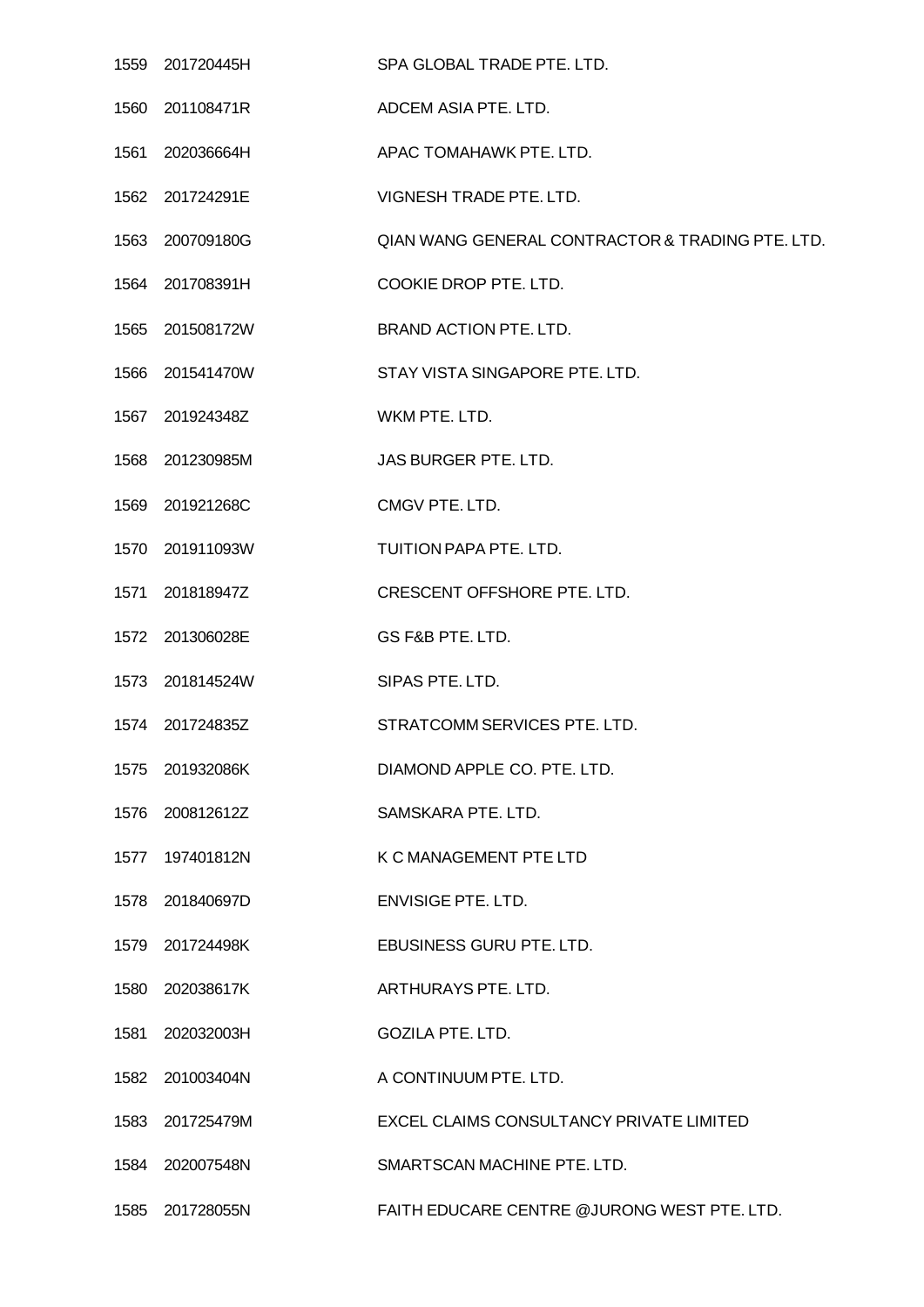| | | |
|---|---|---|
| 1559 | 201720445H | SPA GLOBAL TRADE PTE. LTD. |
| 1560 | 201108471R | ADCEM ASIA PTE. LTD. |
| 1561 | 202036664H | APAC TOMAHAWK PTE. LTD. |
| 1562 | 201724291E | VIGNESH TRADE PTE. LTD. |
| 1563 | 200709180G | QIAN WANG GENERAL CONTRACTOR & TRADING PTE. LTD. |
| 1564 | 201708391H | COOKIE DROP PTE. LTD. |
| 1565 | 201508172W | BRAND ACTION PTE. LTD. |
| 1566 | 201541470W | STAY VISTA SINGAPORE PTE. LTD. |
| 1567 | 201924348Z | WKM PTE. LTD. |
| 1568 | 201230985M | JAS BURGER PTE. LTD. |
| 1569 | 201921268C | CMGV PTE. LTD. |
| 1570 | 201911093W | TUITION PAPA PTE. LTD. |
| 1571 | 201818947Z | CRESCENT OFFSHORE PTE. LTD. |
| 1572 | 201306028E | GS F&B PTE. LTD. |
| 1573 | 201814524W | SIPAS PTE. LTD. |
| 1574 | 201724835Z | STRATCOMM SERVICES PTE. LTD. |
| 1575 | 201932086K | DIAMOND APPLE CO. PTE. LTD. |
| 1576 | 200812612Z | SAMSKARA PTE. LTD. |
| 1577 | 197401812N | K C MANAGEMENT PTE LTD |
| 1578 | 201840697D | ENVISIGE PTE. LTD. |
| 1579 | 201724498K | EBUSINESS GURU PTE. LTD. |
| 1580 | 202038617K | ARTHURAYS PTE. LTD. |
| 1581 | 202032003H | GOZILA PTE. LTD. |
| 1582 | 201003404N | A CONTINUUM PTE. LTD. |
| 1583 | 201725479M | EXCEL CLAIMS CONSULTANCY PRIVATE LIMITED |
| 1584 | 202007548N | SMARTSCAN MACHINE PTE. LTD. |
| 1585 | 201728055N | FAITH EDUCARE CENTRE @JURONG WEST PTE. LTD. |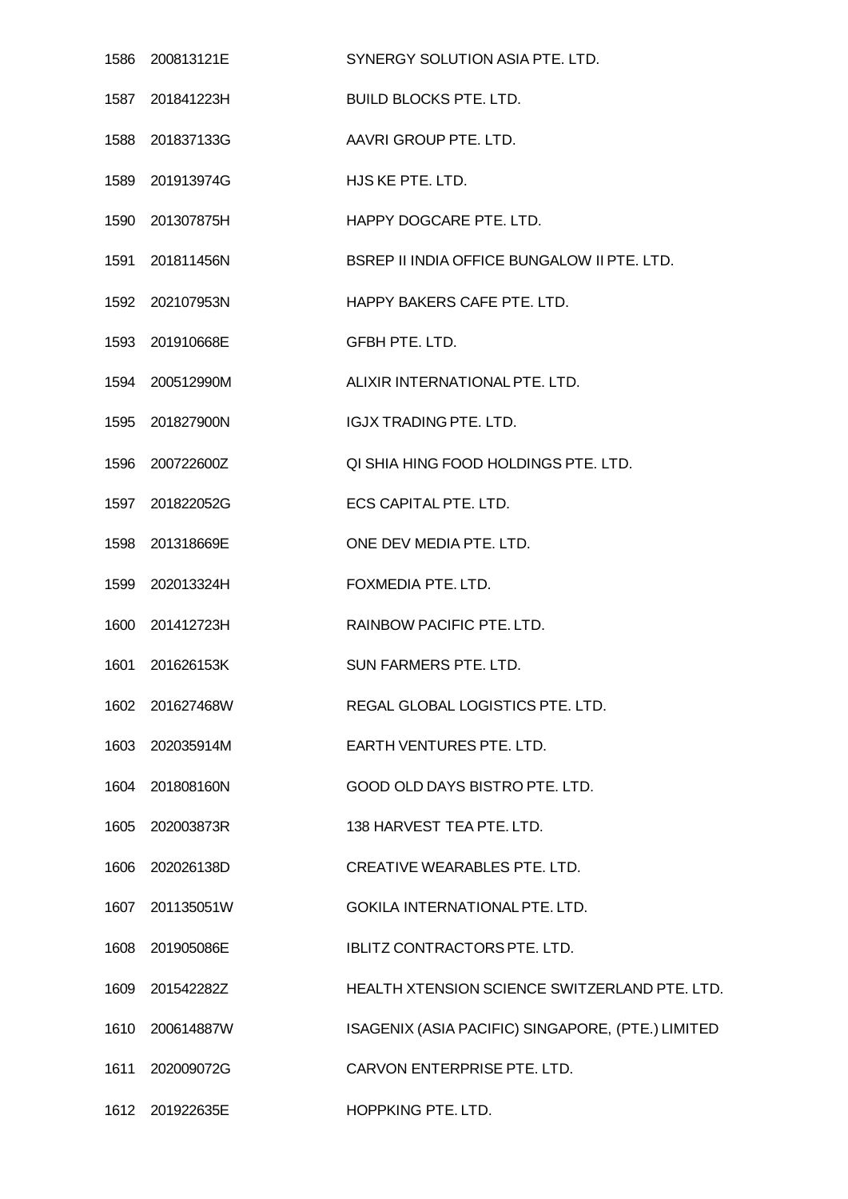| | | |
|---|---|---|
| 1586 | 200813121E | SYNERGY SOLUTION ASIA PTE. LTD. |
| 1587 | 201841223H | BUILD BLOCKS PTE. LTD. |
| 1588 | 201837133G | AAVRI GROUP PTE. LTD. |
| 1589 | 201913974G | HJS KE PTE. LTD. |
| 1590 | 201307875H | HAPPY DOGCARE PTE. LTD. |
| 1591 | 201811456N | BSREP II INDIA OFFICE BUNGALOW II PTE. LTD. |
| 1592 | 202107953N | HAPPY BAKERS CAFE PTE. LTD. |
| 1593 | 201910668E | GFBH PTE. LTD. |
| 1594 | 200512990M | ALIXIR INTERNATIONAL PTE. LTD. |
| 1595 | 201827900N | IGJX TRADING PTE. LTD. |
| 1596 | 200722600Z | QI SHIA HING FOOD HOLDINGS PTE. LTD. |
| 1597 | 201822052G | ECS CAPITAL PTE. LTD. |
| 1598 | 201318669E | ONE DEV MEDIA PTE. LTD. |
| 1599 | 202013324H | FOXMEDIA PTE. LTD. |
| 1600 | 201412723H | RAINBOW PACIFIC PTE. LTD. |
| 1601 | 201626153K | SUN FARMERS PTE. LTD. |
| 1602 | 201627468W | REGAL GLOBAL LOGISTICS PTE. LTD. |
| 1603 | 202035914M | EARTH VENTURES PTE. LTD. |
| 1604 | 201808160N | GOOD OLD DAYS BISTRO PTE. LTD. |
| 1605 | 202003873R | 138 HARVEST TEA PTE. LTD. |
| 1606 | 202026138D | CREATIVE WEARABLES PTE. LTD. |
| 1607 | 201135051W | GOKILA INTERNATIONAL PTE. LTD. |
| 1608 | 201905086E | IBLITZ CONTRACTORS PTE. LTD. |
| 1609 | 201542282Z | HEALTH XTENSION SCIENCE SWITZERLAND PTE. LTD. |
| 1610 | 200614887W | ISAGENIX (ASIA PACIFIC) SINGAPORE, (PTE.) LIMITED |
| 1611 | 202009072G | CARVON ENTERPRISE PTE. LTD. |
| 1612 | 201922635E | HOPPKING PTE. LTD. |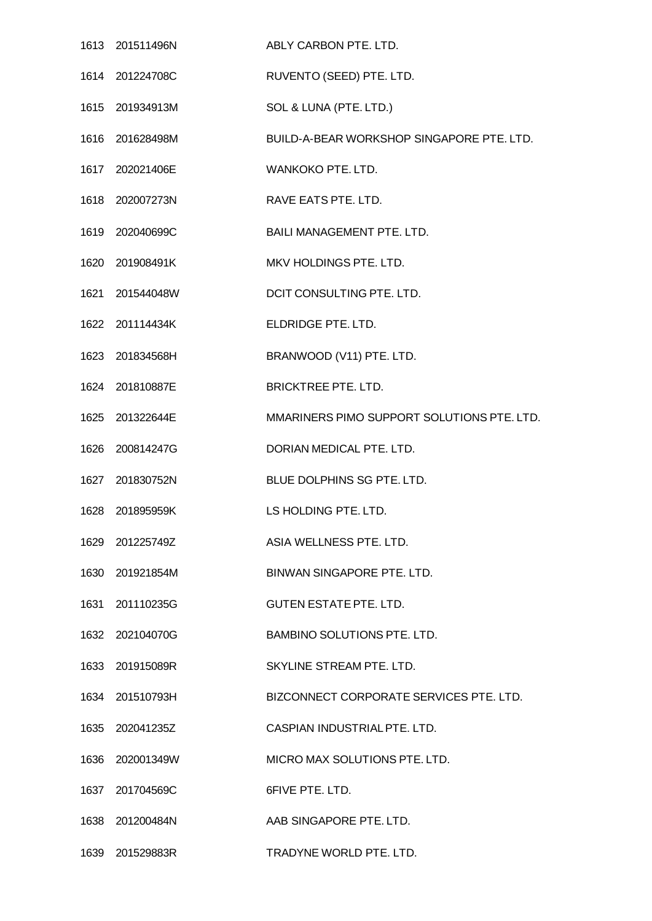| | | |
|---|---|---|
| 1613 | 201511496N | ABLY CARBON PTE. LTD. |
| 1614 | 201224708C | RUVENTO (SEED) PTE. LTD. |
| 1615 | 201934913M | SOL & LUNA (PTE. LTD.) |
| 1616 | 201628498M | BUILD-A-BEAR WORKSHOP SINGAPORE PTE. LTD. |
| 1617 | 202021406E | WANKOKO PTE. LTD. |
| 1618 | 202007273N | RAVE EATS PTE. LTD. |
| 1619 | 202040699C | BAILI MANAGEMENT PTE. LTD. |
| 1620 | 201908491K | MKV HOLDINGS PTE. LTD. |
| 1621 | 201544048W | DCIT CONSULTING PTE. LTD. |
| 1622 | 201114434K | ELDRIDGE PTE. LTD. |
| 1623 | 201834568H | BRANWOOD (V11) PTE. LTD. |
| 1624 | 201810887E | BRICKTREE PTE. LTD. |
| 1625 | 201322644E | MMARINERS PIMO SUPPORT SOLUTIONS PTE. LTD. |
| 1626 | 200814247G | DORIAN MEDICAL PTE. LTD. |
| 1627 | 201830752N | BLUE DOLPHINS SG PTE. LTD. |
| 1628 | 201895959K | LS HOLDING PTE. LTD. |
| 1629 | 201225749Z | ASIA WELLNESS PTE. LTD. |
| 1630 | 201921854M | BINWAN SINGAPORE PTE. LTD. |
| 1631 | 201110235G | GUTEN ESTATE PTE. LTD. |
| 1632 | 202104070G | BAMBINO SOLUTIONS PTE. LTD. |
| 1633 | 201915089R | SKYLINE STREAM PTE. LTD. |
| 1634 | 201510793H | BIZCONNECT CORPORATE SERVICES PTE. LTD. |
| 1635 | 202041235Z | CASPIAN INDUSTRIAL PTE. LTD. |
| 1636 | 202001349W | MICRO MAX SOLUTIONS PTE. LTD. |
| 1637 | 201704569C | 6FIVE PTE. LTD. |
| 1638 | 201200484N | AAB SINGAPORE PTE. LTD. |
| 1639 | 201529883R | TRADYNE WORLD PTE. LTD. |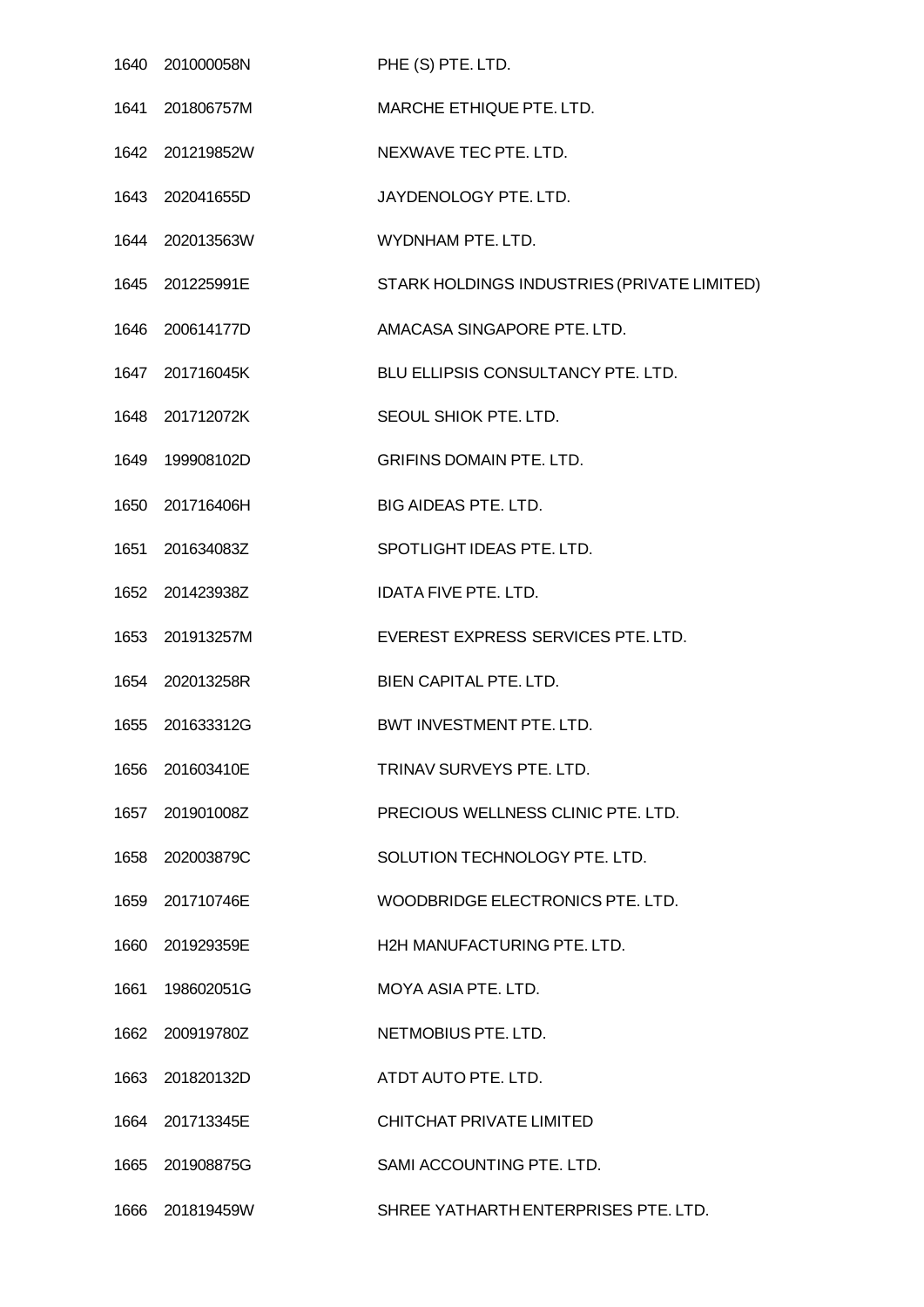| | | |
|---|---|---|
| 1640 | 201000058N | PHE (S) PTE. LTD. |
| 1641 | 201806757M | MARCHE ETHIQUE PTE. LTD. |
| 1642 | 201219852W | NEXWAVE TEC PTE. LTD. |
| 1643 | 202041655D | JAYDENOLOGY PTE. LTD. |
| 1644 | 202013563W | WYDNHAM PTE. LTD. |
| 1645 | 201225991E | STARK HOLDINGS INDUSTRIES (PRIVATE LIMITED) |
| 1646 | 200614177D | AMACASA SINGAPORE PTE. LTD. |
| 1647 | 201716045K | BLU ELLIPSIS CONSULTANCY PTE. LTD. |
| 1648 | 201712072K | SEOUL SHIOK PTE. LTD. |
| 1649 | 199908102D | GRIFINS DOMAIN PTE. LTD. |
| 1650 | 201716406H | BIG AIDEAS PTE. LTD. |
| 1651 | 201634083Z | SPOTLIGHT IDEAS PTE. LTD. |
| 1652 | 201423938Z | IDATA FIVE PTE. LTD. |
| 1653 | 201913257M | EVEREST EXPRESS SERVICES PTE. LTD. |
| 1654 | 202013258R | BIEN CAPITAL PTE. LTD. |
| 1655 | 201633312G | BWT INVESTMENT PTE. LTD. |
| 1656 | 201603410E | TRINAV SURVEYS PTE. LTD. |
| 1657 | 201901008Z | PRECIOUS WELLNESS CLINIC PTE. LTD. |
| 1658 | 202003879C | SOLUTION TECHNOLOGY PTE. LTD. |
| 1659 | 201710746E | WOODBRIDGE ELECTRONICS PTE. LTD. |
| 1660 | 201929359E | H2H MANUFACTURING PTE. LTD. |
| 1661 | 198602051G | MOYA ASIA PTE. LTD. |
| 1662 | 200919780Z | NETMOBIUS PTE. LTD. |
| 1663 | 201820132D | ATDT AUTO PTE. LTD. |
| 1664 | 201713345E | CHITCHAT PRIVATE LIMITED |
| 1665 | 201908875G | SAMI ACCOUNTING PTE. LTD. |
| 1666 | 201819459W | SHREE YATHARTH ENTERPRISES PTE. LTD. |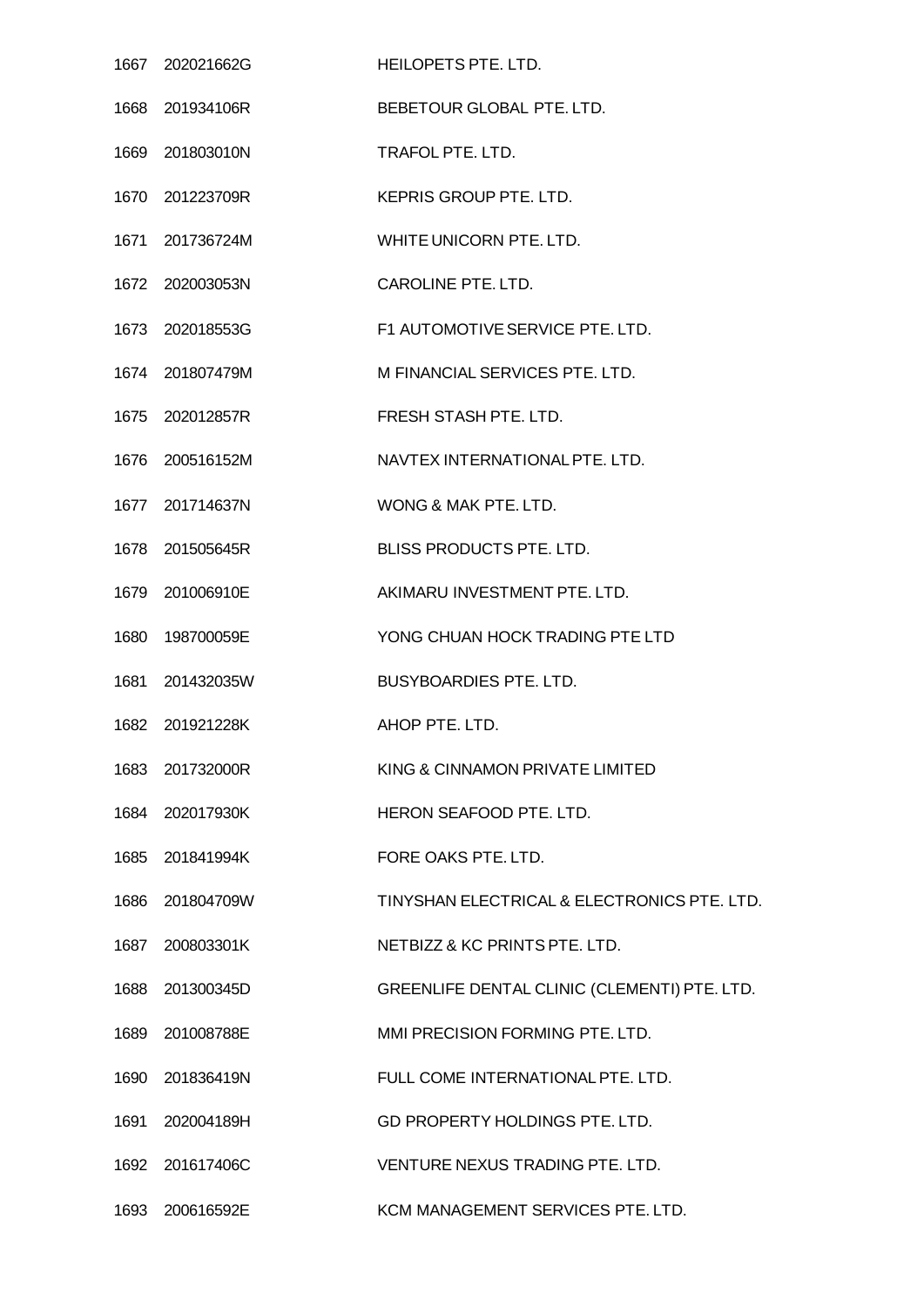| | | |
|---|---|---|
| 1667 | 202021662G | HEILOPETS PTE. LTD. |
| 1668 | 201934106R | BEBETOUR GLOBAL PTE. LTD. |
| 1669 | 201803010N | TRAFOL PTE. LTD. |
| 1670 | 201223709R | KEPRIS GROUP PTE. LTD. |
| 1671 | 201736724M | WHITE UNICORN PTE. LTD. |
| 1672 | 202003053N | CAROLINE PTE. LTD. |
| 1673 | 202018553G | F1 AUTOMOTIVE SERVICE PTE. LTD. |
| 1674 | 201807479M | M FINANCIAL SERVICES PTE. LTD. |
| 1675 | 202012857R | FRESH STASH PTE. LTD. |
| 1676 | 200516152M | NAVTEX INTERNATIONAL PTE. LTD. |
| 1677 | 201714637N | WONG & MAK PTE. LTD. |
| 1678 | 201505645R | BLISS PRODUCTS PTE. LTD. |
| 1679 | 201006910E | AKIMARU INVESTMENT PTE. LTD. |
| 1680 | 198700059E | YONG CHUAN HOCK TRADING PTE LTD |
| 1681 | 201432035W | BUSYBOARDIES PTE. LTD. |
| 1682 | 201921228K | AHOP PTE. LTD. |
| 1683 | 201732000R | KING & CINNAMON PRIVATE LIMITED |
| 1684 | 202017930K | HERON SEAFOOD PTE. LTD. |
| 1685 | 201841994K | FORE OAKS PTE. LTD. |
| 1686 | 201804709W | TINYSHAN ELECTRICAL & ELECTRONICS PTE. LTD. |
| 1687 | 200803301K | NETBIZZ & KC PRINTS PTE. LTD. |
| 1688 | 201300345D | GREENLIFE DENTAL CLINIC (CLEMENTI) PTE. LTD. |
| 1689 | 201008788E | MMI PRECISION FORMING PTE. LTD. |
| 1690 | 201836419N | FULL COME INTERNATIONAL PTE. LTD. |
| 1691 | 202004189H | GD PROPERTY HOLDINGS PTE. LTD. |
| 1692 | 201617406C | VENTURE NEXUS TRADING PTE. LTD. |
| 1693 | 200616592E | KCM MANAGEMENT SERVICES PTE. LTD. |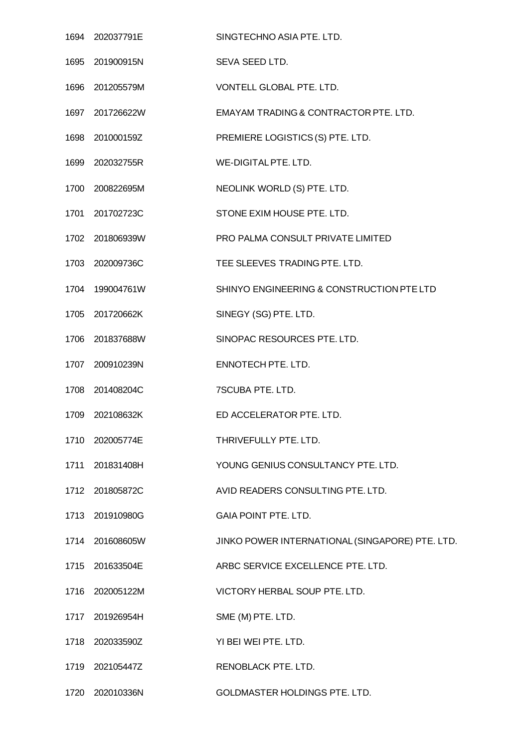| | | |
|---|---|---|
| 1694 | 202037791E | SINGTECHNO ASIA PTE. LTD. |
| 1695 | 201900915N | SEVA SEED LTD. |
| 1696 | 201205579M | VONTELL GLOBAL PTE. LTD. |
| 1697 | 201726622W | EMAYAM TRADING & CONTRACTOR PTE. LTD. |
| 1698 | 201000159Z | PREMIERE LOGISTICS (S) PTE. LTD. |
| 1699 | 202032755R | WE-DIGITAL PTE. LTD. |
| 1700 | 200822695M | NEOLINK WORLD (S) PTE. LTD. |
| 1701 | 201702723C | STONE EXIM HOUSE PTE. LTD. |
| 1702 | 201806939W | PRO PALMA CONSULT PRIVATE LIMITED |
| 1703 | 202009736C | TEE SLEEVES TRADING PTE. LTD. |
| 1704 | 199004761W | SHINYO ENGINEERING & CONSTRUCTION PTE LTD |
| 1705 | 201720662K | SINEGY (SG) PTE. LTD. |
| 1706 | 201837688W | SINOPAC RESOURCES PTE. LTD. |
| 1707 | 200910239N | ENNOTECH PTE. LTD. |
| 1708 | 201408204C | 7SCUBA PTE. LTD. |
| 1709 | 202108632K | ED ACCELERATOR PTE. LTD. |
| 1710 | 202005774E | THRIVEFULLY PTE. LTD. |
| 1711 | 201831408H | YOUNG GENIUS CONSULTANCY PTE. LTD. |
| 1712 | 201805872C | AVID READERS CONSULTING PTE. LTD. |
| 1713 | 201910980G | GAIA POINT PTE. LTD. |
| 1714 | 201608605W | JINKO POWER INTERNATIONAL (SINGAPORE) PTE. LTD. |
| 1715 | 201633504E | ARBC SERVICE EXCELLENCE PTE. LTD. |
| 1716 | 202005122M | VICTORY HERBAL SOUP PTE. LTD. |
| 1717 | 201926954H | SME (M) PTE. LTD. |
| 1718 | 202033590Z | YI BEI WEI PTE. LTD. |
| 1719 | 202105447Z | RENOBLACK PTE. LTD. |
| 1720 | 202010336N | GOLDMASTER HOLDINGS PTE. LTD. |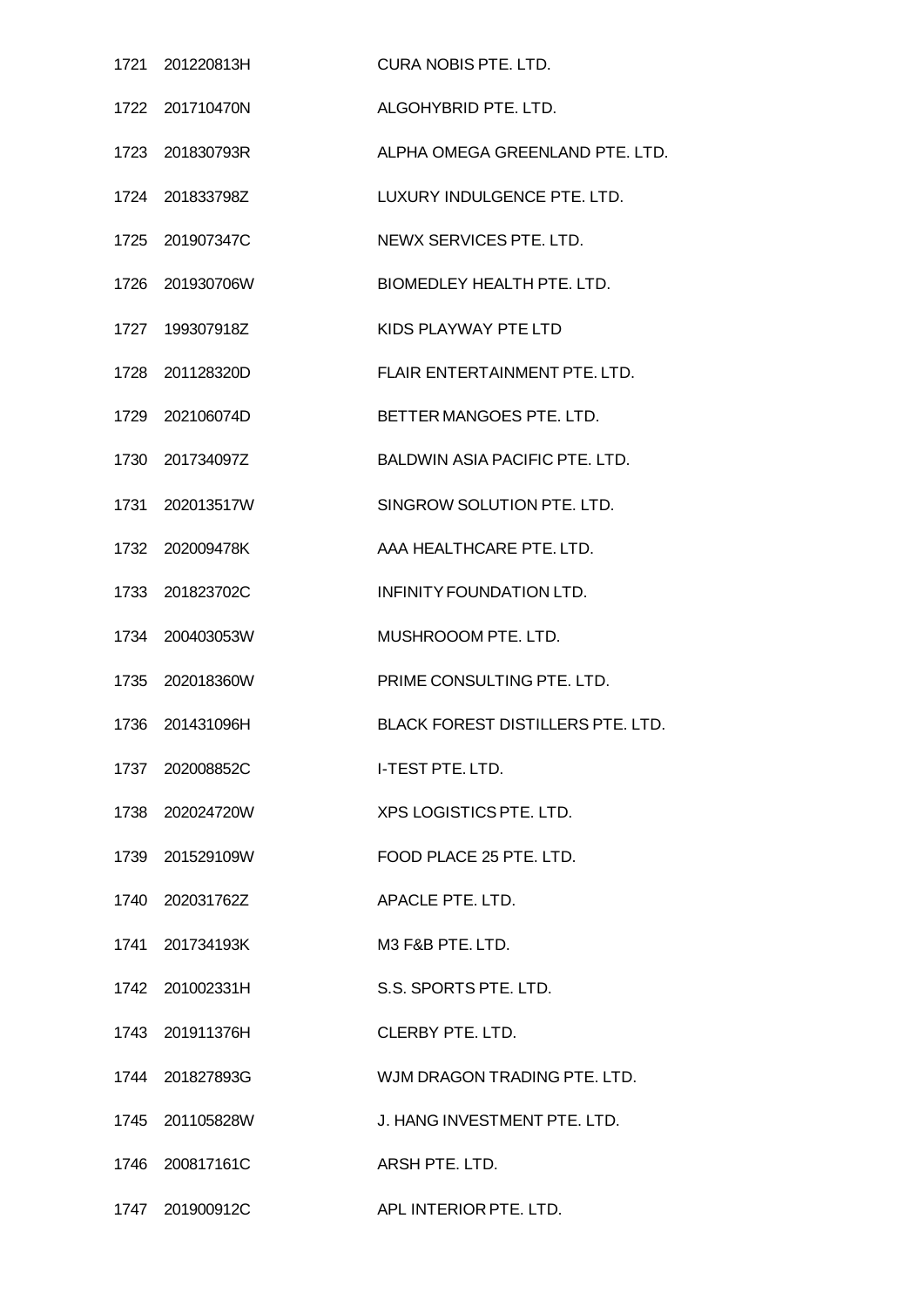| | | |
|---|---|---|
| 1721 | 201220813H | CURA NOBIS PTE. LTD. |
| 1722 | 201710470N | ALGOHYBRID PTE. LTD. |
| 1723 | 201830793R | ALPHA OMEGA GREENLAND PTE. LTD. |
| 1724 | 201833798Z | LUXURY INDULGENCE PTE. LTD. |
| 1725 | 201907347C | NEWX SERVICES PTE. LTD. |
| 1726 | 201930706W | BIOMEDLEY HEALTH PTE. LTD. |
| 1727 | 199307918Z | KIDS PLAYWAY PTE LTD |
| 1728 | 201128320D | FLAIR ENTERTAINMENT PTE. LTD. |
| 1729 | 202106074D | BETTER MANGOES PTE. LTD. |
| 1730 | 201734097Z | BALDWIN ASIA PACIFIC PTE. LTD. |
| 1731 | 202013517W | SINGROW SOLUTION PTE. LTD. |
| 1732 | 202009478K | AAA HEALTHCARE PTE. LTD. |
| 1733 | 201823702C | INFINITY FOUNDATION LTD. |
| 1734 | 200403053W | MUSHROOOM PTE. LTD. |
| 1735 | 202018360W | PRIME CONSULTING PTE. LTD. |
| 1736 | 201431096H | BLACK FOREST DISTILLERS PTE. LTD. |
| 1737 | 202008852C | I-TEST PTE. LTD. |
| 1738 | 202024720W | XPS LOGISTICS PTE. LTD. |
| 1739 | 201529109W | FOOD PLACE 25 PTE. LTD. |
| 1740 | 202031762Z | APACLE PTE. LTD. |
| 1741 | 201734193K | M3 F&B PTE. LTD. |
| 1742 | 201002331H | S.S. SPORTS PTE. LTD. |
| 1743 | 201911376H | CLERBY PTE. LTD. |
| 1744 | 201827893G | WJM DRAGON TRADING PTE. LTD. |
| 1745 | 201105828W | J. HANG INVESTMENT PTE. LTD. |
| 1746 | 200817161C | ARSH PTE. LTD. |
| 1747 | 201900912C | APL INTERIOR PTE. LTD. |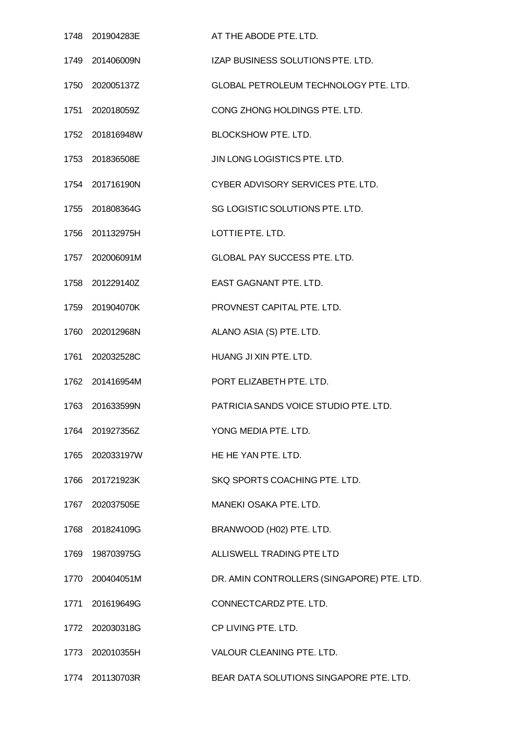| | | |
|---|---|---|
| 1748 | 201904283E | AT THE ABODE PTE. LTD. |
| 1749 | 201406009N | IZAP BUSINESS SOLUTIONS PTE. LTD. |
| 1750 | 202005137Z | GLOBAL PETROLEUM TECHNOLOGY PTE. LTD. |
| 1751 | 202018059Z | CONG ZHONG HOLDINGS PTE. LTD. |
| 1752 | 201816948W | BLOCKSHOW PTE. LTD. |
| 1753 | 201836508E | JIN LONG LOGISTICS PTE. LTD. |
| 1754 | 201716190N | CYBER ADVISORY SERVICES PTE. LTD. |
| 1755 | 201808364G | SG LOGISTIC SOLUTIONS PTE. LTD. |
| 1756 | 201132975H | LOTTIE PTE. LTD. |
| 1757 | 202006091M | GLOBAL PAY SUCCESS PTE. LTD. |
| 1758 | 201229140Z | EAST GAGNANT PTE. LTD. |
| 1759 | 201904070K | PROVNEST CAPITAL PTE. LTD. |
| 1760 | 202012968N | ALANO ASIA (S) PTE. LTD. |
| 1761 | 202032528C | HUANG JI XIN PTE. LTD. |
| 1762 | 201416954M | PORT ELIZABETH PTE. LTD. |
| 1763 | 201633599N | PATRICIA SANDS VOICE STUDIO PTE. LTD. |
| 1764 | 201927356Z | YONG MEDIA PTE. LTD. |
| 1765 | 202033197W | HE HE YAN PTE. LTD. |
| 1766 | 201721923K | SKQ SPORTS COACHING PTE. LTD. |
| 1767 | 202037505E | MANEKI OSAKA PTE. LTD. |
| 1768 | 201824109G | BRANWOOD (H02) PTE. LTD. |
| 1769 | 198703975G | ALLISWELL TRADING PTE LTD |
| 1770 | 200404051M | DR. AMIN CONTROLLERS (SINGAPORE) PTE. LTD. |
| 1771 | 201619649G | CONNECTCARDZ PTE. LTD. |
| 1772 | 202030318G | CP LIVING PTE. LTD. |
| 1773 | 202010355H | VALOUR CLEANING PTE. LTD. |
| 1774 | 201130703R | BEAR DATA SOLUTIONS SINGAPORE PTE. LTD. |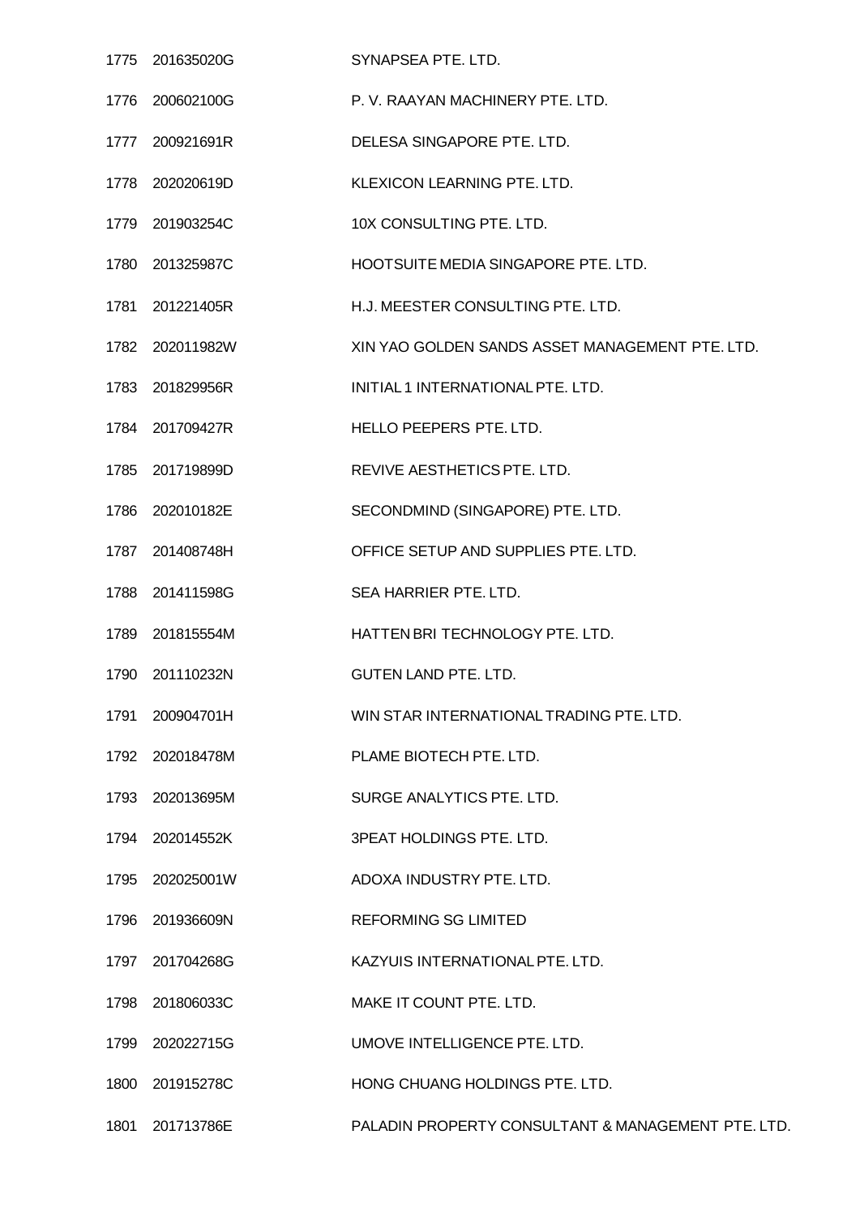| | | |
|---|---|---|
| 1775 | 201635020G | SYNAPSEA PTE. LTD. |
| 1776 | 200602100G | P. V. RAAYAN MACHINERY PTE. LTD. |
| 1777 | 200921691R | DELESA SINGAPORE PTE. LTD. |
| 1778 | 202020619D | KLEXICON LEARNING PTE. LTD. |
| 1779 | 201903254C | 10X CONSULTING PTE. LTD. |
| 1780 | 201325987C | HOOTSUITE MEDIA SINGAPORE PTE. LTD. |
| 1781 | 201221405R | H.J. MEESTER CONSULTING PTE. LTD. |
| 1782 | 202011982W | XIN YAO GOLDEN SANDS ASSET MANAGEMENT PTE. LTD. |
| 1783 | 201829956R | INITIAL 1 INTERNATIONAL PTE. LTD. |
| 1784 | 201709427R | HELLO PEEPERS PTE. LTD. |
| 1785 | 201719899D | REVIVE AESTHETICS PTE. LTD. |
| 1786 | 202010182E | SECONDMIND (SINGAPORE) PTE. LTD. |
| 1787 | 201408748H | OFFICE SETUP AND SUPPLIES PTE. LTD. |
| 1788 | 201411598G | SEA HARRIER PTE. LTD. |
| 1789 | 201815554M | HATTEN BRI TECHNOLOGY PTE. LTD. |
| 1790 | 201110232N | GUTEN LAND PTE. LTD. |
| 1791 | 200904701H | WIN STAR INTERNATIONAL TRADING PTE. LTD. |
| 1792 | 202018478M | PLAME BIOTECH PTE. LTD. |
| 1793 | 202013695M | SURGE ANALYTICS PTE. LTD. |
| 1794 | 202014552K | 3PEAT HOLDINGS PTE. LTD. |
| 1795 | 202025001W | ADOXA INDUSTRY PTE. LTD. |
| 1796 | 201936609N | REFORMING SG LIMITED |
| 1797 | 201704268G | KAZYUIS INTERNATIONAL PTE. LTD. |
| 1798 | 201806033C | MAKE IT COUNT PTE. LTD. |
| 1799 | 202022715G | UMOVE INTELLIGENCE PTE. LTD. |
| 1800 | 201915278C | HONG CHUANG HOLDINGS PTE. LTD. |
| 1801 | 201713786E | PALADIN PROPERTY CONSULTANT & MANAGEMENT PTE. LTD. |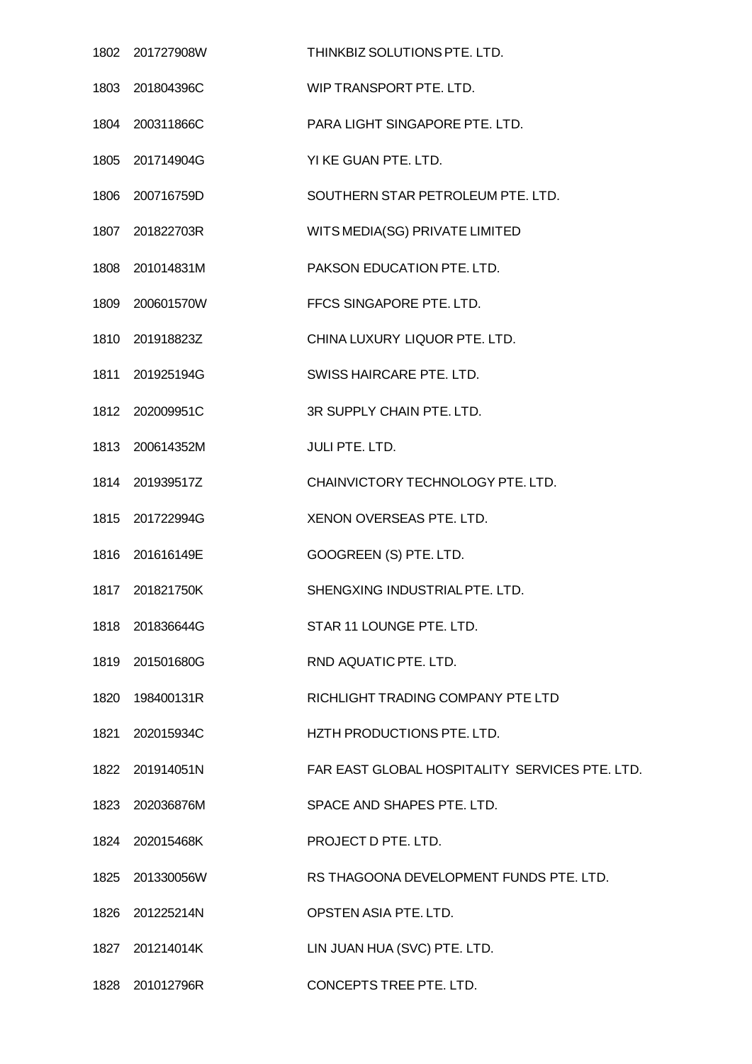| | | |
|---|---|---|
| 1802 | 201727908W | THINKBIZ SOLUTIONS PTE. LTD. |
| 1803 | 201804396C | WIP TRANSPORT PTE. LTD. |
| 1804 | 200311866C | PARA LIGHT SINGAPORE PTE. LTD. |
| 1805 | 201714904G | YI KE GUAN PTE. LTD. |
| 1806 | 200716759D | SOUTHERN STAR PETROLEUM PTE. LTD. |
| 1807 | 201822703R | WITS MEDIA(SG) PRIVATE LIMITED |
| 1808 | 201014831M | PAKSON EDUCATION PTE. LTD. |
| 1809 | 200601570W | FFCS SINGAPORE PTE. LTD. |
| 1810 | 201918823Z | CHINA LUXURY LIQUOR PTE. LTD. |
| 1811 | 201925194G | SWISS HAIRCARE PTE. LTD. |
| 1812 | 202009951C | 3R SUPPLY CHAIN PTE. LTD. |
| 1813 | 200614352M | JULI PTE. LTD. |
| 1814 | 201939517Z | CHAINVICTORY TECHNOLOGY PTE. LTD. |
| 1815 | 201722994G | XENON OVERSEAS PTE. LTD. |
| 1816 | 201616149E | GOOGREEN (S) PTE. LTD. |
| 1817 | 201821750K | SHENGXING INDUSTRIAL PTE. LTD. |
| 1818 | 201836644G | STAR 11 LOUNGE PTE. LTD. |
| 1819 | 201501680G | RND AQUATIC PTE. LTD. |
| 1820 | 198400131R | RICHLIGHT TRADING COMPANY PTE LTD |
| 1821 | 202015934C | HZTH PRODUCTIONS PTE. LTD. |
| 1822 | 201914051N | FAR EAST GLOBAL HOSPITALITY SERVICES PTE. LTD. |
| 1823 | 202036876M | SPACE AND SHAPES PTE. LTD. |
| 1824 | 202015468K | PROJECT D PTE. LTD. |
| 1825 | 201330056W | RS THAGOONA DEVELOPMENT FUNDS PTE. LTD. |
| 1826 | 201225214N | OPSTEN ASIA PTE. LTD. |
| 1827 | 201214014K | LIN JUAN HUA (SVC) PTE. LTD. |
| 1828 | 201012796R | CONCEPTS TREE PTE. LTD. |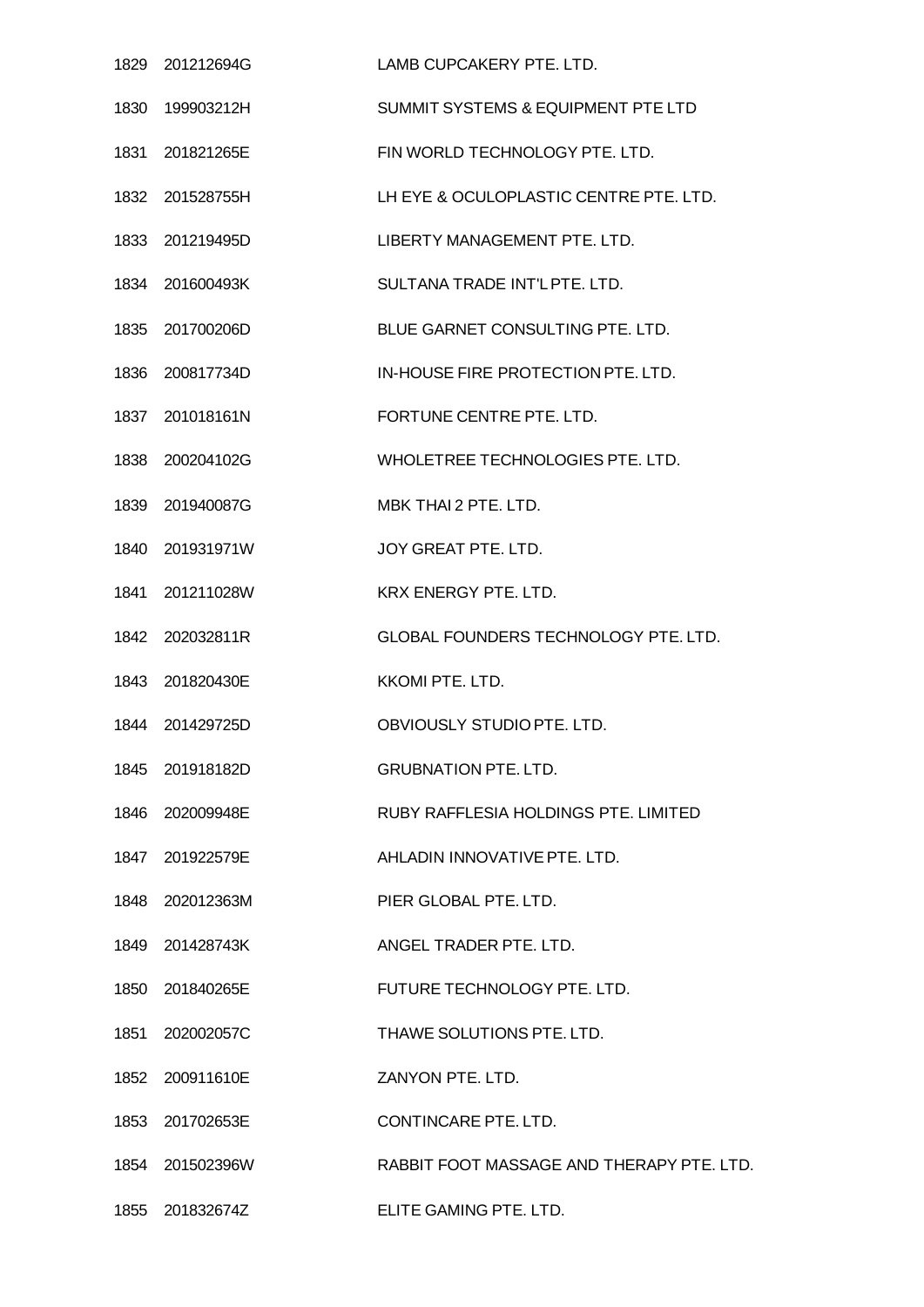| | | |
|---|---|---|
| 1829 | 201212694G | LAMB CUPCAKERY PTE. LTD. |
| 1830 | 199903212H | SUMMIT SYSTEMS & EQUIPMENT PTE LTD |
| 1831 | 201821265E | FIN WORLD TECHNOLOGY PTE. LTD. |
| 1832 | 201528755H | LH EYE & OCULOPLASTIC CENTRE PTE. LTD. |
| 1833 | 201219495D | LIBERTY MANAGEMENT PTE. LTD. |
| 1834 | 201600493K | SULTANA TRADE INT'L PTE. LTD. |
| 1835 | 201700206D | BLUE GARNET CONSULTING PTE. LTD. |
| 1836 | 200817734D | IN-HOUSE FIRE PROTECTION PTE. LTD. |
| 1837 | 201018161N | FORTUNE CENTRE PTE. LTD. |
| 1838 | 200204102G | WHOLETREE TECHNOLOGIES PTE. LTD. |
| 1839 | 201940087G | MBK THAI 2 PTE. LTD. |
| 1840 | 201931971W | JOY GREAT PTE. LTD. |
| 1841 | 201211028W | KRX ENERGY PTE. LTD. |
| 1842 | 202032811R | GLOBAL FOUNDERS TECHNOLOGY PTE. LTD. |
| 1843 | 201820430E | KKOMI PTE. LTD. |
| 1844 | 201429725D | OBVIOUSLY STUDIO PTE. LTD. |
| 1845 | 201918182D | GRUBNATION PTE. LTD. |
| 1846 | 202009948E | RUBY RAFFLESIA HOLDINGS PTE. LIMITED |
| 1847 | 201922579E | AHLADIN INNOVATIVE PTE. LTD. |
| 1848 | 202012363M | PIER GLOBAL PTE. LTD. |
| 1849 | 201428743K | ANGEL TRADER PTE. LTD. |
| 1850 | 201840265E | FUTURE TECHNOLOGY PTE. LTD. |
| 1851 | 202002057C | THAWE SOLUTIONS PTE. LTD. |
| 1852 | 200911610E | ZANYON PTE. LTD. |
| 1853 | 201702653E | CONTINCARE PTE. LTD. |
| 1854 | 201502396W | RABBIT FOOT MASSAGE AND THERAPY PTE. LTD. |
| 1855 | 201832674Z | ELITE GAMING PTE. LTD. |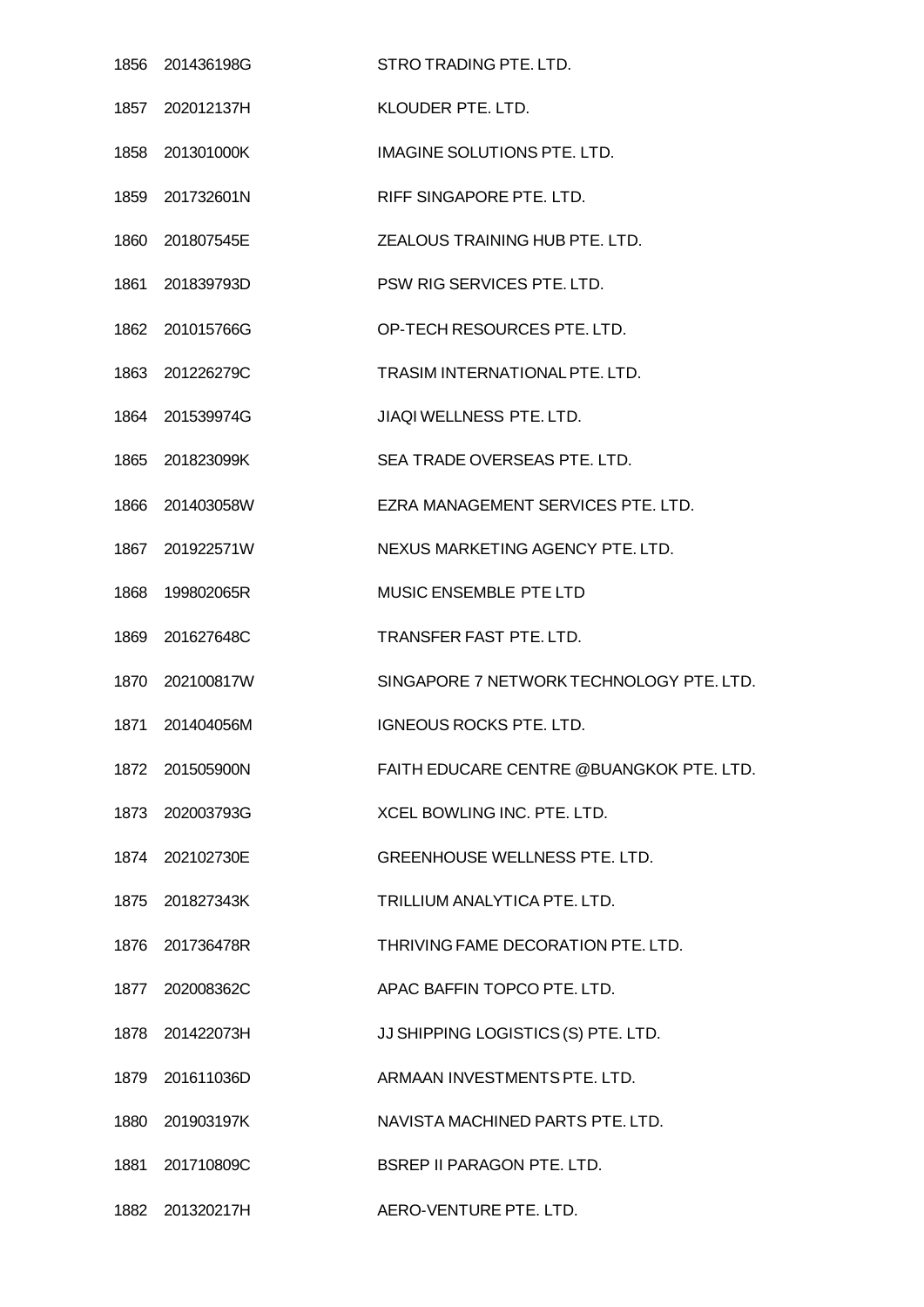| | | |
|---|---|---|
| 1856 | 201436198G | STRO TRADING PTE. LTD. |
| 1857 | 202012137H | KLOUDER PTE. LTD. |
| 1858 | 201301000K | IMAGINE SOLUTIONS PTE. LTD. |
| 1859 | 201732601N | RIFF SINGAPORE PTE. LTD. |
| 1860 | 201807545E | ZEALOUS TRAINING HUB PTE. LTD. |
| 1861 | 201839793D | PSW RIG SERVICES PTE. LTD. |
| 1862 | 201015766G | OP-TECH RESOURCES PTE. LTD. |
| 1863 | 201226279C | TRASIM INTERNATIONAL PTE. LTD. |
| 1864 | 201539974G | JIAQI WELLNESS PTE. LTD. |
| 1865 | 201823099K | SEA TRADE OVERSEAS PTE. LTD. |
| 1866 | 201403058W | EZRA MANAGEMENT SERVICES PTE. LTD. |
| 1867 | 201922571W | NEXUS MARKETING AGENCY PTE. LTD. |
| 1868 | 199802065R | MUSIC ENSEMBLE PTE LTD |
| 1869 | 201627648C | TRANSFER FAST PTE. LTD. |
| 1870 | 202100817W | SINGAPORE 7 NETWORK TECHNOLOGY PTE. LTD. |
| 1871 | 201404056M | IGNEOUS ROCKS PTE. LTD. |
| 1872 | 201505900N | FAITH EDUCARE CENTRE @BUANGKOK PTE. LTD. |
| 1873 | 202003793G | XCEL BOWLING INC. PTE. LTD. |
| 1874 | 202102730E | GREENHOUSE WELLNESS PTE. LTD. |
| 1875 | 201827343K | TRILLIUM ANALYTICA PTE. LTD. |
| 1876 | 201736478R | THRIVING FAME DECORATION PTE. LTD. |
| 1877 | 202008362C | APAC BAFFIN TOPCO PTE. LTD. |
| 1878 | 201422073H | JJ SHIPPING LOGISTICS (S) PTE. LTD. |
| 1879 | 201611036D | ARMAAN INVESTMENTS PTE. LTD. |
| 1880 | 201903197K | NAVISTA MACHINED PARTS PTE. LTD. |
| 1881 | 201710809C | BSREP II PARAGON PTE. LTD. |
| 1882 | 201320217H | AERO-VENTURE PTE. LTD. |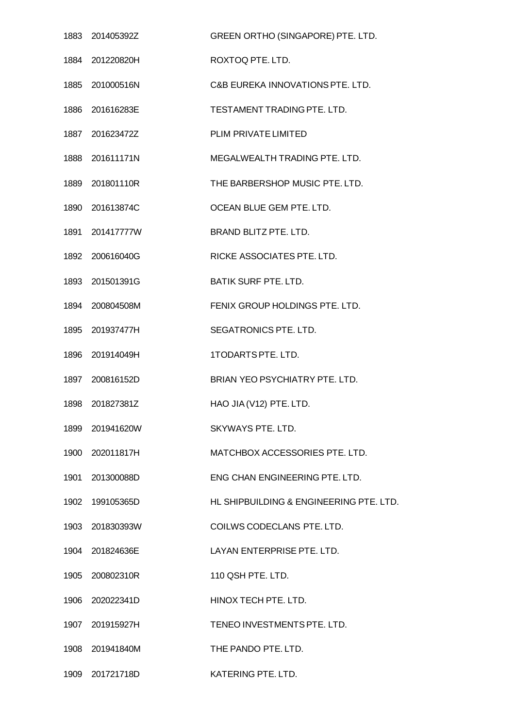| | | |
|---|---|---|
| 1883 | 201405392Z | GREEN ORTHO (SINGAPORE) PTE. LTD. |
| 1884 | 201220820H | ROXTOQ PTE. LTD. |
| 1885 | 201000516N | C&B EUREKA INNOVATIONS PTE. LTD. |
| 1886 | 201616283E | TESTAMENT TRADING PTE. LTD. |
| 1887 | 201623472Z | PLIM PRIVATE LIMITED |
| 1888 | 201611171N | MEGALWEALTH TRADING PTE. LTD. |
| 1889 | 201801110R | THE BARBERSHOP MUSIC PTE. LTD. |
| 1890 | 201613874C | OCEAN BLUE GEM PTE. LTD. |
| 1891 | 201417777W | BRAND BLITZ PTE. LTD. |
| 1892 | 200616040G | RICKE ASSOCIATES PTE. LTD. |
| 1893 | 201501391G | BATIK SURF PTE. LTD. |
| 1894 | 200804508M | FENIX GROUP HOLDINGS PTE. LTD. |
| 1895 | 201937477H | SEGATRONICS PTE. LTD. |
| 1896 | 201914049H | 1TODARTS PTE. LTD. |
| 1897 | 200816152D | BRIAN YEO PSYCHIATRY PTE. LTD. |
| 1898 | 201827381Z | HAO JIA (V12) PTE. LTD. |
| 1899 | 201941620W | SKYWAYS PTE. LTD. |
| 1900 | 202011817H | MATCHBOX ACCESSORIES PTE. LTD. |
| 1901 | 201300088D | ENG CHAN ENGINEERING PTE. LTD. |
| 1902 | 199105365D | HL SHIPBUILDING & ENGINEERING PTE. LTD. |
| 1903 | 201830393W | COILWS CODECLANS PTE. LTD. |
| 1904 | 201824636E | LAYAN ENTERPRISE PTE. LTD. |
| 1905 | 200802310R | 110 QSH PTE. LTD. |
| 1906 | 202022341D | HINOX TECH PTE. LTD. |
| 1907 | 201915927H | TENEO INVESTMENTS PTE. LTD. |
| 1908 | 201941840M | THE PANDO PTE. LTD. |
| 1909 | 201721718D | KATERING PTE. LTD. |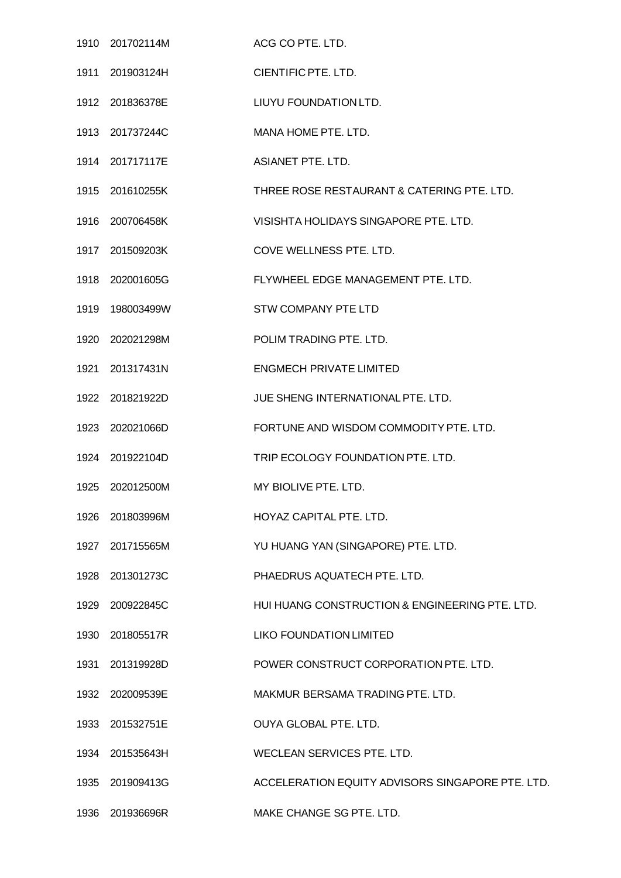| | | |
|---|---|---|
| 1910 | 201702114M | ACG CO PTE. LTD. |
| 1911 | 201903124H | CIENTIFIC PTE. LTD. |
| 1912 | 201836378E | LIUYU FOUNDATION LTD. |
| 1913 | 201737244C | MANA HOME PTE. LTD. |
| 1914 | 201717117E | ASIANET PTE. LTD. |
| 1915 | 201610255K | THREE ROSE RESTAURANT & CATERING PTE. LTD. |
| 1916 | 200706458K | VISISHTA HOLIDAYS SINGAPORE PTE. LTD. |
| 1917 | 201509203K | COVE WELLNESS PTE. LTD. |
| 1918 | 202001605G | FLYWHEEL EDGE MANAGEMENT PTE. LTD. |
| 1919 | 198003499W | STW COMPANY PTE LTD |
| 1920 | 202021298M | POLIM TRADING PTE. LTD. |
| 1921 | 201317431N | ENGMECH PRIVATE LIMITED |
| 1922 | 201821922D | JUE SHENG INTERNATIONAL PTE. LTD. |
| 1923 | 202021066D | FORTUNE AND WISDOM COMMODITY PTE. LTD. |
| 1924 | 201922104D | TRIP ECOLOGY FOUNDATION PTE. LTD. |
| 1925 | 202012500M | MY BIOLIVE PTE. LTD. |
| 1926 | 201803996M | HOYAZ CAPITAL PTE. LTD. |
| 1927 | 201715565M | YU HUANG YAN (SINGAPORE) PTE. LTD. |
| 1928 | 201301273C | PHAEDRUS AQUATECH PTE. LTD. |
| 1929 | 200922845C | HUI HUANG CONSTRUCTION & ENGINEERING PTE. LTD. |
| 1930 | 201805517R | LIKO FOUNDATION LIMITED |
| 1931 | 201319928D | POWER CONSTRUCT CORPORATION PTE. LTD. |
| 1932 | 202009539E | MAKMUR BERSAMA TRADING PTE. LTD. |
| 1933 | 201532751E | OUYA GLOBAL PTE. LTD. |
| 1934 | 201535643H | WECLEAN SERVICES PTE. LTD. |
| 1935 | 201909413G | ACCELERATION EQUITY ADVISORS SINGAPORE PTE. LTD. |
| 1936 | 201936696R | MAKE CHANGE SG PTE. LTD. |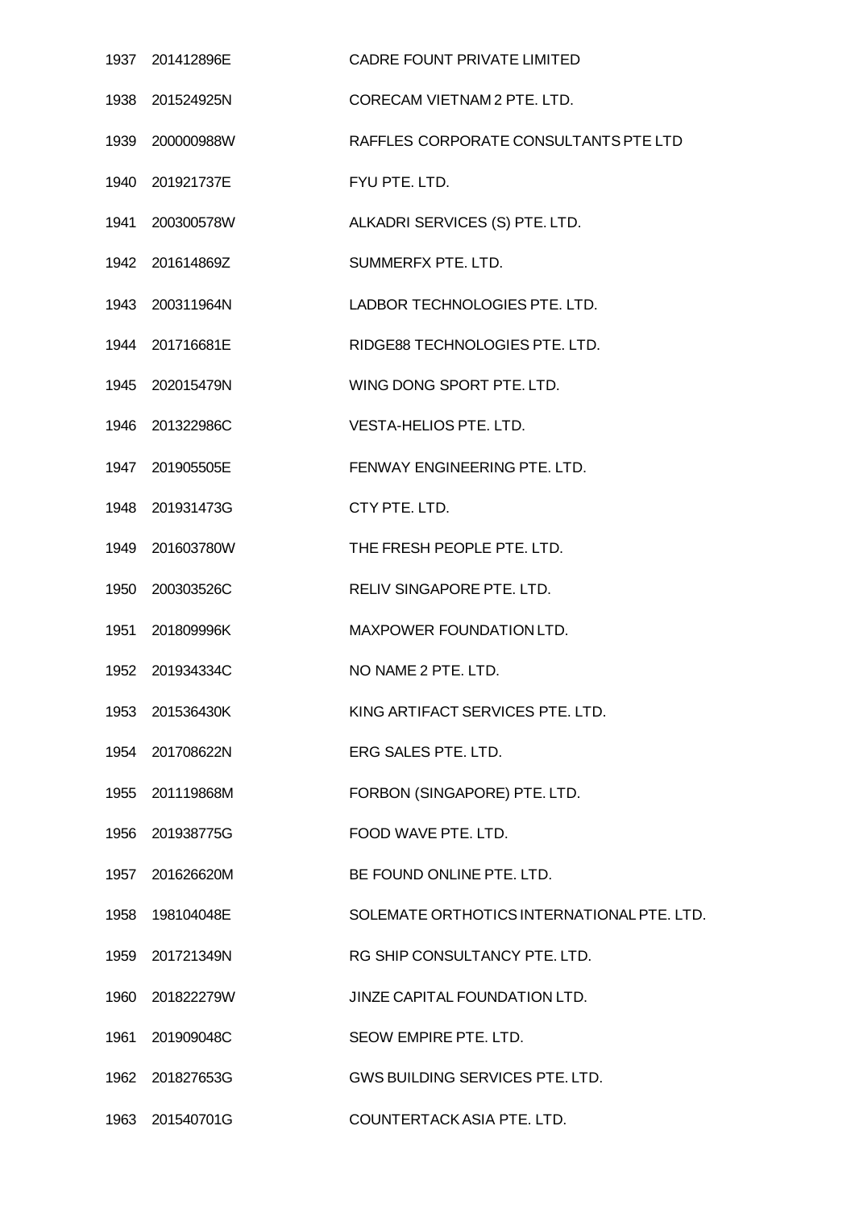| | | |
|---|---|---|
| 1937 | 201412896E | CADRE FOUNT PRIVATE LIMITED |
| 1938 | 201524925N | CORECAM VIETNAM 2 PTE. LTD. |
| 1939 | 200000988W | RAFFLES CORPORATE CONSULTANTS PTE LTD |
| 1940 | 201921737E | FYU PTE. LTD. |
| 1941 | 200300578W | ALKADRI SERVICES (S) PTE. LTD. |
| 1942 | 201614869Z | SUMMERFX PTE. LTD. |
| 1943 | 200311964N | LADBOR TECHNOLOGIES PTE. LTD. |
| 1944 | 201716681E | RIDGE88 TECHNOLOGIES PTE. LTD. |
| 1945 | 202015479N | WING DONG SPORT PTE. LTD. |
| 1946 | 201322986C | VESTA-HELIOS PTE. LTD. |
| 1947 | 201905505E | FENWAY ENGINEERING PTE. LTD. |
| 1948 | 201931473G | CTY PTE. LTD. |
| 1949 | 201603780W | THE FRESH PEOPLE PTE. LTD. |
| 1950 | 200303526C | RELIV SINGAPORE PTE. LTD. |
| 1951 | 201809996K | MAXPOWER FOUNDATION LTD. |
| 1952 | 201934334C | NO NAME 2 PTE. LTD. |
| 1953 | 201536430K | KING ARTIFACT SERVICES PTE. LTD. |
| 1954 | 201708622N | ERG SALES PTE. LTD. |
| 1955 | 201119868M | FORBON (SINGAPORE) PTE. LTD. |
| 1956 | 201938775G | FOOD WAVE PTE. LTD. |
| 1957 | 201626620M | BE FOUND ONLINE PTE. LTD. |
| 1958 | 198104048E | SOLEMATE ORTHOTICS INTERNATIONAL PTE. LTD. |
| 1959 | 201721349N | RG SHIP CONSULTANCY PTE. LTD. |
| 1960 | 201822279W | JINZE CAPITAL FOUNDATION LTD. |
| 1961 | 201909048C | SEOW EMPIRE PTE. LTD. |
| 1962 | 201827653G | GWS BUILDING SERVICES PTE. LTD. |
| 1963 | 201540701G | COUNTERTACK ASIA PTE. LTD. |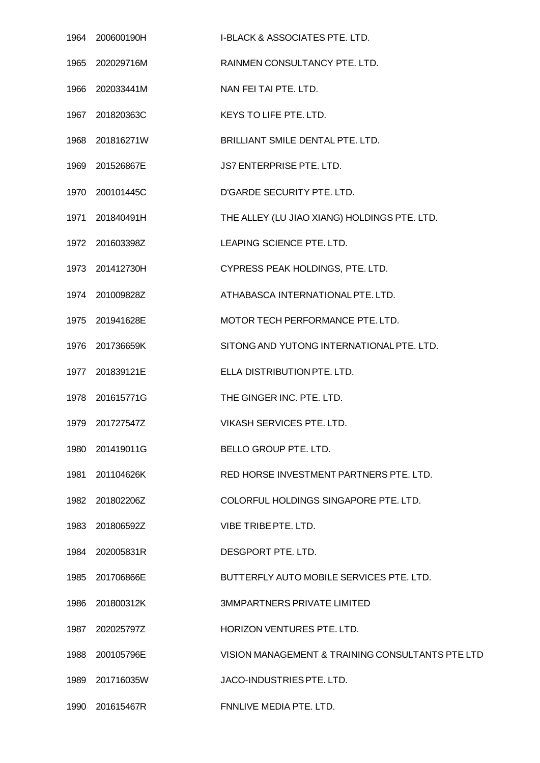| | | |
|---|---|---|
| 1964 | 200600190H | I-BLACK & ASSOCIATES PTE. LTD. |
| 1965 | 202029716M | RAINMEN CONSULTANCY PTE. LTD. |
| 1966 | 202033441M | NAN FEI TAI PTE. LTD. |
| 1967 | 201820363C | KEYS TO LIFE PTE. LTD. |
| 1968 | 201816271W | BRILLIANT SMILE DENTAL PTE. LTD. |
| 1969 | 201526867E | JS7 ENTERPRISE PTE. LTD. |
| 1970 | 200101445C | D'GARDE SECURITY PTE. LTD. |
| 1971 | 201840491H | THE ALLEY (LU JIAO XIANG) HOLDINGS PTE. LTD. |
| 1972 | 201603398Z | LEAPING SCIENCE PTE. LTD. |
| 1973 | 201412730H | CYPRESS PEAK HOLDINGS, PTE. LTD. |
| 1974 | 201009828Z | ATHABASCA INTERNATIONAL PTE. LTD. |
| 1975 | 201941628E | MOTOR TECH PERFORMANCE PTE. LTD. |
| 1976 | 201736659K | SITONG AND YUTONG INTERNATIONAL PTE. LTD. |
| 1977 | 201839121E | ELLA DISTRIBUTION PTE. LTD. |
| 1978 | 201615771G | THE GINGER INC. PTE. LTD. |
| 1979 | 201727547Z | VIKASH SERVICES PTE. LTD. |
| 1980 | 201419011G | BELLO GROUP PTE. LTD. |
| 1981 | 201104626K | RED HORSE INVESTMENT PARTNERS PTE. LTD. |
| 1982 | 201802206Z | COLORFUL HOLDINGS SINGAPORE PTE. LTD. |
| 1983 | 201806592Z | VIBE TRIBE PTE. LTD. |
| 1984 | 202005831R | DESGPORT PTE. LTD. |
| 1985 | 201706866E | BUTTERFLY AUTO MOBILE SERVICES PTE. LTD. |
| 1986 | 201800312K | 3MMPARTNERS PRIVATE LIMITED |
| 1987 | 202025797Z | HORIZON VENTURES PTE. LTD. |
| 1988 | 200105796E | VISION MANAGEMENT & TRAINING CONSULTANTS PTE LTD |
| 1989 | 201716035W | JACO-INDUSTRIES PTE. LTD. |
| 1990 | 201615467R | FNNLIVE MEDIA PTE. LTD. |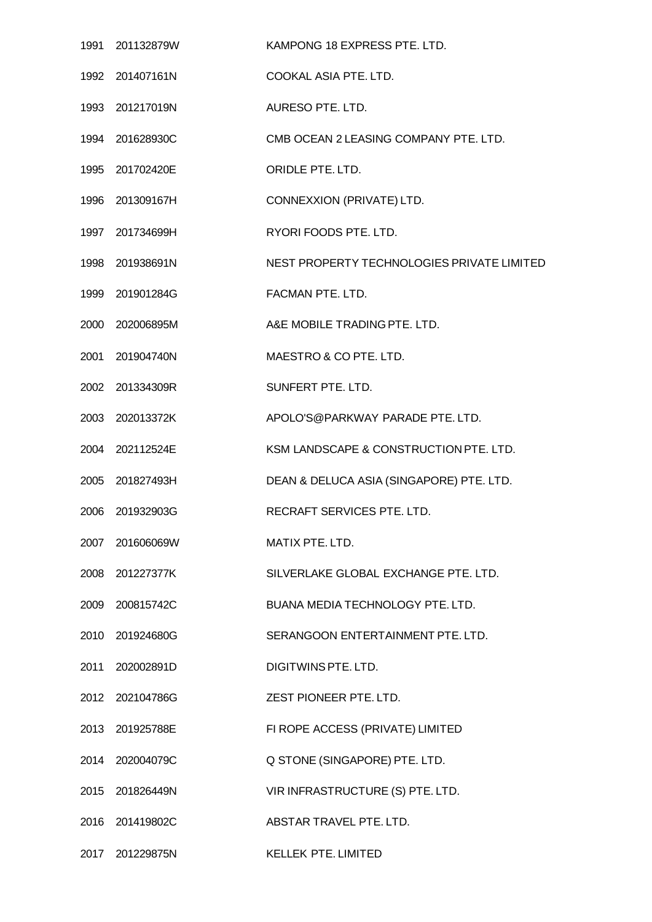| | | |
|---|---|---|
| 1991 | 201132879W | KAMPONG 18 EXPRESS PTE. LTD. |
| 1992 | 201407161N | COOKAL ASIA PTE. LTD. |
| 1993 | 201217019N | AURESO PTE. LTD. |
| 1994 | 201628930C | CMB OCEAN 2 LEASING COMPANY PTE. LTD. |
| 1995 | 201702420E | ORIDLE PTE. LTD. |
| 1996 | 201309167H | CONNEXXION (PRIVATE) LTD. |
| 1997 | 201734699H | RYORI FOODS PTE. LTD. |
| 1998 | 201938691N | NEST PROPERTY TECHNOLOGIES PRIVATE LIMITED |
| 1999 | 201901284G | FACMAN PTE. LTD. |
| 2000 | 202006895M | A&E MOBILE TRADING PTE. LTD. |
| 2001 | 201904740N | MAESTRO & CO PTE. LTD. |
| 2002 | 201334309R | SUNFERT PTE. LTD. |
| 2003 | 202013372K | APOLO'S@PARKWAY PARADE PTE. LTD. |
| 2004 | 202112524E | KSM LANDSCAPE & CONSTRUCTION PTE. LTD. |
| 2005 | 201827493H | DEAN & DELUCA ASIA (SINGAPORE) PTE. LTD. |
| 2006 | 201932903G | RECRAFT SERVICES PTE. LTD. |
| 2007 | 201606069W | MATIX PTE. LTD. |
| 2008 | 201227377K | SILVERLAKE GLOBAL EXCHANGE PTE. LTD. |
| 2009 | 200815742C | BUANA MEDIA TECHNOLOGY PTE. LTD. |
| 2010 | 201924680G | SERANGOON ENTERTAINMENT PTE. LTD. |
| 2011 | 202002891D | DIGITWINS PTE. LTD. |
| 2012 | 202104786G | ZEST PIONEER PTE. LTD. |
| 2013 | 201925788E | FI ROPE ACCESS (PRIVATE) LIMITED |
| 2014 | 202004079C | Q STONE (SINGAPORE) PTE. LTD. |
| 2015 | 201826449N | VIR INFRASTRUCTURE (S) PTE. LTD. |
| 2016 | 201419802C | ABSTAR TRAVEL PTE. LTD. |
| 2017 | 201229875N | KELLEK PTE. LIMITED |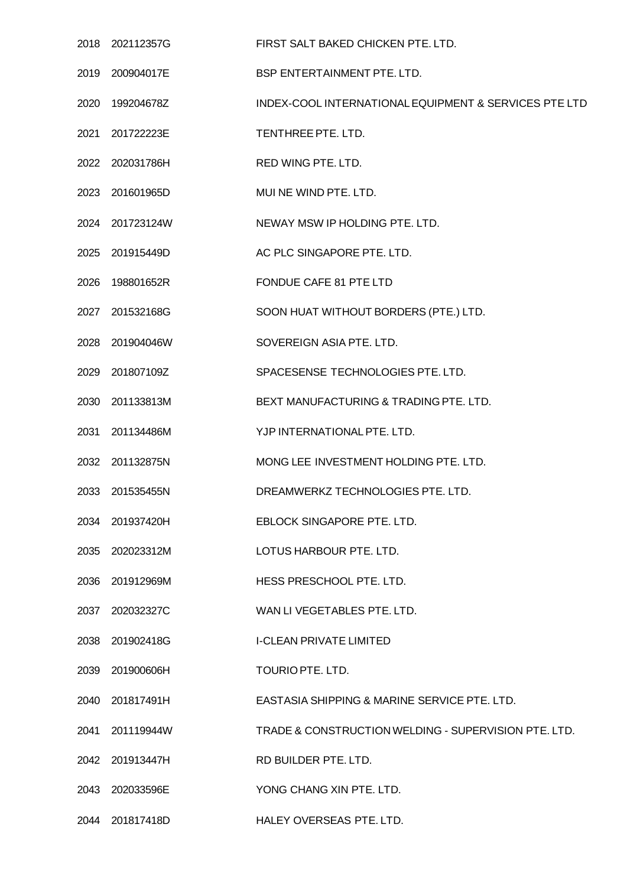| | | |
|---|---|---|
| 2018 | 202112357G | FIRST SALT BAKED CHICKEN PTE. LTD. |
| 2019 | 200904017E | BSP ENTERTAINMENT PTE. LTD. |
| 2020 | 199204678Z | INDEX-COOL INTERNATIONAL EQUIPMENT & SERVICES PTE LTD |
| 2021 | 201722223E | TENTHREE PTE. LTD. |
| 2022 | 202031786H | RED WING PTE. LTD. |
| 2023 | 201601965D | MUI NE WIND PTE. LTD. |
| 2024 | 201723124W | NEWAY MSW IP HOLDING PTE. LTD. |
| 2025 | 201915449D | AC PLC SINGAPORE PTE. LTD. |
| 2026 | 198801652R | FONDUE CAFE 81 PTE LTD |
| 2027 | 201532168G | SOON HUAT WITHOUT BORDERS (PTE.) LTD. |
| 2028 | 201904046W | SOVEREIGN ASIA PTE. LTD. |
| 2029 | 201807109Z | SPACESENSE TECHNOLOGIES PTE. LTD. |
| 2030 | 201133813M | BEXT MANUFACTURING & TRADING PTE. LTD. |
| 2031 | 201134486M | YJP INTERNATIONAL PTE. LTD. |
| 2032 | 201132875N | MONG LEE INVESTMENT HOLDING PTE. LTD. |
| 2033 | 201535455N | DREAMWERKZ TECHNOLOGIES PTE. LTD. |
| 2034 | 201937420H | EBLOCK SINGAPORE PTE. LTD. |
| 2035 | 202023312M | LOTUS HARBOUR PTE. LTD. |
| 2036 | 201912969M | HESS PRESCHOOL PTE. LTD. |
| 2037 | 202032327C | WAN LI VEGETABLES PTE. LTD. |
| 2038 | 201902418G | I-CLEAN PRIVATE LIMITED |
| 2039 | 201900606H | TOURIO PTE. LTD. |
| 2040 | 201817491H | EASTASIA SHIPPING & MARINE SERVICE PTE. LTD. |
| 2041 | 201119944W | TRADE & CONSTRUCTION WELDING - SUPERVISION PTE. LTD. |
| 2042 | 201913447H | RD BUILDER PTE. LTD. |
| 2043 | 202033596E | YONG CHANG XIN PTE. LTD. |
| 2044 | 201817418D | HALEY OVERSEAS PTE. LTD. |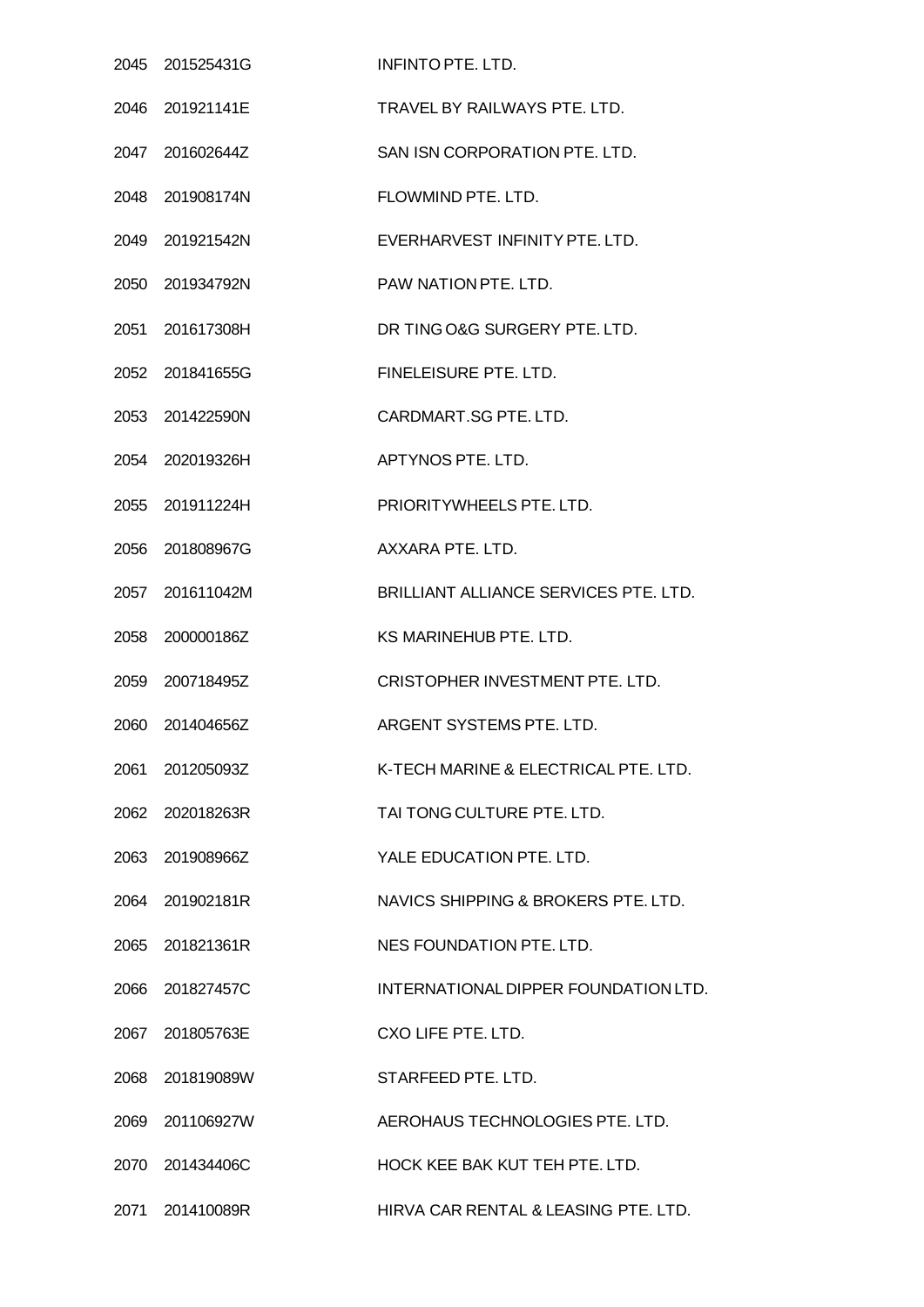| | | |
|---|---|---|
| 2045 | 201525431G | INFINTO PTE. LTD. |
| 2046 | 201921141E | TRAVEL BY RAILWAYS PTE. LTD. |
| 2047 | 201602644Z | SAN ISN CORPORATION PTE. LTD. |
| 2048 | 201908174N | FLOWMIND PTE. LTD. |
| 2049 | 201921542N | EVERHARVEST INFINITY PTE. LTD. |
| 2050 | 201934792N | PAW NATION PTE. LTD. |
| 2051 | 201617308H | DR TING O&G SURGERY PTE. LTD. |
| 2052 | 201841655G | FINELEISURE PTE. LTD. |
| 2053 | 201422590N | CARDMART.SG PTE. LTD. |
| 2054 | 202019326H | APTYNOS PTE. LTD. |
| 2055 | 201911224H | PRIORITYWHEELS PTE. LTD. |
| 2056 | 201808967G | AXXARA PTE. LTD. |
| 2057 | 201611042M | BRILLIANT ALLIANCE SERVICES PTE. LTD. |
| 2058 | 200000186Z | KS MARINEHUB PTE. LTD. |
| 2059 | 200718495Z | CRISTOPHER INVESTMENT PTE. LTD. |
| 2060 | 201404656Z | ARGENT SYSTEMS PTE. LTD. |
| 2061 | 201205093Z | K-TECH MARINE & ELECTRICAL PTE. LTD. |
| 2062 | 202018263R | TAI TONG CULTURE PTE. LTD. |
| 2063 | 201908966Z | YALE EDUCATION PTE. LTD. |
| 2064 | 201902181R | NAVICS SHIPPING & BROKERS PTE. LTD. |
| 2065 | 201821361R | NES FOUNDATION PTE. LTD. |
| 2066 | 201827457C | INTERNATIONAL DIPPER FOUNDATION LTD. |
| 2067 | 201805763E | CXO LIFE PTE. LTD. |
| 2068 | 201819089W | STARFEED PTE. LTD. |
| 2069 | 201106927W | AEROHAUS TECHNOLOGIES PTE. LTD. |
| 2070 | 201434406C | HOCK KEE BAK KUT TEH PTE. LTD. |
| 2071 | 201410089R | HIRVA CAR RENTAL & LEASING PTE. LTD. |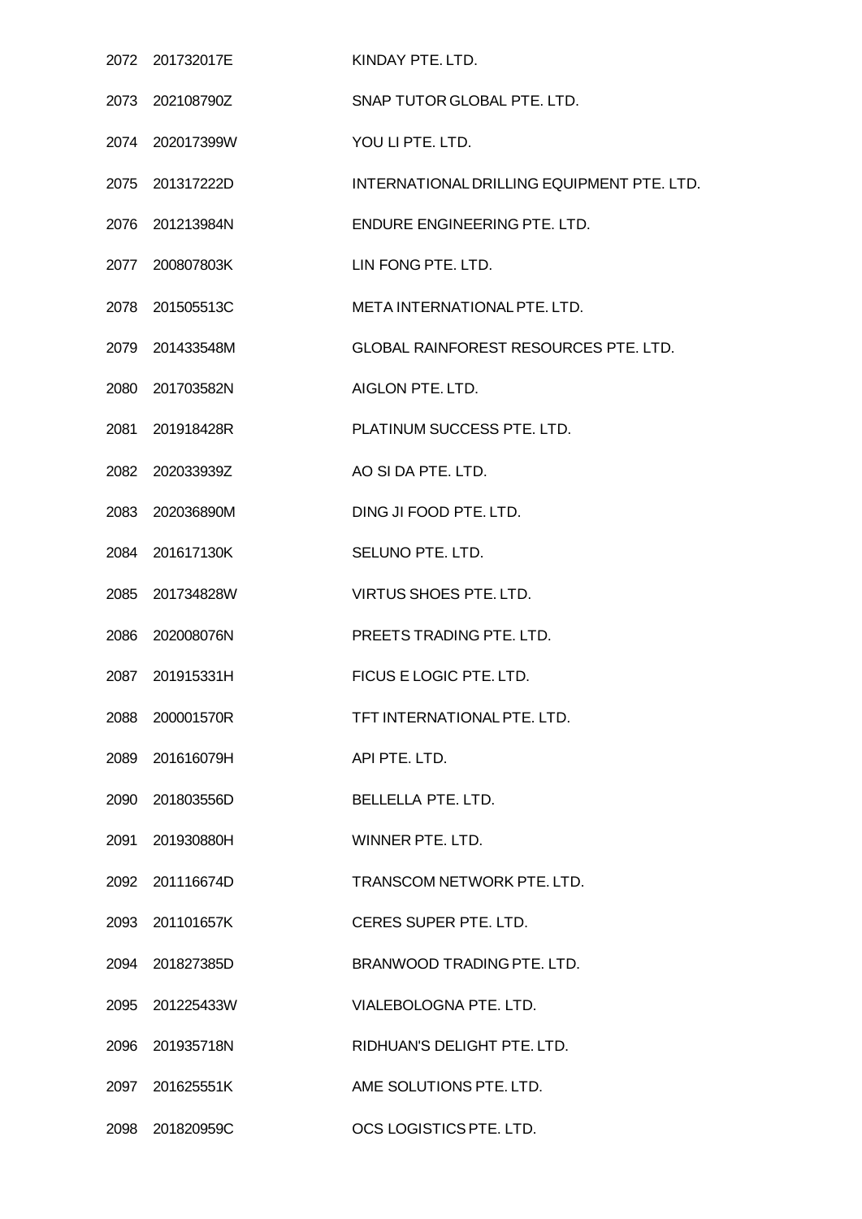| | | |
|---|---|---|
| 2072 | 201732017E | KINDAY PTE. LTD. |
| 2073 | 202108790Z | SNAP TUTOR GLOBAL PTE. LTD. |
| 2074 | 202017399W | YOU LI PTE. LTD. |
| 2075 | 201317222D | INTERNATIONAL DRILLING EQUIPMENT PTE. LTD. |
| 2076 | 201213984N | ENDURE ENGINEERING PTE. LTD. |
| 2077 | 200807803K | LIN FONG PTE. LTD. |
| 2078 | 201505513C | META INTERNATIONAL PTE. LTD. |
| 2079 | 201433548M | GLOBAL RAINFOREST RESOURCES PTE. LTD. |
| 2080 | 201703582N | AIGLON PTE. LTD. |
| 2081 | 201918428R | PLATINUM SUCCESS PTE. LTD. |
| 2082 | 202033939Z | AO SI DA PTE. LTD. |
| 2083 | 202036890M | DING JI FOOD PTE. LTD. |
| 2084 | 201617130K | SELUNO PTE. LTD. |
| 2085 | 201734828W | VIRTUS SHOES PTE. LTD. |
| 2086 | 202008076N | PREETS TRADING PTE. LTD. |
| 2087 | 201915331H | FICUS E LOGIC PTE. LTD. |
| 2088 | 200001570R | TFT INTERNATIONAL PTE. LTD. |
| 2089 | 201616079H | API PTE. LTD. |
| 2090 | 201803556D | BELLELLA PTE. LTD. |
| 2091 | 201930880H | WINNER PTE. LTD. |
| 2092 | 201116674D | TRANSCOM NETWORK PTE. LTD. |
| 2093 | 201101657K | CERES SUPER PTE. LTD. |
| 2094 | 201827385D | BRANWOOD TRADING PTE. LTD. |
| 2095 | 201225433W | VIALEBOLOGNA PTE. LTD. |
| 2096 | 201935718N | RIDHUAN'S DELIGHT PTE. LTD. |
| 2097 | 201625551K | AME SOLUTIONS PTE. LTD. |
| 2098 | 201820959C | OCS LOGISTICS PTE. LTD. |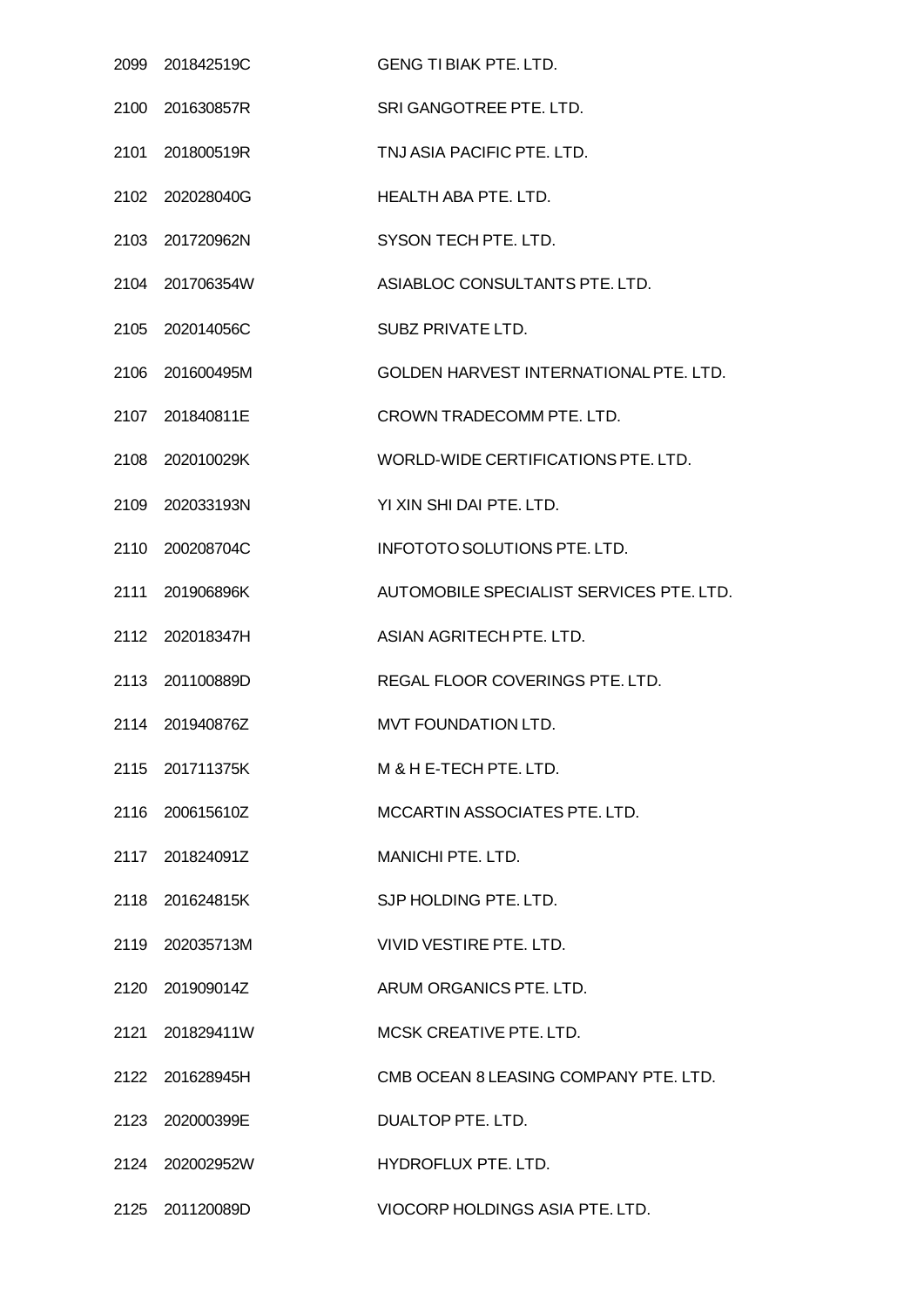| | | |
|---|---|---|
| 2099 | 201842519C | GENG TI BIAK PTE. LTD. |
| 2100 | 201630857R | SRI GANGOTREE PTE. LTD. |
| 2101 | 201800519R | TNJ ASIA PACIFIC PTE. LTD. |
| 2102 | 202028040G | HEALTH ABA PTE. LTD. |
| 2103 | 201720962N | SYSON TECH PTE. LTD. |
| 2104 | 201706354W | ASIABLOC CONSULTANTS PTE. LTD. |
| 2105 | 202014056C | SUBZ PRIVATE LTD. |
| 2106 | 201600495M | GOLDEN HARVEST INTERNATIONAL PTE. LTD. |
| 2107 | 201840811E | CROWN TRADECOMM PTE. LTD. |
| 2108 | 202010029K | WORLD-WIDE CERTIFICATIONS PTE. LTD. |
| 2109 | 202033193N | YI XIN SHI DAI PTE. LTD. |
| 2110 | 200208704C | INFOTOTO SOLUTIONS PTE. LTD. |
| 2111 | 201906896K | AUTOMOBILE SPECIALIST SERVICES PTE. LTD. |
| 2112 | 202018347H | ASIAN AGRITECH PTE. LTD. |
| 2113 | 201100889D | REGAL FLOOR COVERINGS PTE. LTD. |
| 2114 | 201940876Z | MVT FOUNDATION LTD. |
| 2115 | 201711375K | M & H E-TECH PTE. LTD. |
| 2116 | 200615610Z | MCCARTIN ASSOCIATES PTE. LTD. |
| 2117 | 201824091Z | MANICHI PTE. LTD. |
| 2118 | 201624815K | SJP HOLDING PTE. LTD. |
| 2119 | 202035713M | VIVID VESTIRE PTE. LTD. |
| 2120 | 201909014Z | ARUM ORGANICS PTE. LTD. |
| 2121 | 201829411W | MCSK CREATIVE PTE. LTD. |
| 2122 | 201628945H | CMB OCEAN 8 LEASING COMPANY PTE. LTD. |
| 2123 | 202000399E | DUALTOP PTE. LTD. |
| 2124 | 202002952W | HYDROFLUX PTE. LTD. |
| 2125 | 201120089D | VIOCORP HOLDINGS ASIA PTE. LTD. |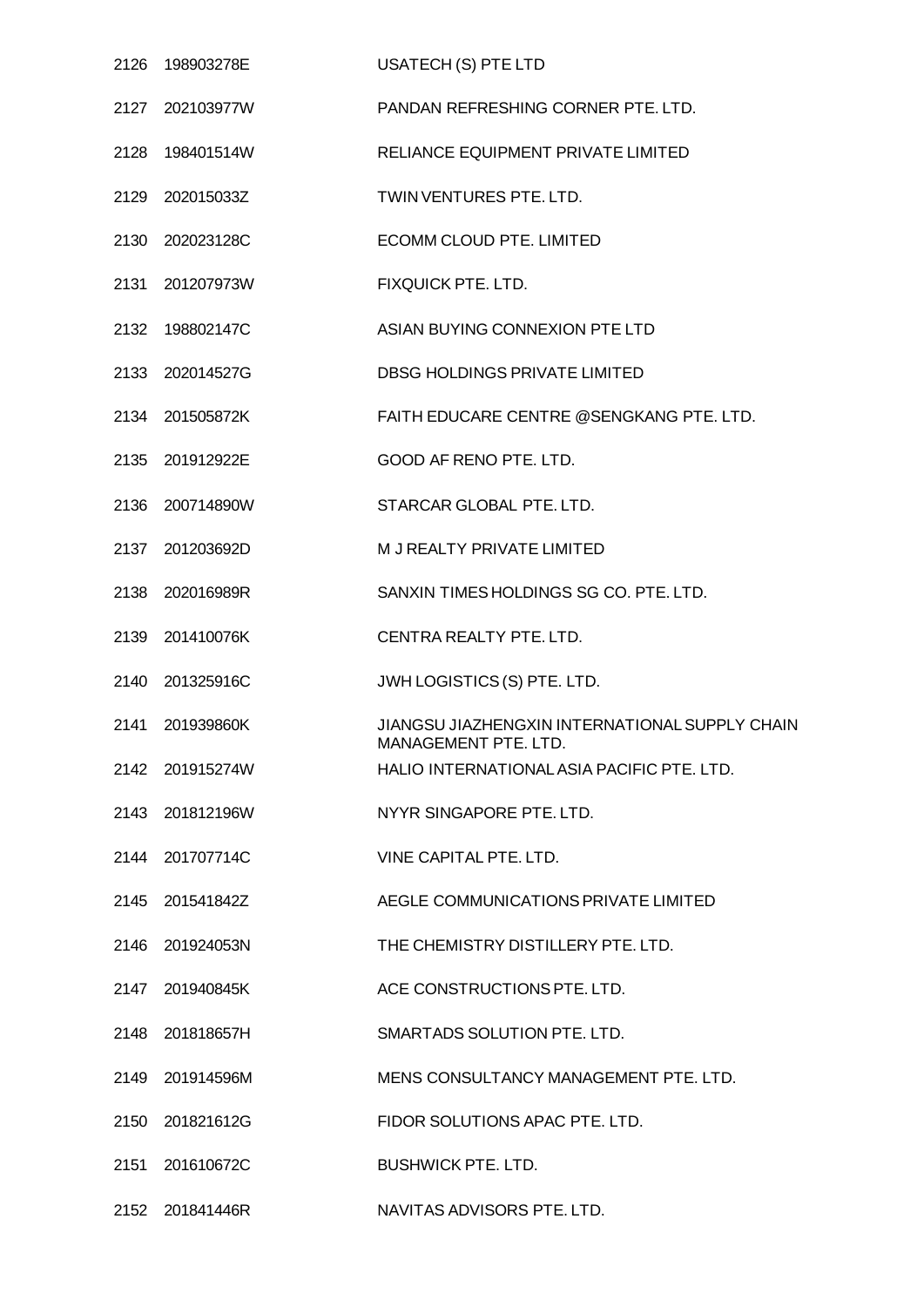| | | |
|---|---|---|
| 2126 | 198903278E | USATECH (S) PTE LTD |
| 2127 | 202103977W | PANDAN REFRESHING CORNER PTE. LTD. |
| 2128 | 198401514W | RELIANCE EQUIPMENT PRIVATE LIMITED |
| 2129 | 202015033Z | TWIN VENTURES PTE. LTD. |
| 2130 | 202023128C | ECOMM CLOUD PTE. LIMITED |
| 2131 | 201207973W | FIXQUICK PTE. LTD. |
| 2132 | 198802147C | ASIAN BUYING CONNEXION PTE LTD |
| 2133 | 202014527G | DBSG HOLDINGS PRIVATE LIMITED |
| 2134 | 201505872K | FAITH EDUCARE CENTRE @SENGKANG PTE. LTD. |
| 2135 | 201912922E | GOOD AF RENO PTE. LTD. |
| 2136 | 200714890W | STARCAR GLOBAL PTE. LTD. |
| 2137 | 201203692D | M J REALTY PRIVATE LIMITED |
| 2138 | 202016989R | SANXIN TIMES HOLDINGS SG CO. PTE. LTD. |
| 2139 | 201410076K | CENTRA REALTY PTE. LTD. |
| 2140 | 201325916C | JWH LOGISTICS (S) PTE. LTD. |
| 2141 | 201939860K | JIANGSU JIAZHENGXIN INTERNATIONAL SUPPLY CHAIN MANAGEMENT PTE. LTD. |
| 2142 | 201915274W | HALIO INTERNATIONAL ASIA PACIFIC PTE. LTD. |
| 2143 | 201812196W | NYYR SINGAPORE PTE. LTD. |
| 2144 | 201707714C | VINE CAPITAL PTE. LTD. |
| 2145 | 201541842Z | AEGLE COMMUNICATIONS PRIVATE LIMITED |
| 2146 | 201924053N | THE CHEMISTRY DISTILLERY PTE. LTD. |
| 2147 | 201940845K | ACE CONSTRUCTIONS PTE. LTD. |
| 2148 | 201818657H | SMARTADS SOLUTION PTE. LTD. |
| 2149 | 201914596M | MENS CONSULTANCY MANAGEMENT PTE. LTD. |
| 2150 | 201821612G | FIDOR SOLUTIONS APAC PTE. LTD. |
| 2151 | 201610672C | BUSHWICK PTE. LTD. |
| 2152 | 201841446R | NAVITAS ADVISORS PTE. LTD. |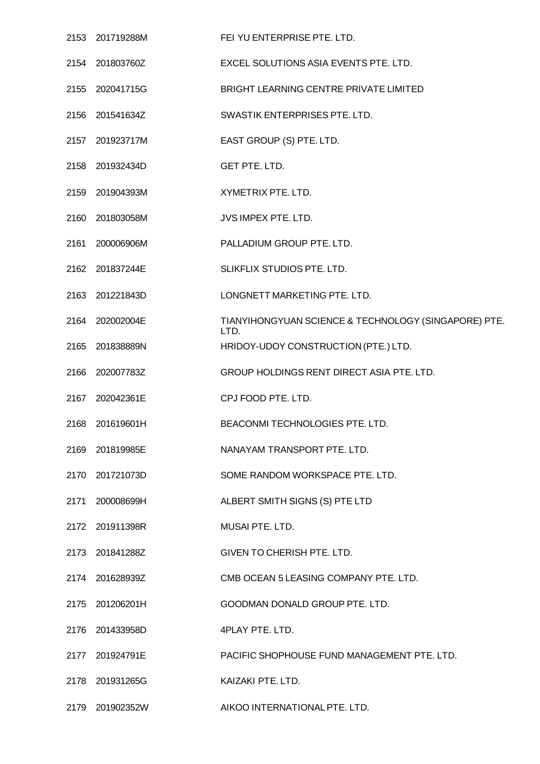| | | |
|---|---|---|
| 2153 | 201719288M | FEI YU ENTERPRISE PTE. LTD. |
| 2154 | 201803760Z | EXCEL SOLUTIONS ASIA EVENTS PTE. LTD. |
| 2155 | 202041715G | BRIGHT LEARNING CENTRE PRIVATE LIMITED |
| 2156 | 201541634Z | SWASTIK ENTERPRISES PTE. LTD. |
| 2157 | 201923717M | EAST GROUP (S) PTE. LTD. |
| 2158 | 201932434D | GET PTE. LTD. |
| 2159 | 201904393M | XYMETRIX PTE. LTD. |
| 2160 | 201803058M | JVS IMPEX PTE. LTD. |
| 2161 | 200006906M | PALLADIUM GROUP PTE. LTD. |
| 2162 | 201837244E | SLIKFLIX STUDIOS PTE. LTD. |
| 2163 | 201221843D | LONGNETT MARKETING PTE. LTD. |
| 2164 | 202002004E | TIANYIHONGYUAN SCIENCE & TECHNOLOGY (SINGAPORE) PTE. LTD. |
| 2165 | 201838889N | HRIDOY-UDOY CONSTRUCTION (PTE.) LTD. |
| 2166 | 202007783Z | GROUP HOLDINGS RENT DIRECT ASIA PTE. LTD. |
| 2167 | 202042361E | CPJ FOOD PTE. LTD. |
| 2168 | 201619601H | BEACONMI TECHNOLOGIES PTE. LTD. |
| 2169 | 201819985E | NANAYAM TRANSPORT PTE. LTD. |
| 2170 | 201721073D | SOME RANDOM WORKSPACE PTE. LTD. |
| 2171 | 200008699H | ALBERT SMITH SIGNS (S) PTE LTD |
| 2172 | 201911398R | MUSAI PTE. LTD. |
| 2173 | 201841288Z | GIVEN TO CHERISH PTE. LTD. |
| 2174 | 201628939Z | CMB OCEAN 5 LEASING COMPANY PTE. LTD. |
| 2175 | 201206201H | GOODMAN DONALD GROUP PTE. LTD. |
| 2176 | 201433958D | 4PLAY PTE. LTD. |
| 2177 | 201924791E | PACIFIC SHOPHOUSE FUND MANAGEMENT PTE. LTD. |
| 2178 | 201931265G | KAIZAKI PTE. LTD. |
| 2179 | 201902352W | AIKOO INTERNATIONAL PTE. LTD. |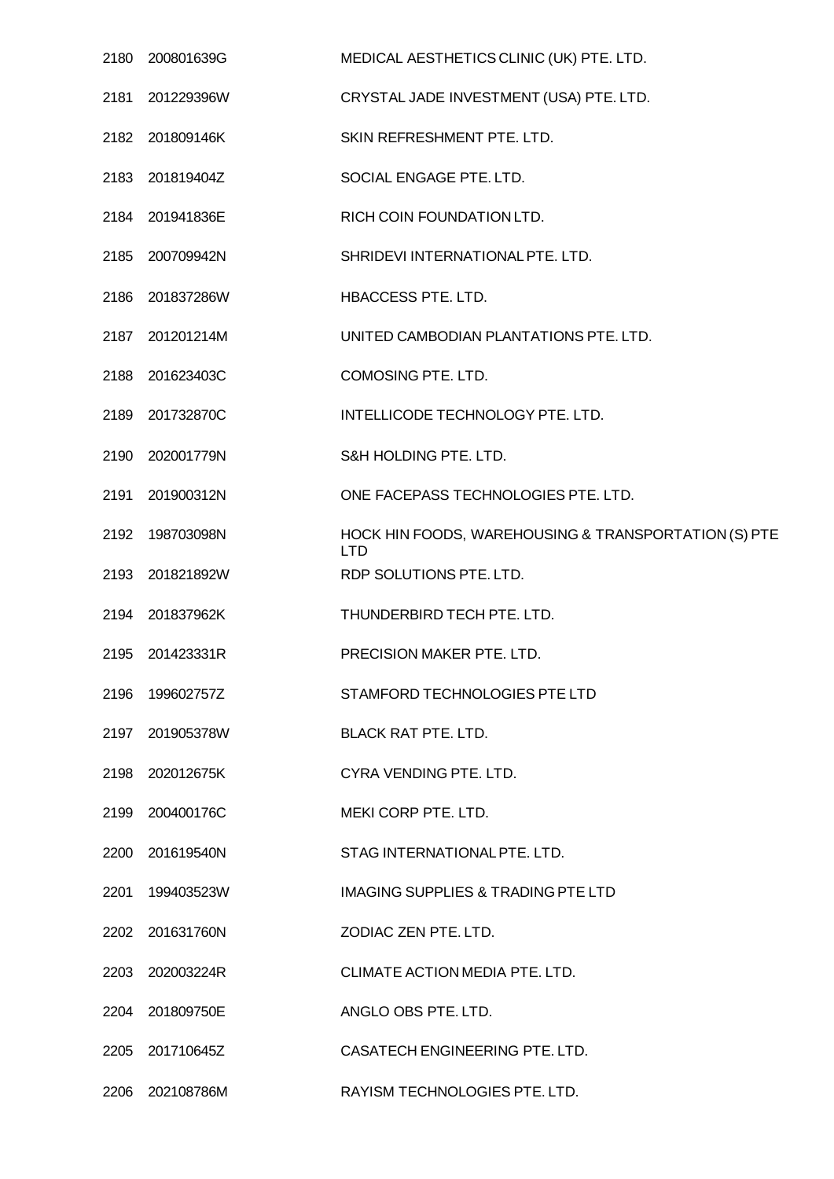| | | |
|---|---|---|
| 2180 | 200801639G | MEDICAL AESTHETICS CLINIC (UK) PTE. LTD. |
| 2181 | 201229396W | CRYSTAL JADE INVESTMENT (USA) PTE. LTD. |
| 2182 | 201809146K | SKIN REFRESHMENT PTE. LTD. |
| 2183 | 201819404Z | SOCIAL ENGAGE PTE. LTD. |
| 2184 | 201941836E | RICH COIN FOUNDATION LTD. |
| 2185 | 200709942N | SHRIDEVI INTERNATIONAL PTE. LTD. |
| 2186 | 201837286W | HBACCESS PTE. LTD. |
| 2187 | 201201214M | UNITED CAMBODIAN PLANTATIONS PTE. LTD. |
| 2188 | 201623403C | COMOSING PTE. LTD. |
| 2189 | 201732870C | INTELLICODE TECHNOLOGY PTE. LTD. |
| 2190 | 202001779N | S&H HOLDING PTE. LTD. |
| 2191 | 201900312N | ONE FACEPASS TECHNOLOGIES PTE. LTD. |
| 2192 | 198703098N | HOCK HIN FOODS, WAREHOUSING & TRANSPORTATION (S) PTE LTD |
| 2193 | 201821892W | RDP SOLUTIONS PTE. LTD. |
| 2194 | 201837962K | THUNDERBIRD TECH PTE. LTD. |
| 2195 | 201423331R | PRECISION MAKER PTE. LTD. |
| 2196 | 199602757Z | STAMFORD TECHNOLOGIES PTE LTD |
| 2197 | 201905378W | BLACK RAT PTE. LTD. |
| 2198 | 202012675K | CYRA VENDING PTE. LTD. |
| 2199 | 200400176C | MEKI CORP PTE. LTD. |
| 2200 | 201619540N | STAG INTERNATIONAL PTE. LTD. |
| 2201 | 199403523W | IMAGING SUPPLIES & TRADING PTE LTD |
| 2202 | 201631760N | ZODIAC ZEN PTE. LTD. |
| 2203 | 202003224R | CLIMATE ACTION MEDIA PTE. LTD. |
| 2204 | 201809750E | ANGLO OBS PTE. LTD. |
| 2205 | 201710645Z | CASATECH ENGINEERING PTE. LTD. |
| 2206 | 202108786M | RAYISM TECHNOLOGIES PTE. LTD. |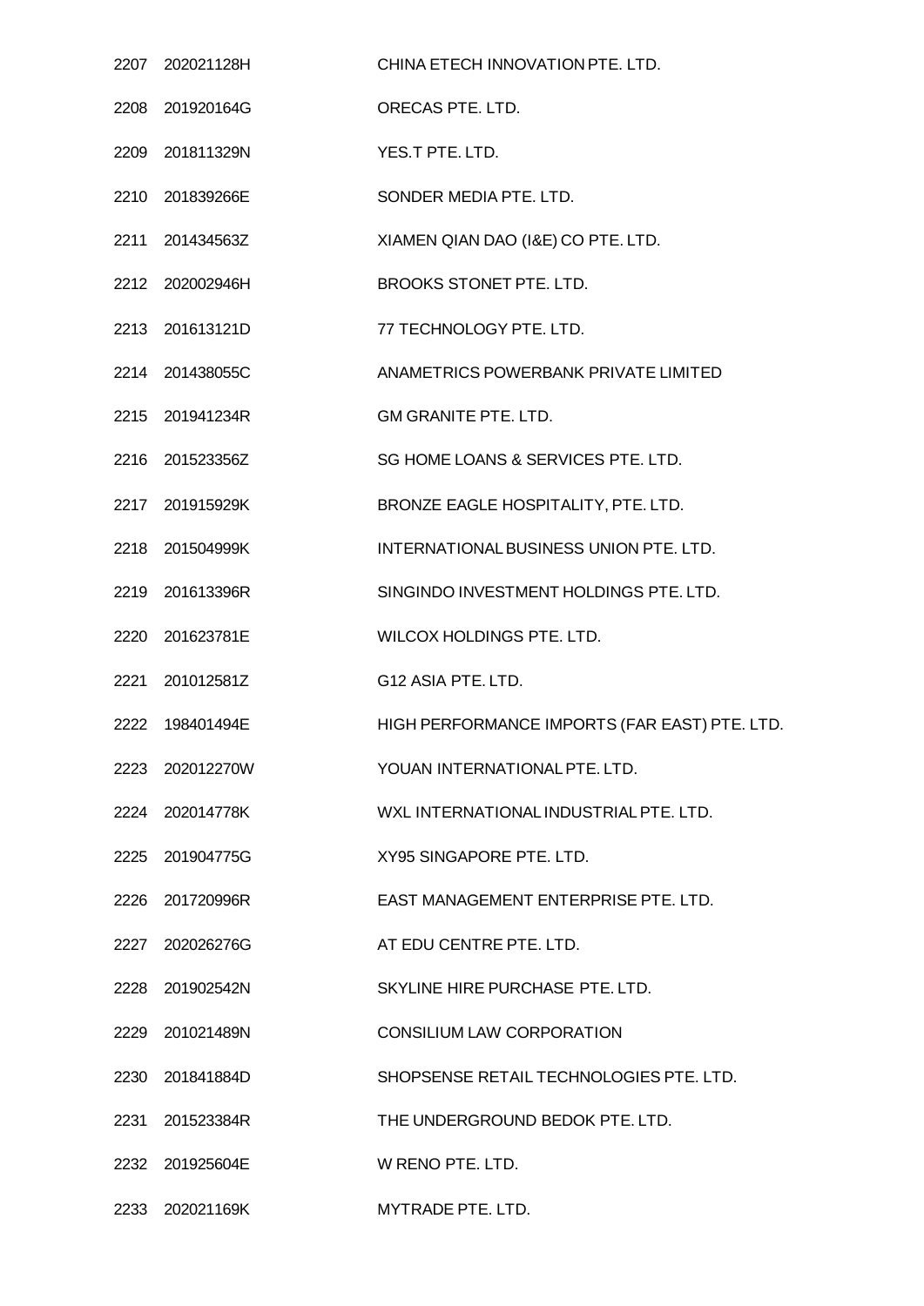| | | |
|---|---|---|
| 2207 | 202021128H | CHINA ETECH INNOVATION PTE. LTD. |
| 2208 | 201920164G | ORECAS PTE. LTD. |
| 2209 | 201811329N | YES.T PTE. LTD. |
| 2210 | 201839266E | SONDER MEDIA PTE. LTD. |
| 2211 | 201434563Z | XIAMEN QIAN DAO (I&E) CO PTE. LTD. |
| 2212 | 202002946H | BROOKS STONET PTE. LTD. |
| 2213 | 201613121D | 77 TECHNOLOGY PTE. LTD. |
| 2214 | 201438055C | ANAMETRICS POWERBANK PRIVATE LIMITED |
| 2215 | 201941234R | GM GRANITE PTE. LTD. |
| 2216 | 201523356Z | SG HOME LOANS & SERVICES PTE. LTD. |
| 2217 | 201915929K | BRONZE EAGLE HOSPITALITY, PTE. LTD. |
| 2218 | 201504999K | INTERNATIONAL BUSINESS UNION PTE. LTD. |
| 2219 | 201613396R | SINGINDO INVESTMENT HOLDINGS PTE. LTD. |
| 2220 | 201623781E | WILCOX HOLDINGS PTE. LTD. |
| 2221 | 201012581Z | G12 ASIA PTE. LTD. |
| 2222 | 198401494E | HIGH PERFORMANCE IMPORTS (FAR EAST) PTE. LTD. |
| 2223 | 202012270W | YOUAN INTERNATIONAL PTE. LTD. |
| 2224 | 202014778K | WXL INTERNATIONAL INDUSTRIAL PTE. LTD. |
| 2225 | 201904775G | XY95 SINGAPORE PTE. LTD. |
| 2226 | 201720996R | EAST MANAGEMENT ENTERPRISE PTE. LTD. |
| 2227 | 202026276G | AT EDU CENTRE PTE. LTD. |
| 2228 | 201902542N | SKYLINE HIRE PURCHASE PTE. LTD. |
| 2229 | 201021489N | CONSILIUM LAW CORPORATION |
| 2230 | 201841884D | SHOPSENSE RETAIL TECHNOLOGIES PTE. LTD. |
| 2231 | 201523384R | THE UNDERGROUND BEDOK PTE. LTD. |
| 2232 | 201925604E | W RENO PTE. LTD. |
| 2233 | 202021169K | MYTRADE PTE. LTD. |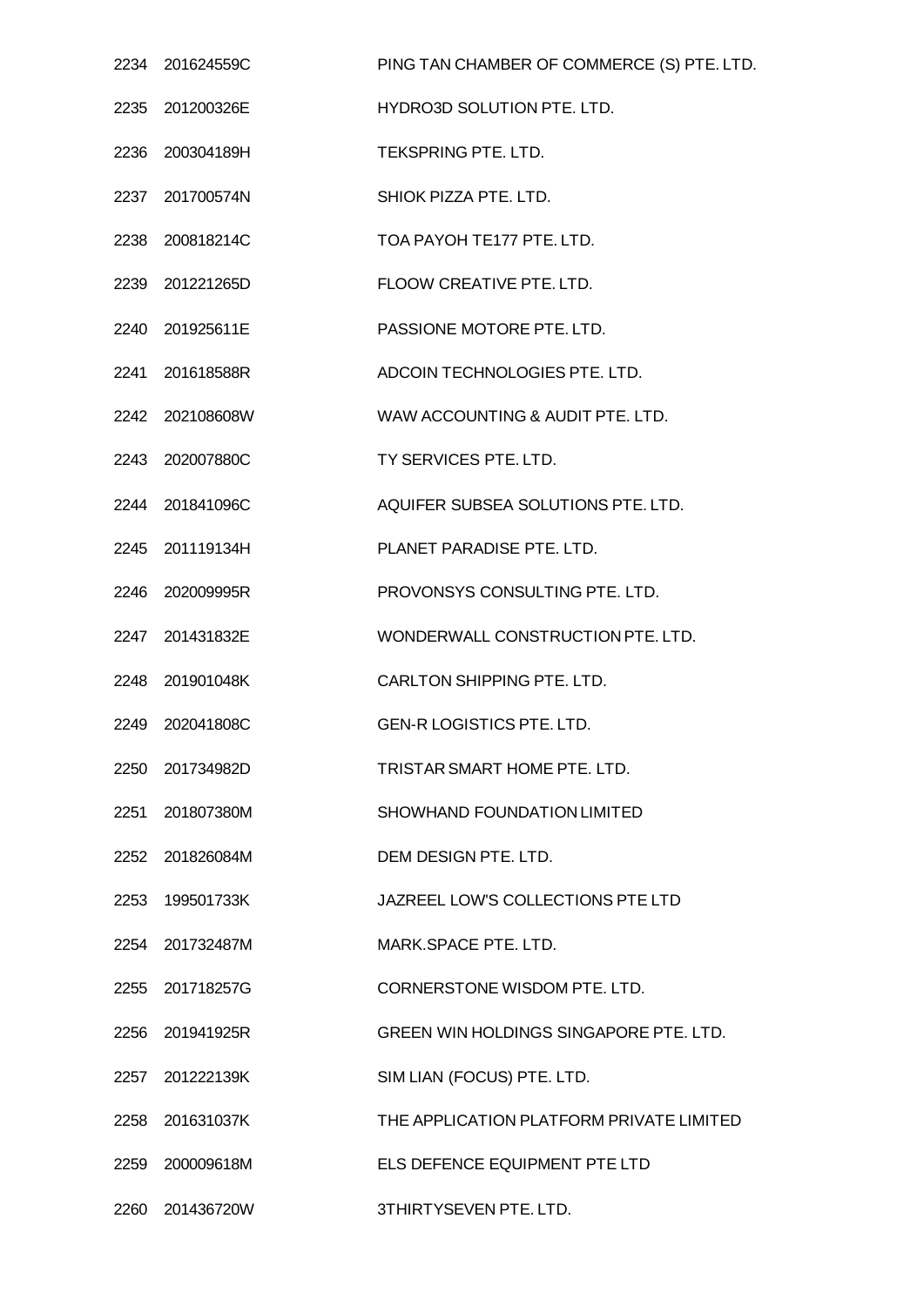| | | |
|---|---|---|
| 2234 | 201624559C | PING TAN CHAMBER OF COMMERCE (S) PTE. LTD. |
| 2235 | 201200326E | HYDRO3D SOLUTION PTE. LTD. |
| 2236 | 200304189H | TEKSPRING PTE. LTD. |
| 2237 | 201700574N | SHIOK PIZZA PTE. LTD. |
| 2238 | 200818214C | TOA PAYOH TE177 PTE. LTD. |
| 2239 | 201221265D | FLOOW CREATIVE PTE. LTD. |
| 2240 | 201925611E | PASSIONE MOTORE PTE. LTD. |
| 2241 | 201618588R | ADCOIN TECHNOLOGIES PTE. LTD. |
| 2242 | 202108608W | WAW ACCOUNTING & AUDIT PTE. LTD. |
| 2243 | 202007880C | TY SERVICES PTE. LTD. |
| 2244 | 201841096C | AQUIFER SUBSEA SOLUTIONS PTE. LTD. |
| 2245 | 201119134H | PLANET PARADISE PTE. LTD. |
| 2246 | 202009995R | PROVONSYS CONSULTING PTE. LTD. |
| 2247 | 201431832E | WONDERWALL CONSTRUCTION PTE. LTD. |
| 2248 | 201901048K | CARLTON SHIPPING PTE. LTD. |
| 2249 | 202041808C | GEN-R LOGISTICS PTE. LTD. |
| 2250 | 201734982D | TRISTAR SMART HOME PTE. LTD. |
| 2251 | 201807380M | SHOWHAND FOUNDATION LIMITED |
| 2252 | 201826084M | DEM DESIGN PTE. LTD. |
| 2253 | 199501733K | JAZREEL LOW'S COLLECTIONS PTE LTD |
| 2254 | 201732487M | MARK.SPACE PTE. LTD. |
| 2255 | 201718257G | CORNERSTONE WISDOM PTE. LTD. |
| 2256 | 201941925R | GREEN WIN HOLDINGS SINGAPORE PTE. LTD. |
| 2257 | 201222139K | SIM LIAN (FOCUS) PTE. LTD. |
| 2258 | 201631037K | THE APPLICATION PLATFORM PRIVATE LIMITED |
| 2259 | 200009618M | ELS DEFENCE EQUIPMENT PTE LTD |
| 2260 | 201436720W | 3THIRTYSEVEN PTE. LTD. |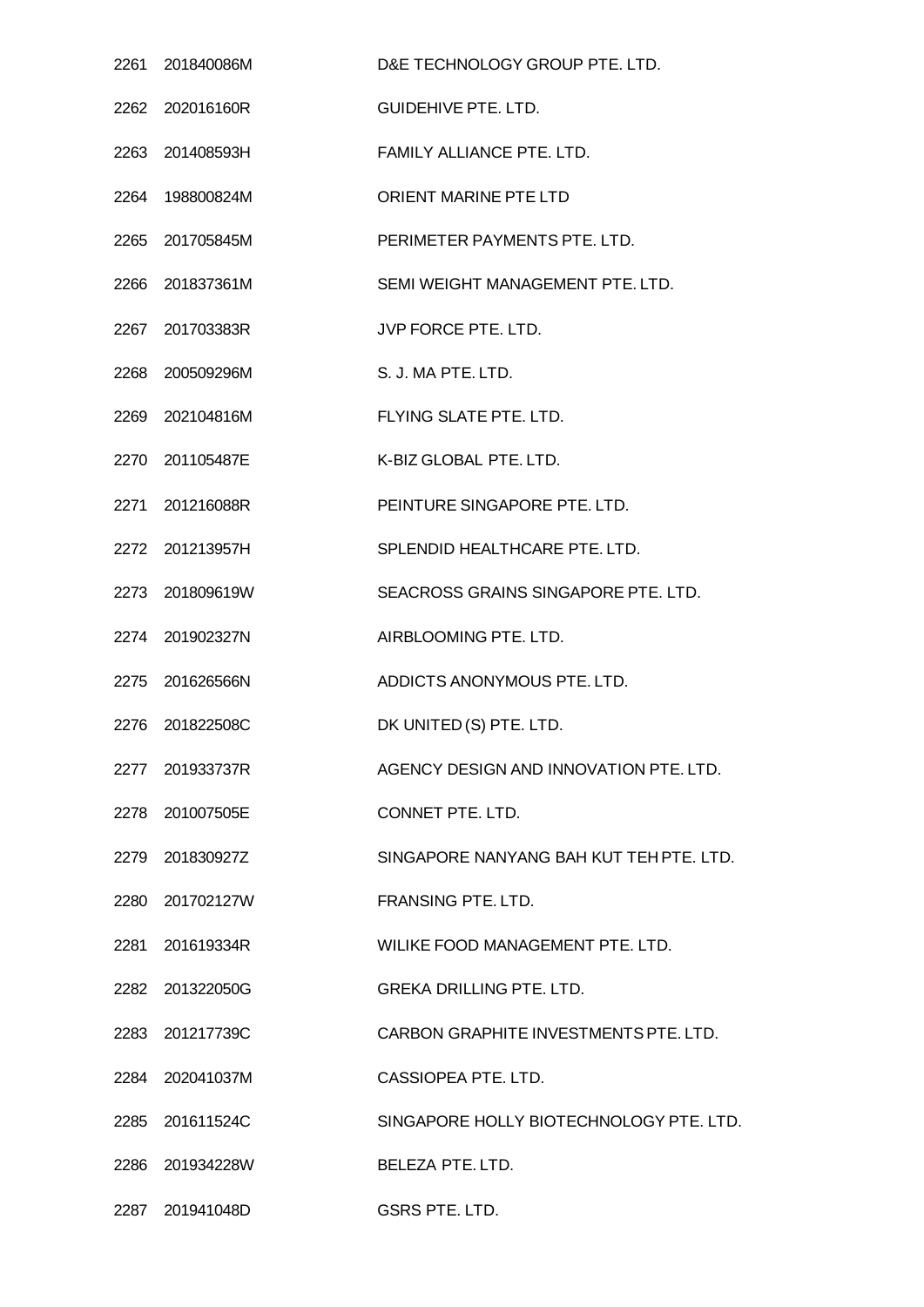| | | |
|---|---|---|
| 2261 | 201840086M | D&E TECHNOLOGY GROUP PTE. LTD. |
| 2262 | 202016160R | GUIDEHIVE PTE. LTD. |
| 2263 | 201408593H | FAMILY ALLIANCE PTE. LTD. |
| 2264 | 198800824M | ORIENT MARINE PTE LTD |
| 2265 | 201705845M | PERIMETER PAYMENTS PTE. LTD. |
| 2266 | 201837361M | SEMI WEIGHT MANAGEMENT PTE. LTD. |
| 2267 | 201703383R | JVP FORCE PTE. LTD. |
| 2268 | 200509296M | S. J. MA PTE. LTD. |
| 2269 | 202104816M | FLYING SLATE PTE. LTD. |
| 2270 | 201105487E | K-BIZ GLOBAL PTE. LTD. |
| 2271 | 201216088R | PEINTURE SINGAPORE PTE. LTD. |
| 2272 | 201213957H | SPLENDID HEALTHCARE PTE. LTD. |
| 2273 | 201809619W | SEACROSS GRAINS SINGAPORE PTE. LTD. |
| 2274 | 201902327N | AIRBLOOMING PTE. LTD. |
| 2275 | 201626566N | ADDICTS ANONYMOUS PTE. LTD. |
| 2276 | 201822508C | DK UNITED (S) PTE. LTD. |
| 2277 | 201933737R | AGENCY DESIGN AND INNOVATION PTE. LTD. |
| 2278 | 201007505E | CONNET PTE. LTD. |
| 2279 | 201830927Z | SINGAPORE NANYANG BAH KUT TEH PTE. LTD. |
| 2280 | 201702127W | FRANSING PTE. LTD. |
| 2281 | 201619334R | WILIKE FOOD MANAGEMENT PTE. LTD. |
| 2282 | 201322050G | GREKA DRILLING PTE. LTD. |
| 2283 | 201217739C | CARBON GRAPHITE INVESTMENTS PTE. LTD. |
| 2284 | 202041037M | CASSIOPEA PTE. LTD. |
| 2285 | 201611524C | SINGAPORE HOLLY BIOTECHNOLOGY PTE. LTD. |
| 2286 | 201934228W | BELEZA PTE. LTD. |
| 2287 | 201941048D | GSRS PTE. LTD. |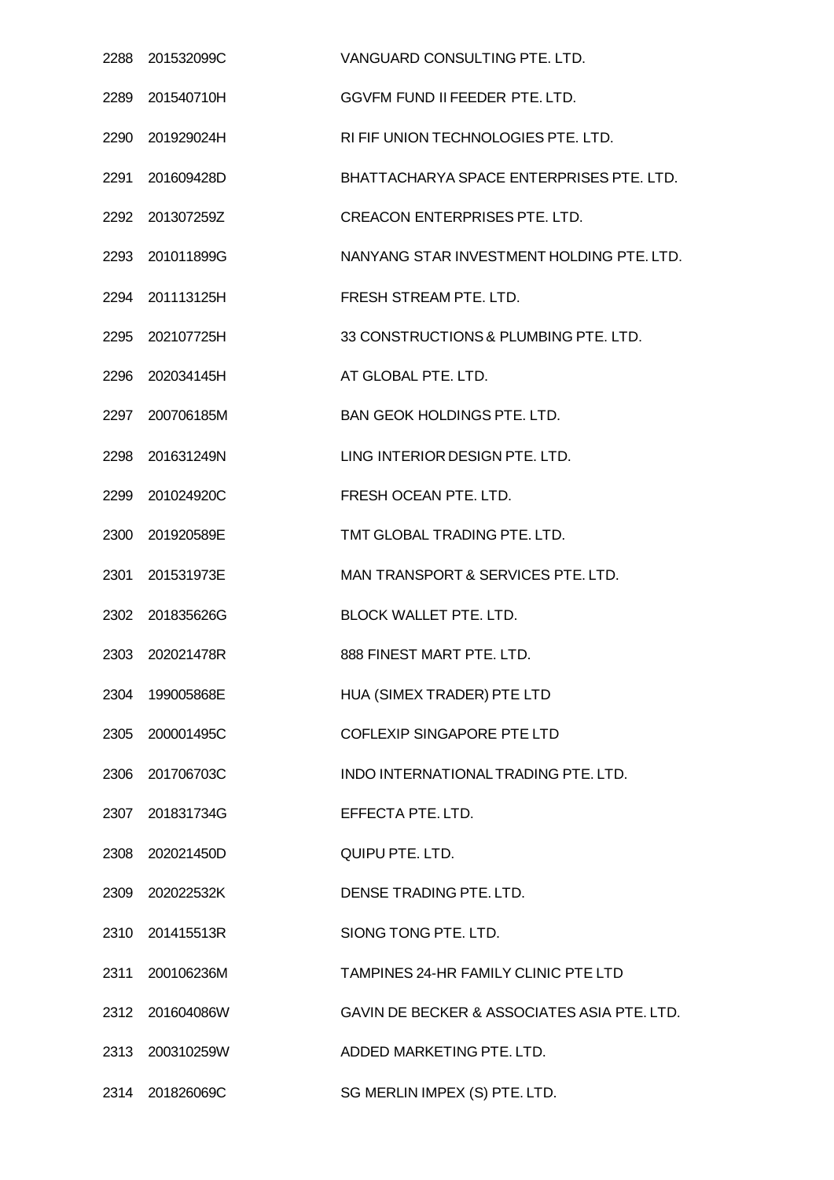| | | |
|---|---|---|
| 2288 | 201532099C | VANGUARD CONSULTING PTE. LTD. |
| 2289 | 201540710H | GGVFM FUND II FEEDER PTE. LTD. |
| 2290 | 201929024H | RI FIF UNION TECHNOLOGIES PTE. LTD. |
| 2291 | 201609428D | BHATTACHARYA SPACE ENTERPRISES PTE. LTD. |
| 2292 | 201307259Z | CREACON ENTERPRISES PTE. LTD. |
| 2293 | 201011899G | NANYANG STAR INVESTMENT HOLDING PTE. LTD. |
| 2294 | 201113125H | FRESH STREAM PTE. LTD. |
| 2295 | 202107725H | 33 CONSTRUCTIONS & PLUMBING PTE. LTD. |
| 2296 | 202034145H | AT GLOBAL PTE. LTD. |
| 2297 | 200706185M | BAN GEOK HOLDINGS PTE. LTD. |
| 2298 | 201631249N | LING INTERIOR DESIGN PTE. LTD. |
| 2299 | 201024920C | FRESH OCEAN PTE. LTD. |
| 2300 | 201920589E | TMT GLOBAL TRADING PTE. LTD. |
| 2301 | 201531973E | MAN TRANSPORT & SERVICES PTE. LTD. |
| 2302 | 201835626G | BLOCK WALLET PTE. LTD. |
| 2303 | 202021478R | 888 FINEST MART PTE. LTD. |
| 2304 | 199005868E | HUA (SIMEX TRADER) PTE LTD |
| 2305 | 200001495C | COFLEXIP SINGAPORE PTE LTD |
| 2306 | 201706703C | INDO INTERNATIONAL TRADING PTE. LTD. |
| 2307 | 201831734G | EFFECTA PTE. LTD. |
| 2308 | 202021450D | QUIPU PTE. LTD. |
| 2309 | 202022532K | DENSE TRADING PTE. LTD. |
| 2310 | 201415513R | SIONG TONG PTE. LTD. |
| 2311 | 200106236M | TAMPINES 24-HR FAMILY CLINIC PTE LTD |
| 2312 | 201604086W | GAVIN DE BECKER & ASSOCIATES ASIA PTE. LTD. |
| 2313 | 200310259W | ADDED MARKETING PTE. LTD. |
| 2314 | 201826069C | SG MERLIN IMPEX (S) PTE. LTD. |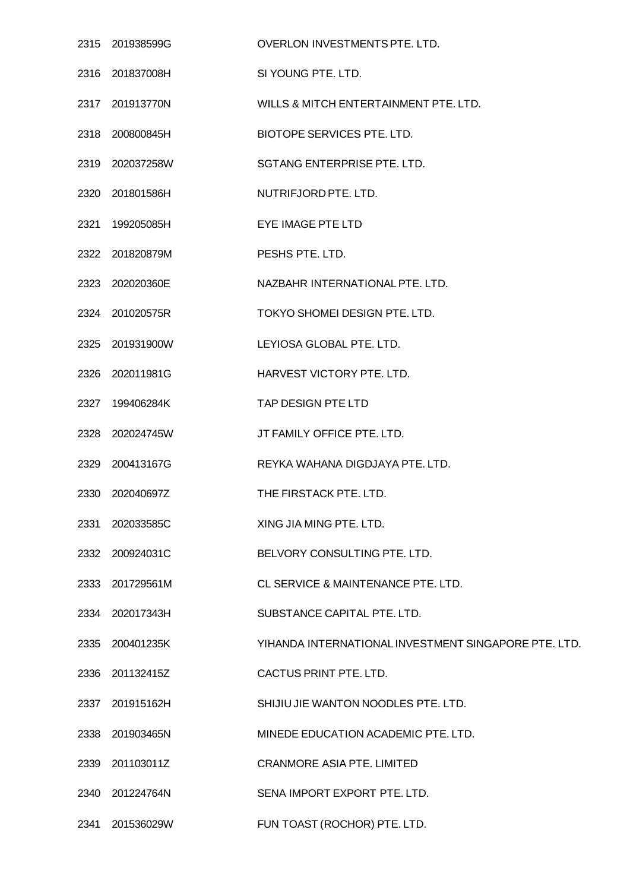| | | |
|---|---|---|
| 2315 | 201938599G | OVERLON INVESTMENTS PTE. LTD. |
| 2316 | 201837008H | SI YOUNG PTE. LTD. |
| 2317 | 201913770N | WILLS & MITCH ENTERTAINMENT PTE. LTD. |
| 2318 | 200800845H | BIOTOPE SERVICES PTE. LTD. |
| 2319 | 202037258W | SGTANG ENTERPRISE PTE. LTD. |
| 2320 | 201801586H | NUTRIFJORD PTE. LTD. |
| 2321 | 199205085H | EYE IMAGE PTE LTD |
| 2322 | 201820879M | PESHS PTE. LTD. |
| 2323 | 202020360E | NAZBAHR INTERNATIONAL PTE. LTD. |
| 2324 | 201020575R | TOKYO SHOMEI DESIGN PTE. LTD. |
| 2325 | 201931900W | LEYIOSA GLOBAL PTE. LTD. |
| 2326 | 202011981G | HARVEST VICTORY PTE. LTD. |
| 2327 | 199406284K | TAP DESIGN PTE LTD |
| 2328 | 202024745W | JT FAMILY OFFICE PTE. LTD. |
| 2329 | 200413167G | REYKA WAHANA DIGDJAYA PTE. LTD. |
| 2330 | 202040697Z | THE FIRSTACK PTE. LTD. |
| 2331 | 202033585C | XING JIA MING PTE. LTD. |
| 2332 | 200924031C | BELVORY CONSULTING PTE. LTD. |
| 2333 | 201729561M | CL SERVICE & MAINTENANCE PTE. LTD. |
| 2334 | 202017343H | SUBSTANCE CAPITAL PTE. LTD. |
| 2335 | 200401235K | YIHANDA INTERNATIONAL INVESTMENT SINGAPORE PTE. LTD. |
| 2336 | 201132415Z | CACTUS PRINT PTE. LTD. |
| 2337 | 201915162H | SHIJIU JIE WANTON NOODLES PTE. LTD. |
| 2338 | 201903465N | MINEDE EDUCATION ACADEMIC PTE. LTD. |
| 2339 | 201103011Z | CRANMORE ASIA PTE. LIMITED |
| 2340 | 201224764N | SENA IMPORT EXPORT PTE. LTD. |
| 2341 | 201536029W | FUN TOAST (ROCHOR) PTE. LTD. |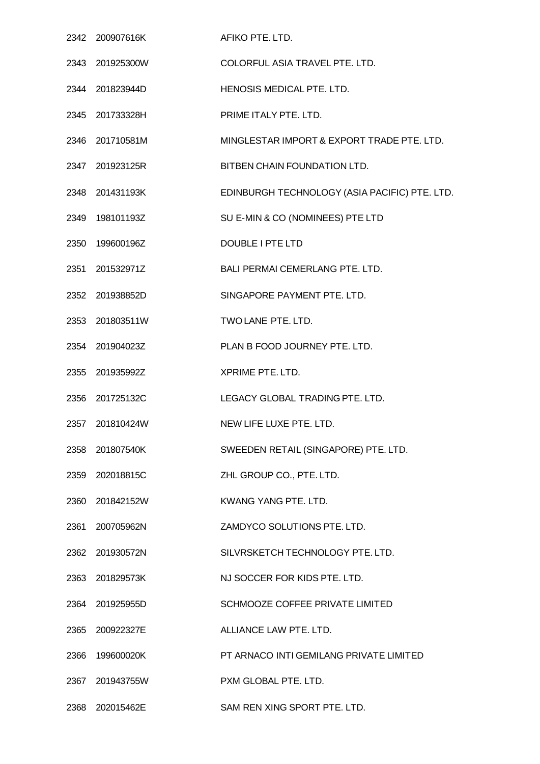| | | |
|---|---|---|
| 2342 | 200907616K | AFIKO PTE. LTD. |
| 2343 | 201925300W | COLORFUL ASIA TRAVEL PTE. LTD. |
| 2344 | 201823944D | HENOSIS MEDICAL PTE. LTD. |
| 2345 | 201733328H | PRIME ITALY PTE. LTD. |
| 2346 | 201710581M | MINGLESTAR IMPORT & EXPORT TRADE PTE. LTD. |
| 2347 | 201923125R | BITBEN CHAIN FOUNDATION LTD. |
| 2348 | 201431193K | EDINBURGH TECHNOLOGY (ASIA PACIFIC) PTE. LTD. |
| 2349 | 198101193Z | SU E-MIN & CO (NOMINEES) PTE LTD |
| 2350 | 199600196Z | DOUBLE I PTE LTD |
| 2351 | 201532971Z | BALI PERMAI CEMERLANG PTE. LTD. |
| 2352 | 201938852D | SINGAPORE PAYMENT PTE. LTD. |
| 2353 | 201803511W | TWO LANE PTE. LTD. |
| 2354 | 201904023Z | PLAN B FOOD JOURNEY PTE. LTD. |
| 2355 | 201935992Z | XPRIME PTE. LTD. |
| 2356 | 201725132C | LEGACY GLOBAL TRADING PTE. LTD. |
| 2357 | 201810424W | NEW LIFE LUXE PTE. LTD. |
| 2358 | 201807540K | SWEEDEN RETAIL (SINGAPORE) PTE. LTD. |
| 2359 | 202018815C | ZHL GROUP CO., PTE. LTD. |
| 2360 | 201842152W | KWANG YANG PTE. LTD. |
| 2361 | 200705962N | ZAMDYCO SOLUTIONS PTE. LTD. |
| 2362 | 201930572N | SILVRSKETCH TECHNOLOGY PTE. LTD. |
| 2363 | 201829573K | NJ SOCCER FOR KIDS PTE. LTD. |
| 2364 | 201925955D | SCHMOOZE COFFEE PRIVATE LIMITED |
| 2365 | 200922327E | ALLIANCE LAW PTE. LTD. |
| 2366 | 199600020K | PT ARNACO INTI GEMILANG PRIVATE LIMITED |
| 2367 | 201943755W | PXM GLOBAL PTE. LTD. |
| 2368 | 202015462E | SAM REN XING SPORT PTE. LTD. |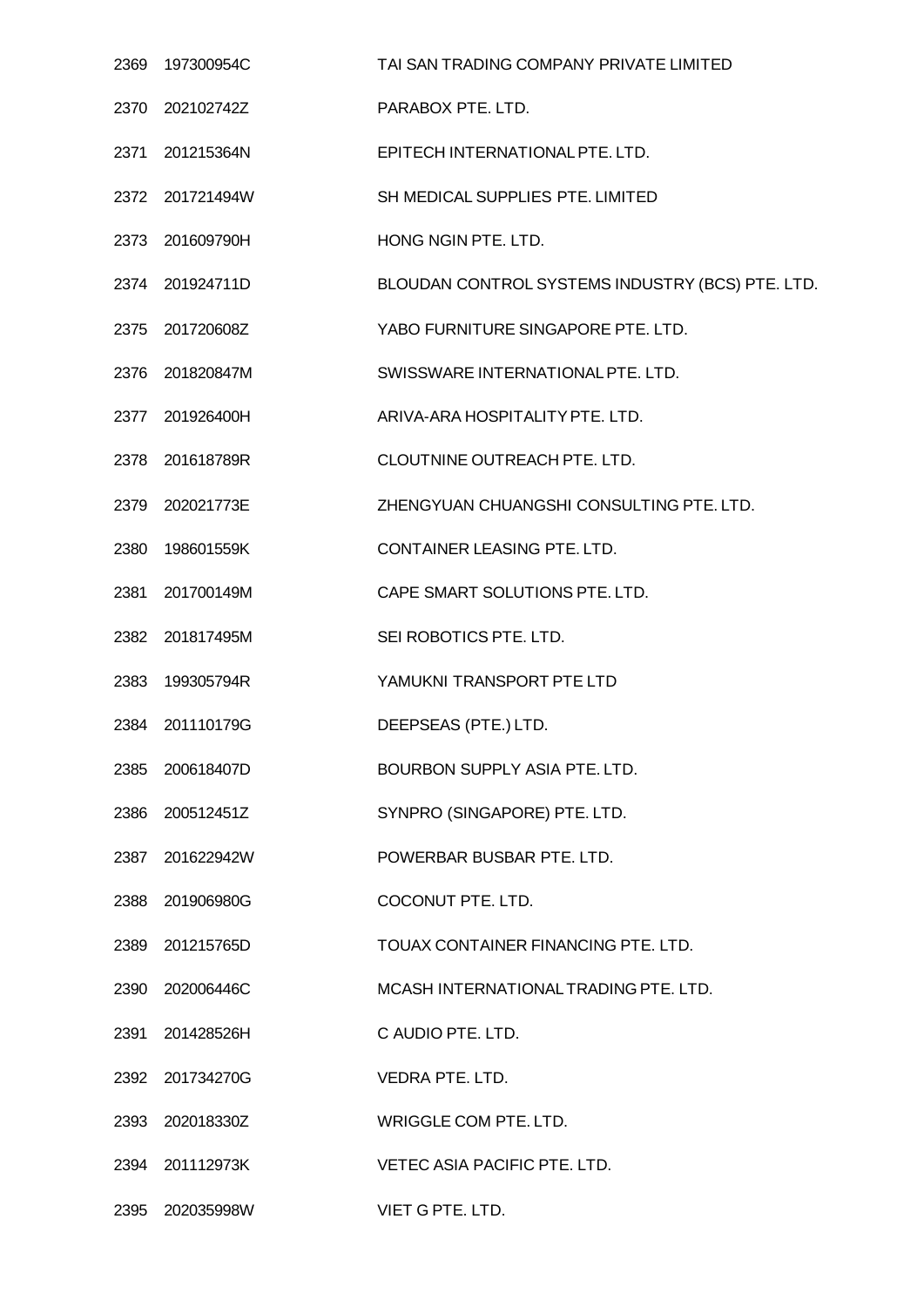| | | |
|---|---|---|
| 2369 | 197300954C | TAI SAN TRADING COMPANY PRIVATE LIMITED |
| 2370 | 202102742Z | PARABOX PTE. LTD. |
| 2371 | 201215364N | EPITECH INTERNATIONAL PTE. LTD. |
| 2372 | 201721494W | SH MEDICAL SUPPLIES PTE. LIMITED |
| 2373 | 201609790H | HONG NGIN PTE. LTD. |
| 2374 | 201924711D | BLOUDAN CONTROL SYSTEMS INDUSTRY (BCS) PTE. LTD. |
| 2375 | 201720608Z | YABO FURNITURE SINGAPORE PTE. LTD. |
| 2376 | 201820847M | SWISSWARE INTERNATIONAL PTE. LTD. |
| 2377 | 201926400H | ARIVA-ARA HOSPITALITY PTE. LTD. |
| 2378 | 201618789R | CLOUTNINE OUTREACH PTE. LTD. |
| 2379 | 202021773E | ZHENGYUAN CHUANGSHI CONSULTING PTE. LTD. |
| 2380 | 198601559K | CONTAINER LEASING PTE. LTD. |
| 2381 | 201700149M | CAPE SMART SOLUTIONS PTE. LTD. |
| 2382 | 201817495M | SEI ROBOTICS PTE. LTD. |
| 2383 | 199305794R | YAMUKNI TRANSPORT PTE LTD |
| 2384 | 201110179G | DEEPSEAS (PTE.) LTD. |
| 2385 | 200618407D | BOURBON SUPPLY ASIA PTE. LTD. |
| 2386 | 200512451Z | SYNPRO (SINGAPORE) PTE. LTD. |
| 2387 | 201622942W | POWERBAR BUSBAR PTE. LTD. |
| 2388 | 201906980G | COCONUT PTE. LTD. |
| 2389 | 201215765D | TOUAX CONTAINER FINANCING PTE. LTD. |
| 2390 | 202006446C | MCASH INTERNATIONAL TRADING PTE. LTD. |
| 2391 | 201428526H | C AUDIO PTE. LTD. |
| 2392 | 201734270G | VEDRA PTE. LTD. |
| 2393 | 202018330Z | WRIGGLE COM PTE. LTD. |
| 2394 | 201112973K | VETEC ASIA PACIFIC PTE. LTD. |
| 2395 | 202035998W | VIET G PTE. LTD. |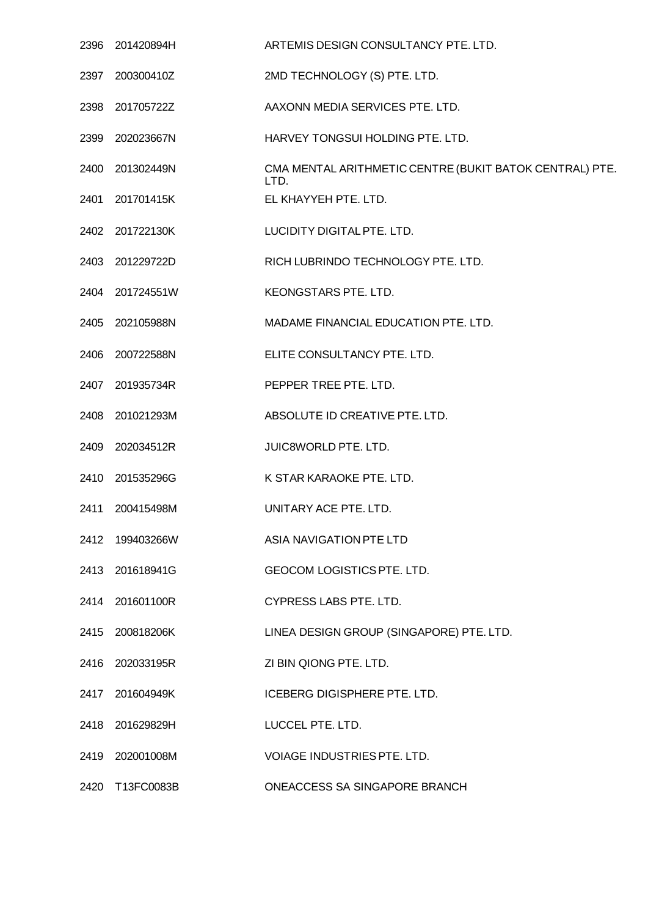| | | |
|---|---|---|
| 2396 | 201420894H | ARTEMIS DESIGN CONSULTANCY PTE. LTD. |
| 2397 | 200300410Z | 2MD TECHNOLOGY (S) PTE. LTD. |
| 2398 | 201705722Z | AAXONN MEDIA SERVICES PTE. LTD. |
| 2399 | 202023667N | HARVEY TONGSUI HOLDING PTE. LTD. |
| 2400 | 201302449N | CMA MENTAL ARITHMETIC CENTRE (BUKIT BATOK CENTRAL) PTE. LTD. |
| 2401 | 201701415K | EL KHAYYEH PTE. LTD. |
| 2402 | 201722130K | LUCIDITY DIGITAL PTE. LTD. |
| 2403 | 201229722D | RICH LUBRINDO TECHNOLOGY PTE. LTD. |
| 2404 | 201724551W | KEONGSTARS PTE. LTD. |
| 2405 | 202105988N | MADAME FINANCIAL EDUCATION PTE. LTD. |
| 2406 | 200722588N | ELITE CONSULTANCY PTE. LTD. |
| 2407 | 201935734R | PEPPER TREE PTE. LTD. |
| 2408 | 201021293M | ABSOLUTE ID CREATIVE PTE. LTD. |
| 2409 | 202034512R | JUIC8WORLD PTE. LTD. |
| 2410 | 201535296G | K STAR KARAOKE PTE. LTD. |
| 2411 | 200415498M | UNITARY ACE PTE. LTD. |
| 2412 | 199403266W | ASIA NAVIGATION PTE LTD |
| 2413 | 201618941G | GEOCOM LOGISTICS PTE. LTD. |
| 2414 | 201601100R | CYPRESS LABS PTE. LTD. |
| 2415 | 200818206K | LINEA DESIGN GROUP (SINGAPORE) PTE. LTD. |
| 2416 | 202033195R | ZI BIN QIONG PTE. LTD. |
| 2417 | 201604949K | ICEBERG DIGISPHERE PTE. LTD. |
| 2418 | 201629829H | LUCCEL PTE. LTD. |
| 2419 | 202001008M | VOIAGE INDUSTRIES PTE. LTD. |
| 2420 | T13FC0083B | ONEACCESS SA SINGAPORE BRANCH |